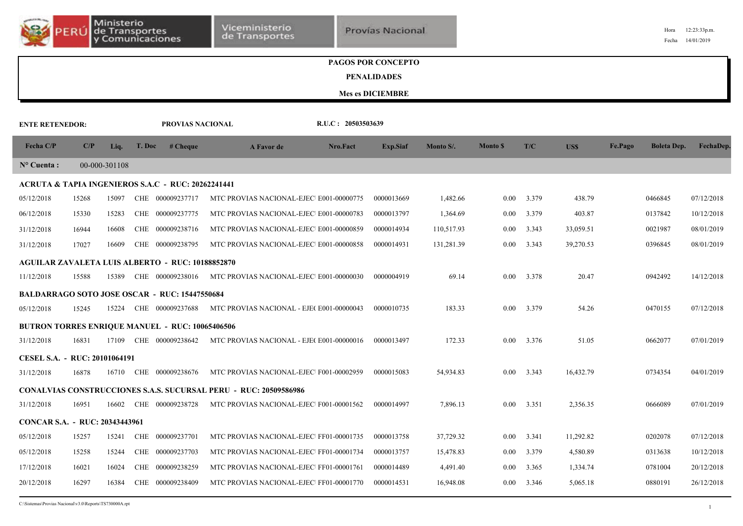Ministerio de Transportes y Comunicaciones | Viceministerio de Transportes | Provías Nacional

Hora 12:23:33p.m.
Fecha 14/01/2019

**PAGOS POR CONCEPTO**

**PENALIDADES**

**Mes es DICIEMBRE**

**ENTE RETENEDOR:** **PROVIAS NACIONAL** **R.U.C : 20503503639**

| Fecha C/P | C/P | Liq. | T. Doc | # Cheque | A Favor de | Nro.Fact | Exp.Siaf | Monto S/. | Monto $ | T/C | US$ | Fe.Pago | Boleta Dep. | FechaDep. |
|---|---|---|---|---|---|---|---|---|---|---|---|---|---|---|
| **N° Cuenta :** | 00-000-301108 | | | | | | | | | | | | | |
| **ACRUTA & TAPIA INGENIEROS S.A.C - RUC: 20262241441** | | | | | | | | | | | | | | |
| 05/12/2018 | 15268 | 15097 | CHE | 000009237717 | MTC PROVIAS NACIONAL-EJEC | E001-00000775 | 0000013669 | 1,482.66 | 0.00 | 3.379 | 438.79 | | 0466845 | 07/12/2018 |
| 06/12/2018 | 15330 | 15283 | CHE | 000009237775 | MTC PROVIAS NACIONAL-EJEC | E001-00000783 | 0000013797 | 1,364.69 | 0.00 | 3.379 | 403.87 | | 0137842 | 10/12/2018 |
| 31/12/2018 | 16944 | 16608 | CHE | 000009238716 | MTC PROVIAS NACIONAL-EJEC | E001-00000859 | 0000014934 | 110,517.93 | 0.00 | 3.343 | 33,059.51 | | 0021987 | 08/01/2019 |
| 31/12/2018 | 17027 | 16609 | CHE | 000009238795 | MTC PROVIAS NACIONAL-EJEC | E001-00000858 | 0000014931 | 131,281.39 | 0.00 | 3.343 | 39,270.53 | | 0396845 | 08/01/2019 |
| **AGUILAR ZAVALETA LUIS ALBERTO - RUC: 10188852870** | | | | | | | | | | | | | | |
| 11/12/2018 | 15588 | 15389 | CHE | 000009238016 | MTC PROVIAS NACIONAL-EJEC | E001-00000030 | 0000004919 | 69.14 | 0.00 | 3.378 | 20.47 | | 0942492 | 14/12/2018 |
| **BALDARRAGO SOTO JOSE OSCAR - RUC: 15447550684** | | | | | | | | | | | | | | |
| 05/12/2018 | 15245 | 15224 | CHE | 000009237688 | MTC PROVIAS NACIONAL - EJE( | E001-00000043 | 0000010735 | 183.33 | 0.00 | 3.379 | 54.26 | | 0470155 | 07/12/2018 |
| **BUTRON TORRES ENRIQUE MANUEL - RUC: 10065406506** | | | | | | | | | | | | | | |
| 31/12/2018 | 16831 | 17109 | CHE | 000009238642 | MTC PROVIAS NACIONAL - EJE( | E001-00000016 | 0000013497 | 172.33 | 0.00 | 3.376 | 51.05 | | 0662077 | 07/01/2019 |
| **CESEL S.A. - RUC: 20101064191** | | | | | | | | | | | | | | |
| 31/12/2018 | 16878 | 16710 | CHE | 000009238676 | MTC PROVIAS NACIONAL-EJEC | F001-00002959 | 0000015083 | 54,934.83 | 0.00 | 3.343 | 16,432.79 | | 0734354 | 04/01/2019 |
| **CONALVIAS CONSTRUCCIONES S.A.S. SUCURSAL PERU - RUC: 20509586986** | | | | | | | | | | | | | | |
| 31/12/2018 | 16951 | 16602 | CHE | 000009238728 | MTC PROVIAS NACIONAL-EJEC | F001-00001562 | 0000014997 | 7,896.13 | 0.00 | 3.351 | 2,356.35 | | 0666089 | 07/01/2019 |
| **CONCAR S.A. - RUC: 20343443961** | | | | | | | | | | | | | | |
| 05/12/2018 | 15257 | 15241 | CHE | 000009237701 | MTC PROVIAS NACIONAL-EJEC | FF01-00001735 | 0000013758 | 37,729.32 | 0.00 | 3.341 | 11,292.82 | | 0202078 | 07/12/2018 |
| 05/12/2018 | 15258 | 15244 | CHE | 000009237703 | MTC PROVIAS NACIONAL-EJEC | FF01-00001734 | 0000013757 | 15,478.83 | 0.00 | 3.379 | 4,580.89 | | 0313638 | 10/12/2018 |
| 17/12/2018 | 16021 | 16024 | CHE | 000009238259 | MTC PROVIAS NACIONAL-EJEC | FF01-00001761 | 0000014489 | 4,491.40 | 0.00 | 3.365 | 1,334.74 | | 0781004 | 20/12/2018 |
| 20/12/2018 | 16297 | 16384 | CHE | 000009238409 | MTC PROVIAS NACIONAL-EJEC | FF01-00001770 | 0000014531 | 16,948.08 | 0.00 | 3.346 | 5,065.18 | | 0880191 | 26/12/2018 |

C:\Sistemas\Provias Nacional\v3.0\Reports\TS730000A.rpt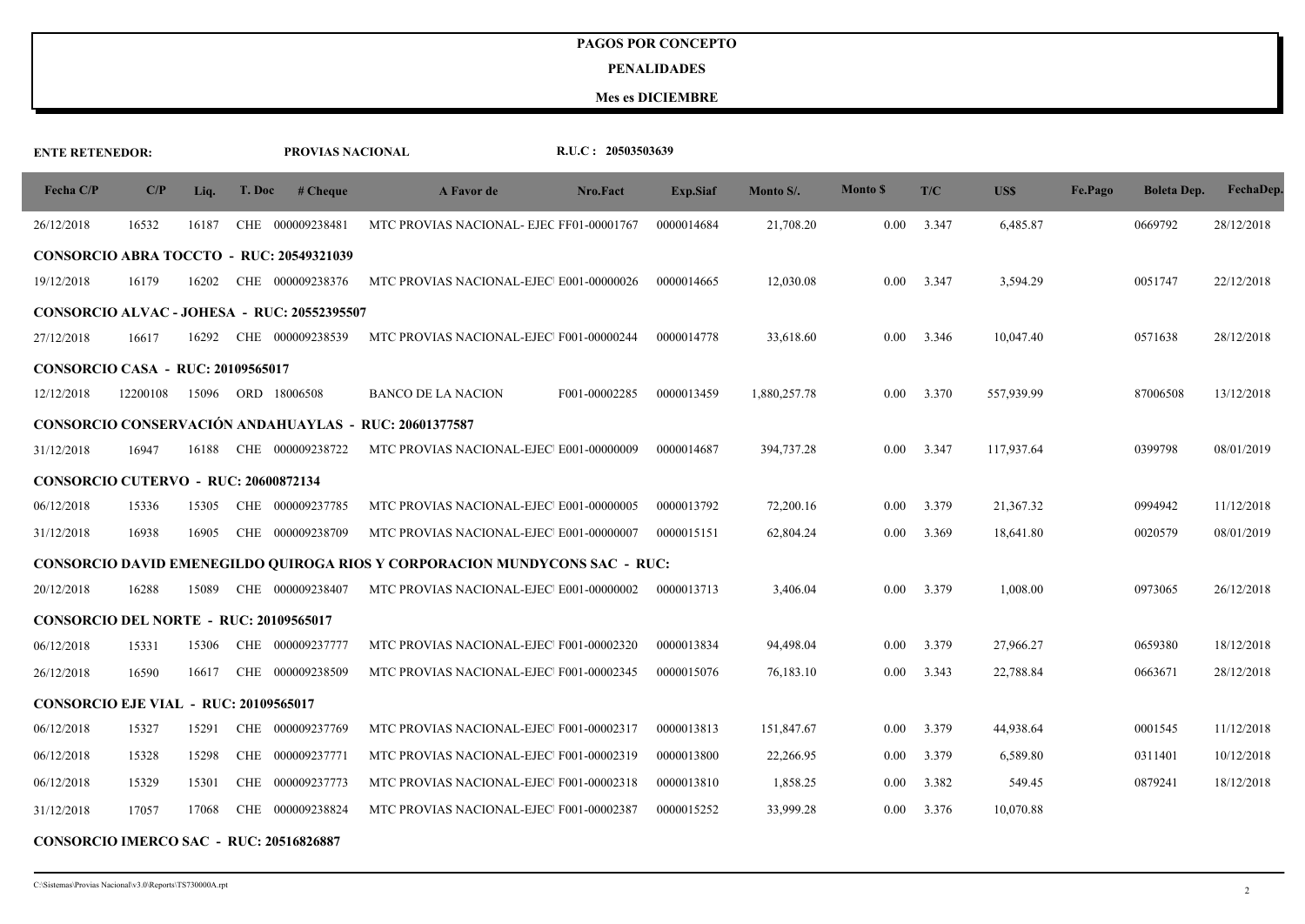# PAGOS POR CONCEPTO

## PENALIDADES

### Mes es DICIEMBRE

**ENTE RETENEDOR:** PROVIAS NACIONAL **R.U.C : 20503503639**

| Fecha C/P | C/P | Liq. | T. Doc | # Cheque | A Favor de | Nro.Fact | Exp.Siaf | Monto S/. | Monto $ | T/C | US$ | Fe.Pago | Boleta Dep. | FechaDep. |
|---|---|---|---|---|---|---|---|---|---|---|---|---|---|---|
| 26/12/2018 | 16532 | 16187 | CHE | 000009238481 | MTC PROVIAS NACIONAL- EJEC | FF01-00001767 | 0000014684 | 21,708.20 | 0.00 | 3.347 | 6,485.87 | | 0669792 | 28/12/2018 |
| **CONSORCIO ABRA TOCCTO - RUC: 20549321039** | | | | | | | | | | | | | | |
| 19/12/2018 | 16179 | 16202 | CHE | 000009238376 | MTC PROVIAS NACIONAL-EJEC | E001-00000026 | 0000014665 | 12,030.08 | 0.00 | 3.347 | 3,594.29 | | 0051747 | 22/12/2018 |
| **CONSORCIO ALVAC - JOHESA - RUC: 20552395507** | | | | | | | | | | | | | | |
| 27/12/2018 | 16617 | 16292 | CHE | 000009238539 | MTC PROVIAS NACIONAL-EJEC | F001-00000244 | 0000014778 | 33,618.60 | 0.00 | 3.346 | 10,047.40 | | 0571638 | 28/12/2018 |
| **CONSORCIO CASA - RUC: 20109565017** | | | | | | | | | | | | | | |
| 12/12/2018 | 12200108 | 15096 | ORD | 18006508 | BANCO DE LA NACION | F001-00002285 | 0000013459 | 1,880,257.78 | 0.00 | 3.370 | 557,939.99 | | 87006508 | 13/12/2018 |
| **CONSORCIO CONSERVACIÓN ANDAHUAYLAS - RUC: 20601377587** | | | | | | | | | | | | | | |
| 31/12/2018 | 16947 | 16188 | CHE | 000009238722 | MTC PROVIAS NACIONAL-EJEC | E001-00000009 | 0000014687 | 394,737.28 | 0.00 | 3.347 | 117,937.64 | | 0399798 | 08/01/2019 |
| **CONSORCIO CUTERVO - RUC: 20600872134** | | | | | | | | | | | | | | |
| 06/12/2018 | 15336 | 15305 | CHE | 000009237785 | MTC PROVIAS NACIONAL-EJEC | E001-00000005 | 0000013792 | 72,200.16 | 0.00 | 3.379 | 21,367.32 | | 0994942 | 11/12/2018 |
| 31/12/2018 | 16938 | 16905 | CHE | 000009238709 | MTC PROVIAS NACIONAL-EJEC | E001-00000007 | 0000015151 | 62,804.24 | 0.00 | 3.369 | 18,641.80 | | 0020579 | 08/01/2019 |
| **CONSORCIO DAVID EMENEGILDO QUIROGA RIOS Y CORPORACION MUNDYCONS SAC - RUC:** | | | | | | | | | | | | | | |
| 20/12/2018 | 16288 | 15089 | CHE | 000009238407 | MTC PROVIAS NACIONAL-EJEC | E001-00000002 | 0000013713 | 3,406.04 | 0.00 | 3.379 | 1,008.00 | | 0973065 | 26/12/2018 |
| **CONSORCIO DEL NORTE - RUC: 20109565017** | | | | | | | | | | | | | | |
| 06/12/2018 | 15331 | 15306 | CHE | 000009237777 | MTC PROVIAS NACIONAL-EJEC | F001-00002320 | 0000013834 | 94,498.04 | 0.00 | 3.379 | 27,966.27 | | 0659380 | 18/12/2018 |
| 26/12/2018 | 16590 | 16617 | CHE | 000009238509 | MTC PROVIAS NACIONAL-EJEC | F001-00002345 | 0000015076 | 76,183.10 | 0.00 | 3.343 | 22,788.84 | | 0663671 | 28/12/2018 |
| **CONSORCIO EJE VIAL - RUC: 20109565017** | | | | | | | | | | | | | | |
| 06/12/2018 | 15327 | 15291 | CHE | 000009237769 | MTC PROVIAS NACIONAL-EJEC | F001-00002317 | 0000013813 | 151,847.67 | 0.00 | 3.379 | 44,938.64 | | 0001545 | 11/12/2018 |
| 06/12/2018 | 15328 | 15298 | CHE | 000009237771 | MTC PROVIAS NACIONAL-EJEC | F001-00002319 | 0000013800 | 22,266.95 | 0.00 | 3.379 | 6,589.80 | | 0311401 | 10/12/2018 |
| 06/12/2018 | 15329 | 15301 | CHE | 000009237773 | MTC PROVIAS NACIONAL-EJEC | F001-00002318 | 0000013810 | 1,858.25 | 0.00 | 3.382 | 549.45 | | 0879241 | 18/12/2018 |
| 31/12/2018 | 17057 | 17068 | CHE | 000009238824 | MTC PROVIAS NACIONAL-EJEC | F001-00002387 | 0000015252 | 33,999.28 | 0.00 | 3.376 | 10,070.88 | | | |
| **CONSORCIO IMERCO SAC - RUC: 20516826887** | | | | | | | | | | | | | | |

C:\Sistemas\Provias Nacional\v3.0\Reports\TS730000A.rpt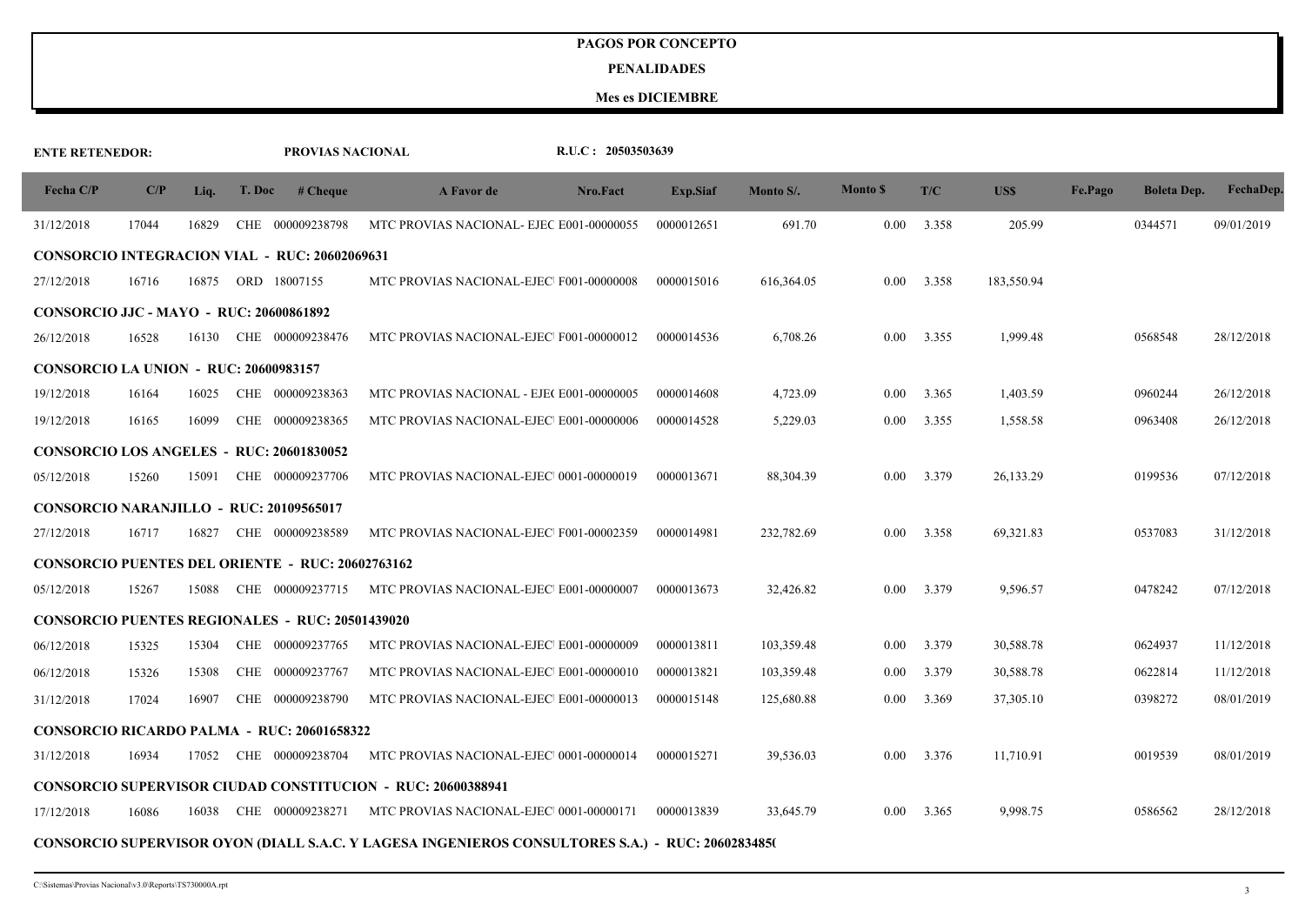**PAGOS POR CONCEPTO**

**PENALIDADES**

**Mes es DICIEMBRE**

**ENTE RETENEDOR:** PROVIAS NACIONAL R.U.C : 20503503639

| Fecha C/P | C/P | Liq. | T. Doc | # Cheque | A Favor de | Nro.Fact | Exp.Siaf | Monto S/. | Monto $ | T/C | US$ | Fe.Pago | Boleta Dep. | FechaDep. |
|---|---|---|---|---|---|---|---|---|---|---|---|---|---|---|
| 31/12/2018 | 17044 | 16829 | CHE | 000009238798 | MTC PROVIAS NACIONAL- EJEC | E001-00000055 | 0000012651 | 691.70 | 0.00 | 3.358 | 205.99 | | 0344571 | 09/01/2019 |
| **CONSORCIO INTEGRACION VIAL - RUC: 20602069631** | | | | | | | | | | | | | | |
| 27/12/2018 | 16716 | 16875 | ORD | 18007155 | MTC PROVIAS NACIONAL-EJEC | F001-00000008 | 0000015016 | 616,364.05 | 0.00 | 3.358 | 183,550.94 | | | |
| **CONSORCIO JJC - MAYO - RUC: 20600861892** | | | | | | | | | | | | | | |
| 26/12/2018 | 16528 | 16130 | CHE | 000009238476 | MTC PROVIAS NACIONAL-EJEC | F001-00000012 | 0000014536 | 6,708.26 | 0.00 | 3.355 | 1,999.48 | | 0568548 | 28/12/2018 |
| **CONSORCIO LA UNION - RUC: 20600983157** | | | | | | | | | | | | | | |
| 19/12/2018 | 16164 | 16025 | CHE | 000009238363 | MTC PROVIAS NACIONAL - EJE | E001-00000005 | 0000014608 | 4,723.09 | 0.00 | 3.365 | 1,403.59 | | 0960244 | 26/12/2018 |
| 19/12/2018 | 16165 | 16099 | CHE | 000009238365 | MTC PROVIAS NACIONAL-EJEC | E001-00000006 | 0000014528 | 5,229.03 | 0.00 | 3.355 | 1,558.58 | | 0963408 | 26/12/2018 |
| **CONSORCIO LOS ANGELES - RUC: 20601830052** | | | | | | | | | | | | | | |
| 05/12/2018 | 15260 | 15091 | CHE | 000009237706 | MTC PROVIAS NACIONAL-EJEC | 0001-00000019 | 0000013671 | 88,304.39 | 0.00 | 3.379 | 26,133.29 | | 0199536 | 07/12/2018 |
| **CONSORCIO NARANJILLO - RUC: 20109565017** | | | | | | | | | | | | | | |
| 27/12/2018 | 16717 | 16827 | CHE | 000009238589 | MTC PROVIAS NACIONAL-EJEC | F001-00002359 | 0000014981 | 232,782.69 | 0.00 | 3.358 | 69,321.83 | | 0537083 | 31/12/2018 |
| **CONSORCIO PUENTES DEL ORIENTE - RUC: 20602763162** | | | | | | | | | | | | | | |
| 05/12/2018 | 15267 | 15088 | CHE | 000009237715 | MTC PROVIAS NACIONAL-EJEC | E001-00000007 | 0000013673 | 32,426.82 | 0.00 | 3.379 | 9,596.57 | | 0478242 | 07/12/2018 |
| **CONSORCIO PUENTES REGIONALES - RUC: 20501439020** | | | | | | | | | | | | | | |
| 06/12/2018 | 15325 | 15304 | CHE | 000009237765 | MTC PROVIAS NACIONAL-EJEC | E001-00000009 | 0000013811 | 103,359.48 | 0.00 | 3.379 | 30,588.78 | | 0624937 | 11/12/2018 |
| 06/12/2018 | 15326 | 15308 | CHE | 000009237767 | MTC PROVIAS NACIONAL-EJEC | E001-00000010 | 0000013821 | 103,359.48 | 0.00 | 3.379 | 30,588.78 | | 0622814 | 11/12/2018 |
| 31/12/2018 | 17024 | 16907 | CHE | 000009238790 | MTC PROVIAS NACIONAL-EJEC | E001-00000013 | 0000015148 | 125,680.88 | 0.00 | 3.369 | 37,305.10 | | 0398272 | 08/01/2019 |
| **CONSORCIO RICARDO PALMA - RUC: 20601658322** | | | | | | | | | | | | | | |
| 31/12/2018 | 16934 | 17052 | CHE | 000009238704 | MTC PROVIAS NACIONAL-EJEC | 0001-00000014 | 0000015271 | 39,536.03 | 0.00 | 3.376 | 11,710.91 | | 0019539 | 08/01/2019 |
| **CONSORCIO SUPERVISOR CIUDAD CONSTITUCION - RUC: 20600388941** | | | | | | | | | | | | | | |
| 17/12/2018 | 16086 | 16038 | CHE | 000009238271 | MTC PROVIAS NACIONAL-EJEC | 0001-00000171 | 0000013839 | 33,645.79 | 0.00 | 3.365 | 9,998.75 | | 0586562 | 28/12/2018 |
| **CONSORCIO SUPERVISOR OYON (DIALL S.A.C. Y LAGESA INGENIEROS CONSULTORES S.A.) - RUC: 2060283485(** | | | | | | | | | | | | | | |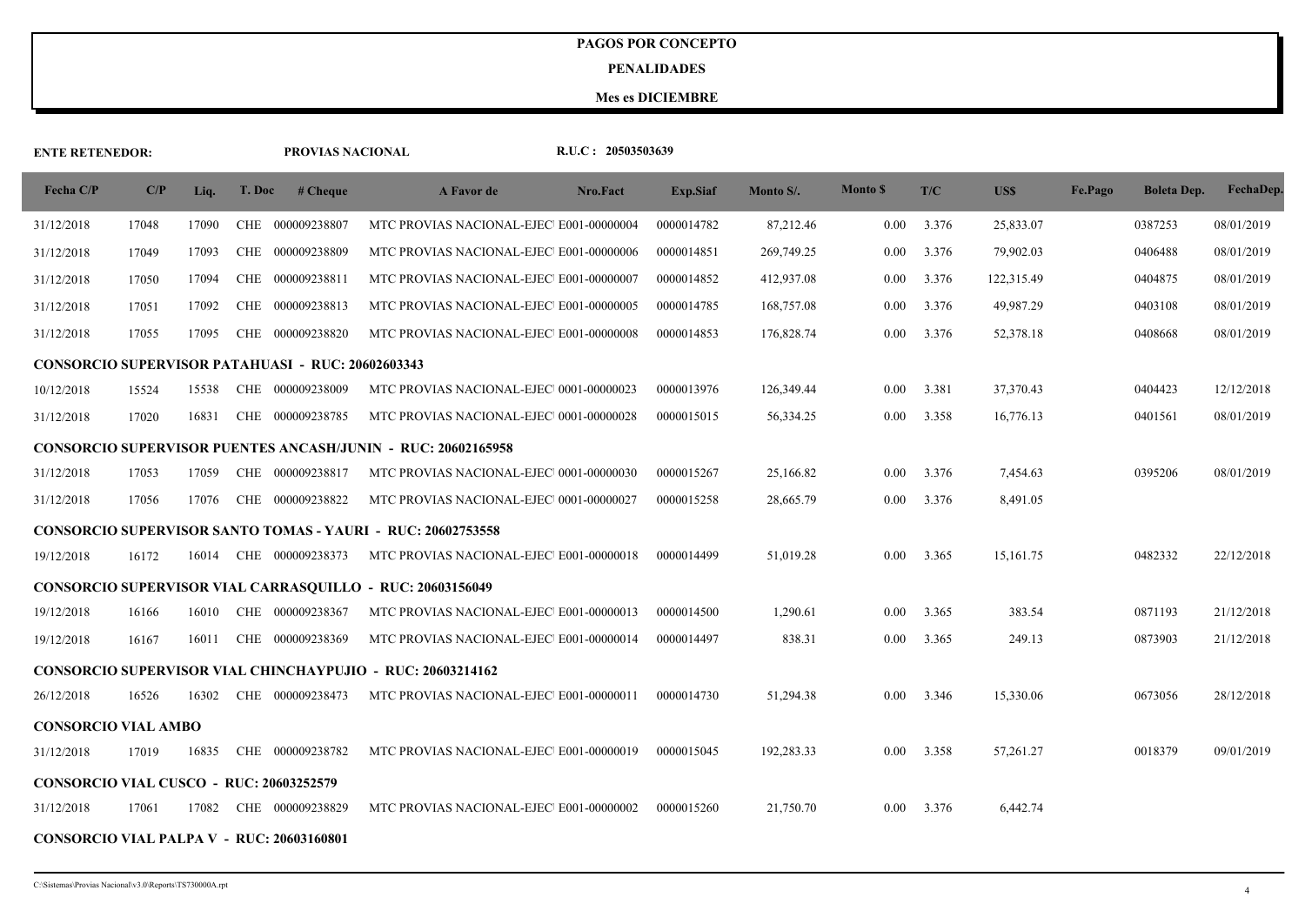**PAGOS POR CONCEPTO**

**PENALIDADES**

**Mes es DICIEMBRE**

**ENTE RETENEDOR:** PROVIAS NACIONAL R.U.C : 20503503639

| Fecha C/P | C/P | Liq. | T. Doc | # Cheque | A Favor de | Nro.Fact | Exp.Siaf | Monto S/. | Monto $ | T/C | US$ | Fe.Pago | Boleta Dep. | FechaDep. |
|---|---|---|---|---|---|---|---|---|---|---|---|---|---|---|
| 31/12/2018 | 17048 | 17090 | CHE | 000009238807 | MTC PROVIAS NACIONAL-EJEC | E001-00000004 | 0000014782 | 87,212.46 | 0.00 | 3.376 | 25,833.07 | | 0387253 | 08/01/2019 |
| 31/12/2018 | 17049 | 17093 | CHE | 000009238809 | MTC PROVIAS NACIONAL-EJEC | E001-00000006 | 0000014851 | 269,749.25 | 0.00 | 3.376 | 79,902.03 | | 0406488 | 08/01/2019 |
| 31/12/2018 | 17050 | 17094 | CHE | 000009238811 | MTC PROVIAS NACIONAL-EJEC | E001-00000007 | 0000014852 | 412,937.08 | 0.00 | 3.376 | 122,315.49 | | 0404875 | 08/01/2019 |
| 31/12/2018 | 17051 | 17092 | CHE | 000009238813 | MTC PROVIAS NACIONAL-EJEC | E001-00000005 | 0000014785 | 168,757.08 | 0.00 | 3.376 | 49,987.29 | | 0403108 | 08/01/2019 |
| 31/12/2018 | 17055 | 17095 | CHE | 000009238820 | MTC PROVIAS NACIONAL-EJEC | E001-00000008 | 0000014853 | 176,828.74 | 0.00 | 3.376 | 52,378.18 | | 0408668 | 08/01/2019 |
| **CONSORCIO SUPERVISOR PATAHUASI - RUC: 20602603343** | | | | | | | | | | | | | | |
| 10/12/2018 | 15524 | 15538 | CHE | 000009238009 | MTC PROVIAS NACIONAL-EJEC | 0001-00000023 | 0000013976 | 126,349.44 | 0.00 | 3.381 | 37,370.43 | | 0404423 | 12/12/2018 |
| 31/12/2018 | 17020 | 16831 | CHE | 000009238785 | MTC PROVIAS NACIONAL-EJEC | 0001-00000028 | 0000015015 | 56,334.25 | 0.00 | 3.358 | 16,776.13 | | 0401561 | 08/01/2019 |
| **CONSORCIO SUPERVISOR PUENTES ANCASH/JUNIN - RUC: 20602165958** | | | | | | | | | | | | | | |
| 31/12/2018 | 17053 | 17059 | CHE | 000009238817 | MTC PROVIAS NACIONAL-EJEC | 0001-00000030 | 0000015267 | 25,166.82 | 0.00 | 3.376 | 7,454.63 | | 0395206 | 08/01/2019 |
| 31/12/2018 | 17056 | 17076 | CHE | 000009238822 | MTC PROVIAS NACIONAL-EJEC | 0001-00000027 | 0000015258 | 28,665.79 | 0.00 | 3.376 | 8,491.05 | | | |
| **CONSORCIO SUPERVISOR SANTO TOMAS - YAURI - RUC: 20602753558** | | | | | | | | | | | | | | |
| 19/12/2018 | 16172 | 16014 | CHE | 000009238373 | MTC PROVIAS NACIONAL-EJEC | E001-00000018 | 0000014499 | 51,019.28 | 0.00 | 3.365 | 15,161.75 | | 0482332 | 22/12/2018 |
| **CONSORCIO SUPERVISOR VIAL CARRASQUILLO - RUC: 20603156049** | | | | | | | | | | | | | | |
| 19/12/2018 | 16166 | 16010 | CHE | 000009238367 | MTC PROVIAS NACIONAL-EJEC | E001-00000013 | 0000014500 | 1,290.61 | 0.00 | 3.365 | 383.54 | | 0871193 | 21/12/2018 |
| 19/12/2018 | 16167 | 16011 | CHE | 000009238369 | MTC PROVIAS NACIONAL-EJEC | E001-00000014 | 0000014497 | 838.31 | 0.00 | 3.365 | 249.13 | | 0873903 | 21/12/2018 |
| **CONSORCIO SUPERVISOR VIAL CHINCHAYPUJIO - RUC: 20603214162** | | | | | | | | | | | | | | |
| 26/12/2018 | 16526 | 16302 | CHE | 000009238473 | MTC PROVIAS NACIONAL-EJEC | E001-00000011 | 0000014730 | 51,294.38 | 0.00 | 3.346 | 15,330.06 | | 0673056 | 28/12/2018 |
| **CONSORCIO VIAL AMBO** | | | | | | | | | | | | | | |
| 31/12/2018 | 17019 | 16835 | CHE | 000009238782 | MTC PROVIAS NACIONAL-EJEC | E001-00000019 | 0000015045 | 192,283.33 | 0.00 | 3.358 | 57,261.27 | | 0018379 | 09/01/2019 |
| **CONSORCIO VIAL CUSCO - RUC: 20603252579** | | | | | | | | | | | | | | |
| 31/12/2018 | 17061 | 17082 | CHE | 000009238829 | MTC PROVIAS NACIONAL-EJEC | E001-00000002 | 0000015260 | 21,750.70 | 0.00 | 3.376 | 6,442.74 | | | |
| **CONSORCIO VIAL PALPA V - RUC: 20603160801** | | | | | | | | | | | | | | |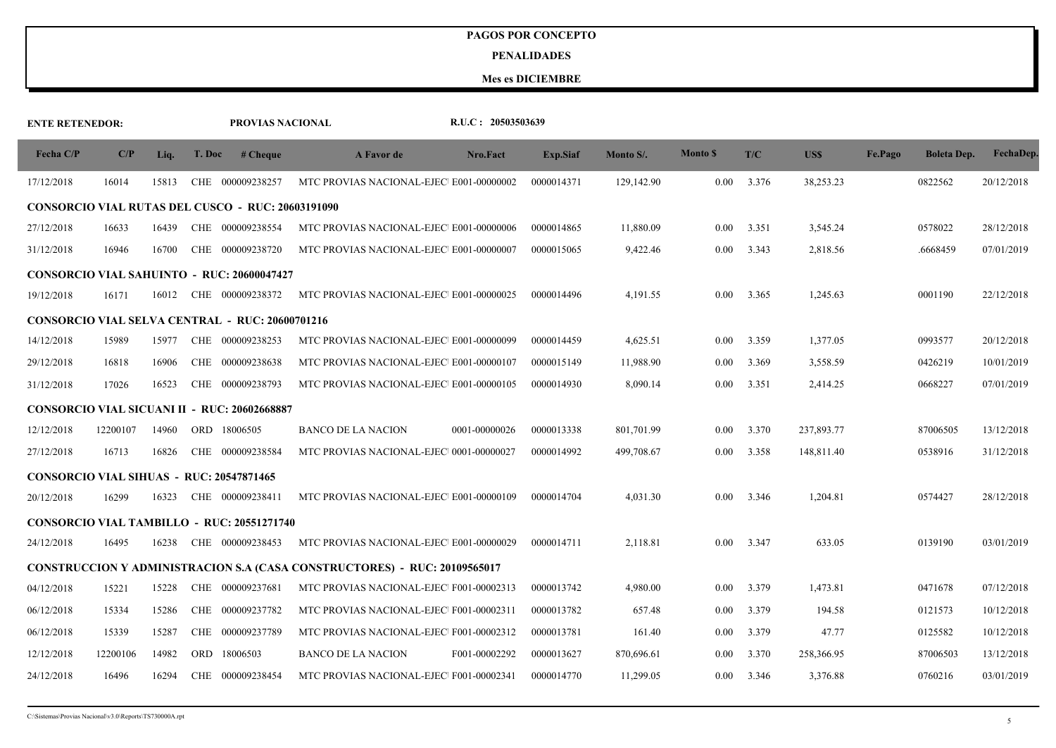**PAGOS POR CONCEPTO**

**PENALIDADES**

**Mes es DICIEMBRE**

**ENTE RETENEDOR:** **PROVIAS NACIONAL** **R.U.C : 20503503639**

| Fecha C/P | C/P | Liq. | T. Doc | # Cheque | A Favor de | Nro.Fact | Exp.Siaf | Monto S/. | Monto $ | T/C | US$ | Fe.Pago | Boleta Dep. | FechaDep. |
|---|---|---|---|---|---|---|---|---|---|---|---|---|---|---|
| 17/12/2018 | 16014 | 15813 | CHE | 000009238257 | MTC PROVIAS NACIONAL-EJEC | E001-00000002 | 0000014371 | 129,142.90 | 0.00 | 3.376 | 38,253.23 | | 0822562 | 20/12/2018 |
| **CONSORCIO VIAL RUTAS DEL CUSCO - RUC: 20603191090** | | | | | | | | | | | | | | |
| 27/12/2018 | 16633 | 16439 | CHE | 000009238554 | MTC PROVIAS NACIONAL-EJEC | E001-00000006 | 0000014865 | 11,880.09 | 0.00 | 3.351 | 3,545.24 | | 0578022 | 28/12/2018 |
| 31/12/2018 | 16946 | 16700 | CHE | 000009238720 | MTC PROVIAS NACIONAL-EJEC | E001-00000007 | 0000015065 | 9,422.46 | 0.00 | 3.343 | 2,818.56 | | .6668459 | 07/01/2019 |
| **CONSORCIO VIAL SAHUINTO - RUC: 20600047427** | | | | | | | | | | | | | | |
| 19/12/2018 | 16171 | 16012 | CHE | 000009238372 | MTC PROVIAS NACIONAL-EJEC | E001-00000025 | 0000014496 | 4,191.55 | 0.00 | 3.365 | 1,245.63 | | 0001190 | 22/12/2018 |
| **CONSORCIO VIAL SELVA CENTRAL - RUC: 20600701216** | | | | | | | | | | | | | | |
| 14/12/2018 | 15989 | 15977 | CHE | 000009238253 | MTC PROVIAS NACIONAL-EJEC | E001-00000099 | 0000014459 | 4,625.51 | 0.00 | 3.359 | 1,377.05 | | 0993577 | 20/12/2018 |
| 29/12/2018 | 16818 | 16906 | CHE | 000009238638 | MTC PROVIAS NACIONAL-EJEC | E001-00000107 | 0000015149 | 11,988.90 | 0.00 | 3.369 | 3,558.59 | | 0426219 | 10/01/2019 |
| 31/12/2018 | 17026 | 16523 | CHE | 000009238793 | MTC PROVIAS NACIONAL-EJEC | E001-00000105 | 0000014930 | 8,090.14 | 0.00 | 3.351 | 2,414.25 | | 0668227 | 07/01/2019 |
| **CONSORCIO VIAL SICUANI II - RUC: 20602668887** | | | | | | | | | | | | | | |
| 12/12/2018 | 12200107 | 14960 | ORD | 18006505 | BANCO DE LA NACION | 0001-00000026 | 0000013338 | 801,701.99 | 0.00 | 3.370 | 237,893.77 | | 87006505 | 13/12/2018 |
| 27/12/2018 | 16713 | 16826 | CHE | 000009238584 | MTC PROVIAS NACIONAL-EJEC | 0001-00000027 | 0000014992 | 499,708.67 | 0.00 | 3.358 | 148,811.40 | | 0538916 | 31/12/2018 |
| **CONSORCIO VIAL SIHUAS - RUC: 20547871465** | | | | | | | | | | | | | | |
| 20/12/2018 | 16299 | 16323 | CHE | 000009238411 | MTC PROVIAS NACIONAL-EJEC | E001-00000109 | 0000014704 | 4,031.30 | 0.00 | 3.346 | 1,204.81 | | 0574427 | 28/12/2018 |
| **CONSORCIO VIAL TAMBILLO - RUC: 20551271740** | | | | | | | | | | | | | | |
| 24/12/2018 | 16495 | 16238 | CHE | 000009238453 | MTC PROVIAS NACIONAL-EJEC | E001-00000029 | 0000014711 | 2,118.81 | 0.00 | 3.347 | 633.05 | | 0139190 | 03/01/2019 |
| **CONSTRUCCION Y ADMINISTRACION S.A (CASA CONSTRUCTORES) - RUC: 20109565017** | | | | | | | | | | | | | | |
| 04/12/2018 | 15221 | 15228 | CHE | 000009237681 | MTC PROVIAS NACIONAL-EJEC | F001-00002313 | 0000013742 | 4,980.00 | 0.00 | 3.379 | 1,473.81 | | 0471678 | 07/12/2018 |
| 06/12/2018 | 15334 | 15286 | CHE | 000009237782 | MTC PROVIAS NACIONAL-EJEC | F001-00002311 | 0000013782 | 657.48 | 0.00 | 3.379 | 194.58 | | 0121573 | 10/12/2018 |
| 06/12/2018 | 15339 | 15287 | CHE | 000009237789 | MTC PROVIAS NACIONAL-EJEC | F001-00002312 | 0000013781 | 161.40 | 0.00 | 3.379 | 47.77 | | 0125582 | 10/12/2018 |
| 12/12/2018 | 12200106 | 14982 | ORD | 18006503 | BANCO DE LA NACION | F001-00002292 | 0000013627 | 870,696.61 | 0.00 | 3.370 | 258,366.95 | | 87006503 | 13/12/2018 |
| 24/12/2018 | 16496 | 16294 | CHE | 000009238454 | MTC PROVIAS NACIONAL-EJEC | F001-00002341 | 0000014770 | 11,299.05 | 0.00 | 3.346 | 3,376.88 | | 0760216 | 03/01/2019 |

C:\Sistemas\Provias Nacional\v3.0\Reports\TS730000A.rpt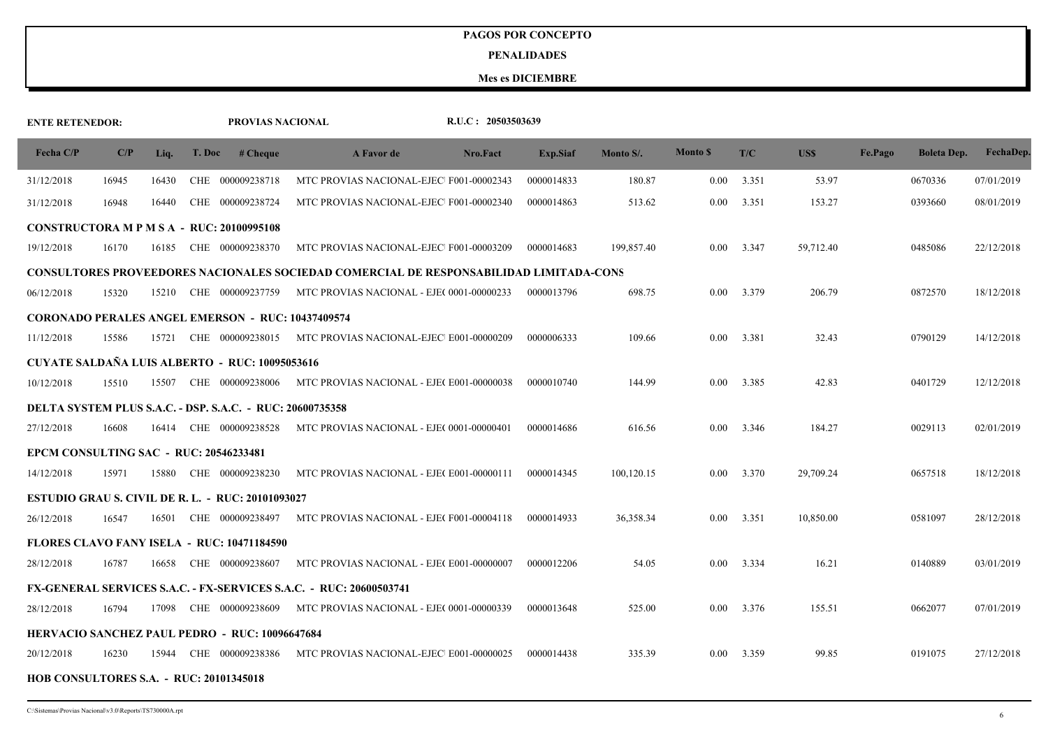**PAGOS POR CONCEPTO**

**PENALIDADES**

**Mes es DICIEMBRE**

**ENTE RETENEDOR:** PROVIAS NACIONAL R.U.C : 20503503639

| Fecha C/P | C/P | Liq. | T. Doc | # Cheque | A Favor de | Nro.Fact | Exp.Siaf | Monto S/. | Monto $ | T/C | US$ | Fe.Pago | Boleta Dep. | FechaDep. |
|---|---|---|---|---|---|---|---|---|---|---|---|---|---|---|
| 31/12/2018 | 16945 | 16430 | CHE | 000009238718 | MTC PROVIAS NACIONAL-EJEC | F001-00002343 | 0000014833 | 180.87 | 0.00 | 3.351 | 53.97 | | 0670336 | 07/01/2019 |
| 31/12/2018 | 16948 | 16440 | CHE | 000009238724 | MTC PROVIAS NACIONAL-EJEC | F001-00002340 | 0000014863 | 513.62 | 0.00 | 3.351 | 153.27 | | 0393660 | 08/01/2019 |
| **CONSTRUCTORA M P M S A - RUC: 20100995108** | | | | | | | | | | | | | | |
| 19/12/2018 | 16170 | 16185 | CHE | 000009238370 | MTC PROVIAS NACIONAL-EJEC | F001-00003209 | 0000014683 | 199,857.40 | 0.00 | 3.347 | 59,712.40 | | 0485086 | 22/12/2018 |
| **CONSULTORES PROVEEDORES NACIONALES SOCIEDAD COMERCIAL DE RESPONSABILIDAD LIMITADA-CONS** | | | | | | | | | | | | | | |
| 06/12/2018 | 15320 | 15210 | CHE | 000009237759 | MTC PROVIAS NACIONAL - EJE( | 0001-00000233 | 0000013796 | 698.75 | 0.00 | 3.379 | 206.79 | | 0872570 | 18/12/2018 |
| **CORONADO PERALES ANGEL EMERSON - RUC: 10437409574** | | | | | | | | | | | | | | |
| 11/12/2018 | 15586 | 15721 | CHE | 000009238015 | MTC PROVIAS NACIONAL-EJEC | E001-00000209 | 0000006333 | 109.66 | 0.00 | 3.381 | 32.43 | | 0790129 | 14/12/2018 |
| **CUYATE SALDAÑA LUIS ALBERTO - RUC: 10095053616** | | | | | | | | | | | | | | |
| 10/12/2018 | 15510 | 15507 | CHE | 000009238006 | MTC PROVIAS NACIONAL - EJE( | E001-00000038 | 0000010740 | 144.99 | 0.00 | 3.385 | 42.83 | | 0401729 | 12/12/2018 |
| **DELTA SYSTEM PLUS S.A.C. - DSP. S.A.C. - RUC: 20600735358** | | | | | | | | | | | | | | |
| 27/12/2018 | 16608 | 16414 | CHE | 000009238528 | MTC PROVIAS NACIONAL - EJE( | 0001-00000401 | 0000014686 | 616.56 | 0.00 | 3.346 | 184.27 | | 0029113 | 02/01/2019 |
| **EPCM CONSULTING SAC - RUC: 20546233481** | | | | | | | | | | | | | | |
| 14/12/2018 | 15971 | 15880 | CHE | 000009238230 | MTC PROVIAS NACIONAL - EJE( | E001-00000111 | 0000014345 | 100,120.15 | 0.00 | 3.370 | 29,709.24 | | 0657518 | 18/12/2018 |
| **ESTUDIO GRAU S. CIVIL DE R. L. - RUC: 20101093027** | | | | | | | | | | | | | | |
| 26/12/2018 | 16547 | 16501 | CHE | 000009238497 | MTC PROVIAS NACIONAL - EJE( | F001-00004118 | 0000014933 | 36,358.34 | 0.00 | 3.351 | 10,850.00 | | 0581097 | 28/12/2018 |
| **FLORES CLAVO FANY ISELA - RUC: 10471184590** | | | | | | | | | | | | | | |
| 28/12/2018 | 16787 | 16658 | CHE | 000009238607 | MTC PROVIAS NACIONAL - EJE( | E001-00000007 | 0000012206 | 54.05 | 0.00 | 3.334 | 16.21 | | 0140889 | 03/01/2019 |
| **FX-GENERAL SERVICES S.A.C. - FX-SERVICES S.A.C. - RUC: 20600503741** | | | | | | | | | | | | | | |
| 28/12/2018 | 16794 | 17098 | CHE | 000009238609 | MTC PROVIAS NACIONAL - EJE( | 0001-00000339 | 0000013648 | 525.00 | 0.00 | 3.376 | 155.51 | | 0662077 | 07/01/2019 |
| **HERVACIO SANCHEZ PAUL PEDRO - RUC: 10096647684** | | | | | | | | | | | | | | |
| 20/12/2018 | 16230 | 15944 | CHE | 000009238386 | MTC PROVIAS NACIONAL-EJEC | E001-00000025 | 0000014438 | 335.39 | 0.00 | 3.359 | 99.85 | | 0191075 | 27/12/2018 |
| **HOB CONSULTORES S.A. - RUC: 20101345018** | | | | | | | | | | | | | | |

C:\Sistemas\Provias Nacional\v3.0\Reports\TS730000A.rpt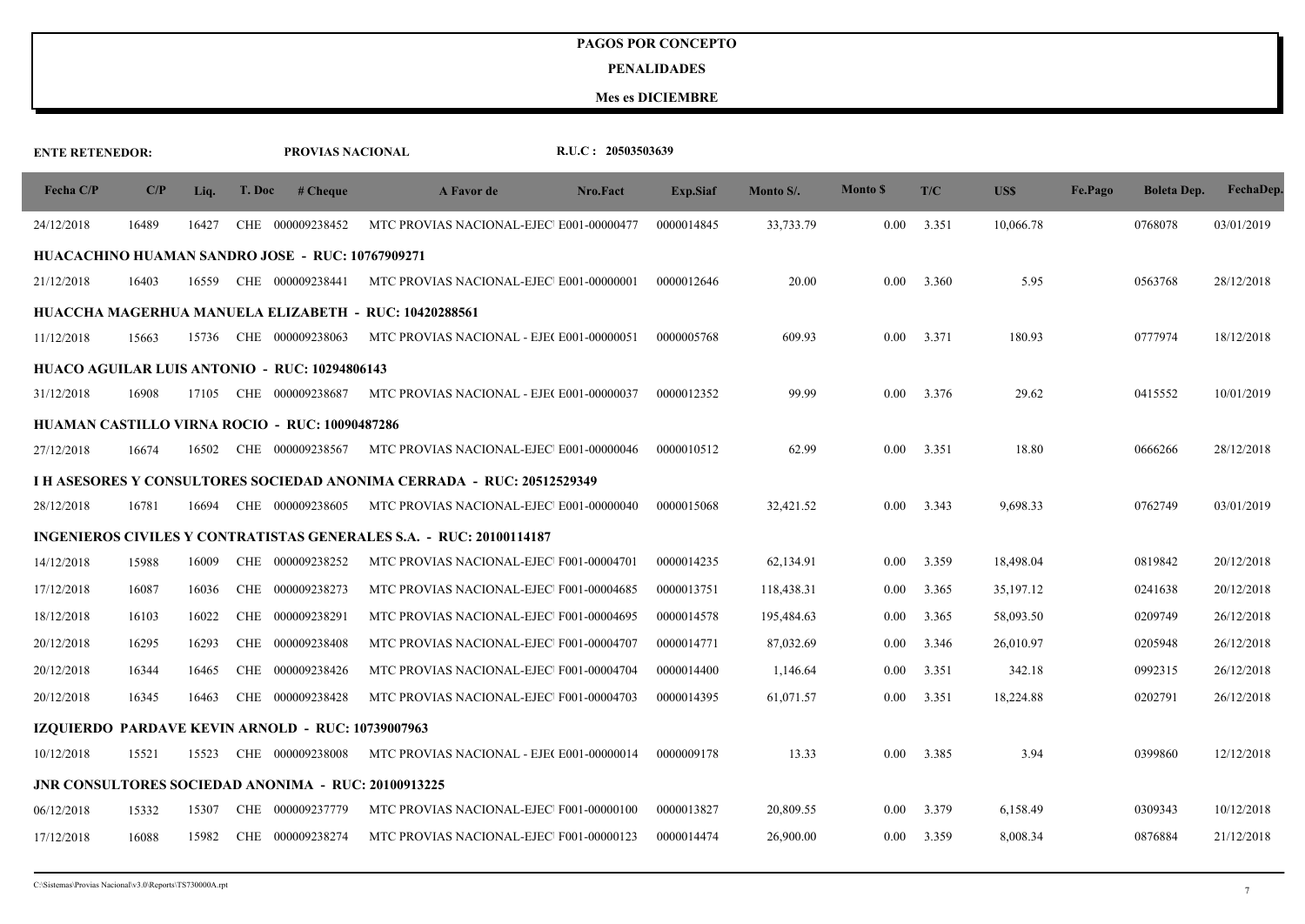**PAGOS POR CONCEPTO**

**PENALIDADES**

**Mes es DICIEMBRE**

**ENTE RETENEDOR:** PROVIAS NACIONAL R.U.C : 20503503639

| Fecha C/P | C/P | Liq. | T. Doc | # Cheque | A Favor de | Nro.Fact | Exp.Siaf | Monto S/. | Monto $ | T/C | US$ | Fe.Pago | Boleta Dep. | FechaDep. |
|---|---|---|---|---|---|---|---|---|---|---|---|---|---|---|
| 24/12/2018 | 16489 | 16427 | CHE | 000009238452 | MTC PROVIAS NACIONAL-EJEC | E001-00000477 | 0000014845 | 33,733.79 | 0.00 | 3.351 | 10,066.78 | | 0768078 | 03/01/2019 |
| **HUACACHINO HUAMAN SANDRO JOSE - RUC: 10767909271** | | | | | | | | | | | | | | |
| 21/12/2018 | 16403 | 16559 | CHE | 000009238441 | MTC PROVIAS NACIONAL-EJEC | E001-00000001 | 0000012646 | 20.00 | 0.00 | 3.360 | 5.95 | | 0563768 | 28/12/2018 |
| **HUACCHA MAGERHUA MANUELA ELIZABETH - RUC: 10420288561** | | | | | | | | | | | | | | |
| 11/12/2018 | 15663 | 15736 | CHE | 000009238063 | MTC PROVIAS NACIONAL - EJE( | E001-00000051 | 0000005768 | 609.93 | 0.00 | 3.371 | 180.93 | | 0777974 | 18/12/2018 |
| **HUACO AGUILAR LUIS ANTONIO - RUC: 10294806143** | | | | | | | | | | | | | | |
| 31/12/2018 | 16908 | 17105 | CHE | 000009238687 | MTC PROVIAS NACIONAL - EJE( | E001-00000037 | 0000012352 | 99.99 | 0.00 | 3.376 | 29.62 | | 0415552 | 10/01/2019 |
| **HUAMAN CASTILLO VIRNA ROCIO - RUC: 10090487286** | | | | | | | | | | | | | | |
| 27/12/2018 | 16674 | 16502 | CHE | 000009238567 | MTC PROVIAS NACIONAL-EJEC | E001-00000046 | 0000010512 | 62.99 | 0.00 | 3.351 | 18.80 | | 0666266 | 28/12/2018 |
| **I H ASESORES Y CONSULTORES SOCIEDAD ANONIMA CERRADA - RUC: 20512529349** | | | | | | | | | | | | | | |
| 28/12/2018 | 16781 | 16694 | CHE | 000009238605 | MTC PROVIAS NACIONAL-EJEC | E001-00000040 | 0000015068 | 32,421.52 | 0.00 | 3.343 | 9,698.33 | | 0762749 | 03/01/2019 |
| **INGENIEROS CIVILES Y CONTRATISTAS GENERALES S.A. - RUC: 20100114187** | | | | | | | | | | | | | | |
| 14/12/2018 | 15988 | 16009 | CHE | 000009238252 | MTC PROVIAS NACIONAL-EJEC | F001-00004701 | 0000014235 | 62,134.91 | 0.00 | 3.359 | 18,498.04 | | 0819842 | 20/12/2018 |
| 17/12/2018 | 16087 | 16036 | CHE | 000009238273 | MTC PROVIAS NACIONAL-EJEC | F001-00004685 | 0000013751 | 118,438.31 | 0.00 | 3.365 | 35,197.12 | | 0241638 | 20/12/2018 |
| 18/12/2018 | 16103 | 16022 | CHE | 000009238291 | MTC PROVIAS NACIONAL-EJEC | F001-00004695 | 0000014578 | 195,484.63 | 0.00 | 3.365 | 58,093.50 | | 0209749 | 26/12/2018 |
| 20/12/2018 | 16295 | 16293 | CHE | 000009238408 | MTC PROVIAS NACIONAL-EJEC | F001-00004707 | 0000014771 | 87,032.69 | 0.00 | 3.346 | 26,010.97 | | 0205948 | 26/12/2018 |
| 20/12/2018 | 16344 | 16465 | CHE | 000009238426 | MTC PROVIAS NACIONAL-EJEC | F001-00004704 | 0000014400 | 1,146.64 | 0.00 | 3.351 | 342.18 | | 0992315 | 26/12/2018 |
| 20/12/2018 | 16345 | 16463 | CHE | 000009238428 | MTC PROVIAS NACIONAL-EJEC | F001-00004703 | 0000014395 | 61,071.57 | 0.00 | 3.351 | 18,224.88 | | 0202791 | 26/12/2018 |
| **IZQUIERDO PARDAVE KEVIN ARNOLD - RUC: 10739007963** | | | | | | | | | | | | | | |
| 10/12/2018 | 15521 | 15523 | CHE | 000009238008 | MTC PROVIAS NACIONAL - EJE( | E001-00000014 | 0000009178 | 13.33 | 0.00 | 3.385 | 3.94 | | 0399860 | 12/12/2018 |
| **JNR CONSULTORES SOCIEDAD ANONIMA - RUC: 20100913225** | | | | | | | | | | | | | | |
| 06/12/2018 | 15332 | 15307 | CHE | 000009237779 | MTC PROVIAS NACIONAL-EJEC | F001-00000100 | 0000013827 | 20,809.55 | 0.00 | 3.379 | 6,158.49 | | 0309343 | 10/12/2018 |
| 17/12/2018 | 16088 | 15982 | CHE | 000009238274 | MTC PROVIAS NACIONAL-EJEC | F001-00000123 | 0000014474 | 26,900.00 | 0.00 | 3.359 | 8,008.34 | | 0876884 | 21/12/2018 |

C:\Sistemas\Provias Nacional\v3.0\Reports\TS730000A.rpt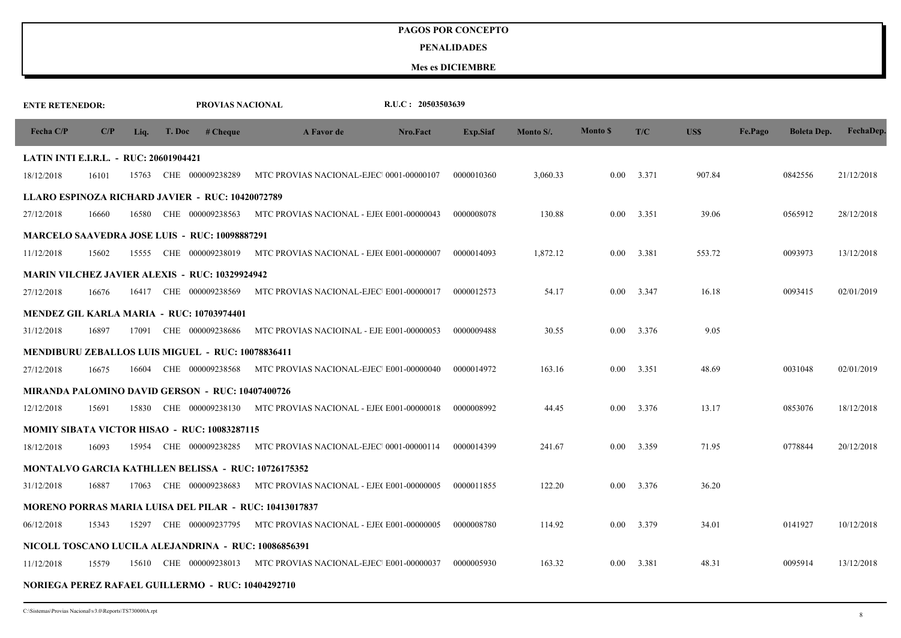**PAGOS POR CONCEPTO**

**PENALIDADES**

**Mes es DICIEMBRE**

**ENTE RETENEDOR:** PROVIAS NACIONAL **R.U.C : 20503503639**

| Fecha C/P | C/P | Liq. | T. Doc | # Cheque | A Favor de | Nro.Fact | Exp.Siaf | Monto S/. | Monto $ | T/C | US$ | Fe.Pago | Boleta Dep. | FechaDep. |
|---|---|---|---|---|---|---|---|---|---|---|---|---|---|---|
| **LATIN INTI E.I.R.L. - RUC: 20601904421** | | | | | | | | | | | | | | |
| 18/12/2018 | 16101 | 15763 | CHE | 000009238289 | MTC PROVIAS NACIONAL-EJEC | 0001-00000107 | 0000010360 | 3,060.33 | 0.00 | 3.371 | 907.84 | | 0842556 | 21/12/2018 |
| **LLARO ESPINOZA RICHARD JAVIER - RUC: 10420072789** | | | | | | | | | | | | | | |
| 27/12/2018 | 16660 | 16580 | CHE | 000009238563 | MTC PROVIAS NACIONAL - EJE( | E001-00000043 | 0000008078 | 130.88 | 0.00 | 3.351 | 39.06 | | 0565912 | 28/12/2018 |
| **MARCELO SAAVEDRA JOSE LUIS - RUC: 10098887291** | | | | | | | | | | | | | | |
| 11/12/2018 | 15602 | 15555 | CHE | 000009238019 | MTC PROVIAS NACIONAL - EJE( | E001-00000007 | 0000014093 | 1,872.12 | 0.00 | 3.381 | 553.72 | | 0093973 | 13/12/2018 |
| **MARIN VILCHEZ JAVIER ALEXIS - RUC: 10329924942** | | | | | | | | | | | | | | |
| 27/12/2018 | 16676 | 16417 | CHE | 000009238569 | MTC PROVIAS NACIONAL-EJEC | E001-00000017 | 0000012573 | 54.17 | 0.00 | 3.347 | 16.18 | | 0093415 | 02/01/2019 |
| **MENDEZ GIL KARLA MARIA - RUC: 10703974401** | | | | | | | | | | | | | | |
| 31/12/2018 | 16897 | 17091 | CHE | 000009238686 | MTC PROVIAS NACIOINAL - EJE | E001-00000053 | 0000009488 | 30.55 | 0.00 | 3.376 | 9.05 | | | |
| **MENDIBURU ZEBALLOS LUIS MIGUEL - RUC: 10078836411** | | | | | | | | | | | | | | |
| 27/12/2018 | 16675 | 16604 | CHE | 000009238568 | MTC PROVIAS NACIONAL-EJEC | E001-00000040 | 0000014972 | 163.16 | 0.00 | 3.351 | 48.69 | | 0031048 | 02/01/2019 |
| **MIRANDA PALOMINO DAVID GERSON - RUC: 10407400726** | | | | | | | | | | | | | | |
| 12/12/2018 | 15691 | 15830 | CHE | 000009238130 | MTC PROVIAS NACIONAL - EJE( | E001-00000018 | 0000008992 | 44.45 | 0.00 | 3.376 | 13.17 | | 0853076 | 18/12/2018 |
| **MOMIY SIBATA VICTOR HISAO - RUC: 10083287115** | | | | | | | | | | | | | | |
| 18/12/2018 | 16093 | 15954 | CHE | 000009238285 | MTC PROVIAS NACIONAL-EJEC | 0001-00000114 | 0000014399 | 241.67 | 0.00 | 3.359 | 71.95 | | 0778844 | 20/12/2018 |
| **MONTALVO GARCIA KATHLLEN BELISSA - RUC: 10726175352** | | | | | | | | | | | | | | |
| 31/12/2018 | 16887 | 17063 | CHE | 000009238683 | MTC PROVIAS NACIONAL - EJE( | E001-00000005 | 0000011855 | 122.20 | 0.00 | 3.376 | 36.20 | | | |
| **MORENO PORRAS MARIA LUISA DEL PILAR - RUC: 10413017837** | | | | | | | | | | | | | | |
| 06/12/2018 | 15343 | 15297 | CHE | 000009237795 | MTC PROVIAS NACIONAL - EJE( | E001-00000005 | 0000008780 | 114.92 | 0.00 | 3.379 | 34.01 | | 0141927 | 10/12/2018 |
| **NICOLL TOSCANO LUCILA ALEJANDRINA - RUC: 10086856391** | | | | | | | | | | | | | | |
| 11/12/2018 | 15579 | 15610 | CHE | 000009238013 | MTC PROVIAS NACIONAL-EJEC | E001-00000037 | 0000005930 | 163.32 | 0.00 | 3.381 | 48.31 | | 0095914 | 13/12/2018 |
| **NORIEGA PEREZ RAFAEL GUILLERMO - RUC: 10404292710** | | | | | | | | | | | | | | |

C:\Sistemas\Provias Nacional\v3.0\Reports\TS730000A.rpt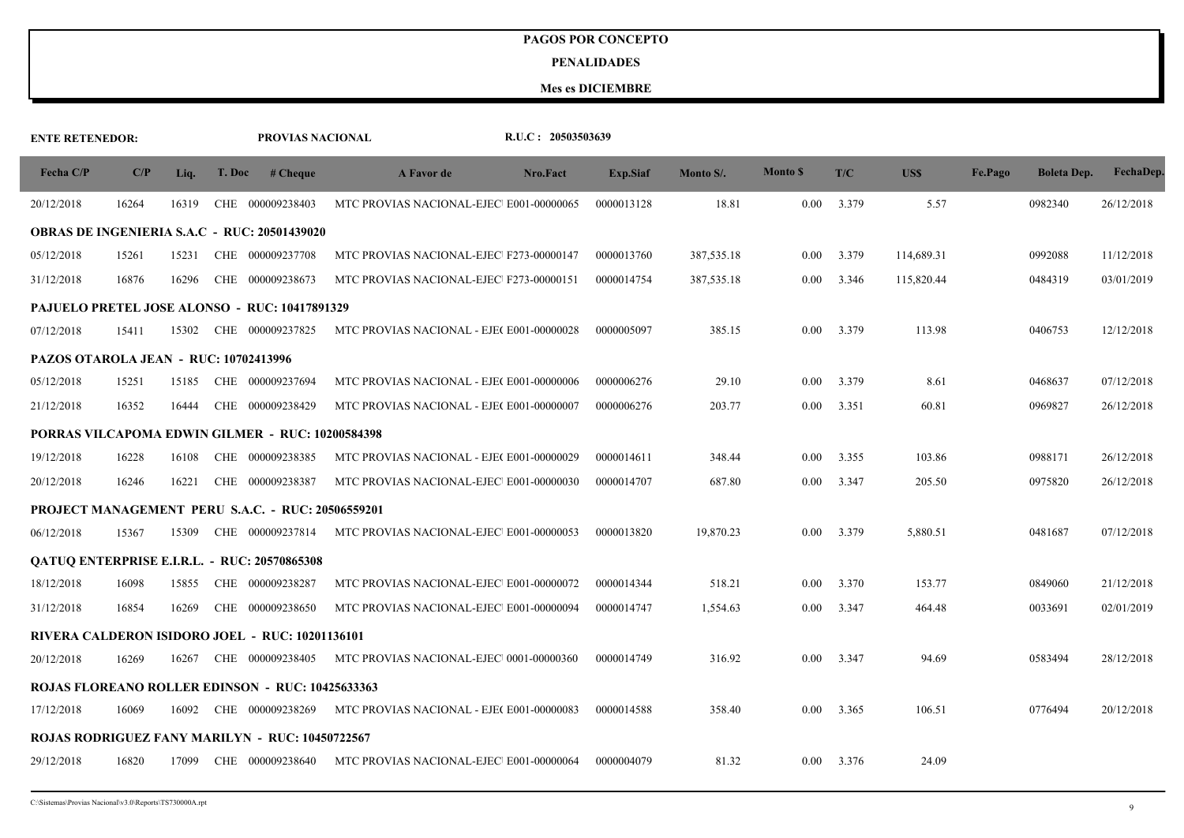**PAGOS POR CONCEPTO**

**PENALIDADES**

**Mes es DICIEMBRE**

**ENTE RETENEDOR:** PROVIAS NACIONAL **R.U.C : 20503503639**

| Fecha C/P | C/P | Liq. | T. Doc | # Cheque | A Favor de | Nro.Fact | Exp.Siaf | Monto S/. | Monto $ | T/C | US$ | Fe.Pago | Boleta Dep. | FechaDep. |
|---|---|---|---|---|---|---|---|---|---|---|---|---|---|---|
| 20/12/2018 | 16264 | 16319 | CHE | 000009238403 | MTC PROVIAS NACIONAL-EJEC | E001-00000065 | 0000013128 | 18.81 | 0.00 | 3.379 | 5.57 | | 0982340 | 26/12/2018 |
| **OBRAS DE INGENIERIA S.A.C - RUC: 20501439020** | | | | | | | | | | | | | | |
| 05/12/2018 | 15261 | 15231 | CHE | 000009237708 | MTC PROVIAS NACIONAL-EJEC | F273-00000147 | 0000013760 | 387,535.18 | 0.00 | 3.379 | 114,689.31 | | 0992088 | 11/12/2018 |
| 31/12/2018 | 16876 | 16296 | CHE | 000009238673 | MTC PROVIAS NACIONAL-EJEC | F273-00000151 | 0000014754 | 387,535.18 | 0.00 | 3.346 | 115,820.44 | | 0484319 | 03/01/2019 |
| **PAJUELO PRETEL JOSE ALONSO - RUC: 10417891329** | | | | | | | | | | | | | | |
| 07/12/2018 | 15411 | 15302 | CHE | 000009237825 | MTC PROVIAS NACIONAL - EJE( | E001-00000028 | 0000005097 | 385.15 | 0.00 | 3.379 | 113.98 | | 0406753 | 12/12/2018 |
| **PAZOS OTAROLA JEAN - RUC: 10702413996** | | | | | | | | | | | | | | |
| 05/12/2018 | 15251 | 15185 | CHE | 000009237694 | MTC PROVIAS NACIONAL - EJE( | E001-00000006 | 0000006276 | 29.10 | 0.00 | 3.379 | 8.61 | | 0468637 | 07/12/2018 |
| 21/12/2018 | 16352 | 16444 | CHE | 000009238429 | MTC PROVIAS NACIONAL - EJE( | E001-00000007 | 0000006276 | 203.77 | 0.00 | 3.351 | 60.81 | | 0969827 | 26/12/2018 |
| **PORRAS VILCAPOMA EDWIN GILMER - RUC: 10200584398** | | | | | | | | | | | | | | |
| 19/12/2018 | 16228 | 16108 | CHE | 000009238385 | MTC PROVIAS NACIONAL - EJE( | E001-00000029 | 0000014611 | 348.44 | 0.00 | 3.355 | 103.86 | | 0988171 | 26/12/2018 |
| 20/12/2018 | 16246 | 16221 | CHE | 000009238387 | MTC PROVIAS NACIONAL-EJEC | E001-00000030 | 0000014707 | 687.80 | 0.00 | 3.347 | 205.50 | | 0975820 | 26/12/2018 |
| **PROJECT MANAGEMENT PERU S.A.C. - RUC: 20506559201** | | | | | | | | | | | | | | |
| 06/12/2018 | 15367 | 15309 | CHE | 000009237814 | MTC PROVIAS NACIONAL-EJEC | E001-00000053 | 0000013820 | 19,870.23 | 0.00 | 3.379 | 5,880.51 | | 0481687 | 07/12/2018 |
| **QATUQ ENTERPRISE E.I.R.L. - RUC: 20570865308** | | | | | | | | | | | | | | |
| 18/12/2018 | 16098 | 15855 | CHE | 000009238287 | MTC PROVIAS NACIONAL-EJEC | E001-00000072 | 0000014344 | 518.21 | 0.00 | 3.370 | 153.77 | | 0849060 | 21/12/2018 |
| 31/12/2018 | 16854 | 16269 | CHE | 000009238650 | MTC PROVIAS NACIONAL-EJEC | E001-00000094 | 0000014747 | 1,554.63 | 0.00 | 3.347 | 464.48 | | 0033691 | 02/01/2019 |
| **RIVERA CALDERON ISIDORO JOEL - RUC: 10201136101** | | | | | | | | | | | | | | |
| 20/12/2018 | 16269 | 16267 | CHE | 000009238405 | MTC PROVIAS NACIONAL-EJEC | 0001-00000360 | 0000014749 | 316.92 | 0.00 | 3.347 | 94.69 | | 0583494 | 28/12/2018 |
| **ROJAS FLOREANO ROLLER EDINSON - RUC: 10425633363** | | | | | | | | | | | | | | |
| 17/12/2018 | 16069 | 16092 | CHE | 000009238269 | MTC PROVIAS NACIONAL - EJE( | E001-00000083 | 0000014588 | 358.40 | 0.00 | 3.365 | 106.51 | | 0776494 | 20/12/2018 |
| **ROJAS RODRIGUEZ FANY MARILYN - RUC: 10450722567** | | | | | | | | | | | | | | |
| 29/12/2018 | 16820 | 17099 | CHE | 000009238640 | MTC PROVIAS NACIONAL-EJEC | E001-00000064 | 0000004079 | 81.32 | 0.00 | 3.376 | 24.09 | | | |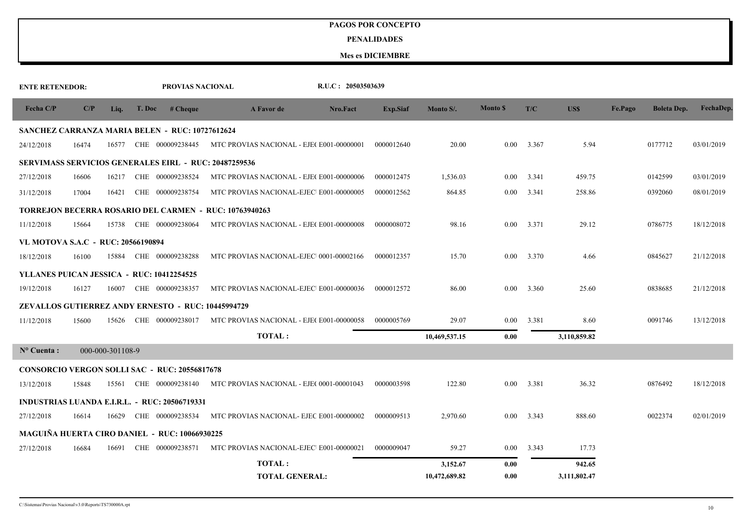**PAGOS POR CONCEPTO**

**PENALIDADES**

**Mes es DICIEMBRE**

**ENTE RETENEDOR:** PROVIAS NACIONAL **R.U.C : 20503503639**

| Fecha C/P | C/P | Liq. | T. Doc | # Cheque | A Favor de | Nro.Fact | Exp.Siaf | Monto S/. | Monto $ | T/C | US$ | Fe.Pago | Boleta Dep. | FechaDep. |
|---|---|---|---|---|---|---|---|---|---|---|---|---|---|---|
| **SANCHEZ CARRANZA MARIA BELEN - RUC: 10727612624** | | | | | | | | | | | | | | |
| 24/12/2018 | 16474 | 16577 | CHE | 000009238445 | MTC PROVIAS NACIONAL - EJE( | E001-00000001 | 0000012640 | 20.00 | 0.00 | 3.367 | 5.94 | | 0177712 | 03/01/2019 |
| **SERVIMASS SERVICIOS GENERALES EIRL - RUC: 20487259536** | | | | | | | | | | | | | | |
| 27/12/2018 | 16606 | 16217 | CHE | 000009238524 | MTC PROVIAS NACIONAL - EJE( | E001-00000006 | 0000012475 | 1,536.03 | 0.00 | 3.341 | 459.75 | | 0142599 | 03/01/2019 |
| 31/12/2018 | 17004 | 16421 | CHE | 000009238754 | MTC PROVIAS NACIONAL-EJEC | E001-00000005 | 0000012562 | 864.85 | 0.00 | 3.341 | 258.86 | | 0392060 | 08/01/2019 |
| **TORREJON BECERRA ROSARIO DEL CARMEN - RUC: 10763940263** | | | | | | | | | | | | | | |
| 11/12/2018 | 15664 | 15738 | CHE | 000009238064 | MTC PROVIAS NACIONAL - EJE( | E001-00000008 | 0000008072 | 98.16 | 0.00 | 3.371 | 29.12 | | 0786775 | 18/12/2018 |
| **VL MOTOVA S.A.C - RUC: 20566190894** | | | | | | | | | | | | | | |
| 18/12/2018 | 16100 | 15884 | CHE | 000009238288 | MTC PROVIAS NACIONAL-EJEC | 0001-00002166 | 0000012357 | 15.70 | 0.00 | 3.370 | 4.66 | | 0845627 | 21/12/2018 |
| **YLLANES PUICAN JESSICA - RUC: 10412254525** | | | | | | | | | | | | | | |
| 19/12/2018 | 16127 | 16007 | CHE | 000009238357 | MTC PROVIAS NACIONAL-EJEC | E001-00000036 | 0000012572 | 86.00 | 0.00 | 3.360 | 25.60 | | 0838685 | 21/12/2018 |
| **ZEVALLOS GUTIERREZ ANDY ERNESTO - RUC: 10445994729** | | | | | | | | | | | | | | |
| 11/12/2018 | 15600 | 15626 | CHE | 000009238017 | MTC PROVIAS NACIONAL - EJE( | E001-00000058 | 0000005769 | 29.07 | 0.00 | 3.381 | 8.60 | | 0091746 | 13/12/2018 |
| | | | | | **TOTAL :** | | | **10,469,537.15** | **0.00** | | **3,110,859.82** | | | |
| **N° Cuenta :** | 000-000-301108-9 | | | | | | | | | | | | | |
| **CONSORCIO VERGON SOLLI SAC - RUC: 20556817678** | | | | | | | | | | | | | | |
| 13/12/2018 | 15848 | 15561 | CHE | 000009238140 | MTC PROVIAS NACIONAL - EJE( | 0001-00001043 | 0000003598 | 122.80 | 0.00 | 3.381 | 36.32 | | 0876492 | 18/12/2018 |
| **INDUSTRIAS LUANDA E.I.R.L. - RUC: 20506719331** | | | | | | | | | | | | | | |
| 27/12/2018 | 16614 | 16629 | CHE | 000009238534 | MTC PROVIAS NACIONAL- EJEC | E001-00000002 | 0000009513 | 2,970.60 | 0.00 | 3.343 | 888.60 | | 0022374 | 02/01/2019 |
| **MAGUIÑA HUERTA CIRO DANIEL - RUC: 10066930225** | | | | | | | | | | | | | | |
| 27/12/2018 | 16684 | 16691 | CHE | 000009238571 | MTC PROVIAS NACIONAL-EJEC | E001-00000021 | 0000009047 | 59.27 | 0.00 | 3.343 | 17.73 | | | |
| | | | | | **TOTAL :** | | | **3,152.67** | **0.00** | | **942.65** | | | |
| | | | | | **TOTAL GENERAL:** | | | **10,472,689.82** | **0.00** | | **3,111,802.47** | | | |

C:\Sistemas\Provias Nacional\v3.0\Reports\TS730000A.rpt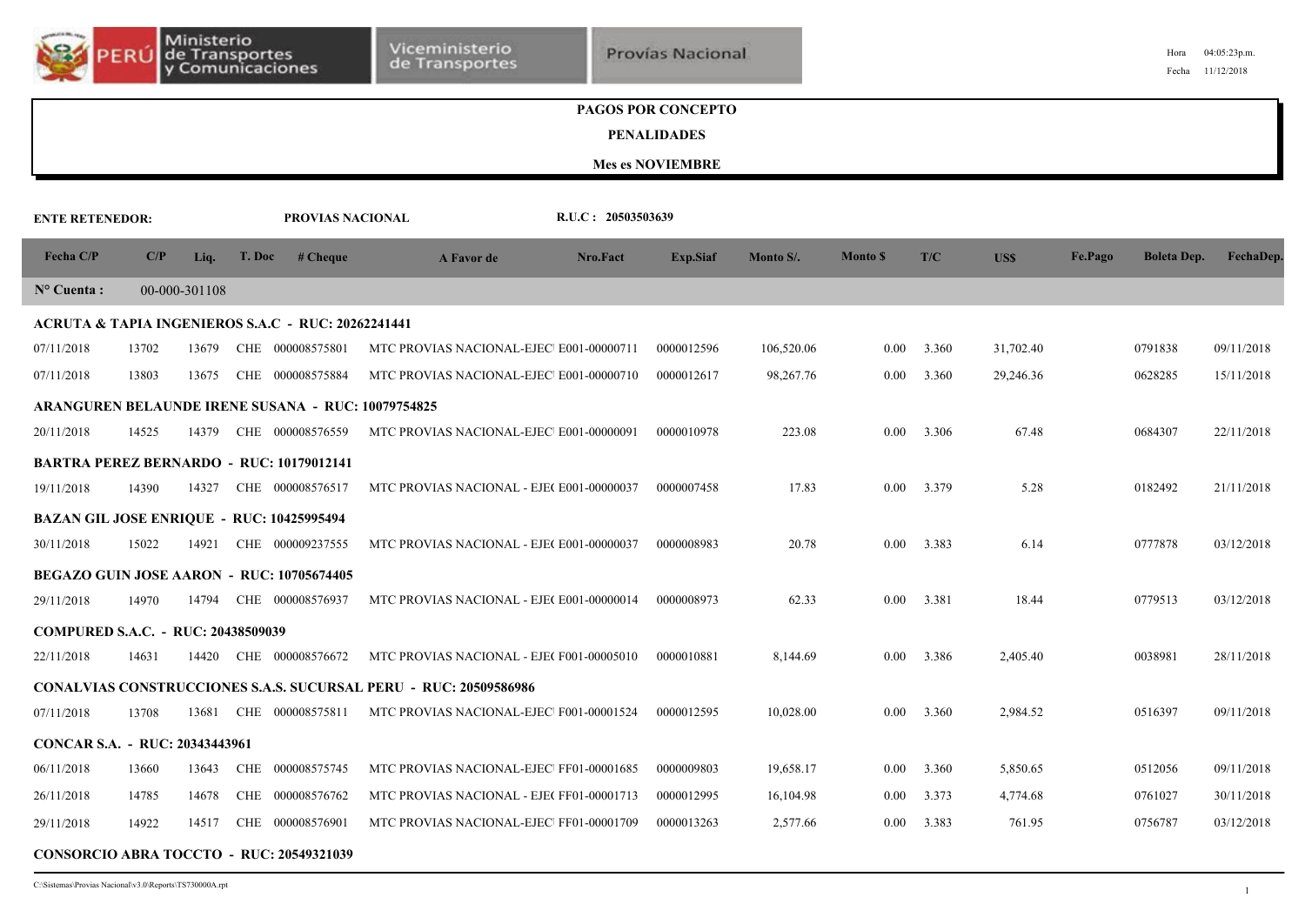Ministerio de Transportes y Comunicaciones | Viceministerio de Transportes | Provías Nacional

Hora 04:05:23p.m.
Fecha 11/12/2018

**PAGOS POR CONCEPTO**

**PENALIDADES**

**Mes es NOVIEMBRE**

**ENTE RETENEDOR:** **PROVIAS NACIONAL** **R.U.C : 20503503639**

| Fecha C/P | C/P | Liq. | T. Doc | # Cheque | A Favor de | Nro.Fact | Exp.Siaf | Monto S/. | Monto $ | T/C | US$ | Fe.Pago | Boleta Dep. | FechaDep. |
|---|---|---|---|---|---|---|---|---|---|---|---|---|---|---|
| **N° Cuenta :** | 00-000-301108 | | | | | | | | | | | | | |
| **ACRUTA & TAPIA INGENIEROS S.A.C - RUC: 20262241441** | | | | | | | | | | | | | | |
| 07/11/2018 | 13702 | 13679 | CHE | 000008575801 | MTC PROVIAS NACIONAL-EJEC | E001-00000711 | 0000012596 | 106,520.06 | 0.00 | 3.360 | 31,702.40 | | 0791838 | 09/11/2018 |
| 07/11/2018 | 13803 | 13675 | CHE | 000008575884 | MTC PROVIAS NACIONAL-EJEC | E001-00000710 | 0000012617 | 98,267.76 | 0.00 | 3.360 | 29,246.36 | | 0628285 | 15/11/2018 |
| **ARANGUREN BELAUNDE IRENE SUSANA - RUC: 10079754825** | | | | | | | | | | | | | | |
| 20/11/2018 | 14525 | 14379 | CHE | 000008576559 | MTC PROVIAS NACIONAL-EJEC | E001-00000091 | 0000010978 | 223.08 | 0.00 | 3.306 | 67.48 | | 0684307 | 22/11/2018 |
| **BARTRA PEREZ BERNARDO - RUC: 10179012141** | | | | | | | | | | | | | | |
| 19/11/2018 | 14390 | 14327 | CHE | 000008576517 | MTC PROVIAS NACIONAL - EJE( | E001-00000037 | 0000007458 | 17.83 | 0.00 | 3.379 | 5.28 | | 0182492 | 21/11/2018 |
| **BAZAN GIL JOSE ENRIQUE - RUC: 10425995494** | | | | | | | | | | | | | | |
| 30/11/2018 | 15022 | 14921 | CHE | 000009237555 | MTC PROVIAS NACIONAL - EJE( | E001-00000037 | 0000008983 | 20.78 | 0.00 | 3.383 | 6.14 | | 0777878 | 03/12/2018 |
| **BEGAZO GUIN JOSE AARON - RUC: 10705674405** | | | | | | | | | | | | | | |
| 29/11/2018 | 14970 | 14794 | CHE | 000008576937 | MTC PROVIAS NACIONAL - EJE( | E001-00000014 | 0000008973 | 62.33 | 0.00 | 3.381 | 18.44 | | 0779513 | 03/12/2018 |
| **COMPURED S.A.C. - RUC: 20438509039** | | | | | | | | | | | | | | |
| 22/11/2018 | 14631 | 14420 | CHE | 000008576672 | MTC PROVIAS NACIONAL - EJE( | F001-00005010 | 0000010881 | 8,144.69 | 0.00 | 3.386 | 2,405.40 | | 0038981 | 28/11/2018 |
| **CONALVIAS CONSTRUCCIONES S.A.S. SUCURSAL PERU - RUC: 20509586986** | | | | | | | | | | | | | | |
| 07/11/2018 | 13708 | 13681 | CHE | 000008575811 | MTC PROVIAS NACIONAL-EJEC | F001-00001524 | 0000012595 | 10,028.00 | 0.00 | 3.360 | 2,984.52 | | 0516397 | 09/11/2018 |
| **CONCAR S.A. - RUC: 20343443961** | | | | | | | | | | | | | | |
| 06/11/2018 | 13660 | 13643 | CHE | 000008575745 | MTC PROVIAS NACIONAL-EJEC | FF01-00001685 | 0000009803 | 19,658.17 | 0.00 | 3.360 | 5,850.65 | | 0512056 | 09/11/2018 |
| 26/11/2018 | 14785 | 14678 | CHE | 000008576762 | MTC PROVIAS NACIONAL - EJE( | FF01-00001713 | 0000012995 | 16,104.98 | 0.00 | 3.373 | 4,774.68 | | 0761027 | 30/11/2018 |
| 29/11/2018 | 14922 | 14517 | CHE | 000008576901 | MTC PROVIAS NACIONAL-EJEC | FF01-00001709 | 0000013263 | 2,577.66 | 0.00 | 3.383 | 761.95 | | 0756787 | 03/12/2018 |
| **CONSORCIO ABRA TOCCTO - RUC: 20549321039** | | | | | | | | | | | | | | |

C:\Sistemas\Provias Nacional\v3.0\Reports\TS730000A.rpt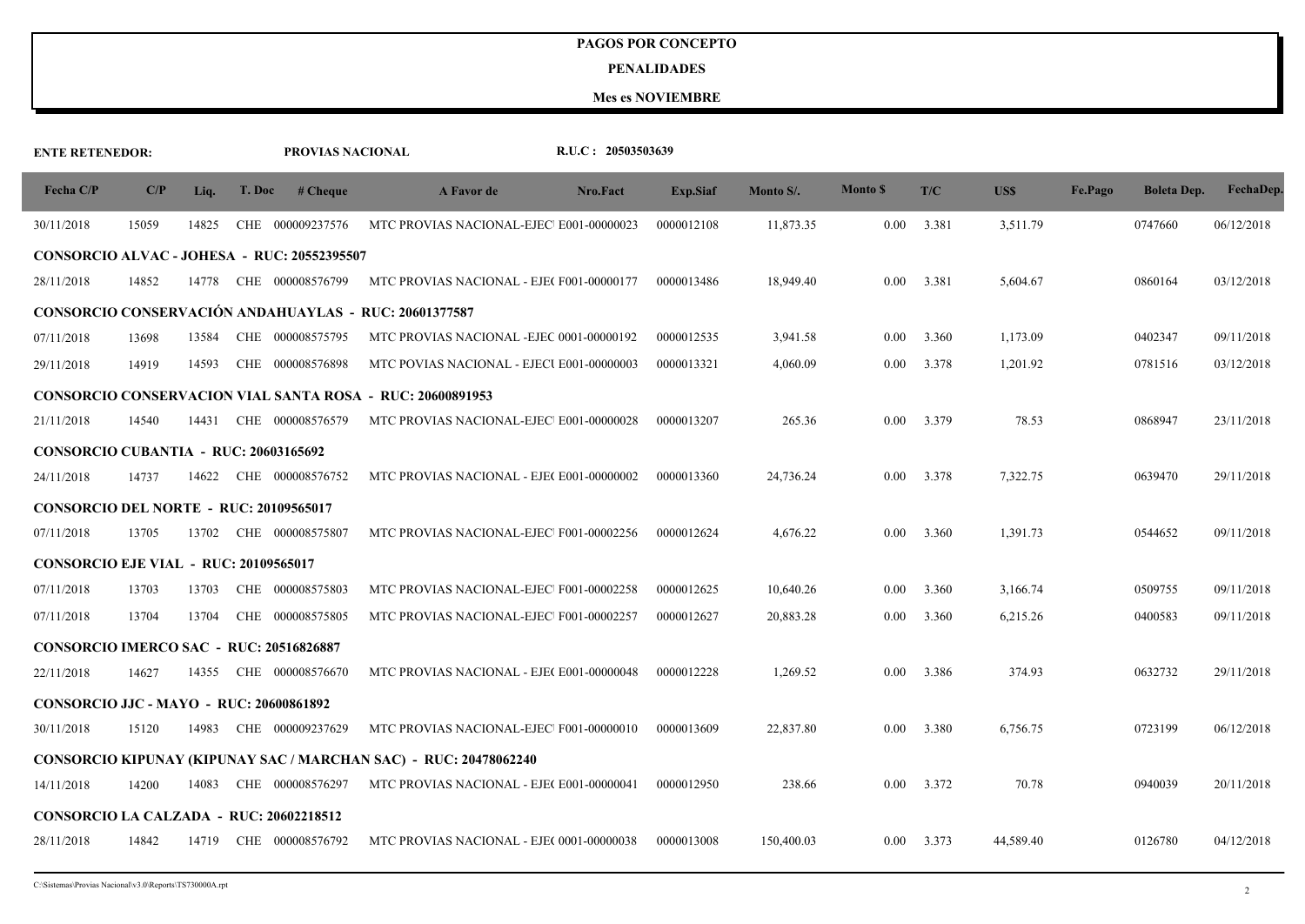**PAGOS POR CONCEPTO**

**PENALIDADES**

**Mes es NOVIEMBRE**

**ENTE RETENEDOR:** PROVIAS NACIONAL **R.U.C : 20503503639**

| Fecha C/P | C/P | Liq. | T. Doc | # Cheque | A Favor de | Nro.Fact | Exp.Siaf | Monto S/. | Monto $ | T/C | US$ | Fe.Pago | Boleta Dep. | FechaDep. |
|---|---|---|---|---|---|---|---|---|---|---|---|---|---|---|
| 30/11/2018 | 15059 | 14825 | CHE | 000009237576 | MTC PROVIAS NACIONAL-EJEC | E001-00000023 | 0000012108 | 11,873.35 | 0.00 | 3.381 | 3,511.79 | | 0747660 | 06/12/2018 |
| **CONSORCIO ALVAC - JOHESA - RUC: 20552395507** | | | | | | | | | | | | | | |
| 28/11/2018 | 14852 | 14778 | CHE | 000008576799 | MTC PROVIAS NACIONAL - EJE( | F001-00000177 | 0000013486 | 18,949.40 | 0.00 | 3.381 | 5,604.67 | | 0860164 | 03/12/2018 |
| **CONSORCIO CONSERVACIÓN ANDAHUAYLAS - RUC: 20601377587** | | | | | | | | | | | | | | |
| 07/11/2018 | 13698 | 13584 | CHE | 000008575795 | MTC PROVIAS NACIONAL -EJEC | 0001-00000192 | 0000012535 | 3,941.58 | 0.00 | 3.360 | 1,173.09 | | 0402347 | 09/11/2018 |
| 29/11/2018 | 14919 | 14593 | CHE | 000008576898 | MTC POVIAS NACIONAL - EJECU | E001-00000003 | 0000013321 | 4,060.09 | 0.00 | 3.378 | 1,201.92 | | 0781516 | 03/12/2018 |
| **CONSORCIO CONSERVACION VIAL SANTA ROSA - RUC: 20600891953** | | | | | | | | | | | | | | |
| 21/11/2018 | 14540 | 14431 | CHE | 000008576579 | MTC PROVIAS NACIONAL-EJEC | E001-00000028 | 0000013207 | 265.36 | 0.00 | 3.379 | 78.53 | | 0868947 | 23/11/2018 |
| **CONSORCIO CUBANTIA - RUC: 20603165692** | | | | | | | | | | | | | | |
| 24/11/2018 | 14737 | 14622 | CHE | 000008576752 | MTC PROVIAS NACIONAL - EJE( | E001-00000002 | 0000013360 | 24,736.24 | 0.00 | 3.378 | 7,322.75 | | 0639470 | 29/11/2018 |
| **CONSORCIO DEL NORTE - RUC: 20109565017** | | | | | | | | | | | | | | |
| 07/11/2018 | 13705 | 13702 | CHE | 000008575807 | MTC PROVIAS NACIONAL-EJEC | F001-00002256 | 0000012624 | 4,676.22 | 0.00 | 3.360 | 1,391.73 | | 0544652 | 09/11/2018 |
| **CONSORCIO EJE VIAL - RUC: 20109565017** | | | | | | | | | | | | | | |
| 07/11/2018 | 13703 | 13703 | CHE | 000008575803 | MTC PROVIAS NACIONAL-EJEC | F001-00002258 | 0000012625 | 10,640.26 | 0.00 | 3.360 | 3,166.74 | | 0509755 | 09/11/2018 |
| 07/11/2018 | 13704 | 13704 | CHE | 000008575805 | MTC PROVIAS NACIONAL-EJEC | F001-00002257 | 0000012627 | 20,883.28 | 0.00 | 3.360 | 6,215.26 | | 0400583 | 09/11/2018 |
| **CONSORCIO IMERCO SAC - RUC: 20516826887** | | | | | | | | | | | | | | |
| 22/11/2018 | 14627 | 14355 | CHE | 000008576670 | MTC PROVIAS NACIONAL - EJE( | E001-00000048 | 0000012228 | 1,269.52 | 0.00 | 3.386 | 374.93 | | 0632732 | 29/11/2018 |
| **CONSORCIO JJC - MAYO - RUC: 20600861892** | | | | | | | | | | | | | | |
| 30/11/2018 | 15120 | 14983 | CHE | 000009237629 | MTC PROVIAS NACIONAL-EJEC | F001-00000010 | 0000013609 | 22,837.80 | 0.00 | 3.380 | 6,756.75 | | 0723199 | 06/12/2018 |
| **CONSORCIO KIPUNAY (KIPUNAY SAC / MARCHAN SAC) - RUC: 20478062240** | | | | | | | | | | | | | | |
| 14/11/2018 | 14200 | 14083 | CHE | 000008576297 | MTC PROVIAS NACIONAL - EJE( | E001-00000041 | 0000012950 | 238.66 | 0.00 | 3.372 | 70.78 | | 0940039 | 20/11/2018 |
| **CONSORCIO LA CALZADA - RUC: 20602218512** | | | | | | | | | | | | | | |
| 28/11/2018 | 14842 | 14719 | CHE | 000008576792 | MTC PROVIAS NACIONAL - EJE( | 0001-00000038 | 0000013008 | 150,400.03 | 0.00 | 3.373 | 44,589.40 | | 0126780 | 04/12/2018 |

C:\Sistemas\Provias Nacional\v3.0\Reports\TS730000A.rpt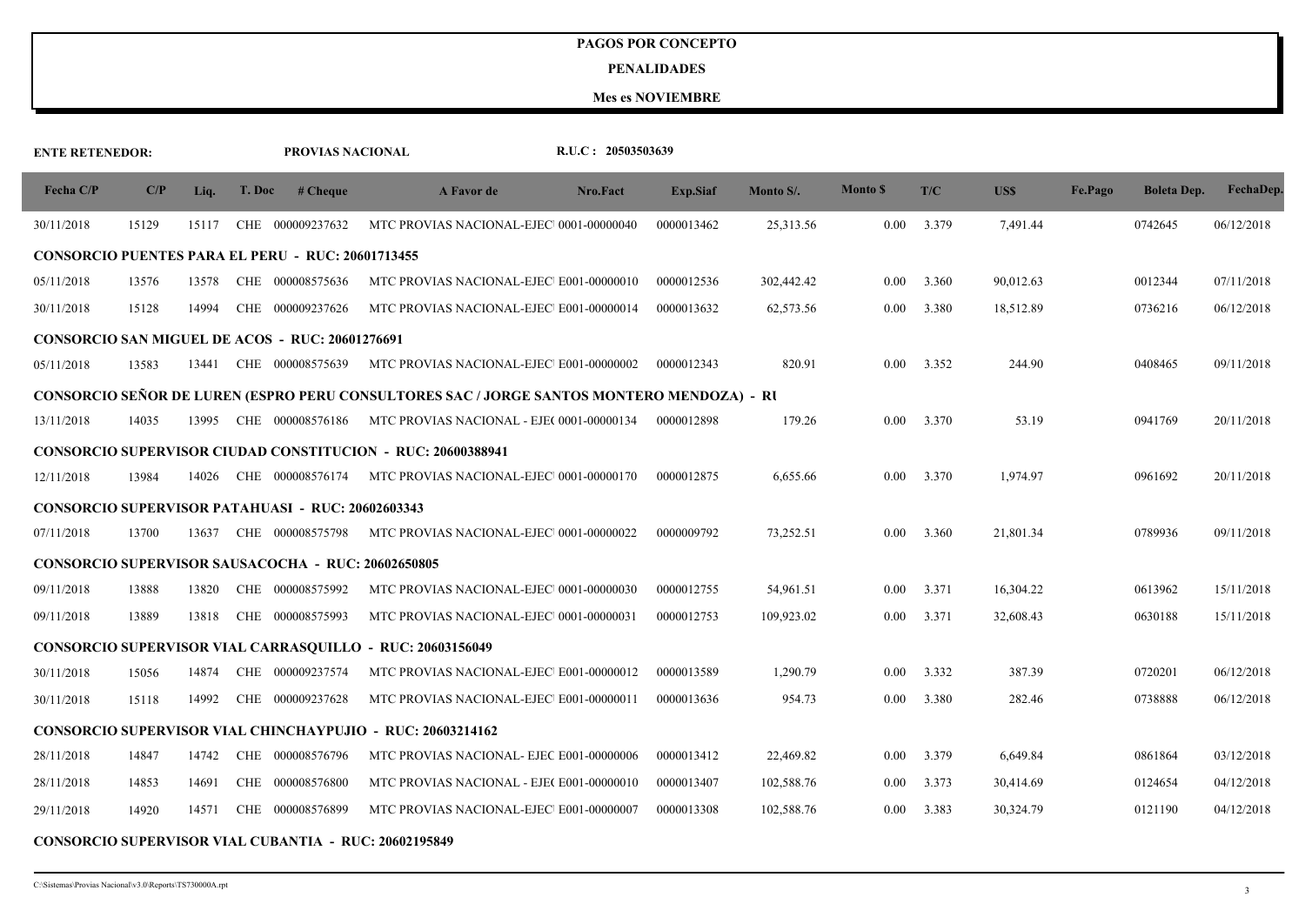# PAGOS POR CONCEPTO

## PENALIDADES

### Mes es NOVIEMBRE

**ENTE RETENEDOR:** PROVIAS NACIONAL R.U.C : 20503503639

| Fecha C/P | C/P | Liq. | T. Doc | # Cheque | A Favor de | Nro.Fact | Exp.Siaf | Monto S/. | Monto $ | T/C | US$ | Fe.Pago | Boleta Dep. | FechaDep. |
|---|---|---|---|---|---|---|---|---|---|---|---|---|---|---|
| 30/11/2018 | 15129 | 15117 | CHE | 000009237632 | MTC PROVIAS NACIONAL-EJEC | 0001-00000040 | 0000013462 | 25,313.56 | 0.00 | 3.379 | 7,491.44 | | 0742645 | 06/12/2018 |
| **CONSORCIO PUENTES PARA EL PERU - RUC: 20601713455** | | | | | | | | | | | | | | |
| 05/11/2018 | 13576 | 13578 | CHE | 000008575636 | MTC PROVIAS NACIONAL-EJEC | E001-00000010 | 0000012536 | 302,442.42 | 0.00 | 3.360 | 90,012.63 | | 0012344 | 07/11/2018 |
| 30/11/2018 | 15128 | 14994 | CHE | 000009237626 | MTC PROVIAS NACIONAL-EJEC | E001-00000014 | 0000013632 | 62,573.56 | 0.00 | 3.380 | 18,512.89 | | 0736216 | 06/12/2018 |
| **CONSORCIO SAN MIGUEL DE ACOS - RUC: 20601276691** | | | | | | | | | | | | | | |
| 05/11/2018 | 13583 | 13441 | CHE | 000008575639 | MTC PROVIAS NACIONAL-EJEC | E001-00000002 | 0000012343 | 820.91 | 0.00 | 3.352 | 244.90 | | 0408465 | 09/11/2018 |
| **CONSORCIO SEÑOR DE LUREN (ESPRO PERU CONSULTORES SAC / JORGE SANTOS MONTERO MENDOZA) - RU** | | | | | | | | | | | | | | |
| 13/11/2018 | 14035 | 13995 | CHE | 000008576186 | MTC PROVIAS NACIONAL - EJE( | 0001-00000134 | 0000012898 | 179.26 | 0.00 | 3.370 | 53.19 | | 0941769 | 20/11/2018 |
| **CONSORCIO SUPERVISOR CIUDAD CONSTITUCION - RUC: 20600388941** | | | | | | | | | | | | | | |
| 12/11/2018 | 13984 | 14026 | CHE | 000008576174 | MTC PROVIAS NACIONAL-EJEC | 0001-00000170 | 0000012875 | 6,655.66 | 0.00 | 3.370 | 1,974.97 | | 0961692 | 20/11/2018 |
| **CONSORCIO SUPERVISOR PATAHUASI - RUC: 20602603343** | | | | | | | | | | | | | | |
| 07/11/2018 | 13700 | 13637 | CHE | 000008575798 | MTC PROVIAS NACIONAL-EJEC | 0001-00000022 | 0000009792 | 73,252.51 | 0.00 | 3.360 | 21,801.34 | | 0789936 | 09/11/2018 |
| **CONSORCIO SUPERVISOR SAUSACOCHA - RUC: 20602650805** | | | | | | | | | | | | | | |
| 09/11/2018 | 13888 | 13820 | CHE | 000008575992 | MTC PROVIAS NACIONAL-EJEC | 0001-00000030 | 0000012755 | 54,961.51 | 0.00 | 3.371 | 16,304.22 | | 0613962 | 15/11/2018 |
| 09/11/2018 | 13889 | 13818 | CHE | 000008575993 | MTC PROVIAS NACIONAL-EJEC | 0001-00000031 | 0000012753 | 109,923.02 | 0.00 | 3.371 | 32,608.43 | | 0630188 | 15/11/2018 |
| **CONSORCIO SUPERVISOR VIAL CARRASQUILLO - RUC: 20603156049** | | | | | | | | | | | | | | |
| 30/11/2018 | 15056 | 14874 | CHE | 000009237574 | MTC PROVIAS NACIONAL-EJEC | E001-00000012 | 0000013589 | 1,290.79 | 0.00 | 3.332 | 387.39 | | 0720201 | 06/12/2018 |
| 30/11/2018 | 15118 | 14992 | CHE | 000009237628 | MTC PROVIAS NACIONAL-EJEC | E001-00000011 | 0000013636 | 954.73 | 0.00 | 3.380 | 282.46 | | 0738888 | 06/12/2018 |
| **CONSORCIO SUPERVISOR VIAL CHINCHAYPUJIO - RUC: 20603214162** | | | | | | | | | | | | | | |
| 28/11/2018 | 14847 | 14742 | CHE | 000008576796 | MTC PROVIAS NACIONAL- EJEC | E001-00000006 | 0000013412 | 22,469.82 | 0.00 | 3.379 | 6,649.84 | | 0861864 | 03/12/2018 |
| 28/11/2018 | 14853 | 14691 | CHE | 000008576800 | MTC PROVIAS NACIONAL - EJE( | E001-00000010 | 0000013407 | 102,588.76 | 0.00 | 3.373 | 30,414.69 | | 0124654 | 04/12/2018 |
| 29/11/2018 | 14920 | 14571 | CHE | 000008576899 | MTC PROVIAS NACIONAL-EJEC | E001-00000007 | 0000013308 | 102,588.76 | 0.00 | 3.383 | 30,324.79 | | 0121190 | 04/12/2018 |
| **CONSORCIO SUPERVISOR VIAL CUBANTIA - RUC: 20602195849** | | | | | | | | | | | | | | |

C:\Sistemas\Provias Nacional\v3.0\Reports\TS730000A.rpt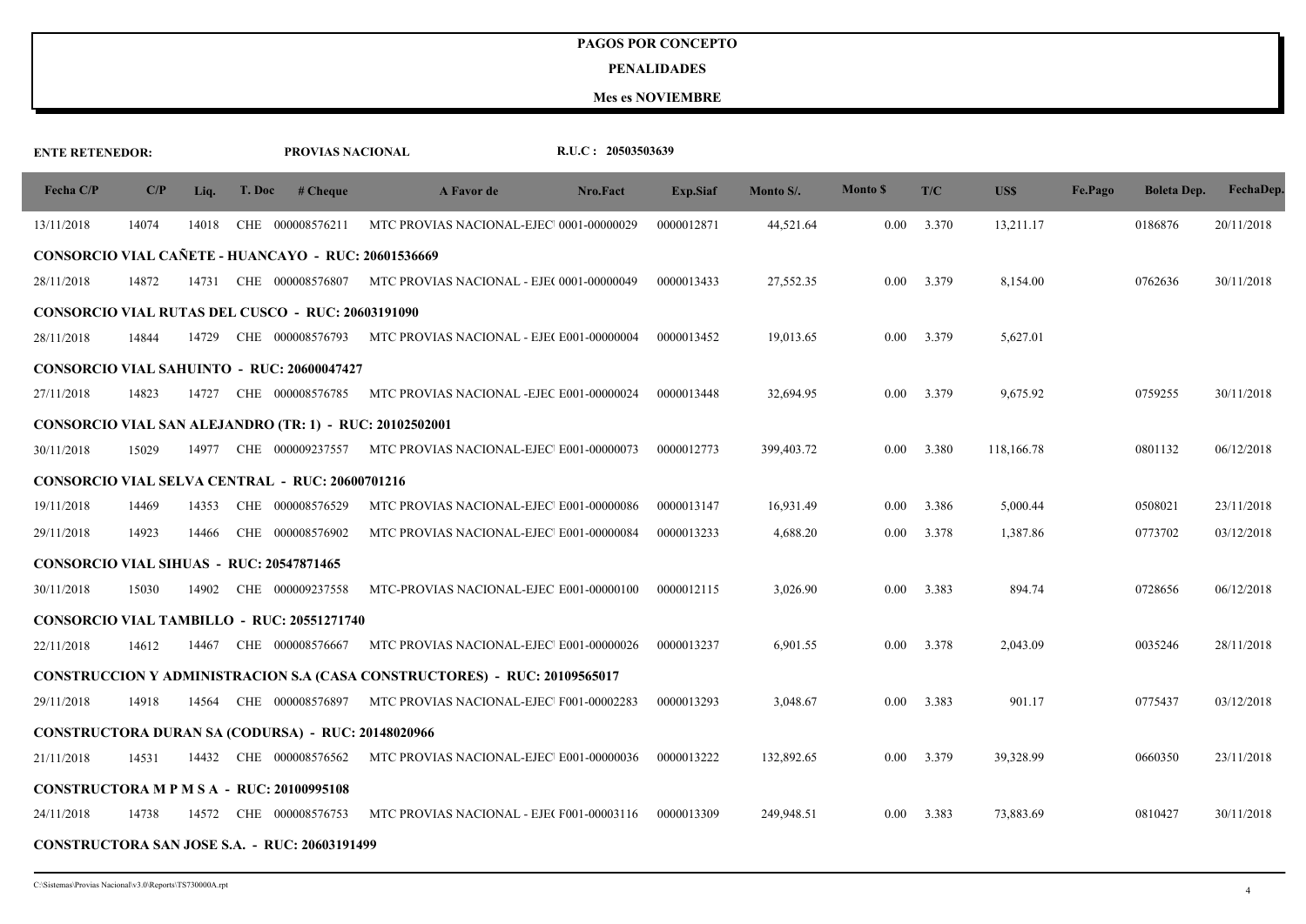**PAGOS POR CONCEPTO**

**PENALIDADES**

**Mes es NOVIEMBRE**

**ENTE RETENEDOR:** PROVIAS NACIONAL R.U.C : 20503503639

| Fecha C/P | C/P | Liq. | T. Doc | # Cheque | A Favor de | Nro.Fact | Exp.Siaf | Monto S/. | Monto $ | T/C | US$ | Fe.Pago | Boleta Dep. | FechaDep. |
|---|---|---|---|---|---|---|---|---|---|---|---|---|---|---|
| 13/11/2018 | 14074 | 14018 | CHE | 000008576211 | MTC PROVIAS NACIONAL-EJEC | 0001-00000029 | 0000012871 | 44,521.64 | 0.00 | 3.370 | 13,211.17 | | 0186876 | 20/11/2018 |
| **CONSORCIO VIAL CAÑETE - HUANCAYO - RUC: 20601536669** | | | | | | | | | | | | | | |
| 28/11/2018 | 14872 | 14731 | CHE | 000008576807 | MTC PROVIAS NACIONAL - EJE( | 0001-00000049 | 0000013433 | 27,552.35 | 0.00 | 3.379 | 8,154.00 | | 0762636 | 30/11/2018 |
| **CONSORCIO VIAL RUTAS DEL CUSCO - RUC: 20603191090** | | | | | | | | | | | | | | |
| 28/11/2018 | 14844 | 14729 | CHE | 000008576793 | MTC PROVIAS NACIONAL - EJE( | E001-00000004 | 0000013452 | 19,013.65 | 0.00 | 3.379 | 5,627.01 | | | |
| **CONSORCIO VIAL SAHUINTO - RUC: 20600047427** | | | | | | | | | | | | | | |
| 27/11/2018 | 14823 | 14727 | CHE | 000008576785 | MTC PROVIAS NACIONAL -EJEC | E001-00000024 | 0000013448 | 32,694.95 | 0.00 | 3.379 | 9,675.92 | | 0759255 | 30/11/2018 |
| **CONSORCIO VIAL SAN ALEJANDRO (TR: 1) - RUC: 20102502001** | | | | | | | | | | | | | | |
| 30/11/2018 | 15029 | 14977 | CHE | 000009237557 | MTC PROVIAS NACIONAL-EJEC | E001-00000073 | 0000012773 | 399,403.72 | 0.00 | 3.380 | 118,166.78 | | 0801132 | 06/12/2018 |
| **CONSORCIO VIAL SELVA CENTRAL - RUC: 20600701216** | | | | | | | | | | | | | | |
| 19/11/2018 | 14469 | 14353 | CHE | 000008576529 | MTC PROVIAS NACIONAL-EJEC | E001-00000086 | 0000013147 | 16,931.49 | 0.00 | 3.386 | 5,000.44 | | 0508021 | 23/11/2018 |
| 29/11/2018 | 14923 | 14466 | CHE | 000008576902 | MTC PROVIAS NACIONAL-EJEC | E001-00000084 | 0000013233 | 4,688.20 | 0.00 | 3.378 | 1,387.86 | | 0773702 | 03/12/2018 |
| **CONSORCIO VIAL SIHUAS - RUC: 20547871465** | | | | | | | | | | | | | | |
| 30/11/2018 | 15030 | 14902 | CHE | 000009237558 | MTC-PROVIAS NACIONAL-EJEC | E001-00000100 | 0000012115 | 3,026.90 | 0.00 | 3.383 | 894.74 | | 0728656 | 06/12/2018 |
| **CONSORCIO VIAL TAMBILLO - RUC: 20551271740** | | | | | | | | | | | | | | |
| 22/11/2018 | 14612 | 14467 | CHE | 000008576667 | MTC PROVIAS NACIONAL-EJEC | E001-00000026 | 0000013237 | 6,901.55 | 0.00 | 3.378 | 2,043.09 | | 0035246 | 28/11/2018 |
| **CONSTRUCCION Y ADMINISTRACION S.A (CASA CONSTRUCTORES) - RUC: 20109565017** | | | | | | | | | | | | | | |
| 29/11/2018 | 14918 | 14564 | CHE | 000008576897 | MTC PROVIAS NACIONAL-EJEC | F001-00002283 | 0000013293 | 3,048.67 | 0.00 | 3.383 | 901.17 | | 0775437 | 03/12/2018 |
| **CONSTRUCTORA DURAN SA (CODURSA) - RUC: 20148020966** | | | | | | | | | | | | | | |
| 21/11/2018 | 14531 | 14432 | CHE | 000008576562 | MTC PROVIAS NACIONAL-EJEC | E001-00000036 | 0000013222 | 132,892.65 | 0.00 | 3.379 | 39,328.99 | | 0660350 | 23/11/2018 |
| **CONSTRUCTORA M P M S A - RUC: 20100995108** | | | | | | | | | | | | | | |
| 24/11/2018 | 14738 | 14572 | CHE | 000008576753 | MTC PROVIAS NACIONAL - EJE( | F001-00003116 | 0000013309 | 249,948.51 | 0.00 | 3.383 | 73,883.69 | | 0810427 | 30/11/2018 |
| **CONSTRUCTORA SAN JOSE S.A. - RUC: 20603191499** | | | | | | | | | | | | | | |

C:\Sistemas\Provias Nacional\v3.0\Reports\TS730000A.rpt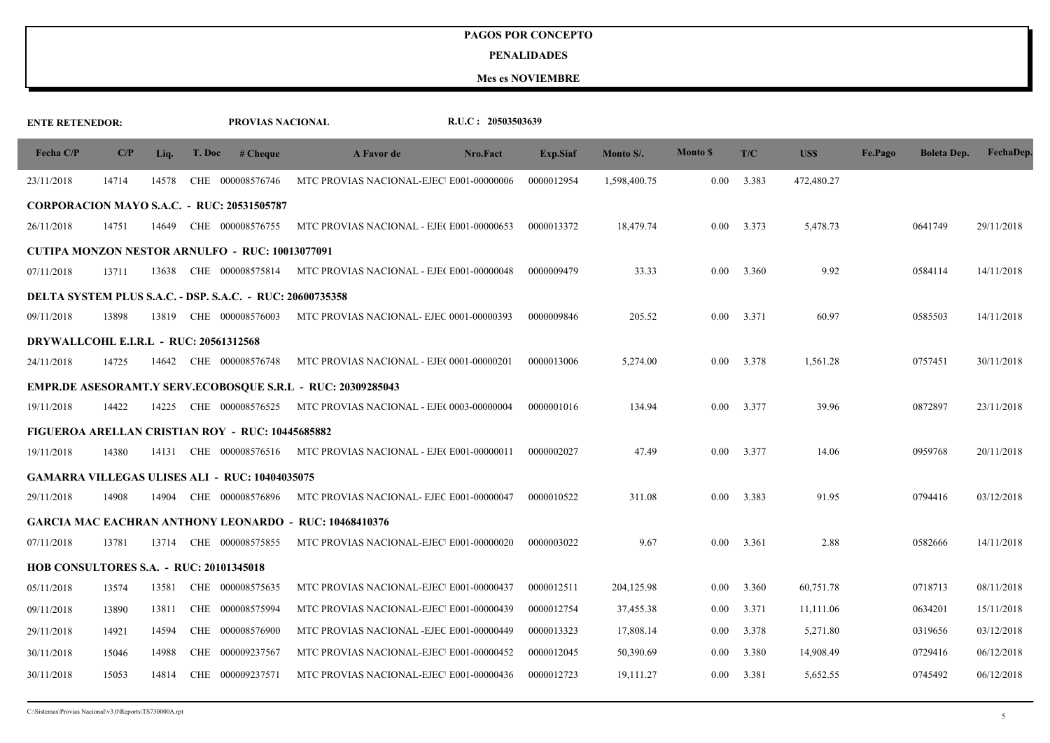# PAGOS POR CONCEPTO

## PENALIDADES

### Mes es NOVIEMBRE

**ENTE RETENEDOR:** PROVIAS NACIONAL R.U.C : 20503503639

| Fecha C/P | C/P | Liq. | T. Doc | # Cheque | A Favor de | Nro.Fact | Exp.Siaf | Monto S/. | Monto $ | T/C | US$ | Fe.Pago | Boleta Dep. | FechaDep. |
|---|---|---|---|---|---|---|---|---|---|---|---|---|---|---|
| 23/11/2018 | 14714 | 14578 | CHE | 000008576746 | MTC PROVIAS NACIONAL-EJEC | E001-00000006 | 0000012954 | 1,598,400.75 | 0.00 | 3.383 | 472,480.27 | | | |
| **CORPORACION MAYO S.A.C. - RUC: 20531505787** | | | | | | | | | | | | | | |
| 26/11/2018 | 14751 | 14649 | CHE | 000008576755 | MTC PROVIAS NACIONAL - EJE( | E001-00000653 | 0000013372 | 18,479.74 | 0.00 | 3.373 | 5,478.73 | | 0641749 | 29/11/2018 |
| **CUTIPA MONZON NESTOR ARNULFO - RUC: 10013077091** | | | | | | | | | | | | | | |
| 07/11/2018 | 13711 | 13638 | CHE | 000008575814 | MTC PROVIAS NACIONAL - EJE( | E001-00000048 | 0000009479 | 33.33 | 0.00 | 3.360 | 9.92 | | 0584114 | 14/11/2018 |
| **DELTA SYSTEM PLUS S.A.C. - DSP. S.A.C. - RUC: 20600735358** | | | | | | | | | | | | | | |
| 09/11/2018 | 13898 | 13819 | CHE | 000008576003 | MTC PROVIAS NACIONAL- EJEC | 0001-00000393 | 0000009846 | 205.52 | 0.00 | 3.371 | 60.97 | | 0585503 | 14/11/2018 |
| **DRYWALLCOHL E.I.R.L - RUC: 20561312568** | | | | | | | | | | | | | | |
| 24/11/2018 | 14725 | 14642 | CHE | 000008576748 | MTC PROVIAS NACIONAL - EJE( | 0001-00000201 | 0000013006 | 5,274.00 | 0.00 | 3.378 | 1,561.28 | | 0757451 | 30/11/2018 |
| **EMPR.DE ASESORAMT.Y SERV.ECOBOSQUE S.R.L - RUC: 20309285043** | | | | | | | | | | | | | | |
| 19/11/2018 | 14422 | 14225 | CHE | 000008576525 | MTC PROVIAS NACIONAL - EJE( | 0003-00000004 | 0000001016 | 134.94 | 0.00 | 3.377 | 39.96 | | 0872897 | 23/11/2018 |
| **FIGUEROA ARELLAN CRISTIAN ROY - RUC: 10445685882** | | | | | | | | | | | | | | |
| 19/11/2018 | 14380 | 14131 | CHE | 000008576516 | MTC PROVIAS NACIONAL - EJE( | E001-00000011 | 0000002027 | 47.49 | 0.00 | 3.377 | 14.06 | | 0959768 | 20/11/2018 |
| **GAMARRA VILLEGAS ULISES ALI - RUC: 10404035075** | | | | | | | | | | | | | | |
| 29/11/2018 | 14908 | 14904 | CHE | 000008576896 | MTC PROVIAS NACIONAL- EJEC | E001-00000047 | 0000010522 | 311.08 | 0.00 | 3.383 | 91.95 | | 0794416 | 03/12/2018 |
| **GARCIA MAC EACHRAN ANTHONY LEONARDO - RUC: 10468410376** | | | | | | | | | | | | | | |
| 07/11/2018 | 13781 | 13714 | CHE | 000008575855 | MTC PROVIAS NACIONAL-EJEC | E001-00000020 | 0000003022 | 9.67 | 0.00 | 3.361 | 2.88 | | 0582666 | 14/11/2018 |
| **HOB CONSULTORES S.A. - RUC: 20101345018** | | | | | | | | | | | | | | |
| 05/11/2018 | 13574 | 13581 | CHE | 000008575635 | MTC PROVIAS NACIONAL-EJEC | E001-00000437 | 0000012511 | 204,125.98 | 0.00 | 3.360 | 60,751.78 | | 0718713 | 08/11/2018 |
| 09/11/2018 | 13890 | 13811 | CHE | 000008575994 | MTC PROVIAS NACIONAL-EJEC | E001-00000439 | 0000012754 | 37,455.38 | 0.00 | 3.371 | 11,111.06 | | 0634201 | 15/11/2018 |
| 29/11/2018 | 14921 | 14594 | CHE | 000008576900 | MTC PROVIAS NACIONAL -EJEC | E001-00000449 | 0000013323 | 17,808.14 | 0.00 | 3.378 | 5,271.80 | | 0319656 | 03/12/2018 |
| 30/11/2018 | 15046 | 14988 | CHE | 000009237567 | MTC PROVIAS NACIONAL-EJEC | E001-00000452 | 0000012045 | 50,390.69 | 0.00 | 3.380 | 14,908.49 | | 0729416 | 06/12/2018 |
| 30/11/2018 | 15053 | 14814 | CHE | 000009237571 | MTC PROVIAS NACIONAL-EJEC | E001-00000436 | 0000012723 | 19,111.27 | 0.00 | 3.381 | 5,652.55 | | 0745492 | 06/12/2018 |

C:\Sistemas\Provias Nacional\v3.0\Reports\TS730000A.rpt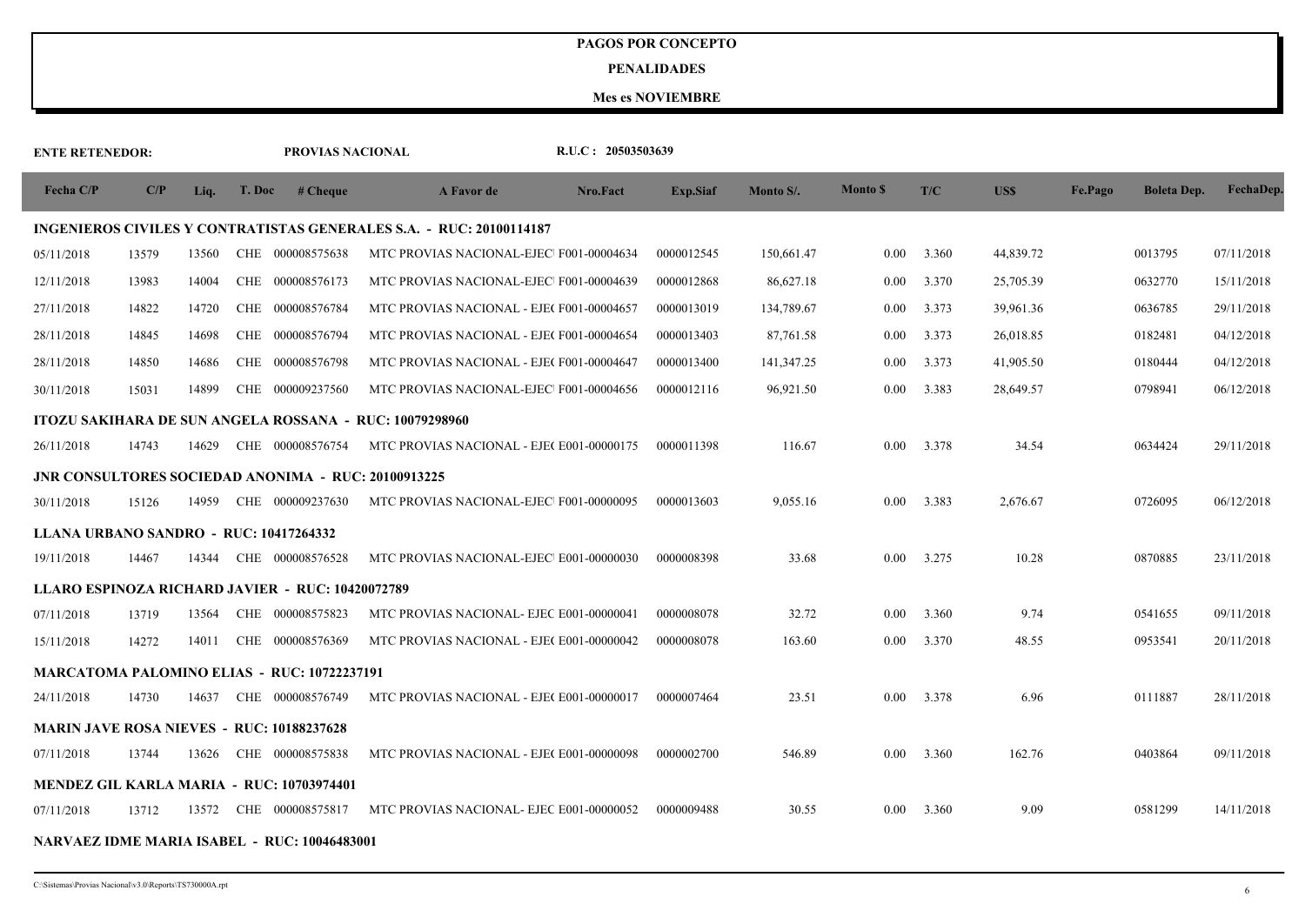**PAGOS POR CONCEPTO**

**PENALIDADES**

**Mes es NOVIEMBRE**

**ENTE RETENEDOR:** PROVIAS NACIONAL R.U.C : 20503503639

| Fecha C/P | C/P | Liq. | T. Doc | # Cheque | A Favor de | Nro.Fact | Exp.Siaf | Monto S/. | Monto $ | T/C | US$ | Fe.Pago | Boleta Dep. | FechaDep. |
|---|---|---|---|---|---|---|---|---|---|---|---|---|---|---|
| **INGENIEROS CIVILES Y CONTRATISTAS GENERALES S.A. - RUC: 20100114187** | | | | | | | | | | | | | | |
| 05/11/2018 | 13579 | 13560 | CHE | 000008575638 | MTC PROVIAS NACIONAL-EJEC | F001-00004634 | 0000012545 | 150,661.47 | 0.00 | 3.360 | 44,839.72 | | 0013795 | 07/11/2018 |
| 12/11/2018 | 13983 | 14004 | CHE | 000008576173 | MTC PROVIAS NACIONAL-EJEC | F001-00004639 | 0000012868 | 86,627.18 | 0.00 | 3.370 | 25,705.39 | | 0632770 | 15/11/2018 |
| 27/11/2018 | 14822 | 14720 | CHE | 000008576784 | MTC PROVIAS NACIONAL - EJE( | F001-00004657 | 0000013019 | 134,789.67 | 0.00 | 3.373 | 39,961.36 | | 0636785 | 29/11/2018 |
| 28/11/2018 | 14845 | 14698 | CHE | 000008576794 | MTC PROVIAS NACIONAL - EJE( | F001-00004654 | 0000013403 | 87,761.58 | 0.00 | 3.373 | 26,018.85 | | 0182481 | 04/12/2018 |
| 28/11/2018 | 14850 | 14686 | CHE | 000008576798 | MTC PROVIAS NACIONAL - EJE( | F001-00004647 | 0000013400 | 141,347.25 | 0.00 | 3.373 | 41,905.50 | | 0180444 | 04/12/2018 |
| 30/11/2018 | 15031 | 14899 | CHE | 000009237560 | MTC PROVIAS NACIONAL-EJEC | F001-00004656 | 0000012116 | 96,921.50 | 0.00 | 3.383 | 28,649.57 | | 0798941 | 06/12/2018 |
| **ITOZU SAKIHARA DE SUN ANGELA ROSSANA - RUC: 10079298960** | | | | | | | | | | | | | | |
| 26/11/2018 | 14743 | 14629 | CHE | 000008576754 | MTC PROVIAS NACIONAL - EJE( | E001-00000175 | 0000011398 | 116.67 | 0.00 | 3.378 | 34.54 | | 0634424 | 29/11/2018 |
| **JNR CONSULTORES SOCIEDAD ANONIMA - RUC: 20100913225** | | | | | | | | | | | | | | |
| 30/11/2018 | 15126 | 14959 | CHE | 000009237630 | MTC PROVIAS NACIONAL-EJEC | F001-00000095 | 0000013603 | 9,055.16 | 0.00 | 3.383 | 2,676.67 | | 0726095 | 06/12/2018 |
| **LLANA URBANO SANDRO - RUC: 10417264332** | | | | | | | | | | | | | | |
| 19/11/2018 | 14467 | 14344 | CHE | 000008576528 | MTC PROVIAS NACIONAL-EJEC | E001-00000030 | 0000008398 | 33.68 | 0.00 | 3.275 | 10.28 | | 0870885 | 23/11/2018 |
| **LLARO ESPINOZA RICHARD JAVIER - RUC: 10420072789** | | | | | | | | | | | | | | |
| 07/11/2018 | 13719 | 13564 | CHE | 000008575823 | MTC PROVIAS NACIONAL- EJEC | E001-00000041 | 0000008078 | 32.72 | 0.00 | 3.360 | 9.74 | | 0541655 | 09/11/2018 |
| 15/11/2018 | 14272 | 14011 | CHE | 000008576369 | MTC PROVIAS NACIONAL - EJE( | E001-00000042 | 0000008078 | 163.60 | 0.00 | 3.370 | 48.55 | | 0953541 | 20/11/2018 |
| **MARCATOMA PALOMINO ELIAS - RUC: 10722237191** | | | | | | | | | | | | | | |
| 24/11/2018 | 14730 | 14637 | CHE | 000008576749 | MTC PROVIAS NACIONAL - EJE( | E001-00000017 | 0000007464 | 23.51 | 0.00 | 3.378 | 6.96 | | 0111887 | 28/11/2018 |
| **MARIN JAVE ROSA NIEVES - RUC: 10188237628** | | | | | | | | | | | | | | |
| 07/11/2018 | 13744 | 13626 | CHE | 000008575838 | MTC PROVIAS NACIONAL - EJE( | E001-00000098 | 0000002700 | 546.89 | 0.00 | 3.360 | 162.76 | | 0403864 | 09/11/2018 |
| **MENDEZ GIL KARLA MARIA - RUC: 10703974401** | | | | | | | | | | | | | | |
| 07/11/2018 | 13712 | 13572 | CHE | 000008575817 | MTC PROVIAS NACIONAL- EJEC | E001-00000052 | 0000009488 | 30.55 | 0.00 | 3.360 | 9.09 | | 0581299 | 14/11/2018 |
| **NARVAEZ IDME MARIA ISABEL - RUC: 10046483001** | | | | | | | | | | | | | | |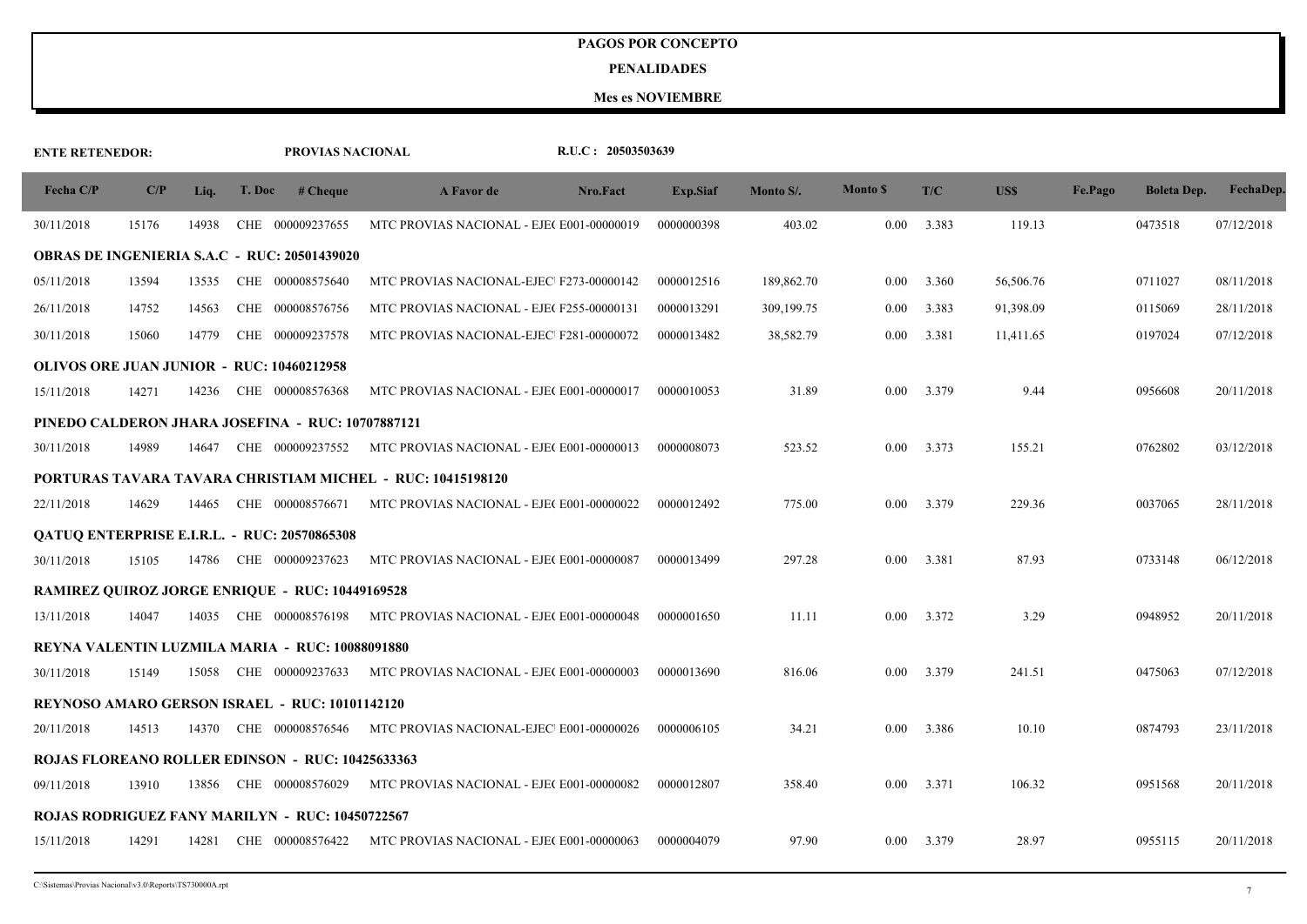# PAGOS POR CONCEPTO

## PENALIDADES

### Mes es NOVIEMBRE

**ENTE RETENEDOR:** PROVIAS NACIONAL **R.U.C : 20503503639**

| Fecha C/P | C/P | Liq. | T. Doc | # Cheque | A Favor de | Nro.Fact | Exp.Siaf | Monto S/. | Monto $ | T/C | US$ | Fe.Pago | Boleta Dep. | FechaDep. |
|---|---|---|---|---|---|---|---|---|---|---|---|---|---|---|
| 30/11/2018 | 15176 | 14938 | CHE | 000009237655 | MTC PROVIAS NACIONAL - EJE( | E001-00000019 | 0000000398 | 403.02 | 0.00 | 3.383 | 119.13 | | 0473518 | 07/12/2018 |
| **OBRAS DE INGENIERIA S.A.C - RUC: 20501439020** | | | | | | | | | | | | | | |
| 05/11/2018 | 13594 | 13535 | CHE | 000008575640 | MTC PROVIAS NACIONAL-EJEC | F273-00000142 | 0000012516 | 189,862.70 | 0.00 | 3.360 | 56,506.76 | | 0711027 | 08/11/2018 |
| 26/11/2018 | 14752 | 14563 | CHE | 000008576756 | MTC PROVIAS NACIONAL - EJE( | F255-00000131 | 0000013291 | 309,199.75 | 0.00 | 3.383 | 91,398.09 | | 0115069 | 28/11/2018 |
| 30/11/2018 | 15060 | 14779 | CHE | 000009237578 | MTC PROVIAS NACIONAL-EJEC | F281-00000072 | 0000013482 | 38,582.79 | 0.00 | 3.381 | 11,411.65 | | 0197024 | 07/12/2018 |
| **OLIVOS ORE JUAN JUNIOR - RUC: 10460212958** | | | | | | | | | | | | | | |
| 15/11/2018 | 14271 | 14236 | CHE | 000008576368 | MTC PROVIAS NACIONAL - EJE( | E001-00000017 | 0000010053 | 31.89 | 0.00 | 3.379 | 9.44 | | 0956608 | 20/11/2018 |
| **PINEDO CALDERON JHARA JOSEFINA - RUC: 10707887121** | | | | | | | | | | | | | | |
| 30/11/2018 | 14989 | 14647 | CHE | 000009237552 | MTC PROVIAS NACIONAL - EJE( | E001-00000013 | 0000008073 | 523.52 | 0.00 | 3.373 | 155.21 | | 0762802 | 03/12/2018 |
| **PORTURAS TAVARA TAVARA CHRISTIAM MICHEL - RUC: 10415198120** | | | | | | | | | | | | | | |
| 22/11/2018 | 14629 | 14465 | CHE | 000008576671 | MTC PROVIAS NACIONAL - EJE( | E001-00000022 | 0000012492 | 775.00 | 0.00 | 3.379 | 229.36 | | 0037065 | 28/11/2018 |
| **QATUQ ENTERPRISE E.I.R.L. - RUC: 20570865308** | | | | | | | | | | | | | | |
| 30/11/2018 | 15105 | 14786 | CHE | 000009237623 | MTC PROVIAS NACIONAL - EJE( | E001-00000087 | 0000013499 | 297.28 | 0.00 | 3.381 | 87.93 | | 0733148 | 06/12/2018 |
| **RAMIREZ QUIROZ JORGE ENRIQUE - RUC: 10449169528** | | | | | | | | | | | | | | |
| 13/11/2018 | 14047 | 14035 | CHE | 000008576198 | MTC PROVIAS NACIONAL - EJE( | E001-00000048 | 0000001650 | 11.11 | 0.00 | 3.372 | 3.29 | | 0948952 | 20/11/2018 |
| **REYNA VALENTIN LUZMILA MARIA - RUC: 10088091880** | | | | | | | | | | | | | | |
| 30/11/2018 | 15149 | 15058 | CHE | 000009237633 | MTC PROVIAS NACIONAL - EJE( | E001-00000003 | 0000013690 | 816.06 | 0.00 | 3.379 | 241.51 | | 0475063 | 07/12/2018 |
| **REYNOSO AMARO GERSON ISRAEL - RUC: 10101142120** | | | | | | | | | | | | | | |
| 20/11/2018 | 14513 | 14370 | CHE | 000008576546 | MTC PROVIAS NACIONAL-EJEC | E001-00000026 | 0000006105 | 34.21 | 0.00 | 3.386 | 10.10 | | 0874793 | 23/11/2018 |
| **ROJAS FLOREANO ROLLER EDINSON - RUC: 10425633363** | | | | | | | | | | | | | | |
| 09/11/2018 | 13910 | 13856 | CHE | 000008576029 | MTC PROVIAS NACIONAL - EJE( | E001-00000082 | 0000012807 | 358.40 | 0.00 | 3.371 | 106.32 | | 0951568 | 20/11/2018 |
| **ROJAS RODRIGUEZ FANY MARILYN - RUC: 10450722567** | | | | | | | | | | | | | | |
| 15/11/2018 | 14291 | 14281 | CHE | 000008576422 | MTC PROVIAS NACIONAL - EJE( | E001-00000063 | 0000004079 | 97.90 | 0.00 | 3.379 | 28.97 | | 0955115 | 20/11/2018 |

C:\Sistemas\Provias Nacional\v3.0\Reports\TS730000A.rpt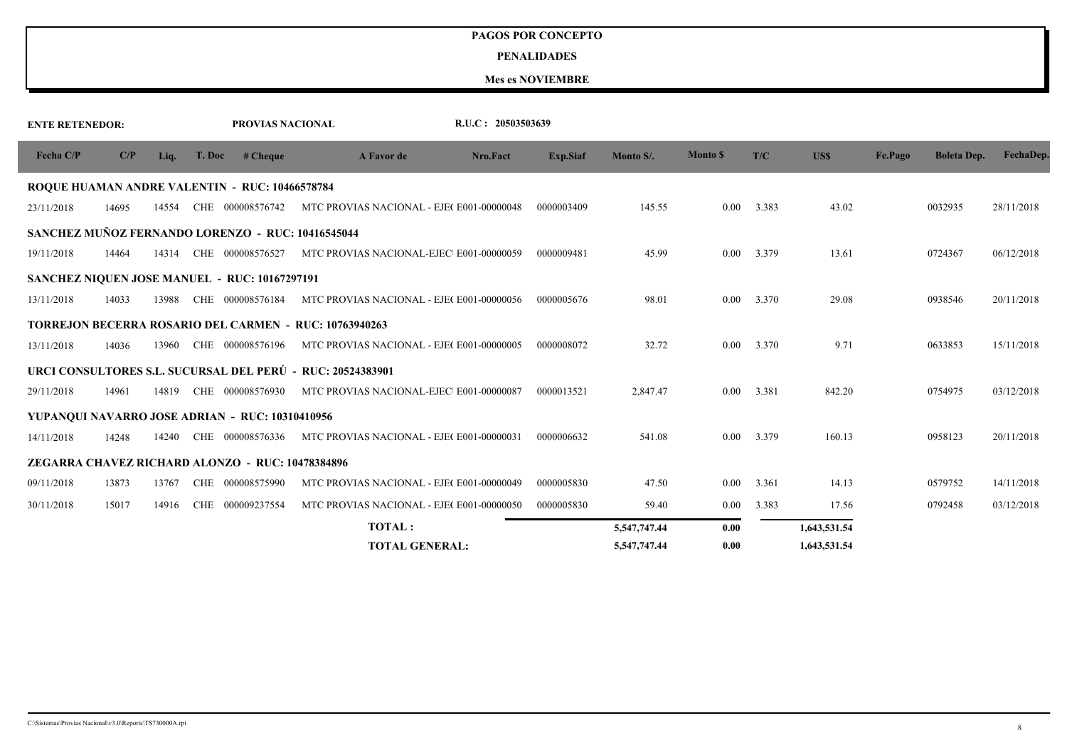**PAGOS POR CONCEPTO**

**PENALIDADES**

**Mes es NOVIEMBRE**

**ENTE RETENEDOR:** **PROVIAS NACIONAL** **R.U.C : 20503503639**

| Fecha C/P | C/P | Liq. | T. Doc | # Cheque | A Favor de | Nro.Fact | Exp.Siaf | Monto S/. | Monto $ | T/C | US$ | Fe.Pago | Boleta Dep. | FechaDep. |
|---|---|---|---|---|---|---|---|---|---|---|---|---|---|---|
| **ROQUE HUAMAN ANDRE VALENTIN - RUC: 10466578784** | | | | | | | | | | | | | | |
| 23/11/2018 | 14695 | 14554 | CHE | 000008576742 | MTC PROVIAS NACIONAL - EJE( | E001-00000048 | 0000003409 | 145.55 | 0.00 | 3.383 | 43.02 | | 0032935 | 28/11/2018 |
| **SANCHEZ MUÑOZ FERNANDO LORENZO - RUC: 10416545044** | | | | | | | | | | | | | | |
| 19/11/2018 | 14464 | 14314 | CHE | 000008576527 | MTC PROVIAS NACIONAL-EJEC | E001-00000059 | 0000009481 | 45.99 | 0.00 | 3.379 | 13.61 | | 0724367 | 06/12/2018 |
| **SANCHEZ NIQUEN JOSE MANUEL - RUC: 10167297191** | | | | | | | | | | | | | | |
| 13/11/2018 | 14033 | 13988 | CHE | 000008576184 | MTC PROVIAS NACIONAL - EJE( | E001-00000056 | 0000005676 | 98.01 | 0.00 | 3.370 | 29.08 | | 0938546 | 20/11/2018 |
| **TORREJON BECERRA ROSARIO DEL CARMEN - RUC: 10763940263** | | | | | | | | | | | | | | |
| 13/11/2018 | 14036 | 13960 | CHE | 000008576196 | MTC PROVIAS NACIONAL - EJE( | E001-00000005 | 0000008072 | 32.72 | 0.00 | 3.370 | 9.71 | | 0633853 | 15/11/2018 |
| **URCI CONSULTORES S.L. SUCURSAL DEL PERÚ - RUC: 20524383901** | | | | | | | | | | | | | | |
| 29/11/2018 | 14961 | 14819 | CHE | 000008576930 | MTC PROVIAS NACIONAL-EJEC | E001-00000087 | 0000013521 | 2,847.47 | 0.00 | 3.381 | 842.20 | | 0754975 | 03/12/2018 |
| **YUPANQUI NAVARRO JOSE ADRIAN - RUC: 10310410956** | | | | | | | | | | | | | | |
| 14/11/2018 | 14248 | 14240 | CHE | 000008576336 | MTC PROVIAS NACIONAL - EJE( | E001-00000031 | 0000006632 | 541.08 | 0.00 | 3.379 | 160.13 | | 0958123 | 20/11/2018 |
| **ZEGARRA CHAVEZ RICHARD ALONZO - RUC: 10478384896** | | | | | | | | | | | | | | |
| 09/11/2018 | 13873 | 13767 | CHE | 000008575990 | MTC PROVIAS NACIONAL - EJE( | E001-00000049 | 0000005830 | 47.50 | 0.00 | 3.361 | 14.13 | | 0579752 | 14/11/2018 |
| 30/11/2018 | 15017 | 14916 | CHE | 000009237554 | MTC PROVIAS NACIONAL - EJE( | E001-00000050 | 0000005830 | 59.40 | 0.00 | 3.383 | 17.56 | | 0792458 | 03/12/2018 |
| | | | | | **TOTAL :** | | | **5,547,747.44** | **0.00** | | **1,643,531.54** | | | |
| | | | | | **TOTAL GENERAL:** | | | **5,547,747.44** | **0.00** | | **1,643,531.54** | | | |

C:\Sistemas\Provias Nacional\v3.0\Reports\TS730000A.rpt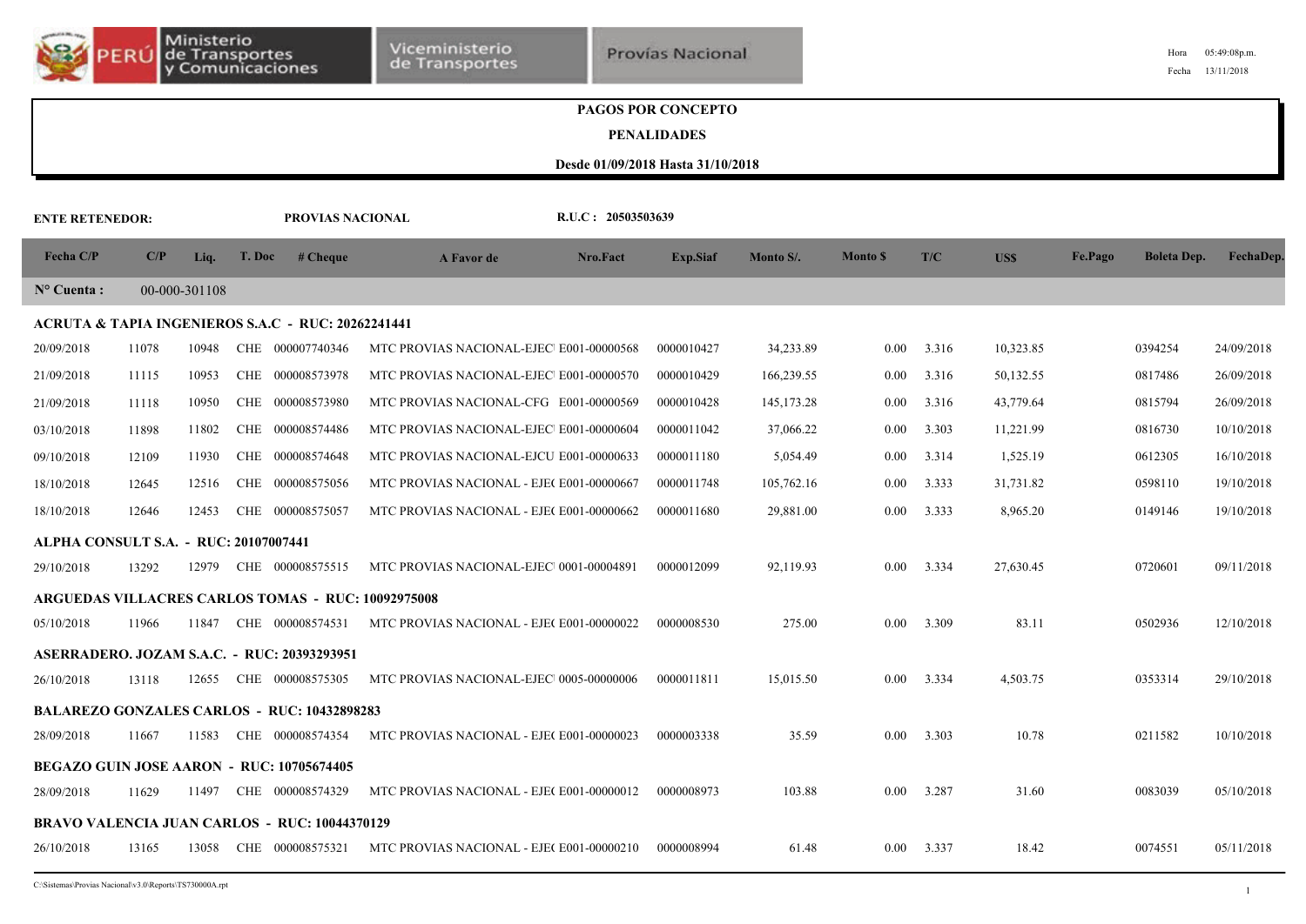PAGOS POR CONCEPTO

PENALIDADES

Desde 01/09/2018 Hasta 31/10/2018

**ENTE RETENEDOR:** PROVIAS NACIONAL **R.U.C :** 20503503639

| Fecha C/P | C/P | Liq. | T. Doc | # Cheque | A Favor de | Nro.Fact | Exp.Siaf | Monto S/. | Monto $ | T/C | US$ | Fe.Pago | Boleta Dep. | FechaDep. |
|---|---|---|---|---|---|---|---|---|---|---|---|---|---|---|
| **N° Cuenta :** | 00-000-301108 | | | | | | | | | | | | | |
| **ACRUTA & TAPIA INGENIEROS S.A.C - RUC: 20262241441** | | | | | | | | | | | | | | |
| 20/09/2018 | 11078 | 10948 | CHE | 000007740346 | MTC PROVIAS NACIONAL-EJEC | E001-00000568 | 0000010427 | 34,233.89 | 0.00 | 3.316 | 10,323.85 | | 0394254 | 24/09/2018 |
| 21/09/2018 | 11115 | 10953 | CHE | 000008573978 | MTC PROVIAS NACIONAL-EJEC | E001-00000570 | 0000010429 | 166,239.55 | 0.00 | 3.316 | 50,132.55 | | 0817486 | 26/09/2018 |
| 21/09/2018 | 11118 | 10950 | CHE | 000008573980 | MTC PROVIAS NACIONAL-CFG | E001-00000569 | 0000010428 | 145,173.28 | 0.00 | 3.316 | 43,779.64 | | 0815794 | 26/09/2018 |
| 03/10/2018 | 11898 | 11802 | CHE | 000008574486 | MTC PROVIAS NACIONAL-EJEC | E001-00000604 | 0000011042 | 37,066.22 | 0.00 | 3.303 | 11,221.99 | | 0816730 | 10/10/2018 |
| 09/10/2018 | 12109 | 11930 | CHE | 000008574648 | MTC PROVIAS NACIONAL-EJCU | E001-00000633 | 0000011180 | 5,054.49 | 0.00 | 3.314 | 1,525.19 | | 0612305 | 16/10/2018 |
| 18/10/2018 | 12645 | 12516 | CHE | 000008575056 | MTC PROVIAS NACIONAL - EJE( | E001-00000667 | 0000011748 | 105,762.16 | 0.00 | 3.333 | 31,731.82 | | 0598110 | 19/10/2018 |
| 18/10/2018 | 12646 | 12453 | CHE | 000008575057 | MTC PROVIAS NACIONAL - EJE( | E001-00000662 | 0000011680 | 29,881.00 | 0.00 | 3.333 | 8,965.20 | | 0149146 | 19/10/2018 |
| **ALPHA CONSULT S.A. - RUC: 20107007441** | | | | | | | | | | | | | | |
| 29/10/2018 | 13292 | 12979 | CHE | 000008575515 | MTC PROVIAS NACIONAL-EJEC | 0001-00004891 | 0000012099 | 92,119.93 | 0.00 | 3.334 | 27,630.45 | | 0720601 | 09/11/2018 |
| **ARGUEDAS VILLACRES CARLOS TOMAS - RUC: 10092975008** | | | | | | | | | | | | | | |
| 05/10/2018 | 11966 | 11847 | CHE | 000008574531 | MTC PROVIAS NACIONAL - EJE( | E001-00000022 | 0000008530 | 275.00 | 0.00 | 3.309 | 83.11 | | 0502936 | 12/10/2018 |
| **ASERRADERO. JOZAM S.A.C. - RUC: 20393293951** | | | | | | | | | | | | | | |
| 26/10/2018 | 13118 | 12655 | CHE | 000008575305 | MTC PROVIAS NACIONAL-EJEC | 0005-00000006 | 0000011811 | 15,015.50 | 0.00 | 3.334 | 4,503.75 | | 0353314 | 29/10/2018 |
| **BALAREZO GONZALES CARLOS - RUC: 10432898283** | | | | | | | | | | | | | | |
| 28/09/2018 | 11667 | 11583 | CHE | 000008574354 | MTC PROVIAS NACIONAL - EJE( | E001-00000023 | 0000003338 | 35.59 | 0.00 | 3.303 | 10.78 | | 0211582 | 10/10/2018 |
| **BEGAZO GUIN JOSE AARON - RUC: 10705674405** | | | | | | | | | | | | | | |
| 28/09/2018 | 11629 | 11497 | CHE | 000008574329 | MTC PROVIAS NACIONAL - EJE( | E001-00000012 | 0000008973 | 103.88 | 0.00 | 3.287 | 31.60 | | 0083039 | 05/10/2018 |
| **BRAVO VALENCIA JUAN CARLOS - RUC: 10044370129** | | | | | | | | | | | | | | |
| 26/10/2018 | 13165 | 13058 | CHE | 000008575321 | MTC PROVIAS NACIONAL - EJE( | E001-00000210 | 0000008994 | 61.48 | 0.00 | 3.337 | 18.42 | | 0074551 | 05/11/2018 |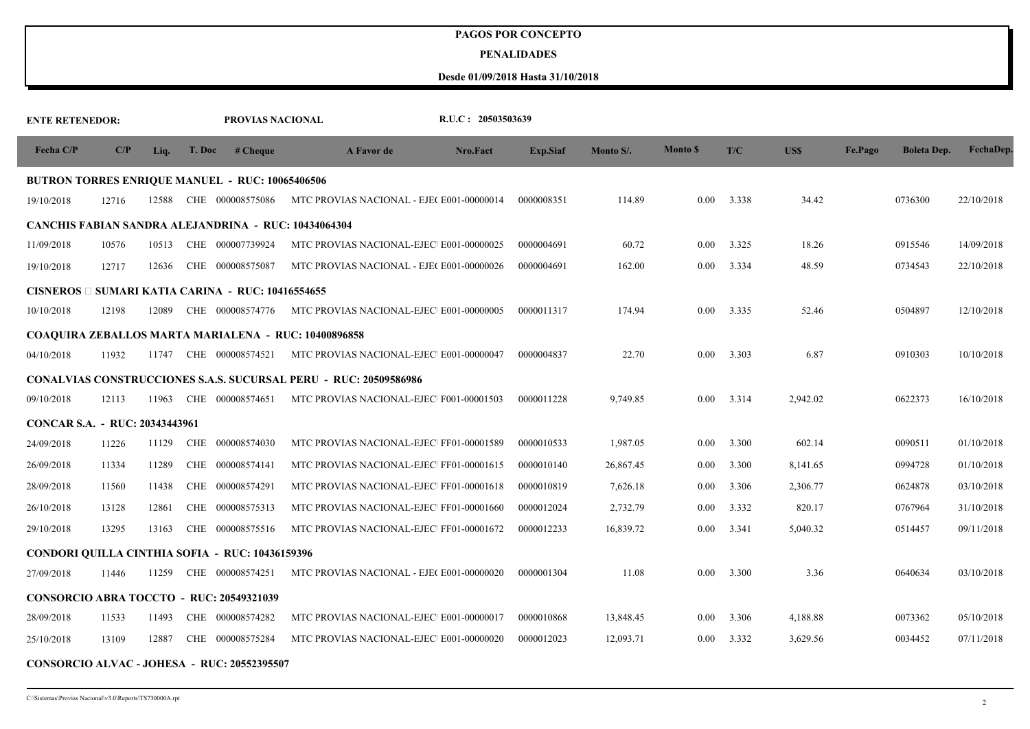**PAGOS POR CONCEPTO**

**PENALIDADES**

**Desde 01/09/2018 Hasta 31/10/2018**

**ENTE RETENEDOR:** PROVIAS NACIONAL R.U.C : 20503503639

| Fecha C/P | C/P | Liq. | T. Doc | # Cheque | A Favor de | Nro.Fact | Exp.Siaf | Monto S/. | Monto $ | T/C | US$ | Fe.Pago | Boleta Dep. | FechaDep. |
|---|---|---|---|---|---|---|---|---|---|---|---|---|---|---|
| **BUTRON TORRES ENRIQUE MANUEL - RUC: 10065406506** | | | | | | | | | | | | | | |
| 19/10/2018 | 12716 | 12588 | CHE | 000008575086 | MTC PROVIAS NACIONAL - EJE( | E001-00000014 | 0000008351 | 114.89 | 0.00 | 3.338 | 34.42 | | 0736300 | 22/10/2018 |
| **CANCHIS FABIAN SANDRA ALEJANDRINA - RUC: 10434064304** | | | | | | | | | | | | | | |
| 11/09/2018 | 10576 | 10513 | CHE | 000007739924 | MTC PROVIAS NACIONAL-EJEC | E001-00000025 | 0000004691 | 60.72 | 0.00 | 3.325 | 18.26 | | 0915546 | 14/09/2018 |
| 19/10/2018 | 12717 | 12636 | CHE | 000008575087 | MTC PROVIAS NACIONAL - EJE( | E001-00000026 | 0000004691 | 162.00 | 0.00 | 3.334 | 48.59 | | 0734543 | 22/10/2018 |
| **CISNEROS  SUMARI KATIA CARINA - RUC: 10416554655** | | | | | | | | | | | | | | |
| 10/10/2018 | 12198 | 12089 | CHE | 000008574776 | MTC PROVIAS NACIONAL-EJEC | E001-00000005 | 0000011317 | 174.94 | 0.00 | 3.335 | 52.46 | | 0504897 | 12/10/2018 |
| **COAQUIRA ZEBALLOS MARTA MARIALENA - RUC: 10400896858** | | | | | | | | | | | | | | |
| 04/10/2018 | 11932 | 11747 | CHE | 000008574521 | MTC PROVIAS NACIONAL-EJEC | E001-00000047 | 0000004837 | 22.70 | 0.00 | 3.303 | 6.87 | | 0910303 | 10/10/2018 |
| **CONALVIAS CONSTRUCCIONES S.A.S. SUCURSAL PERU - RUC: 20509586986** | | | | | | | | | | | | | | |
| 09/10/2018 | 12113 | 11963 | CHE | 000008574651 | MTC PROVIAS NACIONAL-EJEC | F001-00001503 | 0000011228 | 9,749.85 | 0.00 | 3.314 | 2,942.02 | | 0622373 | 16/10/2018 |
| **CONCAR S.A. - RUC: 20343443961** | | | | | | | | | | | | | | |
| 24/09/2018 | 11226 | 11129 | CHE | 000008574030 | MTC PROVIAS NACIONAL-EJEC | FF01-00001589 | 0000010533 | 1,987.05 | 0.00 | 3.300 | 602.14 | | 0090511 | 01/10/2018 |
| 26/09/2018 | 11334 | 11289 | CHE | 000008574141 | MTC PROVIAS NACIONAL-EJEC | FF01-00001615 | 0000010140 | 26,867.45 | 0.00 | 3.300 | 8,141.65 | | 0994728 | 01/10/2018 |
| 28/09/2018 | 11560 | 11438 | CHE | 000008574291 | MTC PROVIAS NACIONAL-EJEC | FF01-00001618 | 0000010819 | 7,626.18 | 0.00 | 3.306 | 2,306.77 | | 0624878 | 03/10/2018 |
| 26/10/2018 | 13128 | 12861 | CHE | 000008575313 | MTC PROVIAS NACIONAL-EJEC | FF01-00001660 | 0000012024 | 2,732.79 | 0.00 | 3.332 | 820.17 | | 0767964 | 31/10/2018 |
| 29/10/2018 | 13295 | 13163 | CHE | 000008575516 | MTC PROVIAS NACIONAL-EJEC | FF01-00001672 | 0000012233 | 16,839.72 | 0.00 | 3.341 | 5,040.32 | | 0514457 | 09/11/2018 |
| **CONDORI QUILLA CINTHIA SOFIA - RUC: 10436159396** | | | | | | | | | | | | | | |
| 27/09/2018 | 11446 | 11259 | CHE | 000008574251 | MTC PROVIAS NACIONAL - EJE( | E001-00000020 | 0000001304 | 11.08 | 0.00 | 3.300 | 3.36 | | 0640634 | 03/10/2018 |
| **CONSORCIO ABRA TOCCTO - RUC: 20549321039** | | | | | | | | | | | | | | |
| 28/09/2018 | 11533 | 11493 | CHE | 000008574282 | MTC PROVIAS NACIONAL-EJEC | E001-00000017 | 0000010868 | 13,848.45 | 0.00 | 3.306 | 4,188.88 | | 0073362 | 05/10/2018 |
| 25/10/2018 | 13109 | 12887 | CHE | 000008575284 | MTC PROVIAS NACIONAL-EJEC | E001-00000020 | 0000012023 | 12,093.71 | 0.00 | 3.332 | 3,629.56 | | 0034452 | 07/11/2018 |
| **CONSORCIO ALVAC - JOHESA - RUC: 20552395507** | | | | | | | | | | | | | | |

C:\Sistemas\Provias Nacional\v3.0\Reports\TS730000A.rpt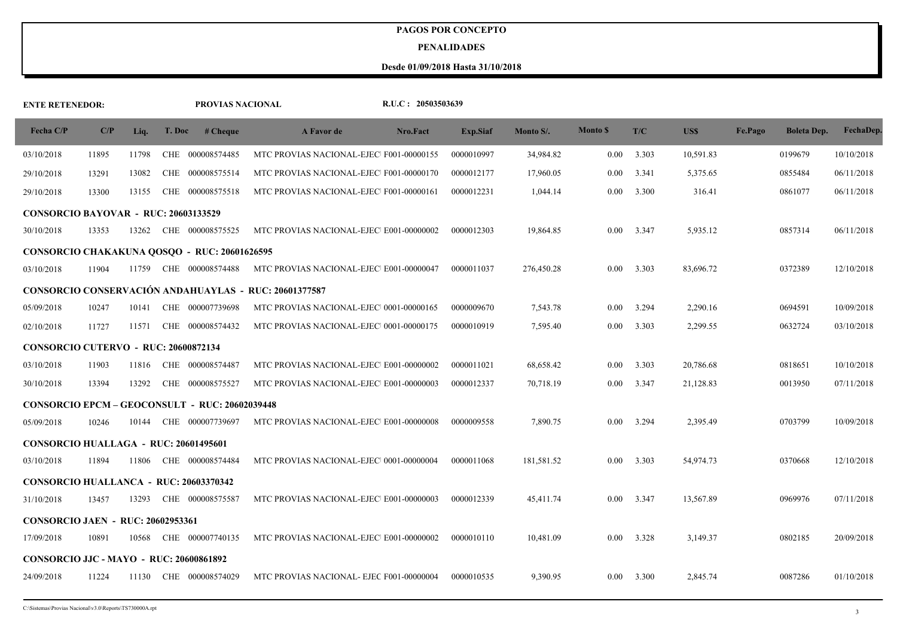**PAGOS POR CONCEPTO**

**PENALIDADES**

**Desde 01/09/2018 Hasta 31/10/2018**

**ENTE RETENEDOR:** PROVIAS NACIONAL R.U.C : 20503503639

| Fecha C/P | C/P | Liq. | T. Doc | # Cheque | A Favor de | Nro.Fact | Exp.Siaf | Monto S/. | Monto $ | T/C | US$ | Fe.Pago | Boleta Dep. | FechaDep. |
|---|---|---|---|---|---|---|---|---|---|---|---|---|---|---|
| 03/10/2018 | 11895 | 11798 | CHE | 000008574485 | MTC PROVIAS NACIONAL-EJEC | F001-00000155 | 0000010997 | 34,984.82 | 0.00 | 3.303 | 10,591.83 | | 0199679 | 10/10/2018 |
| 29/10/2018 | 13291 | 13082 | CHE | 000008575514 | MTC PROVIAS NACIONAL-EJEC | F001-00000170 | 0000012177 | 17,960.05 | 0.00 | 3.341 | 5,375.65 | | 0855484 | 06/11/2018 |
| 29/10/2018 | 13300 | 13155 | CHE | 000008575518 | MTC PROVIAS NACIONAL-EJEC | F001-00000161 | 0000012231 | 1,044.14 | 0.00 | 3.300 | 316.41 | | 0861077 | 06/11/2018 |
| **CONSORCIO BAYOVAR - RUC: 20603133529** | | | | | | | | | | | | | | |
| 30/10/2018 | 13353 | 13262 | CHE | 000008575525 | MTC PROVIAS NACIONAL-EJEC | E001-00000002 | 0000012303 | 19,864.85 | 0.00 | 3.347 | 5,935.12 | | 0857314 | 06/11/2018 |
| **CONSORCIO CHAKAKUNA QOSQO - RUC: 20601626595** | | | | | | | | | | | | | | |
| 03/10/2018 | 11904 | 11759 | CHE | 000008574488 | MTC PROVIAS NACIONAL-EJEC | E001-00000047 | 0000011037 | 276,450.28 | 0.00 | 3.303 | 83,696.72 | | 0372389 | 12/10/2018 |
| **CONSORCIO CONSERVACIÓN ANDAHUAYLAS - RUC: 20601377587** | | | | | | | | | | | | | | |
| 05/09/2018 | 10247 | 10141 | CHE | 000007739698 | MTC PROVIAS NACIONAL-EJEC | 0001-00000165 | 0000009670 | 7,543.78 | 0.00 | 3.294 | 2,290.16 | | 0694591 | 10/09/2018 |
| 02/10/2018 | 11727 | 11571 | CHE | 000008574432 | MTC PROVIAS NACIONAL-EJEC | 0001-00000175 | 0000010919 | 7,595.40 | 0.00 | 3.303 | 2,299.55 | | 0632724 | 03/10/2018 |
| **CONSORCIO CUTERVO - RUC: 20600872134** | | | | | | | | | | | | | | |
| 03/10/2018 | 11903 | 11816 | CHE | 000008574487 | MTC PROVIAS NACIONAL-EJEC | E001-00000002 | 0000011021 | 68,658.42 | 0.00 | 3.303 | 20,786.68 | | 0818651 | 10/10/2018 |
| 30/10/2018 | 13394 | 13292 | CHE | 000008575527 | MTC PROVIAS NACIONAL-EJEC | E001-00000003 | 0000012337 | 70,718.19 | 0.00 | 3.347 | 21,128.83 | | 0013950 | 07/11/2018 |
| **CONSORCIO EPCM – GEOCONSULT - RUC: 20602039448** | | | | | | | | | | | | | | |
| 05/09/2018 | 10246 | 10144 | CHE | 000007739697 | MTC PROVIAS NACIONAL-EJEC | E001-00000008 | 0000009558 | 7,890.75 | 0.00 | 3.294 | 2,395.49 | | 0703799 | 10/09/2018 |
| **CONSORCIO HUALLAGA - RUC: 20601495601** | | | | | | | | | | | | | | |
| 03/10/2018 | 11894 | 11806 | CHE | 000008574484 | MTC PROVIAS NACIONAL-EJEC | 0001-00000004 | 0000011068 | 181,581.52 | 0.00 | 3.303 | 54,974.73 | | 0370668 | 12/10/2018 |
| **CONSORCIO HUALLANCA - RUC: 20603370342** | | | | | | | | | | | | | | |
| 31/10/2018 | 13457 | 13293 | CHE | 000008575587 | MTC PROVIAS NACIONAL-EJEC | E001-00000003 | 0000012339 | 45,411.74 | 0.00 | 3.347 | 13,567.89 | | 0969976 | 07/11/2018 |
| **CONSORCIO JAEN - RUC: 20602953361** | | | | | | | | | | | | | | |
| 17/09/2018 | 10891 | 10568 | CHE | 000007740135 | MTC PROVIAS NACIONAL-EJEC | E001-00000002 | 0000010110 | 10,481.09 | 0.00 | 3.328 | 3,149.37 | | 0802185 | 20/09/2018 |
| **CONSORCIO JJC - MAYO - RUC: 20600861892** | | | | | | | | | | | | | | |
| 24/09/2018 | 11224 | 11130 | CHE | 000008574029 | MTC PROVIAS NACIONAL- EJEC | F001-00000004 | 0000010535 | 9,390.95 | 0.00 | 3.300 | 2,845.74 | | 0087286 | 01/10/2018 |

C:\Sistemas\Provias Nacional\v3.0\Reports\TS730000A.rpt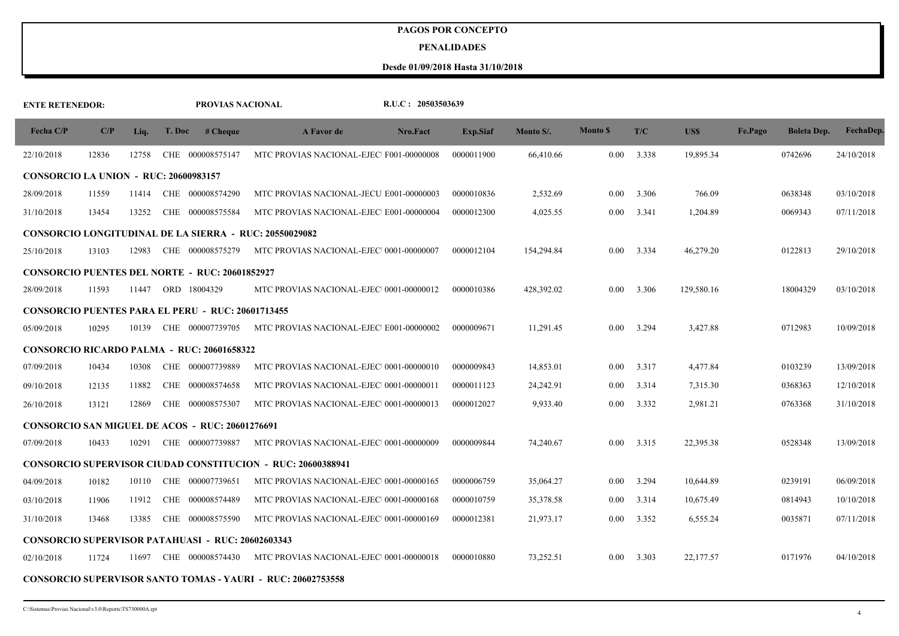# PAGOS POR CONCEPTO

## PENALIDADES

### Desde 01/09/2018 Hasta 31/10/2018

**ENTE RETENEDOR:** PROVIAS NACIONAL R.U.C : 20503503639

| Fecha C/P | C/P | Liq. | T. Doc | # Cheque | A Favor de | Nro.Fact | Exp.Siaf | Monto S/. | Monto $ | T/C | US$ | Fe.Pago | Boleta Dep. | FechaDep. |
|---|---|---|---|---|---|---|---|---|---|---|---|---|---|---|
| 22/10/2018 | 12836 | 12758 | CHE | 000008575147 | MTC PROVIAS NACIONAL-EJEC | F001-00000008 | 0000011900 | 66,410.66 | 0.00 | 3.338 | 19,895.34 | | 0742696 | 24/10/2018 |
| **CONSORCIO LA UNION - RUC: 20600983157** | | | | | | | | | | | | | | |
| 28/09/2018 | 11559 | 11414 | CHE | 000008574290 | MTC PROVIAS NACIONAL-JECU | E001-00000003 | 0000010836 | 2,532.69 | 0.00 | 3.306 | 766.09 | | 0638348 | 03/10/2018 |
| 31/10/2018 | 13454 | 13252 | CHE | 000008575584 | MTC PROVIAS NACIONAL-EJEC | E001-00000004 | 0000012300 | 4,025.55 | 0.00 | 3.341 | 1,204.89 | | 0069343 | 07/11/2018 |
| **CONSORCIO LONGITUDINAL DE LA SIERRA - RUC: 20550029082** | | | | | | | | | | | | | | |
| 25/10/2018 | 13103 | 12983 | CHE | 000008575279 | MTC PROVIAS NACIONAL-EJEC | 0001-00000007 | 0000012104 | 154,294.84 | 0.00 | 3.334 | 46,279.20 | | 0122813 | 29/10/2018 |
| **CONSORCIO PUENTES DEL NORTE - RUC: 20601852927** | | | | | | | | | | | | | | |
| 28/09/2018 | 11593 | 11447 | ORD | 18004329 | MTC PROVIAS NACIONAL-EJEC | 0001-00000012 | 0000010386 | 428,392.02 | 0.00 | 3.306 | 129,580.16 | | 18004329 | 03/10/2018 |
| **CONSORCIO PUENTES PARA EL PERU - RUC: 20601713455** | | | | | | | | | | | | | | |
| 05/09/2018 | 10295 | 10139 | CHE | 000007739705 | MTC PROVIAS NACIONAL-EJEC | E001-00000002 | 0000009671 | 11,291.45 | 0.00 | 3.294 | 3,427.88 | | 0712983 | 10/09/2018 |
| **CONSORCIO RICARDO PALMA - RUC: 20601658322** | | | | | | | | | | | | | | |
| 07/09/2018 | 10434 | 10308 | CHE | 000007739889 | MTC PROVIAS NACIONAL-EJEC | 0001-00000010 | 0000009843 | 14,853.01 | 0.00 | 3.317 | 4,477.84 | | 0103239 | 13/09/2018 |
| 09/10/2018 | 12135 | 11882 | CHE | 000008574658 | MTC PROVIAS NACIONAL-EJEC | 0001-00000011 | 0000011123 | 24,242.91 | 0.00 | 3.314 | 7,315.30 | | 0368363 | 12/10/2018 |
| 26/10/2018 | 13121 | 12869 | CHE | 000008575307 | MTC PROVIAS NACIONAL-EJEC | 0001-00000013 | 0000012027 | 9,933.40 | 0.00 | 3.332 | 2,981.21 | | 0763368 | 31/10/2018 |
| **CONSORCIO SAN MIGUEL DE ACOS - RUC: 20601276691** | | | | | | | | | | | | | | |
| 07/09/2018 | 10433 | 10291 | CHE | 000007739887 | MTC PROVIAS NACIONAL-EJEC | 0001-00000009 | 0000009844 | 74,240.67 | 0.00 | 3.315 | 22,395.38 | | 0528348 | 13/09/2018 |
| **CONSORCIO SUPERVISOR CIUDAD CONSTITUCION - RUC: 20600388941** | | | | | | | | | | | | | | |
| 04/09/2018 | 10182 | 10110 | CHE | 000007739651 | MTC PROVIAS NACIONAL-EJEC | 0001-00000165 | 0000006759 | 35,064.27 | 0.00 | 3.294 | 10,644.89 | | 0239191 | 06/09/2018 |
| 03/10/2018 | 11906 | 11912 | CHE | 000008574489 | MTC PROVIAS NACIONAL-EJEC | 0001-00000168 | 0000010759 | 35,378.58 | 0.00 | 3.314 | 10,675.49 | | 0814943 | 10/10/2018 |
| 31/10/2018 | 13468 | 13385 | CHE | 000008575590 | MTC PROVIAS NACIONAL-EJEC | 0001-00000169 | 0000012381 | 21,973.17 | 0.00 | 3.352 | 6,555.24 | | 0035871 | 07/11/2018 |
| **CONSORCIO SUPERVISOR PATAHUASI - RUC: 20602603343** | | | | | | | | | | | | | | |
| 02/10/2018 | 11724 | 11697 | CHE | 000008574430 | MTC PROVIAS NACIONAL-EJEC | 0001-00000018 | 0000010880 | 73,252.51 | 0.00 | 3.303 | 22,177.57 | | 0171976 | 04/10/2018 |
| **CONSORCIO SUPERVISOR SANTO TOMAS - YAURI - RUC: 20602753558** | | | | | | | | | | | | | | |

C:\Sistemas\Provias Nacional\v3.0\Reports\TS730000A.rpt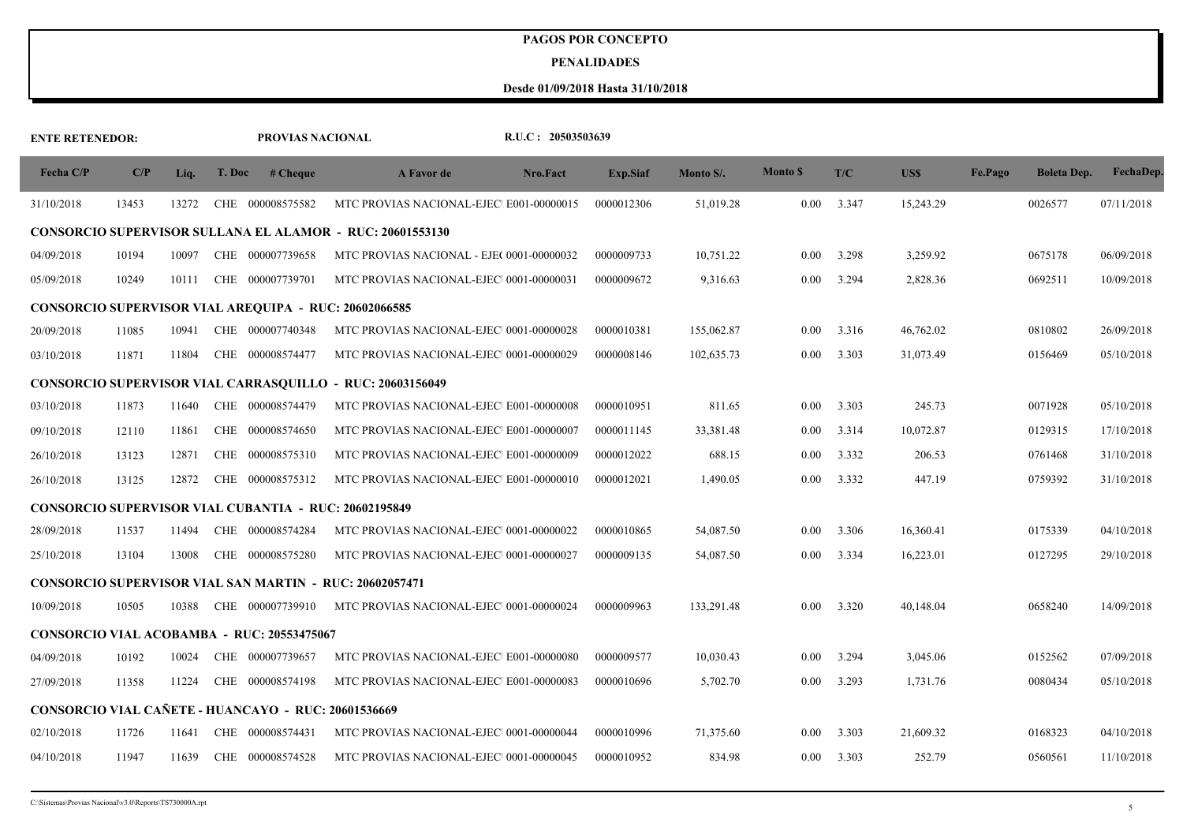**PAGOS POR CONCEPTO**

**PENALIDADES**

**Desde 01/09/2018 Hasta 31/10/2018**

**ENTE RETENEDOR:** PROVIAS NACIONAL R.U.C : 20503503639

| Fecha C/P | C/P | Liq. | T. Doc | # Cheque | A Favor de | Nro.Fact | Exp.Siaf | Monto S/. | Monto $ | T/C | US$ | Fe.Pago | Boleta Dep. | FechaDep. |
|---|---|---|---|---|---|---|---|---|---|---|---|---|---|---|
| 31/10/2018 | 13453 | 13272 | CHE | 000008575582 | MTC PROVIAS NACIONAL-EJEC | E001-00000015 | 0000012306 | 51,019.28 | 0.00 | 3.347 | 15,243.29 | | 0026577 | 07/11/2018 |
| **CONSORCIO SUPERVISOR SULLANA EL ALAMOR - RUC: 20601553130** | | | | | | | | | | | | | | |
| 04/09/2018 | 10194 | 10097 | CHE | 000007739658 | MTC PROVIAS NACIONAL - EJE( | 0001-00000032 | 0000009733 | 10,751.22 | 0.00 | 3.298 | 3,259.92 | | 0675178 | 06/09/2018 |
| 05/09/2018 | 10249 | 10111 | CHE | 000007739701 | MTC PROVIAS NACIONAL-EJEC | 0001-00000031 | 0000009672 | 9,316.63 | 0.00 | 3.294 | 2,828.36 | | 0692511 | 10/09/2018 |
| **CONSORCIO SUPERVISOR VIAL AREQUIPA - RUC: 20602066585** | | | | | | | | | | | | | | |
| 20/09/2018 | 11085 | 10941 | CHE | 000007740348 | MTC PROVIAS NACIONAL-EJEC | 0001-00000028 | 0000010381 | 155,062.87 | 0.00 | 3.316 | 46,762.02 | | 0810802 | 26/09/2018 |
| 03/10/2018 | 11871 | 11804 | CHE | 000008574477 | MTC PROVIAS NACIONAL-EJEC | 0001-00000029 | 0000008146 | 102,635.73 | 0.00 | 3.303 | 31,073.49 | | 0156469 | 05/10/2018 |
| **CONSORCIO SUPERVISOR VIAL CARRASQUILLO - RUC: 20603156049** | | | | | | | | | | | | | | |
| 03/10/2018 | 11873 | 11640 | CHE | 000008574479 | MTC PROVIAS NACIONAL-EJEC | E001-00000008 | 0000010951 | 811.65 | 0.00 | 3.303 | 245.73 | | 0071928 | 05/10/2018 |
| 09/10/2018 | 12110 | 11861 | CHE | 000008574650 | MTC PROVIAS NACIONAL-EJEC | E001-00000007 | 0000011145 | 33,381.48 | 0.00 | 3.314 | 10,072.87 | | 0129315 | 17/10/2018 |
| 26/10/2018 | 13123 | 12871 | CHE | 000008575310 | MTC PROVIAS NACIONAL-EJEC | E001-00000009 | 0000012022 | 688.15 | 0.00 | 3.332 | 206.53 | | 0761468 | 31/10/2018 |
| 26/10/2018 | 13125 | 12872 | CHE | 000008575312 | MTC PROVIAS NACIONAL-EJEC | E001-00000010 | 0000012021 | 1,490.05 | 0.00 | 3.332 | 447.19 | | 0759392 | 31/10/2018 |
| **CONSORCIO SUPERVISOR VIAL CUBANTIA - RUC: 20602195849** | | | | | | | | | | | | | | |
| 28/09/2018 | 11537 | 11494 | CHE | 000008574284 | MTC PROVIAS NACIONAL-EJEC | 0001-00000022 | 0000010865 | 54,087.50 | 0.00 | 3.306 | 16,360.41 | | 0175339 | 04/10/2018 |
| 25/10/2018 | 13104 | 13008 | CHE | 000008575280 | MTC PROVIAS NACIONAL-EJEC | 0001-00000027 | 0000009135 | 54,087.50 | 0.00 | 3.334 | 16,223.01 | | 0127295 | 29/10/2018 |
| **CONSORCIO SUPERVISOR VIAL SAN MARTIN - RUC: 20602057471** | | | | | | | | | | | | | | |
| 10/09/2018 | 10505 | 10388 | CHE | 000007739910 | MTC PROVIAS NACIONAL-EJEC | 0001-00000024 | 0000009963 | 133,291.48 | 0.00 | 3.320 | 40,148.04 | | 0658240 | 14/09/2018 |
| **CONSORCIO VIAL ACOBAMBA - RUC: 20553475067** | | | | | | | | | | | | | | |
| 04/09/2018 | 10192 | 10024 | CHE | 000007739657 | MTC PROVIAS NACIONAL-EJEC | E001-00000080 | 0000009577 | 10,030.43 | 0.00 | 3.294 | 3,045.06 | | 0152562 | 07/09/2018 |
| 27/09/2018 | 11358 | 11224 | CHE | 000008574198 | MTC PROVIAS NACIONAL-EJEC | E001-00000083 | 0000010696 | 5,702.70 | 0.00 | 3.293 | 1,731.76 | | 0080434 | 05/10/2018 |
| **CONSORCIO VIAL CAÑETE - HUANCAYO - RUC: 20601536669** | | | | | | | | | | | | | | |
| 02/10/2018 | 11726 | 11641 | CHE | 000008574431 | MTC PROVIAS NACIONAL-EJEC | 0001-00000044 | 0000010996 | 71,375.60 | 0.00 | 3.303 | 21,609.32 | | 0168323 | 04/10/2018 |
| 04/10/2018 | 11947 | 11639 | CHE | 000008574528 | MTC PROVIAS NACIONAL-EJEC | 0001-00000045 | 0000010952 | 834.98 | 0.00 | 3.303 | 252.79 | | 0560561 | 11/10/2018 |

C:\Sistemas\Provias Nacional\v3.0\Reports\TS730000A.rpt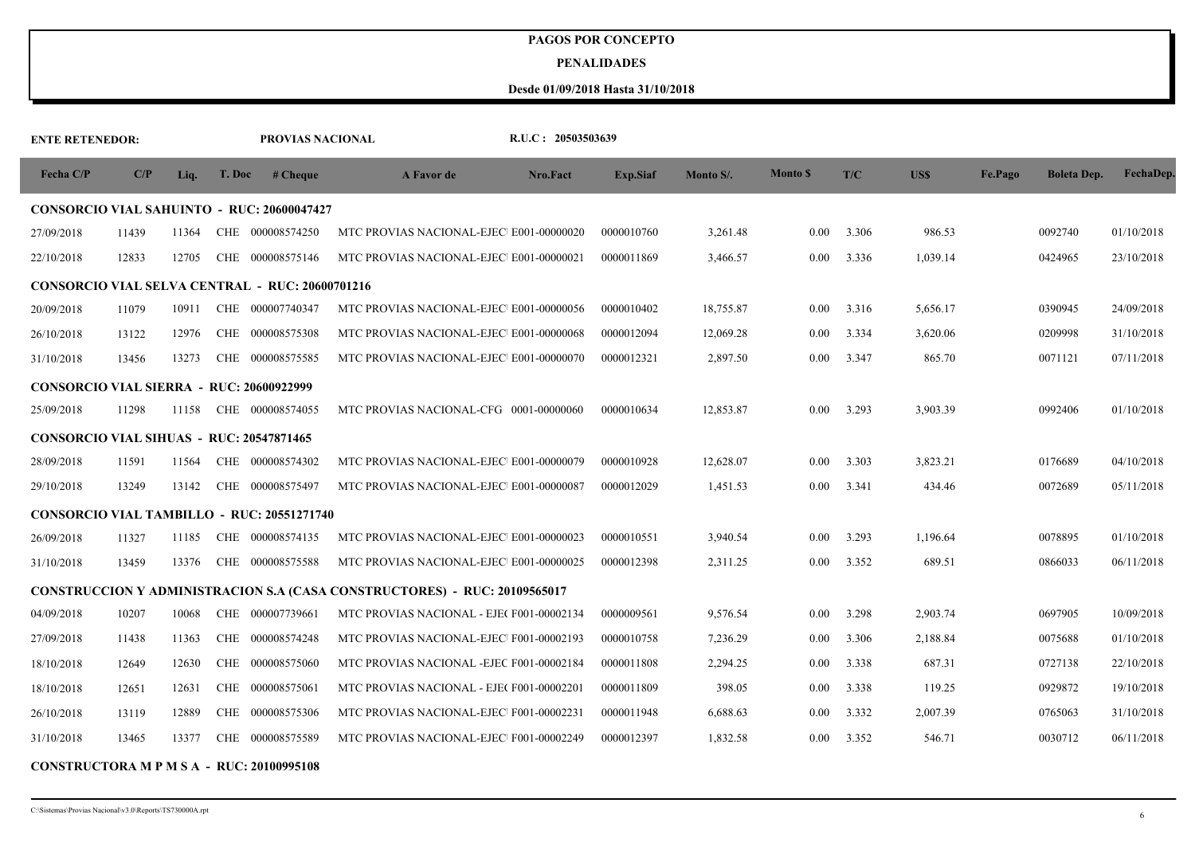# PAGOS POR CONCEPTO

## PENALIDADES

### Desde 01/09/2018 Hasta 31/10/2018

**ENTE RETENEDOR:** PROVIAS NACIONAL R.U.C : 20503503639

| Fecha C/P | C/P | Liq. | T. Doc | # Cheque | A Favor de | Nro.Fact | Exp.Siaf | Monto S/. | Monto $ | T/C | US$ | Fe.Pago | Boleta Dep. | FechaDep. |
|---|---|---|---|---|---|---|---|---|---|---|---|---|---|---|
| **CONSORCIO VIAL SAHUINTO - RUC: 20600047427** | | | | | | | | | | | | | | |
| 27/09/2018 | 11439 | 11364 | CHE | 000008574250 | MTC PROVIAS NACIONAL-EJEC | E001-00000020 | 0000010760 | 3,261.48 | 0.00 | 3.306 | 986.53 | | 0092740 | 01/10/2018 |
| 22/10/2018 | 12833 | 12705 | CHE | 000008575146 | MTC PROVIAS NACIONAL-EJEC | E001-00000021 | 0000011869 | 3,466.57 | 0.00 | 3.336 | 1,039.14 | | 0424965 | 23/10/2018 |
| **CONSORCIO VIAL SELVA CENTRAL - RUC: 20600701216** | | | | | | | | | | | | | | |
| 20/09/2018 | 11079 | 10911 | CHE | 000007740347 | MTC PROVIAS NACIONAL-EJEC | E001-00000056 | 0000010402 | 18,755.87 | 0.00 | 3.316 | 5,656.17 | | 0390945 | 24/09/2018 |
| 26/10/2018 | 13122 | 12976 | CHE | 000008575308 | MTC PROVIAS NACIONAL-EJEC | E001-00000068 | 0000012094 | 12,069.28 | 0.00 | 3.334 | 3,620.06 | | 0209998 | 31/10/2018 |
| 31/10/2018 | 13456 | 13273 | CHE | 000008575585 | MTC PROVIAS NACIONAL-EJEC | E001-00000070 | 0000012321 | 2,897.50 | 0.00 | 3.347 | 865.70 | | 0071121 | 07/11/2018 |
| **CONSORCIO VIAL SIERRA - RUC: 20600922999** | | | | | | | | | | | | | | |
| 25/09/2018 | 11298 | 11158 | CHE | 000008574055 | MTC PROVIAS NACIONAL-CFG | 0001-00000060 | 0000010634 | 12,853.87 | 0.00 | 3.293 | 3,903.39 | | 0992406 | 01/10/2018 |
| **CONSORCIO VIAL SIHUAS - RUC: 20547871465** | | | | | | | | | | | | | | |
| 28/09/2018 | 11591 | 11564 | CHE | 000008574302 | MTC PROVIAS NACIONAL-EJEC | E001-00000079 | 0000010928 | 12,628.07 | 0.00 | 3.303 | 3,823.21 | | 0176689 | 04/10/2018 |
| 29/10/2018 | 13249 | 13142 | CHE | 000008575497 | MTC PROVIAS NACIONAL-EJEC | E001-00000087 | 0000012029 | 1,451.53 | 0.00 | 3.341 | 434.46 | | 0072689 | 05/11/2018 |
| **CONSORCIO VIAL TAMBILLO - RUC: 20551271740** | | | | | | | | | | | | | | |
| 26/09/2018 | 11327 | 11185 | CHE | 000008574135 | MTC PROVIAS NACIONAL-EJEC | E001-00000023 | 0000010551 | 3,940.54 | 0.00 | 3.293 | 1,196.64 | | 0078895 | 01/10/2018 |
| 31/10/2018 | 13459 | 13376 | CHE | 000008575588 | MTC PROVIAS NACIONAL-EJEC | E001-00000025 | 0000012398 | 2,311.25 | 0.00 | 3.352 | 689.51 | | 0866033 | 06/11/2018 |
| **CONSTRUCCION Y ADMINISTRACION S.A (CASA CONSTRUCTORES) - RUC: 20109565017** | | | | | | | | | | | | | | |
| 04/09/2018 | 10207 | 10068 | CHE | 000007739661 | MTC PROVIAS NACIONAL - EJE( | F001-00002134 | 0000009561 | 9,576.54 | 0.00 | 3.298 | 2,903.74 | | 0697905 | 10/09/2018 |
| 27/09/2018 | 11438 | 11363 | CHE | 000008574248 | MTC PROVIAS NACIONAL-EJEC | F001-00002193 | 0000010758 | 7,236.29 | 0.00 | 3.306 | 2,188.84 | | 0075688 | 01/10/2018 |
| 18/10/2018 | 12649 | 12630 | CHE | 000008575060 | MTC PROVIAS NACIONAL -EJEC | F001-00002184 | 0000011808 | 2,294.25 | 0.00 | 3.338 | 687.31 | | 0727138 | 22/10/2018 |
| 18/10/2018 | 12651 | 12631 | CHE | 000008575061 | MTC PROVIAS NACIONAL - EJE( | F001-00002201 | 0000011809 | 398.05 | 0.00 | 3.338 | 119.25 | | 0929872 | 19/10/2018 |
| 26/10/2018 | 13119 | 12889 | CHE | 000008575306 | MTC PROVIAS NACIONAL-EJEC | F001-00002231 | 0000011948 | 6,688.63 | 0.00 | 3.332 | 2,007.39 | | 0765063 | 31/10/2018 |
| 31/10/2018 | 13465 | 13377 | CHE | 000008575589 | MTC PROVIAS NACIONAL-EJEC | F001-00002249 | 0000012397 | 1,832.58 | 0.00 | 3.352 | 546.71 | | 0030712 | 06/11/2018 |
| **CONSTRUCTORA M P M S A - RUC: 20100995108** | | | | | | | | | | | | | | |

C:\Sistemas\Provias Nacional\v3.0\Reports\TS730000A.rpt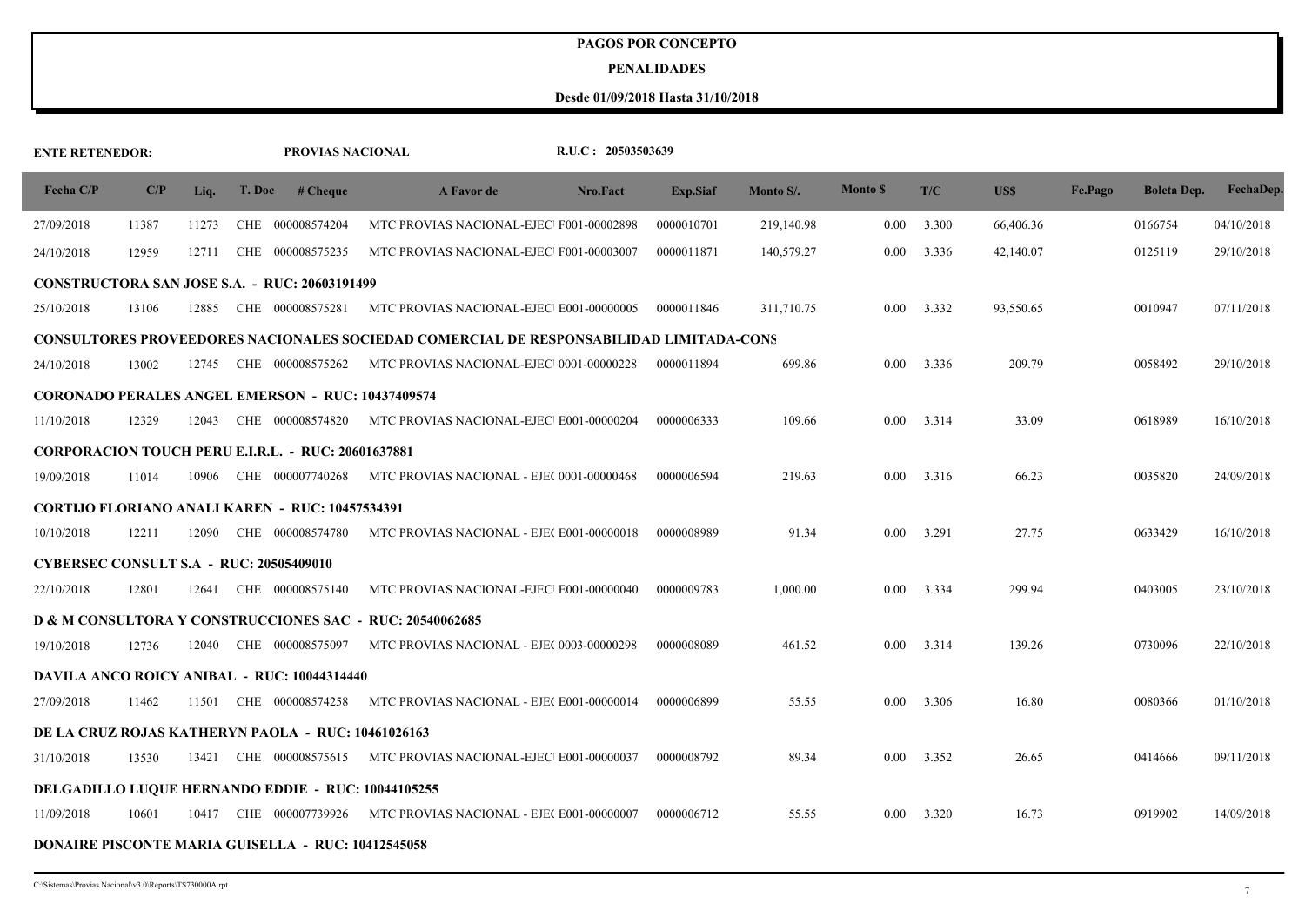**PAGOS POR CONCEPTO**

**PENALIDADES**

**Desde 01/09/2018 Hasta 31/10/2018**

**ENTE RETENEDOR:** PROVIAS NACIONAL R.U.C : 20503503639

| Fecha C/P | C/P | Liq. | T. Doc | # Cheque | A Favor de | Nro.Fact | Exp.Siaf | Monto S/. | Monto $ | T/C | US$ | Fe.Pago | Boleta Dep. | FechaDep. |
|---|---|---|---|---|---|---|---|---|---|---|---|---|---|---|
| 27/09/2018 | 11387 | 11273 | CHE | 000008574204 | MTC PROVIAS NACIONAL-EJEC | F001-00002898 | 0000010701 | 219,140.98 | 0.00 | 3.300 | 66,406.36 | | 0166754 | 04/10/2018 |
| 24/10/2018 | 12959 | 12711 | CHE | 000008575235 | MTC PROVIAS NACIONAL-EJEC | F001-00003007 | 0000011871 | 140,579.27 | 0.00 | 3.336 | 42,140.07 | | 0125119 | 29/10/2018 |
| **CONSTRUCTORA SAN JOSE S.A. - RUC: 20603191499** | | | | | | | | | | | | | | |
| 25/10/2018 | 13106 | 12885 | CHE | 000008575281 | MTC PROVIAS NACIONAL-EJEC | E001-00000005 | 0000011846 | 311,710.75 | 0.00 | 3.332 | 93,550.65 | | 0010947 | 07/11/2018 |
| **CONSULTORES PROVEEDORES NACIONALES SOCIEDAD COMERCIAL DE RESPONSABILIDAD LIMITADA-CONS** | | | | | | | | | | | | | | |
| 24/10/2018 | 13002 | 12745 | CHE | 000008575262 | MTC PROVIAS NACIONAL-EJEC | 0001-00000228 | 0000011894 | 699.86 | 0.00 | 3.336 | 209.79 | | 0058492 | 29/10/2018 |
| **CORONADO PERALES ANGEL EMERSON - RUC: 10437409574** | | | | | | | | | | | | | | |
| 11/10/2018 | 12329 | 12043 | CHE | 000008574820 | MTC PROVIAS NACIONAL-EJEC | E001-00000204 | 0000006333 | 109.66 | 0.00 | 3.314 | 33.09 | | 0618989 | 16/10/2018 |
| **CORPORACION TOUCH PERU E.I.R.L. - RUC: 20601637881** | | | | | | | | | | | | | | |
| 19/09/2018 | 11014 | 10906 | CHE | 000007740268 | MTC PROVIAS NACIONAL - EJE( | 0001-00000468 | 0000006594 | 219.63 | 0.00 | 3.316 | 66.23 | | 0035820 | 24/09/2018 |
| **CORTIJO FLORIANO ANALI KAREN - RUC: 10457534391** | | | | | | | | | | | | | | |
| 10/10/2018 | 12211 | 12090 | CHE | 000008574780 | MTC PROVIAS NACIONAL - EJE( | E001-00000018 | 0000008989 | 91.34 | 0.00 | 3.291 | 27.75 | | 0633429 | 16/10/2018 |
| **CYBERSEC CONSULT S.A - RUC: 20505409010** | | | | | | | | | | | | | | |
| 22/10/2018 | 12801 | 12641 | CHE | 000008575140 | MTC PROVIAS NACIONAL-EJEC | E001-00000040 | 0000009783 | 1,000.00 | 0.00 | 3.334 | 299.94 | | 0403005 | 23/10/2018 |
| **D & M CONSULTORA Y CONSTRUCCIONES SAC - RUC: 20540062685** | | | | | | | | | | | | | | |
| 19/10/2018 | 12736 | 12040 | CHE | 000008575097 | MTC PROVIAS NACIONAL - EJE( | 0003-00000298 | 0000008089 | 461.52 | 0.00 | 3.314 | 139.26 | | 0730096 | 22/10/2018 |
| **DAVILA ANCO ROICY ANIBAL - RUC: 10044314440** | | | | | | | | | | | | | | |
| 27/09/2018 | 11462 | 11501 | CHE | 000008574258 | MTC PROVIAS NACIONAL - EJE( | E001-00000014 | 0000006899 | 55.55 | 0.00 | 3.306 | 16.80 | | 0080366 | 01/10/2018 |
| **DE LA CRUZ ROJAS KATHERYN PAOLA - RUC: 10461026163** | | | | | | | | | | | | | | |
| 31/10/2018 | 13530 | 13421 | CHE | 000008575615 | MTC PROVIAS NACIONAL-EJEC | E001-00000037 | 0000008792 | 89.34 | 0.00 | 3.352 | 26.65 | | 0414666 | 09/11/2018 |
| **DELGADILLO LUQUE HERNANDO EDDIE - RUC: 10044105255** | | | | | | | | | | | | | | |
| 11/09/2018 | 10601 | 10417 | CHE | 000007739926 | MTC PROVIAS NACIONAL - EJE( | E001-00000007 | 0000006712 | 55.55 | 0.00 | 3.320 | 16.73 | | 0919902 | 14/09/2018 |
| **DONAIRE PISCONTE MARIA GUISELLA - RUC: 10412545058** | | | | | | | | | | | | | | |

C:\Sistemas\Provias Nacional\v3.0\Reports\TS730000A.rpt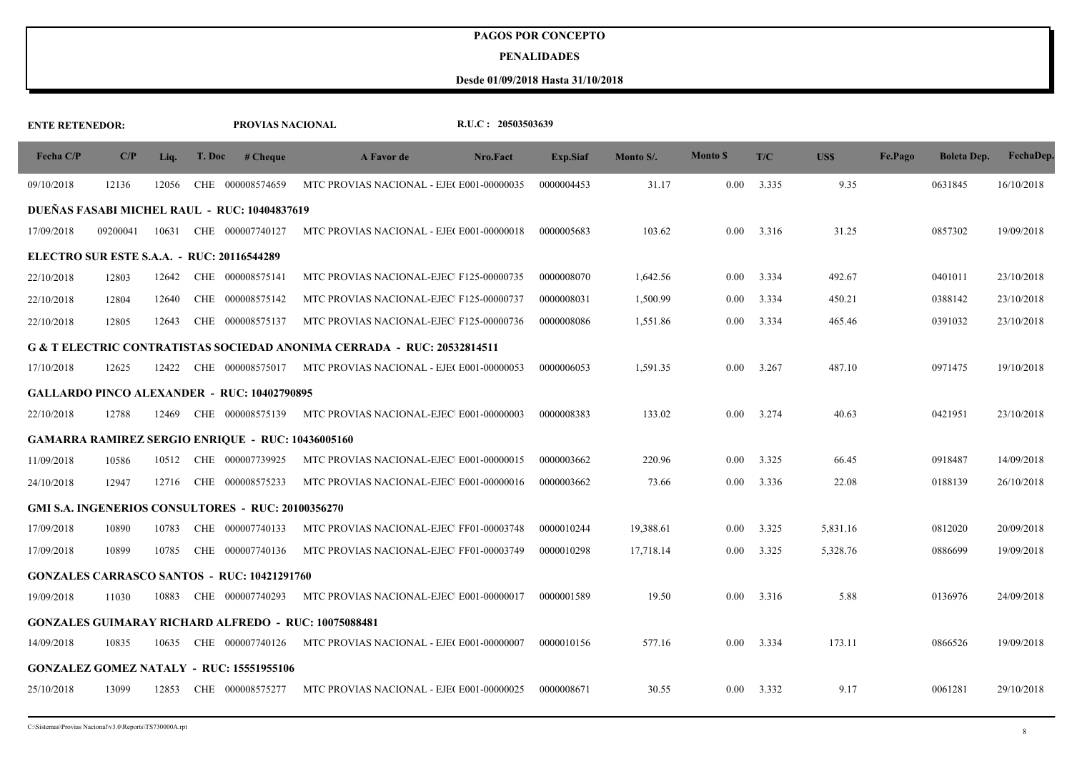**PAGOS POR CONCEPTO**

**PENALIDADES**

**Desde 01/09/2018 Hasta 31/10/2018**

**ENTE RETENEDOR:** **PROVIAS NACIONAL** **R.U.C : 20503503639**

| Fecha C/P | C/P | Liq. | T. Doc | # Cheque | A Favor de | Nro.Fact | Exp.Siaf | Monto S/. | Monto $ | T/C | US$ | Fe.Pago | Boleta Dep. | FechaDep. |
|---|---|---|---|---|---|---|---|---|---|---|---|---|---|---|
| 09/10/2018 | 12136 | 12056 | CHE | 000008574659 | MTC PROVIAS NACIONAL - EJE( | E001-00000035 | 0000004453 | 31.17 | 0.00 | 3.335 | 9.35 | | 0631845 | 16/10/2018 |
| **DUEÑAS FASABI MICHEL RAUL - RUC: 10404837619** | | | | | | | | | | | | | | |
| 17/09/2018 | 09200041 | 10631 | CHE | 000007740127 | MTC PROVIAS NACIONAL - EJE( | E001-00000018 | 0000005683 | 103.62 | 0.00 | 3.316 | 31.25 | | 0857302 | 19/09/2018 |
| **ELECTRO SUR ESTE S.A.A. - RUC: 20116544289** | | | | | | | | | | | | | | |
| 22/10/2018 | 12803 | 12642 | CHE | 000008575141 | MTC PROVIAS NACIONAL-EJEC | F125-00000735 | 0000008070 | 1,642.56 | 0.00 | 3.334 | 492.67 | | 0401011 | 23/10/2018 |
| 22/10/2018 | 12804 | 12640 | CHE | 000008575142 | MTC PROVIAS NACIONAL-EJEC | F125-00000737 | 0000008031 | 1,500.99 | 0.00 | 3.334 | 450.21 | | 0388142 | 23/10/2018 |
| 22/10/2018 | 12805 | 12643 | CHE | 000008575137 | MTC PROVIAS NACIONAL-EJEC | F125-00000736 | 0000008086 | 1,551.86 | 0.00 | 3.334 | 465.46 | | 0391032 | 23/10/2018 |
| **G & T ELECTRIC CONTRATISTAS SOCIEDAD ANONIMA CERRADA - RUC: 20532814511** | | | | | | | | | | | | | | |
| 17/10/2018 | 12625 | 12422 | CHE | 000008575017 | MTC PROVIAS NACIONAL - EJE( | E001-00000053 | 0000006053 | 1,591.35 | 0.00 | 3.267 | 487.10 | | 0971475 | 19/10/2018 |
| **GALLARDO PINCO ALEXANDER - RUC: 10402790895** | | | | | | | | | | | | | | |
| 22/10/2018 | 12788 | 12469 | CHE | 000008575139 | MTC PROVIAS NACIONAL-EJEC | E001-00000003 | 0000008383 | 133.02 | 0.00 | 3.274 | 40.63 | | 0421951 | 23/10/2018 |
| **GAMARRA RAMIREZ SERGIO ENRIQUE - RUC: 10436005160** | | | | | | | | | | | | | | |
| 11/09/2018 | 10586 | 10512 | CHE | 000007739925 | MTC PROVIAS NACIONAL-EJEC | E001-00000015 | 0000003662 | 220.96 | 0.00 | 3.325 | 66.45 | | 0918487 | 14/09/2018 |
| 24/10/2018 | 12947 | 12716 | CHE | 000008575233 | MTC PROVIAS NACIONAL-EJEC | E001-00000016 | 0000003662 | 73.66 | 0.00 | 3.336 | 22.08 | | 0188139 | 26/10/2018 |
| **GMI S.A. INGENERIOS CONSULTORES - RUC: 20100356270** | | | | | | | | | | | | | | |
| 17/09/2018 | 10890 | 10783 | CHE | 000007740133 | MTC PROVIAS NACIONAL-EJEC | FF01-00003748 | 0000010244 | 19,388.61 | 0.00 | 3.325 | 5,831.16 | | 0812020 | 20/09/2018 |
| 17/09/2018 | 10899 | 10785 | CHE | 000007740136 | MTC PROVIAS NACIONAL-EJEC | FF01-00003749 | 0000010298 | 17,718.14 | 0.00 | 3.325 | 5,328.76 | | 0886699 | 19/09/2018 |
| **GONZALES CARRASCO SANTOS - RUC: 10421291760** | | | | | | | | | | | | | | |
| 19/09/2018 | 11030 | 10883 | CHE | 000007740293 | MTC PROVIAS NACIONAL-EJEC | E001-00000017 | 0000001589 | 19.50 | 0.00 | 3.316 | 5.88 | | 0136976 | 24/09/2018 |
| **GONZALES GUIMARAY RICHARD ALFREDO - RUC: 10075088481** | | | | | | | | | | | | | | |
| 14/09/2018 | 10835 | 10635 | CHE | 000007740126 | MTC PROVIAS NACIONAL - EJE( | E001-00000007 | 0000010156 | 577.16 | 0.00 | 3.334 | 173.11 | | 0866526 | 19/09/2018 |
| **GONZALEZ GOMEZ NATALY - RUC: 15551955106** | | | | | | | | | | | | | | |
| 25/10/2018 | 13099 | 12853 | CHE | 000008575277 | MTC PROVIAS NACIONAL - EJE( | E001-00000025 | 0000008671 | 30.55 | 0.00 | 3.332 | 9.17 | | 0061281 | 29/10/2018 |

C:\Sistemas\Provias Nacional\v3.0\Reports\TS730000A.rpt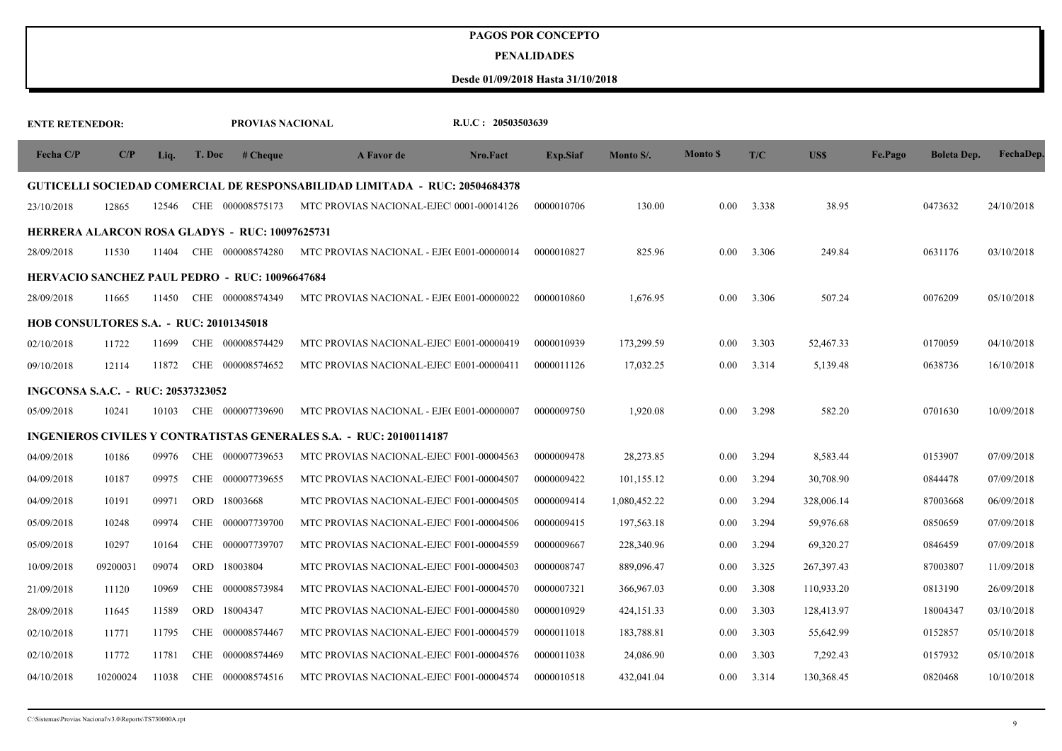**PAGOS POR CONCEPTO**

**PENALIDADES**

**Desde 01/09/2018 Hasta 31/10/2018**

**ENTE RETENEDOR:** PROVIAS NACIONAL R.U.C : 20503503639

| Fecha C/P | C/P | Liq. | T. Doc | # Cheque | A Favor de | Nro.Fact | Exp.Siaf | Monto S/. | Monto $ | T/C | US$ | Fe.Pago | Boleta Dep. | FechaDep. |
|---|---|---|---|---|---|---|---|---|---|---|---|---|---|---|
| **GUTICELLI SOCIEDAD COMERCIAL DE RESPONSABILIDAD LIMITADA - RUC: 20504684378** | | | | | | | | | | | | | | |
| 23/10/2018 | 12865 | 12546 | CHE | 000008575173 | MTC PROVIAS NACIONAL-EJEC | 0001-00014126 | 0000010706 | 130.00 | 0.00 | 3.338 | 38.95 | | 0473632 | 24/10/2018 |
| **HERRERA ALARCON ROSA GLADYS - RUC: 10097625731** | | | | | | | | | | | | | | |
| 28/09/2018 | 11530 | 11404 | CHE | 000008574280 | MTC PROVIAS NACIONAL - EJE( | E001-00000014 | 0000010827 | 825.96 | 0.00 | 3.306 | 249.84 | | 0631176 | 03/10/2018 |
| **HERVACIO SANCHEZ PAUL PEDRO - RUC: 10096647684** | | | | | | | | | | | | | | |
| 28/09/2018 | 11665 | 11450 | CHE | 000008574349 | MTC PROVIAS NACIONAL - EJE( | E001-00000022 | 0000010860 | 1,676.95 | 0.00 | 3.306 | 507.24 | | 0076209 | 05/10/2018 |
| **HOB CONSULTORES S.A. - RUC: 20101345018** | | | | | | | | | | | | | | |
| 02/10/2018 | 11722 | 11699 | CHE | 000008574429 | MTC PROVIAS NACIONAL-EJEC | E001-00000419 | 0000010939 | 173,299.59 | 0.00 | 3.303 | 52,467.33 | | 0170059 | 04/10/2018 |
| 09/10/2018 | 12114 | 11872 | CHE | 000008574652 | MTC PROVIAS NACIONAL-EJEC | E001-00000411 | 0000011126 | 17,032.25 | 0.00 | 3.314 | 5,139.48 | | 0638736 | 16/10/2018 |
| **INGCONSA S.A.C. - RUC: 20537323052** | | | | | | | | | | | | | | |
| 05/09/2018 | 10241 | 10103 | CHE | 000007739690 | MTC PROVIAS NACIONAL - EJE( | E001-00000007 | 0000009750 | 1,920.08 | 0.00 | 3.298 | 582.20 | | 0701630 | 10/09/2018 |
| **INGENIEROS CIVILES Y CONTRATISTAS GENERALES S.A. - RUC: 20100114187** | | | | | | | | | | | | | | |
| 04/09/2018 | 10186 | 09976 | CHE | 000007739653 | MTC PROVIAS NACIONAL-EJEC | F001-00004563 | 0000009478 | 28,273.85 | 0.00 | 3.294 | 8,583.44 | | 0153907 | 07/09/2018 |
| 04/09/2018 | 10187 | 09975 | CHE | 000007739655 | MTC PROVIAS NACIONAL-EJEC | F001-00004507 | 0000009422 | 101,155.12 | 0.00 | 3.294 | 30,708.90 | | 0844478 | 07/09/2018 |
| 04/09/2018 | 10191 | 09971 | ORD | 18003668 | MTC PROVIAS NACIONAL-EJEC | F001-00004505 | 0000009414 | 1,080,452.22 | 0.00 | 3.294 | 328,006.14 | | 87003668 | 06/09/2018 |
| 05/09/2018 | 10248 | 09974 | CHE | 000007739700 | MTC PROVIAS NACIONAL-EJEC | F001-00004506 | 0000009415 | 197,563.18 | 0.00 | 3.294 | 59,976.68 | | 0850659 | 07/09/2018 |
| 05/09/2018 | 10297 | 10164 | CHE | 000007739707 | MTC PROVIAS NACIONAL-EJEC | F001-00004559 | 0000009667 | 228,340.96 | 0.00 | 3.294 | 69,320.27 | | 0846459 | 07/09/2018 |
| 10/09/2018 | 09200031 | 09074 | ORD | 18003804 | MTC PROVIAS NACIONAL-EJEC | F001-00004503 | 0000008747 | 889,096.47 | 0.00 | 3.325 | 267,397.43 | | 87003807 | 11/09/2018 |
| 21/09/2018 | 11120 | 10969 | CHE | 000008573984 | MTC PROVIAS NACIONAL-EJEC | F001-00004570 | 0000007321 | 366,967.03 | 0.00 | 3.308 | 110,933.20 | | 0813190 | 26/09/2018 |
| 28/09/2018 | 11645 | 11589 | ORD | 18004347 | MTC PROVIAS NACIONAL-EJEC | F001-00004580 | 0000010929 | 424,151.33 | 0.00 | 3.303 | 128,413.97 | | 18004347 | 03/10/2018 |
| 02/10/2018 | 11771 | 11795 | CHE | 000008574467 | MTC PROVIAS NACIONAL-EJEC | F001-00004579 | 0000011018 | 183,788.81 | 0.00 | 3.303 | 55,642.99 | | 0152857 | 05/10/2018 |
| 02/10/2018 | 11772 | 11781 | CHE | 000008574469 | MTC PROVIAS NACIONAL-EJEC | F001-00004576 | 0000011038 | 24,086.90 | 0.00 | 3.303 | 7,292.43 | | 0157932 | 05/10/2018 |
| 04/10/2018 | 10200024 | 11038 | CHE | 000008574516 | MTC PROVIAS NACIONAL-EJEC | F001-00004574 | 0000010518 | 432,041.04 | 0.00 | 3.314 | 130,368.45 | | 0820468 | 10/10/2018 |

C:\Sistemas\Provias Nacional\v3.0\Reports\TS730000A.rpt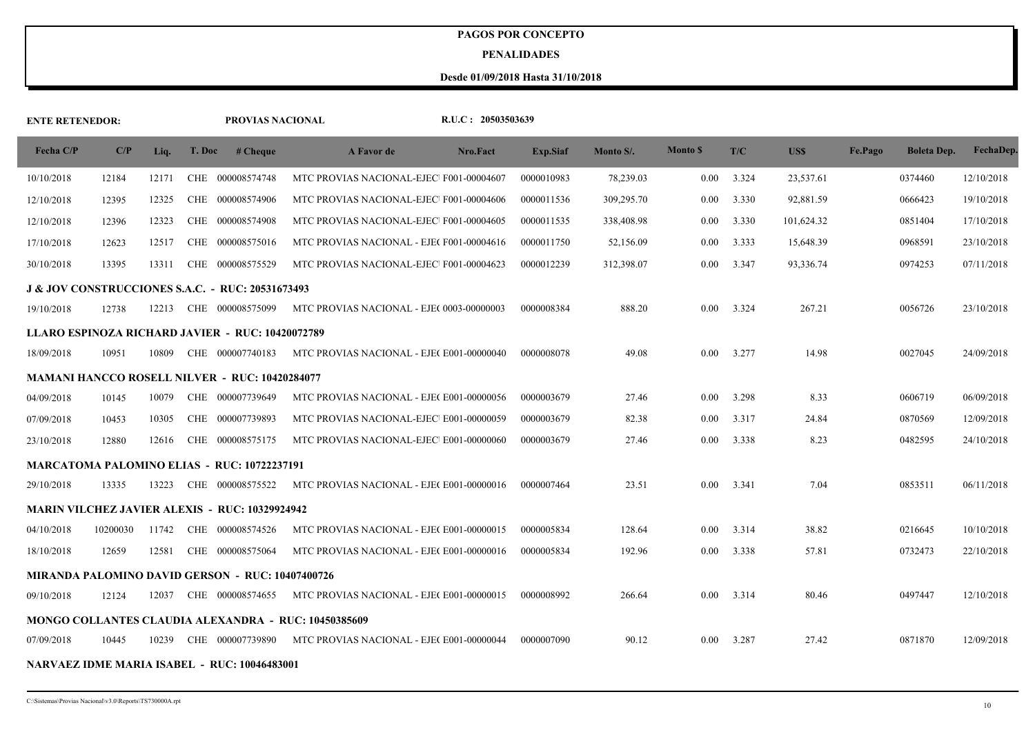**PAGOS POR CONCEPTO**

**PENALIDADES**

**Desde 01/09/2018 Hasta 31/10/2018**

**ENTE RETENEDOR:** PROVIAS NACIONAL R.U.C : 20503503639

| Fecha C/P | C/P | Liq. | T. Doc | # Cheque | A Favor de | Nro.Fact | Exp.Siaf | Monto S/. | Monto $ | T/C | US$ | Fe.Pago | Boleta Dep. | FechaDep. |
|---|---|---|---|---|---|---|---|---|---|---|---|---|---|---|
| 10/10/2018 | 12184 | 12171 | CHE | 000008574748 | MTC PROVIAS NACIONAL-EJEC | F001-00004607 | 0000010983 | 78,239.03 | 0.00 | 3.324 | 23,537.61 | | 0374460 | 12/10/2018 |
| 12/10/2018 | 12395 | 12325 | CHE | 000008574906 | MTC PROVIAS NACIONAL-EJEC | F001-00004606 | 0000011536 | 309,295.70 | 0.00 | 3.330 | 92,881.59 | | 0666423 | 19/10/2018 |
| 12/10/2018 | 12396 | 12323 | CHE | 000008574908 | MTC PROVIAS NACIONAL-EJEC | F001-00004605 | 0000011535 | 338,408.98 | 0.00 | 3.330 | 101,624.32 | | 0851404 | 17/10/2018 |
| 17/10/2018 | 12623 | 12517 | CHE | 000008575016 | MTC PROVIAS NACIONAL - EJE( | F001-00004616 | 0000011750 | 52,156.09 | 0.00 | 3.333 | 15,648.39 | | 0968591 | 23/10/2018 |
| 30/10/2018 | 13395 | 13311 | CHE | 000008575529 | MTC PROVIAS NACIONAL-EJEC | F001-00004623 | 0000012239 | 312,398.07 | 0.00 | 3.347 | 93,336.74 | | 0974253 | 07/11/2018 |
| **J & JOV CONSTRUCCIONES S.A.C. - RUC: 20531673493** | | | | | | | | | | | | | | |
| 19/10/2018 | 12738 | 12213 | CHE | 000008575099 | MTC PROVIAS NACIONAL - EJE( | 0003-00000003 | 0000008384 | 888.20 | 0.00 | 3.324 | 267.21 | | 0056726 | 23/10/2018 |
| **LLARO ESPINOZA RICHARD JAVIER - RUC: 10420072789** | | | | | | | | | | | | | | |
| 18/09/2018 | 10951 | 10809 | CHE | 000007740183 | MTC PROVIAS NACIONAL - EJE( | E001-00000040 | 0000008078 | 49.08 | 0.00 | 3.277 | 14.98 | | 0027045 | 24/09/2018 |
| **MAMANI HANCCO ROSELL NILVER - RUC: 10420284077** | | | | | | | | | | | | | | |
| 04/09/2018 | 10145 | 10079 | CHE | 000007739649 | MTC PROVIAS NACIONAL - EJE( | E001-00000056 | 0000003679 | 27.46 | 0.00 | 3.298 | 8.33 | | 0606719 | 06/09/2018 |
| 07/09/2018 | 10453 | 10305 | CHE | 000007739893 | MTC PROVIAS NACIONAL-EJEC | E001-00000059 | 0000003679 | 82.38 | 0.00 | 3.317 | 24.84 | | 0870569 | 12/09/2018 |
| 23/10/2018 | 12880 | 12616 | CHE | 000008575175 | MTC PROVIAS NACIONAL-EJEC | E001-00000060 | 0000003679 | 27.46 | 0.00 | 3.338 | 8.23 | | 0482595 | 24/10/2018 |
| **MARCATOMA PALOMINO ELIAS - RUC: 10722237191** | | | | | | | | | | | | | | |
| 29/10/2018 | 13335 | 13223 | CHE | 000008575522 | MTC PROVIAS NACIONAL - EJE( | E001-00000016 | 0000007464 | 23.51 | 0.00 | 3.341 | 7.04 | | 0853511 | 06/11/2018 |
| **MARIN VILCHEZ JAVIER ALEXIS - RUC: 10329924942** | | | | | | | | | | | | | | |
| 04/10/2018 | 10200030 | 11742 | CHE | 000008574526 | MTC PROVIAS NACIONAL - EJE( | E001-00000015 | 0000005834 | 128.64 | 0.00 | 3.314 | 38.82 | | 0216645 | 10/10/2018 |
| 18/10/2018 | 12659 | 12581 | CHE | 000008575064 | MTC PROVIAS NACIONAL - EJE( | E001-00000016 | 0000005834 | 192.96 | 0.00 | 3.338 | 57.81 | | 0732473 | 22/10/2018 |
| **MIRANDA PALOMINO DAVID GERSON - RUC: 10407400726** | | | | | | | | | | | | | | |
| 09/10/2018 | 12124 | 12037 | CHE | 000008574655 | MTC PROVIAS NACIONAL - EJE( | E001-00000015 | 0000008992 | 266.64 | 0.00 | 3.314 | 80.46 | | 0497447 | 12/10/2018 |
| **MONGO COLLANTES CLAUDIA ALEXANDRA - RUC: 10450385609** | | | | | | | | | | | | | | |
| 07/09/2018 | 10445 | 10239 | CHE | 000007739890 | MTC PROVIAS NACIONAL - EJE( | E001-00000044 | 0000007090 | 90.12 | 0.00 | 3.287 | 27.42 | | 0871870 | 12/09/2018 |
| **NARVAEZ IDME MARIA ISABEL - RUC: 10046483001** | | | | | | | | | | | | | | |

C:\Sistemas\Provias Nacional\v3.0\Reports\TS730000A.rpt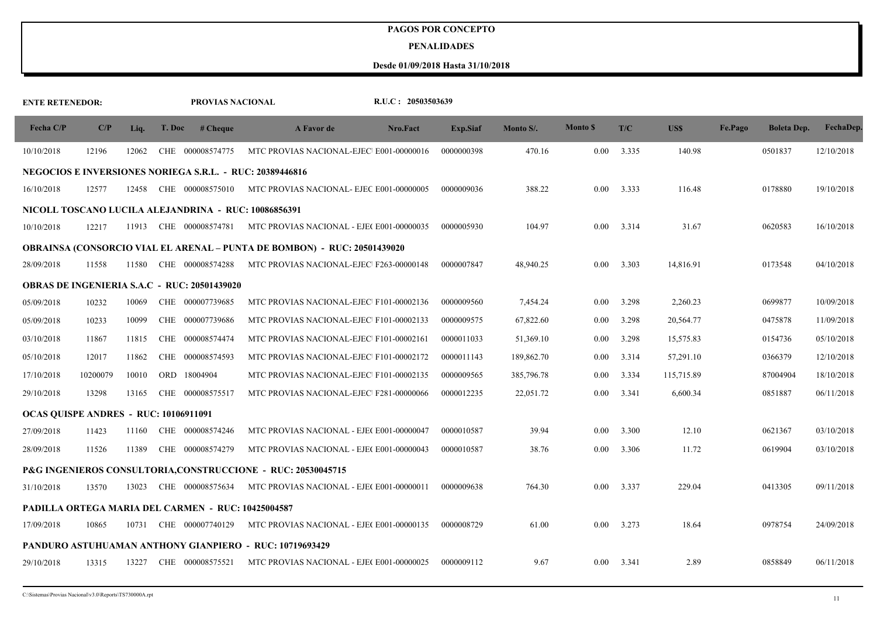**PAGOS POR CONCEPTO**

**PENALIDADES**

**Desde 01/09/2018 Hasta 31/10/2018**

**ENTE RETENEDOR:** **PROVIAS NACIONAL** **R.U.C : 20503503639**

| Fecha C/P | C/P | Liq. | T. Doc | # Cheque | A Favor de | Nro.Fact | Exp.Siaf | Monto S/. | Monto $ | T/C | US$ | Fe.Pago | Boleta Dep. | FechaDep. |
|---|---|---|---|---|---|---|---|---|---|---|---|---|---|---|
| 10/10/2018 | 12196 | 12062 | CHE | 000008574775 | MTC PROVIAS NACIONAL-EJEC | E001-00000016 | 0000000398 | 470.16 | 0.00 | 3.335 | 140.98 | | 0501837 | 12/10/2018 |
| **NEGOCIOS E INVERSIONES NORIEGA S.R.L. - RUC: 20389446816** | | | | | | | | | | | | | | |
| 16/10/2018 | 12577 | 12458 | CHE | 000008575010 | MTC PROVIAS NACIONAL- EJEC | E001-00000005 | 0000009036 | 388.22 | 0.00 | 3.333 | 116.48 | | 0178880 | 19/10/2018 |
| **NICOLL TOSCANO LUCILA ALEJANDRINA - RUC: 10086856391** | | | | | | | | | | | | | | |
| 10/10/2018 | 12217 | 11913 | CHE | 000008574781 | MTC PROVIAS NACIONAL - EJE( | E001-00000035 | 0000005930 | 104.97 | 0.00 | 3.314 | 31.67 | | 0620583 | 16/10/2018 |
| **OBRAINSA (CONSORCIO VIAL EL ARENAL – PUNTA DE BOMBON) - RUC: 20501439020** | | | | | | | | | | | | | | |
| 28/09/2018 | 11558 | 11580 | CHE | 000008574288 | MTC PROVIAS NACIONAL-EJEC | F263-00000148 | 0000007847 | 48,940.25 | 0.00 | 3.303 | 14,816.91 | | 0173548 | 04/10/2018 |
| **OBRAS DE INGENIERIA S.A.C - RUC: 20501439020** | | | | | | | | | | | | | | |
| 05/09/2018 | 10232 | 10069 | CHE | 000007739685 | MTC PROVIAS NACIONAL-EJEC | F101-00002136 | 0000009560 | 7,454.24 | 0.00 | 3.298 | 2,260.23 | | 0699877 | 10/09/2018 |
| 05/09/2018 | 10233 | 10099 | CHE | 000007739686 | MTC PROVIAS NACIONAL-EJEC | F101-00002133 | 0000009575 | 67,822.60 | 0.00 | 3.298 | 20,564.77 | | 0475878 | 11/09/2018 |
| 03/10/2018 | 11867 | 11815 | CHE | 000008574474 | MTC PROVIAS NACIONAL-EJEC | F101-00002161 | 0000011033 | 51,369.10 | 0.00 | 3.298 | 15,575.83 | | 0154736 | 05/10/2018 |
| 05/10/2018 | 12017 | 11862 | CHE | 000008574593 | MTC PROVIAS NACIONAL-EJEC | F101-00002172 | 0000011143 | 189,862.70 | 0.00 | 3.314 | 57,291.10 | | 0366379 | 12/10/2018 |
| 17/10/2018 | 10200079 | 10010 | ORD | 18004904 | MTC PROVIAS NACIONAL-EJEC | F101-00002135 | 0000009565 | 385,796.78 | 0.00 | 3.334 | 115,715.89 | | 87004904 | 18/10/2018 |
| 29/10/2018 | 13298 | 13165 | CHE | 000008575517 | MTC PROVIAS NACIONAL-EJEC | F281-00000066 | 0000012235 | 22,051.72 | 0.00 | 3.341 | 6,600.34 | | 0851887 | 06/11/2018 |
| **OCAS QUISPE ANDRES - RUC: 10106911091** | | | | | | | | | | | | | | |
| 27/09/2018 | 11423 | 11160 | CHE | 000008574246 | MTC PROVIAS NACIONAL - EJE( | E001-00000047 | 0000010587 | 39.94 | 0.00 | 3.300 | 12.10 | | 0621367 | 03/10/2018 |
| 28/09/2018 | 11526 | 11389 | CHE | 000008574279 | MTC PROVIAS NACIONAL - EJE( | E001-00000043 | 0000010587 | 38.76 | 0.00 | 3.306 | 11.72 | | 0619904 | 03/10/2018 |
| **P&G INGENIEROS CONSULTORIA,CONSTRUCCIONE - RUC: 20530045715** | | | | | | | | | | | | | | |
| 31/10/2018 | 13570 | 13023 | CHE | 000008575634 | MTC PROVIAS NACIONAL - EJE( | E001-00000011 | 0000009638 | 764.30 | 0.00 | 3.337 | 229.04 | | 0413305 | 09/11/2018 |
| **PADILLA ORTEGA MARIA DEL CARMEN - RUC: 10425004587** | | | | | | | | | | | | | | |
| 17/09/2018 | 10865 | 10731 | CHE | 000007740129 | MTC PROVIAS NACIONAL - EJE( | E001-00000135 | 0000008729 | 61.00 | 0.00 | 3.273 | 18.64 | | 0978754 | 24/09/2018 |
| **PANDURO ASTUHUAMAN ANTHONY GIANPIERO - RUC: 10719693429** | | | | | | | | | | | | | | |
| 29/10/2018 | 13315 | 13227 | CHE | 000008575521 | MTC PROVIAS NACIONAL - EJE( | E001-00000025 | 0000009112 | 9.67 | 0.00 | 3.341 | 2.89 | | 0858849 | 06/11/2018 |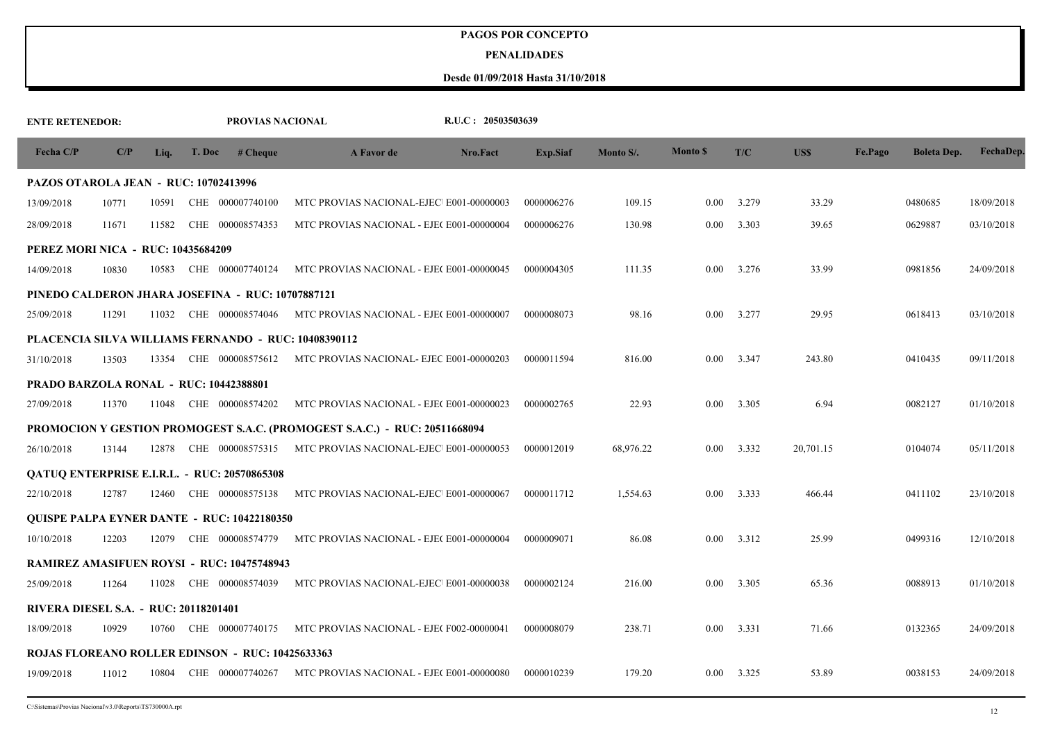**PAGOS POR CONCEPTO**

**PENALIDADES**

**Desde 01/09/2018 Hasta 31/10/2018**

**ENTE RETENEDOR:** PROVIAS NACIONAL R.U.C : 20503503639

| Fecha C/P | C/P | Liq. | T. Doc | # Cheque | A Favor de | Nro.Fact | Exp.Siaf | Monto S/. | Monto $ | T/C | US$ | Fe.Pago | Boleta Dep. | FechaDep. |
|---|---|---|---|---|---|---|---|---|---|---|---|---|---|---|
| **PAZOS OTAROLA JEAN - RUC: 10702413996** | | | | | | | | | | | | | | |
| 13/09/2018 | 10771 | 10591 | CHE | 000007740100 | MTC PROVIAS NACIONAL-EJEC | E001-00000003 | 0000006276 | 109.15 | 0.00 | 3.279 | 33.29 | | 0480685 | 18/09/2018 |
| 28/09/2018 | 11671 | 11582 | CHE | 000008574353 | MTC PROVIAS NACIONAL - EJE( | E001-00000004 | 0000006276 | 130.98 | 0.00 | 3.303 | 39.65 | | 0629887 | 03/10/2018 |
| **PEREZ MORI NICA - RUC: 10435684209** | | | | | | | | | | | | | | |
| 14/09/2018 | 10830 | 10583 | CHE | 000007740124 | MTC PROVIAS NACIONAL - EJE( | E001-00000045 | 0000004305 | 111.35 | 0.00 | 3.276 | 33.99 | | 0981856 | 24/09/2018 |
| **PINEDO CALDERON JHARA JOSEFINA - RUC: 10707887121** | | | | | | | | | | | | | | |
| 25/09/2018 | 11291 | 11032 | CHE | 000008574046 | MTC PROVIAS NACIONAL - EJE( | E001-00000007 | 0000008073 | 98.16 | 0.00 | 3.277 | 29.95 | | 0618413 | 03/10/2018 |
| **PLACENCIA SILVA WILLIAMS FERNANDO - RUC: 10408390112** | | | | | | | | | | | | | | |
| 31/10/2018 | 13503 | 13354 | CHE | 000008575612 | MTC PROVIAS NACIONAL- EJEC | E001-00000203 | 0000011594 | 816.00 | 0.00 | 3.347 | 243.80 | | 0410435 | 09/11/2018 |
| **PRADO BARZOLA RONAL - RUC: 10442388801** | | | | | | | | | | | | | | |
| 27/09/2018 | 11370 | 11048 | CHE | 000008574202 | MTC PROVIAS NACIONAL - EJE( | E001-00000023 | 0000002765 | 22.93 | 0.00 | 3.305 | 6.94 | | 0082127 | 01/10/2018 |
| **PROMOCION Y GESTION PROMOGEST S.A.C. (PROMOGEST S.A.C.) - RUC: 20511668094** | | | | | | | | | | | | | | |
| 26/10/2018 | 13144 | 12878 | CHE | 000008575315 | MTC PROVIAS NACIONAL-EJEC | E001-00000053 | 0000012019 | 68,976.22 | 0.00 | 3.332 | 20,701.15 | | 0104074 | 05/11/2018 |
| **QATUQ ENTERPRISE E.I.R.L. - RUC: 20570865308** | | | | | | | | | | | | | | |
| 22/10/2018 | 12787 | 12460 | CHE | 000008575138 | MTC PROVIAS NACIONAL-EJEC | E001-00000067 | 0000011712 | 1,554.63 | 0.00 | 3.333 | 466.44 | | 0411102 | 23/10/2018 |
| **QUISPE PALPA EYNER DANTE - RUC: 10422180350** | | | | | | | | | | | | | | |
| 10/10/2018 | 12203 | 12079 | CHE | 000008574779 | MTC PROVIAS NACIONAL - EJE( | E001-00000004 | 0000009071 | 86.08 | 0.00 | 3.312 | 25.99 | | 0499316 | 12/10/2018 |
| **RAMIREZ AMASIFUEN ROYSI - RUC: 10475748943** | | | | | | | | | | | | | | |
| 25/09/2018 | 11264 | 11028 | CHE | 000008574039 | MTC PROVIAS NACIONAL-EJEC | E001-00000038 | 0000002124 | 216.00 | 0.00 | 3.305 | 65.36 | | 0088913 | 01/10/2018 |
| **RIVERA DIESEL S.A. - RUC: 20118201401** | | | | | | | | | | | | | | |
| 18/09/2018 | 10929 | 10760 | CHE | 000007740175 | MTC PROVIAS NACIONAL - EJE( | F002-00000041 | 0000008079 | 238.71 | 0.00 | 3.331 | 71.66 | | 0132365 | 24/09/2018 |
| **ROJAS FLOREANO ROLLER EDINSON - RUC: 10425633363** | | | | | | | | | | | | | | |
| 19/09/2018 | 11012 | 10804 | CHE | 000007740267 | MTC PROVIAS NACIONAL - EJE( | E001-00000080 | 0000010239 | 179.20 | 0.00 | 3.325 | 53.89 | | 0038153 | 24/09/2018 |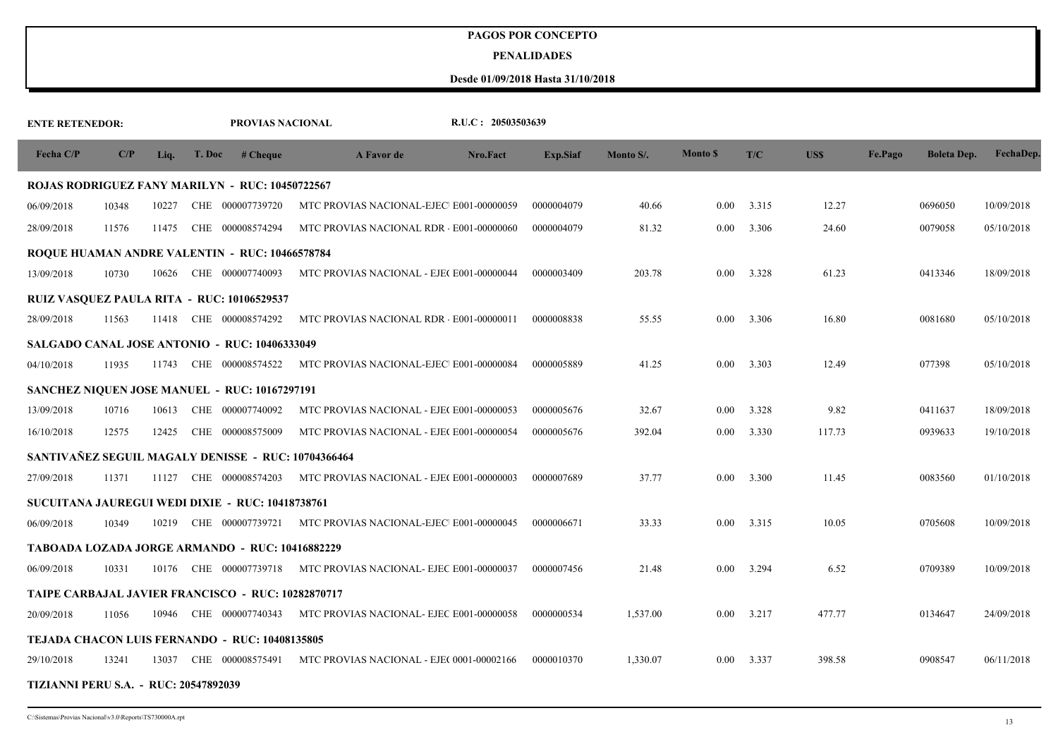# PAGOS POR CONCEPTO

## PENALIDADES

### Desde 01/09/2018 Hasta 31/10/2018

**ENTE RETENEDOR:** PROVIAS NACIONAL **R.U.C : 20503503639**

| Fecha C/P | C/P | Liq. | T. Doc | # Cheque | A Favor de | Nro.Fact | Exp.Siaf | Monto S/. | Monto $ | T/C | US$ | Fe.Pago | Boleta Dep. | FechaDep. |
|---|---|---|---|---|---|---|---|---|---|---|---|---|---|---|
| **ROJAS RODRIGUEZ FANY MARILYN - RUC: 10450722567** | | | | | | | | | | | | | | |
| 06/09/2018 | 10348 | 10227 | CHE | 000007739720 | MTC PROVIAS NACIONAL-EJEC | E001-00000059 | 0000004079 | 40.66 | 0.00 | 3.315 | 12.27 | | 0696050 | 10/09/2018 |
| 28/09/2018 | 11576 | 11475 | CHE | 000008574294 | MTC PROVIAS NACIONAL RDR - | E001-00000060 | 0000004079 | 81.32 | 0.00 | 3.306 | 24.60 | | 0079058 | 05/10/2018 |
| **ROQUE HUAMAN ANDRE VALENTIN - RUC: 10466578784** | | | | | | | | | | | | | | |
| 13/09/2018 | 10730 | 10626 | CHE | 000007740093 | MTC PROVIAS NACIONAL - EJE( | E001-00000044 | 0000003409 | 203.78 | 0.00 | 3.328 | 61.23 | | 0413346 | 18/09/2018 |
| **RUIZ VASQUEZ PAULA RITA - RUC: 10106529537** | | | | | | | | | | | | | | |
| 28/09/2018 | 11563 | 11418 | CHE | 000008574292 | MTC PROVIAS NACIONAL RDR - | E001-00000011 | 0000008838 | 55.55 | 0.00 | 3.306 | 16.80 | | 0081680 | 05/10/2018 |
| **SALGADO CANAL JOSE ANTONIO - RUC: 10406333049** | | | | | | | | | | | | | | |
| 04/10/2018 | 11935 | 11743 | CHE | 000008574522 | MTC PROVIAS NACIONAL-EJEC | E001-00000084 | 0000005889 | 41.25 | 0.00 | 3.303 | 12.49 | | 077398 | 05/10/2018 |
| **SANCHEZ NIQUEN JOSE MANUEL - RUC: 10167297191** | | | | | | | | | | | | | | |
| 13/09/2018 | 10716 | 10613 | CHE | 000007740092 | MTC PROVIAS NACIONAL - EJE( | E001-00000053 | 0000005676 | 32.67 | 0.00 | 3.328 | 9.82 | | 0411637 | 18/09/2018 |
| 16/10/2018 | 12575 | 12425 | CHE | 000008575009 | MTC PROVIAS NACIONAL - EJE( | E001-00000054 | 0000005676 | 392.04 | 0.00 | 3.330 | 117.73 | | 0939633 | 19/10/2018 |
| **SANTIVAÑEZ SEGUIL MAGALY DENISSE - RUC: 10704366464** | | | | | | | | | | | | | | |
| 27/09/2018 | 11371 | 11127 | CHE | 000008574203 | MTC PROVIAS NACIONAL - EJE( | E001-00000003 | 0000007689 | 37.77 | 0.00 | 3.300 | 11.45 | | 0083560 | 01/10/2018 |
| **SUCUITANA JAUREGUI WEDI DIXIE - RUC: 10418738761** | | | | | | | | | | | | | | |
| 06/09/2018 | 10349 | 10219 | CHE | 000007739721 | MTC PROVIAS NACIONAL-EJEC | E001-00000045 | 0000006671 | 33.33 | 0.00 | 3.315 | 10.05 | | 0705608 | 10/09/2018 |
| **TABOADA LOZADA JORGE ARMANDO - RUC: 10416882229** | | | | | | | | | | | | | | |
| 06/09/2018 | 10331 | 10176 | CHE | 000007739718 | MTC PROVIAS NACIONAL- EJEC | E001-00000037 | 0000007456 | 21.48 | 0.00 | 3.294 | 6.52 | | 0709389 | 10/09/2018 |
| **TAIPE CARBAJAL JAVIER FRANCISCO - RUC: 10282870717** | | | | | | | | | | | | | | |
| 20/09/2018 | 11056 | 10946 | CHE | 000007740343 | MTC PROVIAS NACIONAL- EJEC | E001-00000058 | 0000000534 | 1,537.00 | 0.00 | 3.217 | 477.77 | | 0134647 | 24/09/2018 |
| **TEJADA CHACON LUIS FERNANDO - RUC: 10408135805** | | | | | | | | | | | | | | |
| 29/10/2018 | 13241 | 13037 | CHE | 000008575491 | MTC PROVIAS NACIONAL - EJE( | 0001-00002166 | 0000010370 | 1,330.07 | 0.00 | 3.337 | 398.58 | | 0908547 | 06/11/2018 |
| **TIZIANNI PERU S.A. - RUC: 20547892039** | | | | | | | | | | | | | | |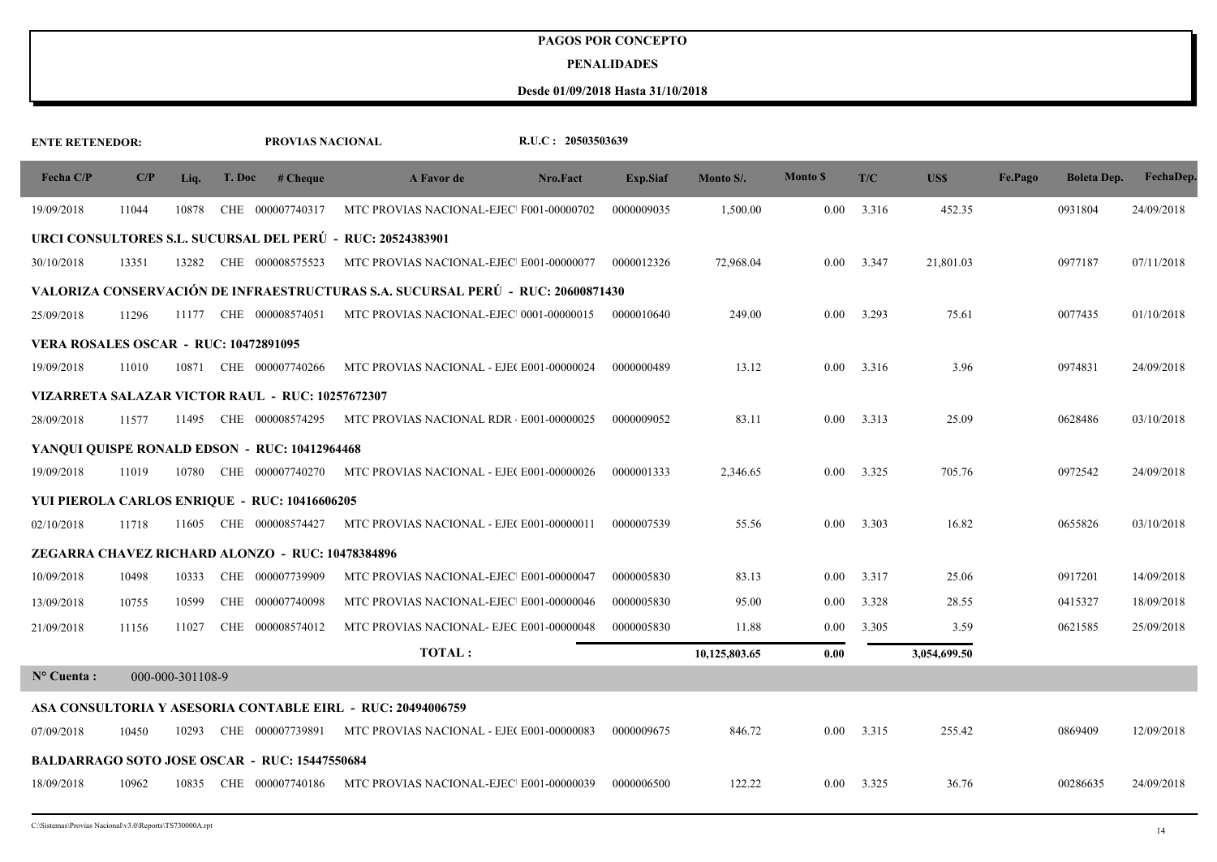**PAGOS POR CONCEPTO**

**PENALIDADES**

**Desde 01/09/2018 Hasta 31/10/2018**

**ENTE RETENEDOR:** PROVIAS NACIONAL R.U.C : 20503503639

| Fecha C/P | C/P | Liq. | T. Doc | # Cheque | A Favor de | Nro.Fact | Exp.Siaf | Monto S/. | Monto $ | T/C | US$ | Fe.Pago | Boleta Dep. | FechaDep. |
|---|---|---|---|---|---|---|---|---|---|---|---|---|---|---|
| 19/09/2018 | 11044 | 10878 | CHE | 000007740317 | MTC PROVIAS NACIONAL-EJEC | F001-00000702 | 0000009035 | 1,500.00 | 0.00 | 3.316 | 452.35 | | 0931804 | 24/09/2018 |
| **URCI CONSULTORES S.L. SUCURSAL DEL PERÚ - RUC: 20524383901** | | | | | | | | | | | | | | |
| 30/10/2018 | 13351 | 13282 | CHE | 000008575523 | MTC PROVIAS NACIONAL-EJEC | E001-00000077 | 0000012326 | 72,968.04 | 0.00 | 3.347 | 21,801.03 | | 0977187 | 07/11/2018 |
| **VALORIZA CONSERVACIÓN DE INFRAESTRUCTURAS S.A. SUCURSAL PERÚ - RUC: 20600871430** | | | | | | | | | | | | | | |
| 25/09/2018 | 11296 | 11177 | CHE | 000008574051 | MTC PROVIAS NACIONAL-EJEC | 0001-00000015 | 0000010640 | 249.00 | 0.00 | 3.293 | 75.61 | | 0077435 | 01/10/2018 |
| **VERA ROSALES OSCAR - RUC: 10472891095** | | | | | | | | | | | | | | |
| 19/09/2018 | 11010 | 10871 | CHE | 000007740266 | MTC PROVIAS NACIONAL - EJE( | E001-00000024 | 0000000489 | 13.12 | 0.00 | 3.316 | 3.96 | | 0974831 | 24/09/2018 |
| **VIZARRETA SALAZAR VICTOR RAUL - RUC: 10257672307** | | | | | | | | | | | | | | |
| 28/09/2018 | 11577 | 11495 | CHE | 000008574295 | MTC PROVIAS NACIONAL RDR · | E001-00000025 | 0000009052 | 83.11 | 0.00 | 3.313 | 25.09 | | 0628486 | 03/10/2018 |
| **YANQUI QUISPE RONALD EDSON - RUC: 10412964468** | | | | | | | | | | | | | | |
| 19/09/2018 | 11019 | 10780 | CHE | 000007740270 | MTC PROVIAS NACIONAL - EJE( | E001-00000026 | 0000001333 | 2,346.65 | 0.00 | 3.325 | 705.76 | | 0972542 | 24/09/2018 |
| **YUI PIEROLA CARLOS ENRIQUE - RUC: 10416606205** | | | | | | | | | | | | | | |
| 02/10/2018 | 11718 | 11605 | CHE | 000008574427 | MTC PROVIAS NACIONAL - EJE( | E001-00000011 | 0000007539 | 55.56 | 0.00 | 3.303 | 16.82 | | 0655826 | 03/10/2018 |
| **ZEGARRA CHAVEZ RICHARD ALONZO - RUC: 10478384896** | | | | | | | | | | | | | | |
| 10/09/2018 | 10498 | 10333 | CHE | 000007739909 | MTC PROVIAS NACIONAL-EJEC | E001-00000047 | 0000005830 | 83.13 | 0.00 | 3.317 | 25.06 | | 0917201 | 14/09/2018 |
| 13/09/2018 | 10755 | 10599 | CHE | 000007740098 | MTC PROVIAS NACIONAL-EJEC | E001-00000046 | 0000005830 | 95.00 | 0.00 | 3.328 | 28.55 | | 0415327 | 18/09/2018 |
| 21/09/2018 | 11156 | 11027 | CHE | 000008574012 | MTC PROVIAS NACIONAL- EJEC | E001-00000048 | 0000005830 | 11.88 | 0.00 | 3.305 | 3.59 | | 0621585 | 25/09/2018 |
| | | | | | **TOTAL :** | | | **10,125,803.65** | **0.00** | | **3,054,699.50** | | | |
| **N° Cuenta :** | 000-000-301108-9 | | | | | | | | | | | | | |
| **ASA CONSULTORIA Y ASESORIA CONTABLE EIRL - RUC: 20494006759** | | | | | | | | | | | | | | |
| 07/09/2018 | 10450 | 10293 | CHE | 000007739891 | MTC PROVIAS NACIONAL - EJE( | E001-00000083 | 0000009675 | 846.72 | 0.00 | 3.315 | 255.42 | | 0869409 | 12/09/2018 |
| **BALDARRAGO SOTO JOSE OSCAR - RUC: 15447550684** | | | | | | | | | | | | | | |
| 18/09/2018 | 10962 | 10835 | CHE | 000007740186 | MTC PROVIAS NACIONAL-EJEC | E001-00000039 | 0000006500 | 122.22 | 0.00 | 3.325 | 36.76 | | 00286635 | 24/09/2018 |

C:\Sistemas\Provias Nacional\v3.0\Reports\TS730000A.rpt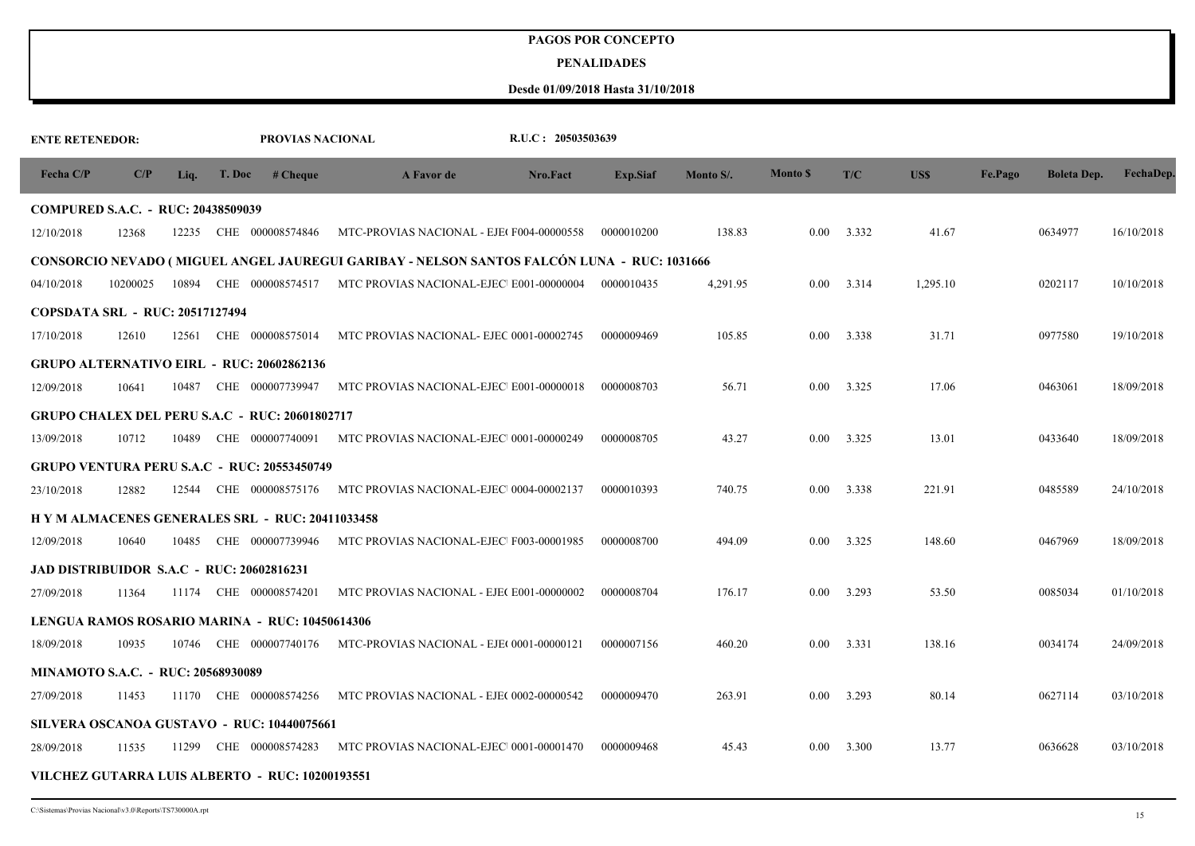**PAGOS POR CONCEPTO**

**PENALIDADES**

**Desde 01/09/2018 Hasta 31/10/2018**

**ENTE RETENEDOR:** **PROVIAS NACIONAL** **R.U.C : 20503503639**

| Fecha C/P | C/P | Liq. | T. Doc | # Cheque | A Favor de | Nro.Fact | Exp.Siaf | Monto S/. | Monto $ | T/C | US$ | Fe.Pago | Boleta Dep. | FechaDep. |
|---|---|---|---|---|---|---|---|---|---|---|---|---|---|---|
| **COMPURED S.A.C. - RUC: 20438509039** | | | | | | | | | | | | | | |
| 12/10/2018 | 12368 | 12235 | CHE | 000008574846 | MTC-PROVIAS NACIONAL - EJE( | F004-00000558 | 0000010200 | 138.83 | 0.00 | 3.332 | 41.67 | | 0634977 | 16/10/2018 |
| **CONSORCIO NEVADO ( MIGUEL ANGEL JAUREGUI GARIBAY - NELSON SANTOS FALCÓN LUNA - RUC: 1031666** | | | | | | | | | | | | | | |
| 04/10/2018 | 10200025 | 10894 | CHE | 000008574517 | MTC PROVIAS NACIONAL-EJEC | E001-00000004 | 0000010435 | 4,291.95 | 0.00 | 3.314 | 1,295.10 | | 0202117 | 10/10/2018 |
| **COPSDATA SRL - RUC: 20517127494** | | | | | | | | | | | | | | |
| 17/10/2018 | 12610 | 12561 | CHE | 000008575014 | MTC PROVIAS NACIONAL- EJEC | 0001-00002745 | 0000009469 | 105.85 | 0.00 | 3.338 | 31.71 | | 0977580 | 19/10/2018 |
| **GRUPO ALTERNATIVO EIRL - RUC: 20602862136** | | | | | | | | | | | | | | |
| 12/09/2018 | 10641 | 10487 | CHE | 000007739947 | MTC PROVIAS NACIONAL-EJEC | E001-00000018 | 0000008703 | 56.71 | 0.00 | 3.325 | 17.06 | | 0463061 | 18/09/2018 |
| **GRUPO CHALEX DEL PERU S.A.C - RUC: 20601802717** | | | | | | | | | | | | | | |
| 13/09/2018 | 10712 | 10489 | CHE | 000007740091 | MTC PROVIAS NACIONAL-EJEC | 0001-00000249 | 0000008705 | 43.27 | 0.00 | 3.325 | 13.01 | | 0433640 | 18/09/2018 |
| **GRUPO VENTURA PERU S.A.C - RUC: 20553450749** | | | | | | | | | | | | | | |
| 23/10/2018 | 12882 | 12544 | CHE | 000008575176 | MTC PROVIAS NACIONAL-EJEC | 0004-00002137 | 0000010393 | 740.75 | 0.00 | 3.338 | 221.91 | | 0485589 | 24/10/2018 |
| **H Y M ALMACENES GENERALES SRL - RUC: 20411033458** | | | | | | | | | | | | | | |
| 12/09/2018 | 10640 | 10485 | CHE | 000007739946 | MTC PROVIAS NACIONAL-EJEC | F003-00001985 | 0000008700 | 494.09 | 0.00 | 3.325 | 148.60 | | 0467969 | 18/09/2018 |
| **JAD DISTRIBUIDOR S.A.C - RUC: 20602816231** | | | | | | | | | | | | | | |
| 27/09/2018 | 11364 | 11174 | CHE | 000008574201 | MTC PROVIAS NACIONAL - EJE( | E001-00000002 | 0000008704 | 176.17 | 0.00 | 3.293 | 53.50 | | 0085034 | 01/10/2018 |
| **LENGUA RAMOS ROSARIO MARINA - RUC: 10450614306** | | | | | | | | | | | | | | |
| 18/09/2018 | 10935 | 10746 | CHE | 000007740176 | MTC-PROVIAS NACIONAL - EJE( | 0001-00000121 | 0000007156 | 460.20 | 0.00 | 3.331 | 138.16 | | 0034174 | 24/09/2018 |
| **MINAMOTO S.A.C. - RUC: 20568930089** | | | | | | | | | | | | | | |
| 27/09/2018 | 11453 | 11170 | CHE | 000008574256 | MTC PROVIAS NACIONAL - EJE( | 0002-00000542 | 0000009470 | 263.91 | 0.00 | 3.293 | 80.14 | | 0627114 | 03/10/2018 |
| **SILVERA OSCANOA GUSTAVO - RUC: 10440075661** | | | | | | | | | | | | | | |
| 28/09/2018 | 11535 | 11299 | CHE | 000008574283 | MTC PROVIAS NACIONAL-EJEC | 0001-00001470 | 0000009468 | 45.43 | 0.00 | 3.300 | 13.77 | | 0636628 | 03/10/2018 |
| **VILCHEZ GUTARRA LUIS ALBERTO - RUC: 10200193551** | | | | | | | | | | | | | | |

C:\Sistemas\Provias Nacional\v3.0\Reports\TS730000A.rpt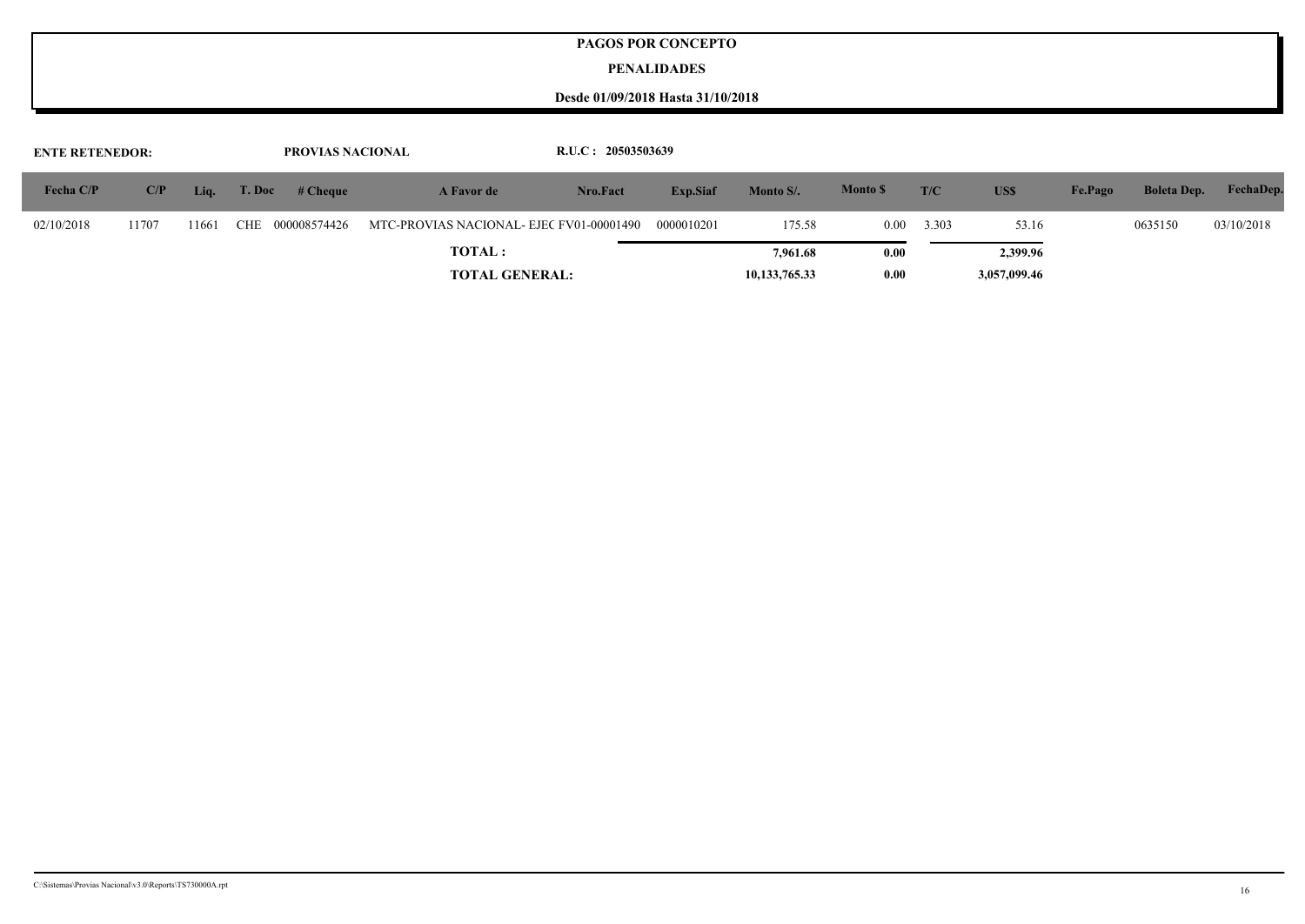**PAGOS POR CONCEPTO**

**PENALIDADES**

**Desde 01/09/2018 Hasta 31/10/2018**

**ENTE RETENEDOR:** **PROVIAS NACIONAL** **R.U.C : 20503503639**

| Fecha C/P | C/P | Liq. | T. Doc | # Cheque | A Favor de | Nro.Fact | Exp.Siaf | Monto S/. | Monto $ | T/C | US$ | Fe.Pago | Boleta Dep. | FechaDep. |
|---|---|---|---|---|---|---|---|---|---|---|---|---|---|---|
| 02/10/2018 | 11707 | 11661 | CHE | 000008574426 | MTC-PROVIAS NACIONAL- EJEC | FV01-00001490 | 0000010201 | 175.58 | 0.00 | 3.303 | 53.16 | | 0635150 | 03/10/2018 |
| | | | | | **TOTAL :** | | | **7,961.68** | **0.00** | | **2,399.96** | | | |
| | | | | | **TOTAL GENERAL:** | | | **10,133,765.33** | **0.00** | | **3,057,099.46** | | | |

C:\Sistemas\Provias Nacional\v3.0\Reports\TS730000A.rpt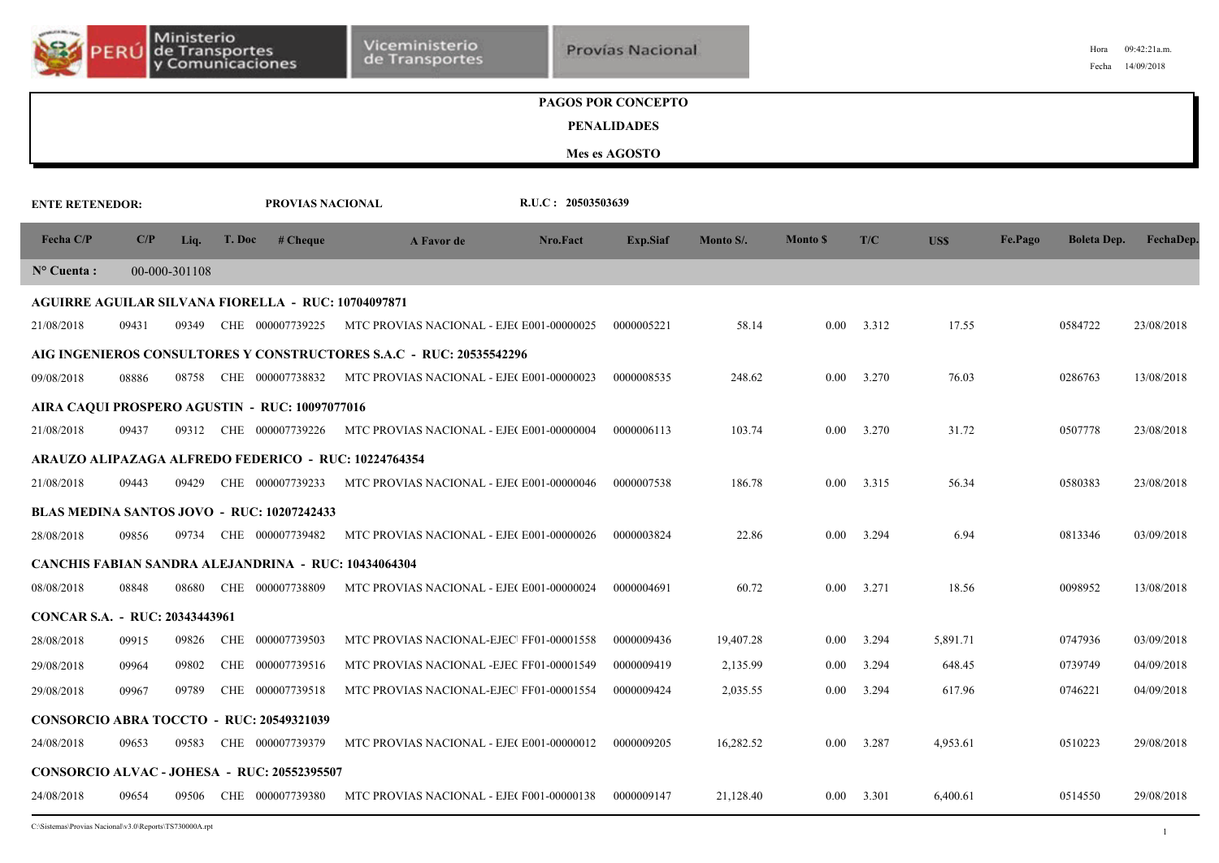**PAGOS POR CONCEPTO**

**PENALIDADES**

**Mes es AGOSTO**

**ENTE RETENEDOR:** PROVIAS NACIONAL R.U.C : 20503503639

| Fecha C/P | C/P | Liq. | T. Doc | # Cheque | A Favor de | Nro.Fact | Exp.Siaf | Monto S/. | Monto $ | T/C | US$ | Fe.Pago | Boleta Dep. | FechaDep. |
|---|---|---|---|---|---|---|---|---|---|---|---|---|---|---|
| **N° Cuenta :** | 00-000-301108 | | | | | | | | | | | | | |
| **AGUIRRE AGUILAR SILVANA FIORELLA - RUC: 10704097871** | | | | | | | | | | | | | | |
| 21/08/2018 | 09431 | 09349 | CHE | 000007739225 | MTC PROVIAS NACIONAL - EJE( | E001-00000025 | 0000005221 | 58.14 | 0.00 | 3.312 | 17.55 | | 0584722 | 23/08/2018 |
| **AIG INGENIEROS CONSULTORES Y CONSTRUCTORES S.A.C - RUC: 20535542296** | | | | | | | | | | | | | | |
| 09/08/2018 | 08886 | 08758 | CHE | 000007738832 | MTC PROVIAS NACIONAL - EJE( | E001-00000023 | 0000008535 | 248.62 | 0.00 | 3.270 | 76.03 | | 0286763 | 13/08/2018 |
| **AIRA CAQUI PROSPERO AGUSTIN - RUC: 10097077016** | | | | | | | | | | | | | | |
| 21/08/2018 | 09437 | 09312 | CHE | 000007739226 | MTC PROVIAS NACIONAL - EJE( | E001-00000004 | 0000006113 | 103.74 | 0.00 | 3.270 | 31.72 | | 0507778 | 23/08/2018 |
| **ARAUZO ALIPAZAGA ALFREDO FEDERICO - RUC: 10224764354** | | | | | | | | | | | | | | |
| 21/08/2018 | 09443 | 09429 | CHE | 000007739233 | MTC PROVIAS NACIONAL - EJE( | E001-00000046 | 0000007538 | 186.78 | 0.00 | 3.315 | 56.34 | | 0580383 | 23/08/2018 |
| **BLAS MEDINA SANTOS JOVO - RUC: 10207242433** | | | | | | | | | | | | | | |
| 28/08/2018 | 09856 | 09734 | CHE | 000007739482 | MTC PROVIAS NACIONAL - EJE( | E001-00000026 | 0000003824 | 22.86 | 0.00 | 3.294 | 6.94 | | 0813346 | 03/09/2018 |
| **CANCHIS FABIAN SANDRA ALEJANDRINA - RUC: 10434064304** | | | | | | | | | | | | | | |
| 08/08/2018 | 08848 | 08680 | CHE | 000007738809 | MTC PROVIAS NACIONAL - EJE( | E001-00000024 | 0000004691 | 60.72 | 0.00 | 3.271 | 18.56 | | 0098952 | 13/08/2018 |
| **CONCAR S.A. - RUC: 20343443961** | | | | | | | | | | | | | | |
| 28/08/2018 | 09915 | 09826 | CHE | 000007739503 | MTC PROVIAS NACIONAL-EJEC' | FF01-00001558 | 0000009436 | 19,407.28 | 0.00 | 3.294 | 5,891.71 | | 0747936 | 03/09/2018 |
| 29/08/2018 | 09964 | 09802 | CHE | 000007739516 | MTC PROVIAS NACIONAL -EJEC | FF01-00001549 | 0000009419 | 2,135.99 | 0.00 | 3.294 | 648.45 | | 0739749 | 04/09/2018 |
| 29/08/2018 | 09967 | 09789 | CHE | 000007739518 | MTC PROVIAS NACIONAL-EJEC' | FF01-00001554 | 0000009424 | 2,035.55 | 0.00 | 3.294 | 617.96 | | 0746221 | 04/09/2018 |
| **CONSORCIO ABRA TOCCTO - RUC: 20549321039** | | | | | | | | | | | | | | |
| 24/08/2018 | 09653 | 09583 | CHE | 000007739379 | MTC PROVIAS NACIONAL - EJE( | E001-00000012 | 0000009205 | 16,282.52 | 0.00 | 3.287 | 4,953.61 | | 0510223 | 29/08/2018 |
| **CONSORCIO ALVAC - JOHESA - RUC: 20552395507** | | | | | | | | | | | | | | |
| 24/08/2018 | 09654 | 09506 | CHE | 000007739380 | MTC PROVIAS NACIONAL - EJE( | F001-00000138 | 0000009147 | 21,128.40 | 0.00 | 3.301 | 6,400.61 | | 0514550 | 29/08/2018 |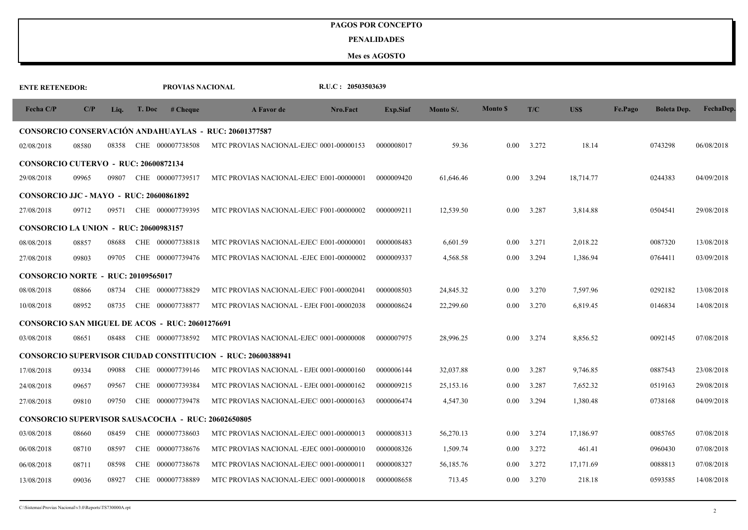**PAGOS POR CONCEPTO**

**PENALIDADES**

**Mes es AGOSTO**

**ENTE RETENEDOR:** PROVIAS NACIONAL R.U.C : 20503503639

| Fecha C/P | C/P | Liq. | T. Doc | # Cheque | A Favor de | Nro.Fact | Exp.Siaf | Monto S/. | Monto $ | T/C | US$ | Fe.Pago | Boleta Dep. | FechaDep. |
|---|---|---|---|---|---|---|---|---|---|---|---|---|---|---|
| **CONSORCIO CONSERVACIÓN ANDAHUAYLAS - RUC: 20601377587** | | | | | | | | | | | | | | |
| 02/08/2018 | 08580 | 08358 | CHE | 000007738508 | MTC PROVIAS NACIONAL-EJEC | 0001-00000153 | 0000008017 | 59.36 | 0.00 | 3.272 | 18.14 | | 0743298 | 06/08/2018 |
| **CONSORCIO CUTERVO - RUC: 20600872134** | | | | | | | | | | | | | | |
| 29/08/2018 | 09965 | 09807 | CHE | 000007739517 | MTC PROVIAS NACIONAL-EJEC | E001-00000001 | 0000009420 | 61,646.46 | 0.00 | 3.294 | 18,714.77 | | 0244383 | 04/09/2018 |
| **CONSORCIO JJC - MAYO - RUC: 20600861892** | | | | | | | | | | | | | | |
| 27/08/2018 | 09712 | 09571 | CHE | 000007739395 | MTC PROVIAS NACIONAL-EJEC | F001-00000002 | 0000009211 | 12,539.50 | 0.00 | 3.287 | 3,814.88 | | 0504541 | 29/08/2018 |
| **CONSORCIO LA UNION - RUC: 20600983157** | | | | | | | | | | | | | | |
| 08/08/2018 | 08857 | 08688 | CHE | 000007738818 | MTC PROVIAS NACIONAL-EJEC | E001-00000001 | 0000008483 | 6,601.59 | 0.00 | 3.271 | 2,018.22 | | 0087320 | 13/08/2018 |
| 27/08/2018 | 09803 | 09705 | CHE | 000007739476 | MTC PROVIAS NACIONAL -EJEC | E001-00000002 | 0000009337 | 4,568.58 | 0.00 | 3.294 | 1,386.94 | | 0764411 | 03/09/2018 |
| **CONSORCIO NORTE - RUC: 20109565017** | | | | | | | | | | | | | | |
| 08/08/2018 | 08866 | 08734 | CHE | 000007738829 | MTC PROVIAS NACIONAL-EJEC | F001-00002041 | 0000008503 | 24,845.32 | 0.00 | 3.270 | 7,597.96 | | 0292182 | 13/08/2018 |
| 10/08/2018 | 08952 | 08735 | CHE | 000007738877 | MTC PROVIAS NACIONAL - EJE( | F001-00002038 | 0000008624 | 22,299.60 | 0.00 | 3.270 | 6,819.45 | | 0146834 | 14/08/2018 |
| **CONSORCIO SAN MIGUEL DE ACOS - RUC: 20601276691** | | | | | | | | | | | | | | |
| 03/08/2018 | 08651 | 08488 | CHE | 000007738592 | MTC PROVIAS NACIONAL-EJEC | 0001-00000008 | 0000007975 | 28,996.25 | 0.00 | 3.274 | 8,856.52 | | 0092145 | 07/08/2018 |
| **CONSORCIO SUPERVISOR CIUDAD CONSTITUCION - RUC: 20600388941** | | | | | | | | | | | | | | |
| 17/08/2018 | 09334 | 09088 | CHE | 000007739146 | MTC PROVIAS NACIONAL - EJE( | 0001-00000160 | 0000006144 | 32,037.88 | 0.00 | 3.287 | 9,746.85 | | 0887543 | 23/08/2018 |
| 24/08/2018 | 09657 | 09567 | CHE | 000007739384 | MTC PROVIAS NACIONAL - EJE( | 0001-00000162 | 0000009215 | 25,153.16 | 0.00 | 3.287 | 7,652.32 | | 0519163 | 29/08/2018 |
| 27/08/2018 | 09810 | 09750 | CHE | 000007739478 | MTC PROVIAS NACIONAL-EJEC | 0001-00000163 | 0000006474 | 4,547.30 | 0.00 | 3.294 | 1,380.48 | | 0738168 | 04/09/2018 |
| **CONSORCIO SUPERVISOR SAUSACOCHA - RUC: 20602650805** | | | | | | | | | | | | | | |
| 03/08/2018 | 08660 | 08459 | CHE | 000007738603 | MTC PROVIAS NACIONAL-EJEC | 0001-00000013 | 0000008313 | 56,270.13 | 0.00 | 3.274 | 17,186.97 | | 0085765 | 07/08/2018 |
| 06/08/2018 | 08710 | 08597 | CHE | 000007738676 | MTC PROVIAS NACIONAL -EJEC | 0001-00000010 | 0000008326 | 1,509.74 | 0.00 | 3.272 | 461.41 | | 0960430 | 07/08/2018 |
| 06/08/2018 | 08711 | 08598 | CHE | 000007738678 | MTC PROVIAS NACIONAL-EJEC | 0001-00000011 | 0000008327 | 56,185.76 | 0.00 | 3.272 | 17,171.69 | | 0088813 | 07/08/2018 |
| 13/08/2018 | 09036 | 08927 | CHE | 000007738889 | MTC PROVIAS NACIONAL-EJEC | 0001-00000018 | 0000008658 | 713.45 | 0.00 | 3.270 | 218.18 | | 0593585 | 14/08/2018 |

C:\Sistemas\Provias Nacional\v3.0\Reports\TS730000A.rpt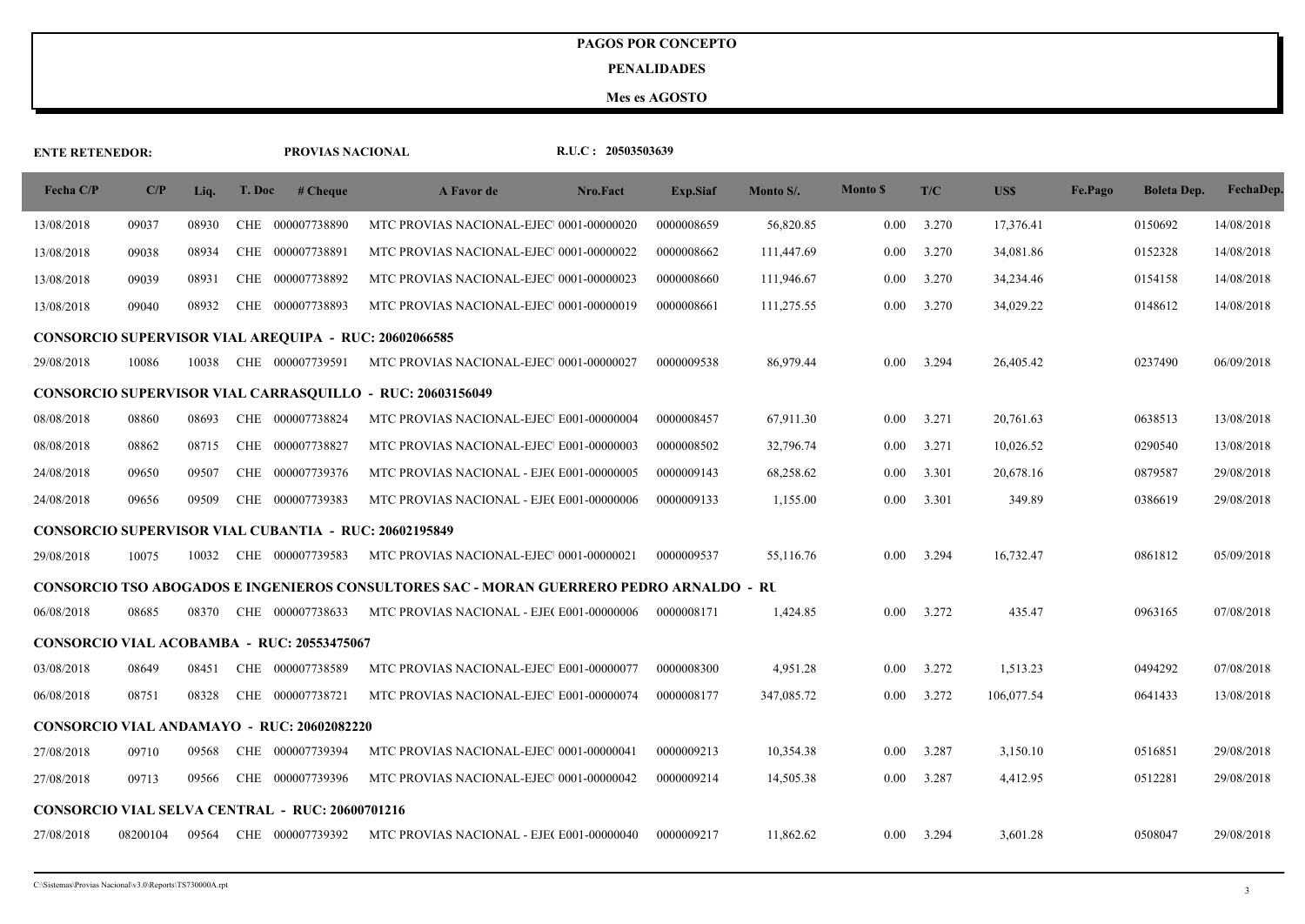**PAGOS POR CONCEPTO**

**PENALIDADES**

**Mes es AGOSTO**

**ENTE RETENEDOR:** PROVIAS NACIONAL R.U.C : 20503503639

| Fecha C/P | C/P | Liq. | T. Doc | # Cheque | A Favor de | Nro.Fact | Exp.Siaf | Monto S/. | Monto $ | T/C | US$ | Fe.Pago | Boleta Dep. | FechaDep. |
|---|---|---|---|---|---|---|---|---|---|---|---|---|---|---|
| 13/08/2018 | 09037 | 08930 | CHE | 000007738890 | MTC PROVIAS NACIONAL-EJEC | 0001-00000020 | 0000008659 | 56,820.85 | 0.00 | 3.270 | 17,376.41 | | 0150692 | 14/08/2018 |
| 13/08/2018 | 09038 | 08934 | CHE | 000007738891 | MTC PROVIAS NACIONAL-EJEC | 0001-00000022 | 0000008662 | 111,447.69 | 0.00 | 3.270 | 34,081.86 | | 0152328 | 14/08/2018 |
| 13/08/2018 | 09039 | 08931 | CHE | 000007738892 | MTC PROVIAS NACIONAL-EJEC | 0001-00000023 | 0000008660 | 111,946.67 | 0.00 | 3.270 | 34,234.46 | | 0154158 | 14/08/2018 |
| 13/08/2018 | 09040 | 08932 | CHE | 000007738893 | MTC PROVIAS NACIONAL-EJEC | 0001-00000019 | 0000008661 | 111,275.55 | 0.00 | 3.270 | 34,029.22 | | 0148612 | 14/08/2018 |
| **CONSORCIO SUPERVISOR VIAL AREQUIPA - RUC: 20602066585** | | | | | | | | | | | | | | |
| 29/08/2018 | 10086 | 10038 | CHE | 000007739591 | MTC PROVIAS NACIONAL-EJEC | 0001-00000027 | 0000009538 | 86,979.44 | 0.00 | 3.294 | 26,405.42 | | 0237490 | 06/09/2018 |
| **CONSORCIO SUPERVISOR VIAL CARRASQUILLO - RUC: 20603156049** | | | | | | | | | | | | | | |
| 08/08/2018 | 08860 | 08693 | CHE | 000007738824 | MTC PROVIAS NACIONAL-EJEC | E001-00000004 | 0000008457 | 67,911.30 | 0.00 | 3.271 | 20,761.63 | | 0638513 | 13/08/2018 |
| 08/08/2018 | 08862 | 08715 | CHE | 000007738827 | MTC PROVIAS NACIONAL-EJEC | E001-00000003 | 0000008502 | 32,796.74 | 0.00 | 3.271 | 10,026.52 | | 0290540 | 13/08/2018 |
| 24/08/2018 | 09650 | 09507 | CHE | 000007739376 | MTC PROVIAS NACIONAL - EJE( | E001-00000005 | 0000009143 | 68,258.62 | 0.00 | 3.301 | 20,678.16 | | 0879587 | 29/08/2018 |
| 24/08/2018 | 09656 | 09509 | CHE | 000007739383 | MTC PROVIAS NACIONAL - EJE( | E001-00000006 | 0000009133 | 1,155.00 | 0.00 | 3.301 | 349.89 | | 0386619 | 29/08/2018 |
| **CONSORCIO SUPERVISOR VIAL CUBANTIA - RUC: 20602195849** | | | | | | | | | | | | | | |
| 29/08/2018 | 10075 | 10032 | CHE | 000007739583 | MTC PROVIAS NACIONAL-EJEC | 0001-00000021 | 0000009537 | 55,116.76 | 0.00 | 3.294 | 16,732.47 | | 0861812 | 05/09/2018 |
| **CONSORCIO TSO ABOGADOS E INGENIEROS CONSULTORES SAC - MORAN GUERRERO PEDRO ARNALDO - RU** | | | | | | | | | | | | | | |
| 06/08/2018 | 08685 | 08370 | CHE | 000007738633 | MTC PROVIAS NACIONAL - EJE( | E001-00000006 | 0000008171 | 1,424.85 | 0.00 | 3.272 | 435.47 | | 0963165 | 07/08/2018 |
| **CONSORCIO VIAL ACOBAMBA - RUC: 20553475067** | | | | | | | | | | | | | | |
| 03/08/2018 | 08649 | 08451 | CHE | 000007738589 | MTC PROVIAS NACIONAL-EJEC | E001-00000077 | 0000008300 | 4,951.28 | 0.00 | 3.272 | 1,513.23 | | 0494292 | 07/08/2018 |
| 06/08/2018 | 08751 | 08328 | CHE | 000007738721 | MTC PROVIAS NACIONAL-EJEC | E001-00000074 | 0000008177 | 347,085.72 | 0.00 | 3.272 | 106,077.54 | | 0641433 | 13/08/2018 |
| **CONSORCIO VIAL ANDAMAYO - RUC: 20602082220** | | | | | | | | | | | | | | |
| 27/08/2018 | 09710 | 09568 | CHE | 000007739394 | MTC PROVIAS NACIONAL-EJEC | 0001-00000041 | 0000009213 | 10,354.38 | 0.00 | 3.287 | 3,150.10 | | 0516851 | 29/08/2018 |
| 27/08/2018 | 09713 | 09566 | CHE | 000007739396 | MTC PROVIAS NACIONAL-EJEC | 0001-00000042 | 0000009214 | 14,505.38 | 0.00 | 3.287 | 4,412.95 | | 0512281 | 29/08/2018 |
| **CONSORCIO VIAL SELVA CENTRAL - RUC: 20600701216** | | | | | | | | | | | | | | |
| 27/08/2018 | 08200104 | 09564 | CHE | 000007739392 | MTC PROVIAS NACIONAL - EJE( | E001-00000040 | 0000009217 | 11,862.62 | 0.00 | 3.294 | 3,601.28 | | 0508047 | 29/08/2018 |

C:\Sistemas\Provias Nacional\v3.0\Reports\TS730000A.rpt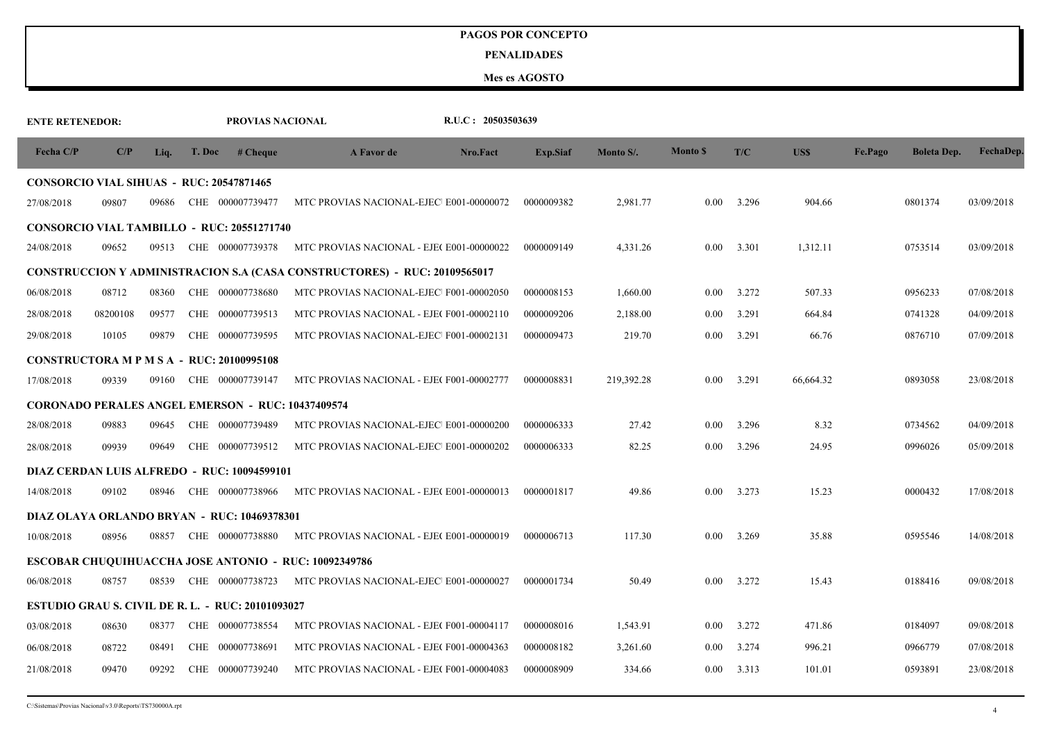**PAGOS POR CONCEPTO**

**PENALIDADES**

**Mes es AGOSTO**

**ENTE RETENEDOR:** PROVIAS NACIONAL R.U.C : 20503503639

| Fecha C/P | C/P | Liq. | T. Doc | # Cheque | A Favor de | Nro.Fact | Exp.Siaf | Monto S/. | Monto $ | T/C | US$ | Fe.Pago | Boleta Dep. | FechaDep. |
|---|---|---|---|---|---|---|---|---|---|---|---|---|---|---|
| **CONSORCIO VIAL SIHUAS - RUC: 20547871465** | | | | | | | | | | | | | | |
| 27/08/2018 | 09807 | 09686 | CHE | 000007739477 | MTC PROVIAS NACIONAL-EJEC | E001-00000072 | 0000009382 | 2,981.77 | 0.00 | 3.296 | 904.66 | | 0801374 | 03/09/2018 |
| **CONSORCIO VIAL TAMBILLO - RUC: 20551271740** | | | | | | | | | | | | | | |
| 24/08/2018 | 09652 | 09513 | CHE | 000007739378 | MTC PROVIAS NACIONAL - EJE( | E001-00000022 | 0000009149 | 4,331.26 | 0.00 | 3.301 | 1,312.11 | | 0753514 | 03/09/2018 |
| **CONSTRUCCION Y ADMINISTRACION S.A (CASA CONSTRUCTORES) - RUC: 20109565017** | | | | | | | | | | | | | | |
| 06/08/2018 | 08712 | 08360 | CHE | 000007738680 | MTC PROVIAS NACIONAL-EJEC | F001-00002050 | 0000008153 | 1,660.00 | 0.00 | 3.272 | 507.33 | | 0956233 | 07/08/2018 |
| 28/08/2018 | 08200108 | 09577 | CHE | 000007739513 | MTC PROVIAS NACIONAL - EJE( | F001-00002110 | 0000009206 | 2,188.00 | 0.00 | 3.291 | 664.84 | | 0741328 | 04/09/2018 |
| 29/08/2018 | 10105 | 09879 | CHE | 000007739595 | MTC PROVIAS NACIONAL-EJEC | F001-00002131 | 0000009473 | 219.70 | 0.00 | 3.291 | 66.76 | | 0876710 | 07/09/2018 |
| **CONSTRUCTORA M P M S A - RUC: 20100995108** | | | | | | | | | | | | | | |
| 17/08/2018 | 09339 | 09160 | CHE | 000007739147 | MTC PROVIAS NACIONAL - EJE( | F001-00002777 | 0000008831 | 219,392.28 | 0.00 | 3.291 | 66,664.32 | | 0893058 | 23/08/2018 |
| **CORONADO PERALES ANGEL EMERSON - RUC: 10437409574** | | | | | | | | | | | | | | |
| 28/08/2018 | 09883 | 09645 | CHE | 000007739489 | MTC PROVIAS NACIONAL-EJEC | E001-00000200 | 0000006333 | 27.42 | 0.00 | 3.296 | 8.32 | | 0734562 | 04/09/2018 |
| 28/08/2018 | 09939 | 09649 | CHE | 000007739512 | MTC PROVIAS NACIONAL-EJEC | E001-00000202 | 0000006333 | 82.25 | 0.00 | 3.296 | 24.95 | | 0996026 | 05/09/2018 |
| **DIAZ CERDAN LUIS ALFREDO - RUC: 10094599101** | | | | | | | | | | | | | | |
| 14/08/2018 | 09102 | 08946 | CHE | 000007738966 | MTC PROVIAS NACIONAL - EJE( | E001-00000013 | 0000001817 | 49.86 | 0.00 | 3.273 | 15.23 | | 0000432 | 17/08/2018 |
| **DIAZ OLAYA ORLANDO BRYAN - RUC: 10469378301** | | | | | | | | | | | | | | |
| 10/08/2018 | 08956 | 08857 | CHE | 000007738880 | MTC PROVIAS NACIONAL - EJE( | E001-00000019 | 0000006713 | 117.30 | 0.00 | 3.269 | 35.88 | | 0595546 | 14/08/2018 |
| **ESCOBAR CHUQUIHUACCHA JOSE ANTONIO - RUC: 10092349786** | | | | | | | | | | | | | | |
| 06/08/2018 | 08757 | 08539 | CHE | 000007738723 | MTC PROVIAS NACIONAL-EJEC | E001-00000027 | 0000001734 | 50.49 | 0.00 | 3.272 | 15.43 | | 0188416 | 09/08/2018 |
| **ESTUDIO GRAU S. CIVIL DE R. L. - RUC: 20101093027** | | | | | | | | | | | | | | |
| 03/08/2018 | 08630 | 08377 | CHE | 000007738554 | MTC PROVIAS NACIONAL - EJE( | F001-00004117 | 0000008016 | 1,543.91 | 0.00 | 3.272 | 471.86 | | 0184097 | 09/08/2018 |
| 06/08/2018 | 08722 | 08491 | CHE | 000007738691 | MTC PROVIAS NACIONAL - EJE( | F001-00004363 | 0000008182 | 3,261.60 | 0.00 | 3.274 | 996.21 | | 0966779 | 07/08/2018 |
| 21/08/2018 | 09470 | 09292 | CHE | 000007739240 | MTC PROVIAS NACIONAL - EJE( | F001-00004083 | 0000008909 | 334.66 | 0.00 | 3.313 | 101.01 | | 0593891 | 23/08/2018 |

C:\Sistemas\Provias Nacional\v3.0\Reports\TS730000A.rpt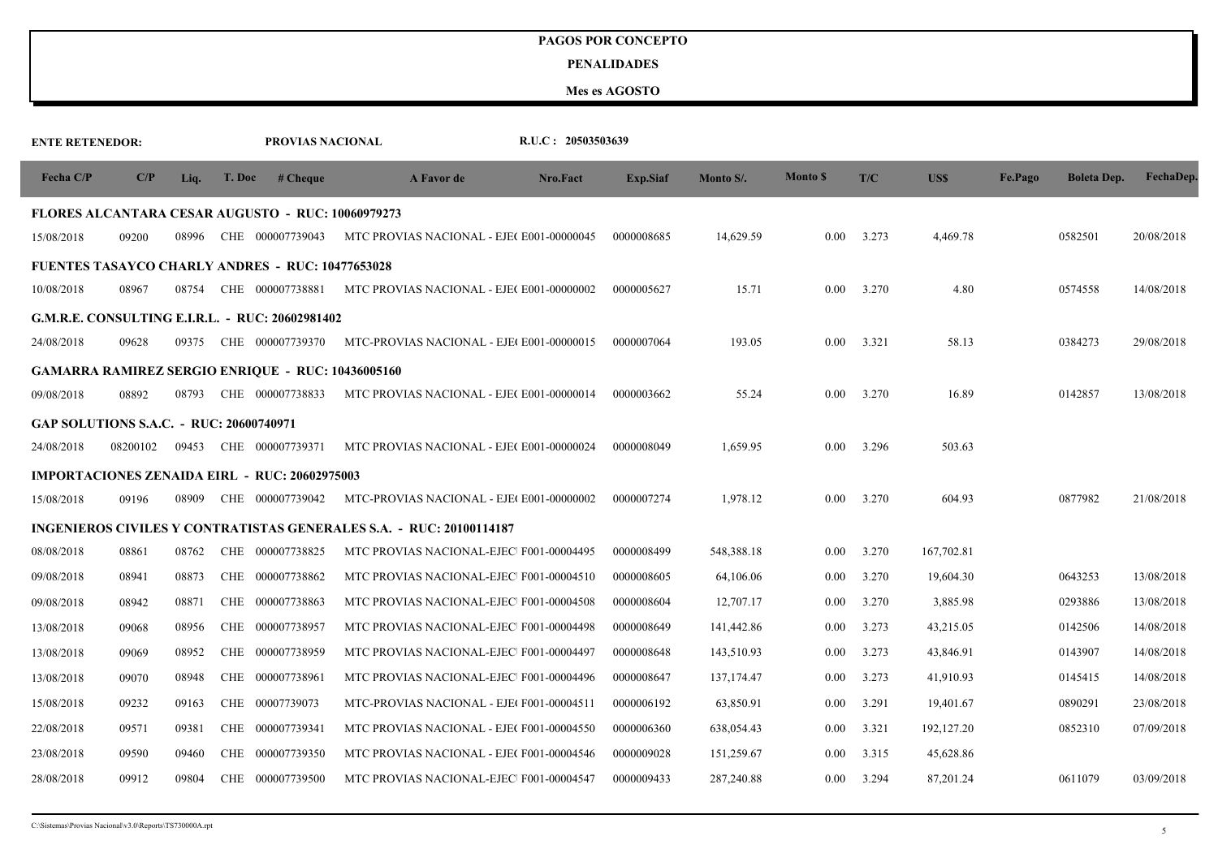**PAGOS POR CONCEPTO**

**PENALIDADES**

**Mes es AGOSTO**

**ENTE RETENEDOR:** **PROVIAS NACIONAL** **R.U.C : 20503503639**

| Fecha C/P | C/P | Liq. | T. Doc | # Cheque | A Favor de | Nro.Fact | Exp.Siaf | Monto S/. | Monto $ | T/C | US$ | Fe.Pago | Boleta Dep. | FechaDep. |
|---|---|---|---|---|---|---|---|---|---|---|---|---|---|---|
| **FLORES ALCANTARA CESAR AUGUSTO - RUC: 10060979273** | | | | | | | | | | | | | | |
| 15/08/2018 | 09200 | 08996 | CHE | 000007739043 | MTC PROVIAS NACIONAL - EJE( | E001-00000045 | 0000008685 | 14,629.59 | 0.00 | 3.273 | 4,469.78 | | 0582501 | 20/08/2018 |
| **FUENTES TASAYCO CHARLY ANDRES - RUC: 10477653028** | | | | | | | | | | | | | | |
| 10/08/2018 | 08967 | 08754 | CHE | 000007738881 | MTC PROVIAS NACIONAL - EJE( | E001-00000002 | 0000005627 | 15.71 | 0.00 | 3.270 | 4.80 | | 0574558 | 14/08/2018 |
| **G.M.R.E. CONSULTING E.I.R.L. - RUC: 20602981402** | | | | | | | | | | | | | | |
| 24/08/2018 | 09628 | 09375 | CHE | 000007739370 | MTC-PROVIAS NACIONAL - EJE( | E001-00000015 | 0000007064 | 193.05 | 0.00 | 3.321 | 58.13 | | 0384273 | 29/08/2018 |
| **GAMARRA RAMIREZ SERGIO ENRIQUE - RUC: 10436005160** | | | | | | | | | | | | | | |
| 09/08/2018 | 08892 | 08793 | CHE | 000007738833 | MTC PROVIAS NACIONAL - EJE( | E001-00000014 | 0000003662 | 55.24 | 0.00 | 3.270 | 16.89 | | 0142857 | 13/08/2018 |
| **GAP SOLUTIONS S.A.C. - RUC: 20600740971** | | | | | | | | | | | | | | |
| 24/08/2018 | 08200102 | 09453 | CHE | 000007739371 | MTC PROVIAS NACIONAL - EJE( | E001-00000024 | 0000008049 | 1,659.95 | 0.00 | 3.296 | 503.63 | | | |
| **IMPORTACIONES ZENAIDA EIRL - RUC: 20602975003** | | | | | | | | | | | | | | |
| 15/08/2018 | 09196 | 08909 | CHE | 000007739042 | MTC-PROVIAS NACIONAL - EJE( | E001-00000002 | 0000007274 | 1,978.12 | 0.00 | 3.270 | 604.93 | | 0877982 | 21/08/2018 |
| **INGENIEROS CIVILES Y CONTRATISTAS GENERALES S.A. - RUC: 20100114187** | | | | | | | | | | | | | | |
| 08/08/2018 | 08861 | 08762 | CHE | 000007738825 | MTC PROVIAS NACIONAL-EJEC | F001-00004495 | 0000008499 | 548,388.18 | 0.00 | 3.270 | 167,702.81 | | | |
| 09/08/2018 | 08941 | 08873 | CHE | 000007738862 | MTC PROVIAS NACIONAL-EJEC | F001-00004510 | 0000008605 | 64,106.06 | 0.00 | 3.270 | 19,604.30 | | 0643253 | 13/08/2018 |
| 09/08/2018 | 08942 | 08871 | CHE | 000007738863 | MTC PROVIAS NACIONAL-EJEC | F001-00004508 | 0000008604 | 12,707.17 | 0.00 | 3.270 | 3,885.98 | | 0293886 | 13/08/2018 |
| 13/08/2018 | 09068 | 08956 | CHE | 000007738957 | MTC PROVIAS NACIONAL-EJEC | F001-00004498 | 0000008649 | 141,442.86 | 0.00 | 3.273 | 43,215.05 | | 0142506 | 14/08/2018 |
| 13/08/2018 | 09069 | 08952 | CHE | 000007738959 | MTC PROVIAS NACIONAL-EJEC | F001-00004497 | 0000008648 | 143,510.93 | 0.00 | 3.273 | 43,846.91 | | 0143907 | 14/08/2018 |
| 13/08/2018 | 09070 | 08948 | CHE | 000007738961 | MTC PROVIAS NACIONAL-EJEC | F001-00004496 | 0000008647 | 137,174.47 | 0.00 | 3.273 | 41,910.93 | | 0145415 | 14/08/2018 |
| 15/08/2018 | 09232 | 09163 | CHE | 00007739073 | MTC-PROVIAS NACIONAL - EJE( | F001-00004511 | 0000006192 | 63,850.91 | 0.00 | 3.291 | 19,401.67 | | 0890291 | 23/08/2018 |
| 22/08/2018 | 09571 | 09381 | CHE | 000007739341 | MTC PROVIAS NACIONAL - EJE( | F001-00004550 | 0000006360 | 638,054.43 | 0.00 | 3.321 | 192,127.20 | | 0852310 | 07/09/2018 |
| 23/08/2018 | 09590 | 09460 | CHE | 000007739350 | MTC PROVIAS NACIONAL - EJE( | F001-00004546 | 0000009028 | 151,259.67 | 0.00 | 3.315 | 45,628.86 | | | |
| 28/08/2018 | 09912 | 09804 | CHE | 000007739500 | MTC PROVIAS NACIONAL-EJEC | F001-00004547 | 0000009433 | 287,240.88 | 0.00 | 3.294 | 87,201.24 | | 0611079 | 03/09/2018 |

C:\Sistemas\Provias Nacional\v3.0\Reports\TS730000A.rpt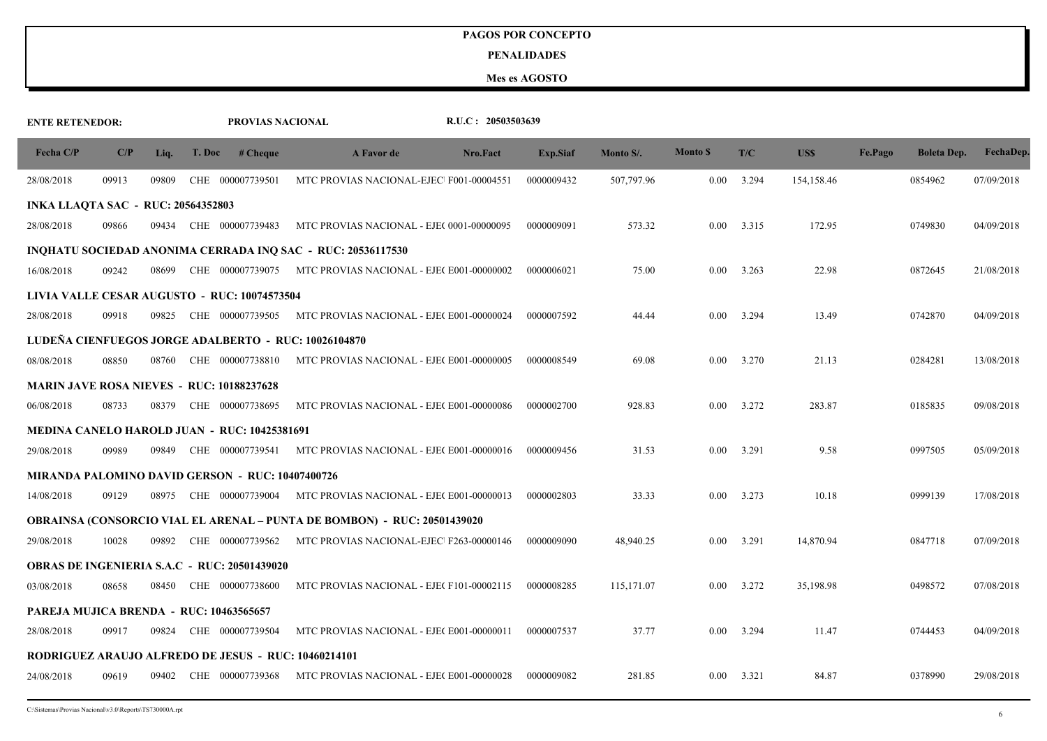**PAGOS POR CONCEPTO**

**PENALIDADES**

**Mes es AGOSTO**

**ENTE RETENEDOR:** **PROVIAS NACIONAL** **R.U.C : 20503503639**

| Fecha C/P | C/P | Liq. | T. Doc | # Cheque | A Favor de | Nro.Fact | Exp.Siaf | Monto S/. | Monto $ | T/C | US$ | Fe.Pago | Boleta Dep. | FechaDep. |
|---|---|---|---|---|---|---|---|---|---|---|---|---|---|---|
| 28/08/2018 | 09913 | 09809 | CHE | 000007739501 | MTC PROVIAS NACIONAL-EJEC | F001-00004551 | 0000009432 | 507,797.96 | 0.00 | 3.294 | 154,158.46 | | 0854962 | 07/09/2018 |
| **INKA LLAQTA SAC - RUC: 20564352803** | | | | | | | | | | | | | | |
| 28/08/2018 | 09866 | 09434 | CHE | 000007739483 | MTC PROVIAS NACIONAL - EJE( | 0001-00000095 | 0000009091 | 573.32 | 0.00 | 3.315 | 172.95 | | 0749830 | 04/09/2018 |
| **INQHATU SOCIEDAD ANONIMA CERRADA INQ SAC - RUC: 20536117530** | | | | | | | | | | | | | | |
| 16/08/2018 | 09242 | 08699 | CHE | 000007739075 | MTC PROVIAS NACIONAL - EJE( | E001-00000002 | 0000006021 | 75.00 | 0.00 | 3.263 | 22.98 | | 0872645 | 21/08/2018 |
| **LIVIA VALLE CESAR AUGUSTO - RUC: 10074573504** | | | | | | | | | | | | | | |
| 28/08/2018 | 09918 | 09825 | CHE | 000007739505 | MTC PROVIAS NACIONAL - EJE( | E001-00000024 | 0000007592 | 44.44 | 0.00 | 3.294 | 13.49 | | 0742870 | 04/09/2018 |
| **LUDEÑA CIENFUEGOS JORGE ADALBERTO - RUC: 10026104870** | | | | | | | | | | | | | | |
| 08/08/2018 | 08850 | 08760 | CHE | 000007738810 | MTC PROVIAS NACIONAL - EJE( | E001-00000005 | 0000008549 | 69.08 | 0.00 | 3.270 | 21.13 | | 0284281 | 13/08/2018 |
| **MARIN JAVE ROSA NIEVES - RUC: 10188237628** | | | | | | | | | | | | | | |
| 06/08/2018 | 08733 | 08379 | CHE | 000007738695 | MTC PROVIAS NACIONAL - EJE( | E001-00000086 | 0000002700 | 928.83 | 0.00 | 3.272 | 283.87 | | 0185835 | 09/08/2018 |
| **MEDINA CANELO HAROLD JUAN - RUC: 10425381691** | | | | | | | | | | | | | | |
| 29/08/2018 | 09989 | 09849 | CHE | 000007739541 | MTC PROVIAS NACIONAL - EJE( | E001-00000016 | 0000009456 | 31.53 | 0.00 | 3.291 | 9.58 | | 0997505 | 05/09/2018 |
| **MIRANDA PALOMINO DAVID GERSON - RUC: 10407400726** | | | | | | | | | | | | | | |
| 14/08/2018 | 09129 | 08975 | CHE | 000007739004 | MTC PROVIAS NACIONAL - EJE( | E001-00000013 | 0000002803 | 33.33 | 0.00 | 3.273 | 10.18 | | 0999139 | 17/08/2018 |
| **OBRAINSA (CONSORCIO VIAL EL ARENAL – PUNTA DE BOMBON) - RUC: 20501439020** | | | | | | | | | | | | | | |
| 29/08/2018 | 10028 | 09892 | CHE | 000007739562 | MTC PROVIAS NACIONAL-EJEC | F263-00000146 | 0000009090 | 48,940.25 | 0.00 | 3.291 | 14,870.94 | | 0847718 | 07/09/2018 |
| **OBRAS DE INGENIERIA S.A.C - RUC: 20501439020** | | | | | | | | | | | | | | |
| 03/08/2018 | 08658 | 08450 | CHE | 000007738600 | MTC PROVIAS NACIONAL - EJE( | F101-00002115 | 0000008285 | 115,171.07 | 0.00 | 3.272 | 35,198.98 | | 0498572 | 07/08/2018 |
| **PAREJA MUJICA BRENDA - RUC: 10463565657** | | | | | | | | | | | | | | |
| 28/08/2018 | 09917 | 09824 | CHE | 000007739504 | MTC PROVIAS NACIONAL - EJE( | E001-00000011 | 0000007537 | 37.77 | 0.00 | 3.294 | 11.47 | | 0744453 | 04/09/2018 |
| **RODRIGUEZ ARAUJO ALFREDO DE JESUS - RUC: 10460214101** | | | | | | | | | | | | | | |
| 24/08/2018 | 09619 | 09402 | CHE | 000007739368 | MTC PROVIAS NACIONAL - EJE( | E001-00000028 | 0000009082 | 281.85 | 0.00 | 3.321 | 84.87 | | 0378990 | 29/08/2018 |

C:\Sistemas\Provias Nacional\v3.0\Reports\TS730000A.rpt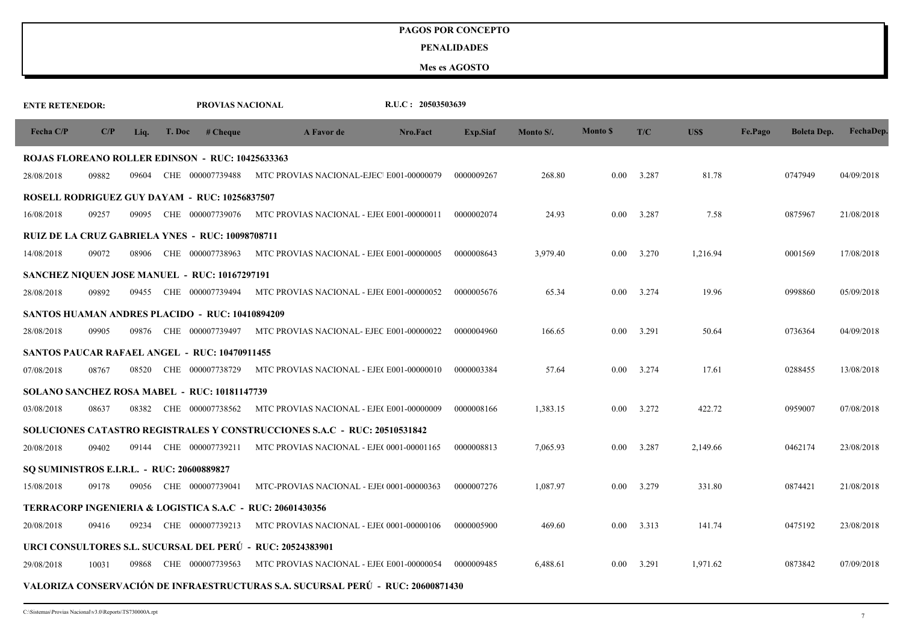# PAGOS POR CONCEPTO

## PENALIDADES

### Mes es AGOSTO

**ENTE RETENEDOR:** PROVIAS NACIONAL R.U.C : 20503503639

| Fecha C/P | C/P | Liq. | T. Doc | # Cheque | A Favor de | Nro.Fact | Exp.Siaf | Monto S/. | Monto $ | T/C | US$ | Fe.Pago | Boleta Dep. | FechaDep. |
|---|---|---|---|---|---|---|---|---|---|---|---|---|---|---|
| **ROJAS FLOREANO ROLLER EDINSON - RUC: 10425633363** | | | | | | | | | | | | | | |
| 28/08/2018 | 09882 | 09604 | CHE | 000007739488 | MTC PROVIAS NACIONAL-EJEC | E001-00000079 | 0000009267 | 268.80 | 0.00 | 3.287 | 81.78 | | 0747949 | 04/09/2018 |
| **ROSELL RODRIGUEZ GUY DAYAM - RUC: 10256837507** | | | | | | | | | | | | | | |
| 16/08/2018 | 09257 | 09095 | CHE | 000007739076 | MTC PROVIAS NACIONAL - EJE( | E001-00000011 | 0000002074 | 24.93 | 0.00 | 3.287 | 7.58 | | 0875967 | 21/08/2018 |
| **RUIZ DE LA CRUZ GABRIELA YNES - RUC: 10098708711** | | | | | | | | | | | | | | |
| 14/08/2018 | 09072 | 08906 | CHE | 000007738963 | MTC PROVIAS NACIONAL - EJE( | E001-00000005 | 0000008643 | 3,979.40 | 0.00 | 3.270 | 1,216.94 | | 0001569 | 17/08/2018 |
| **SANCHEZ NIQUEN JOSE MANUEL - RUC: 10167297191** | | | | | | | | | | | | | | |
| 28/08/2018 | 09892 | 09455 | CHE | 000007739494 | MTC PROVIAS NACIONAL - EJE( | E001-00000052 | 0000005676 | 65.34 | 0.00 | 3.274 | 19.96 | | 0998860 | 05/09/2018 |
| **SANTOS HUAMAN ANDRES PLACIDO - RUC: 10410894209** | | | | | | | | | | | | | | |
| 28/08/2018 | 09905 | 09876 | CHE | 000007739497 | MTC PROVIAS NACIONAL- EJEC | E001-00000022 | 0000004960 | 166.65 | 0.00 | 3.291 | 50.64 | | 0736364 | 04/09/2018 |
| **SANTOS PAUCAR RAFAEL ANGEL - RUC: 10470911455** | | | | | | | | | | | | | | |
| 07/08/2018 | 08767 | 08520 | CHE | 000007738729 | MTC PROVIAS NACIONAL - EJE( | E001-00000010 | 0000003384 | 57.64 | 0.00 | 3.274 | 17.61 | | 0288455 | 13/08/2018 |
| **SOLANO SANCHEZ ROSA MABEL - RUC: 10181147739** | | | | | | | | | | | | | | |
| 03/08/2018 | 08637 | 08382 | CHE | 000007738562 | MTC PROVIAS NACIONAL - EJE( | E001-00000009 | 0000008166 | 1,383.15 | 0.00 | 3.272 | 422.72 | | 0959007 | 07/08/2018 |
| **SOLUCIONES CATASTRO REGISTRALES Y CONSTRUCCIONES S.A.C - RUC: 20510531842** | | | | | | | | | | | | | | |
| 20/08/2018 | 09402 | 09144 | CHE | 000007739211 | MTC PROVIAS NACIONAL - EJE( | 0001-00001165 | 0000008813 | 7,065.93 | 0.00 | 3.287 | 2,149.66 | | 0462174 | 23/08/2018 |
| **SQ SUMINISTROS E.I.R.L. - RUC: 20600889827** | | | | | | | | | | | | | | |
| 15/08/2018 | 09178 | 09056 | CHE | 000007739041 | MTC-PROVIAS NACIONAL - EJE( | 0001-00000363 | 0000007276 | 1,087.97 | 0.00 | 3.279 | 331.80 | | 0874421 | 21/08/2018 |
| **TERRACORP INGENIERIA & LOGISTICA S.A.C - RUC: 20601430356** | | | | | | | | | | | | | | |
| 20/08/2018 | 09416 | 09234 | CHE | 000007739213 | MTC PROVIAS NACIONAL - EJE( | 0001-00000106 | 0000005900 | 469.60 | 0.00 | 3.313 | 141.74 | | 0475192 | 23/08/2018 |
| **URCI CONSULTORES S.L. SUCURSAL DEL PERÚ - RUC: 20524383901** | | | | | | | | | | | | | | |
| 29/08/2018 | 10031 | 09868 | CHE | 000007739563 | MTC PROVIAS NACIONAL - EJE( | E001-00000054 | 0000009485 | 6,488.61 | 0.00 | 3.291 | 1,971.62 | | 0873842 | 07/09/2018 |
| **VALORIZA CONSERVACIÓN DE INFRAESTRUCTURAS S.A. SUCURSAL PERÚ - RUC: 20600871430** | | | | | | | | | | | | | | |

C:\Sistemas\Provias Nacional\v3.0\Reports\TS730000A.rpt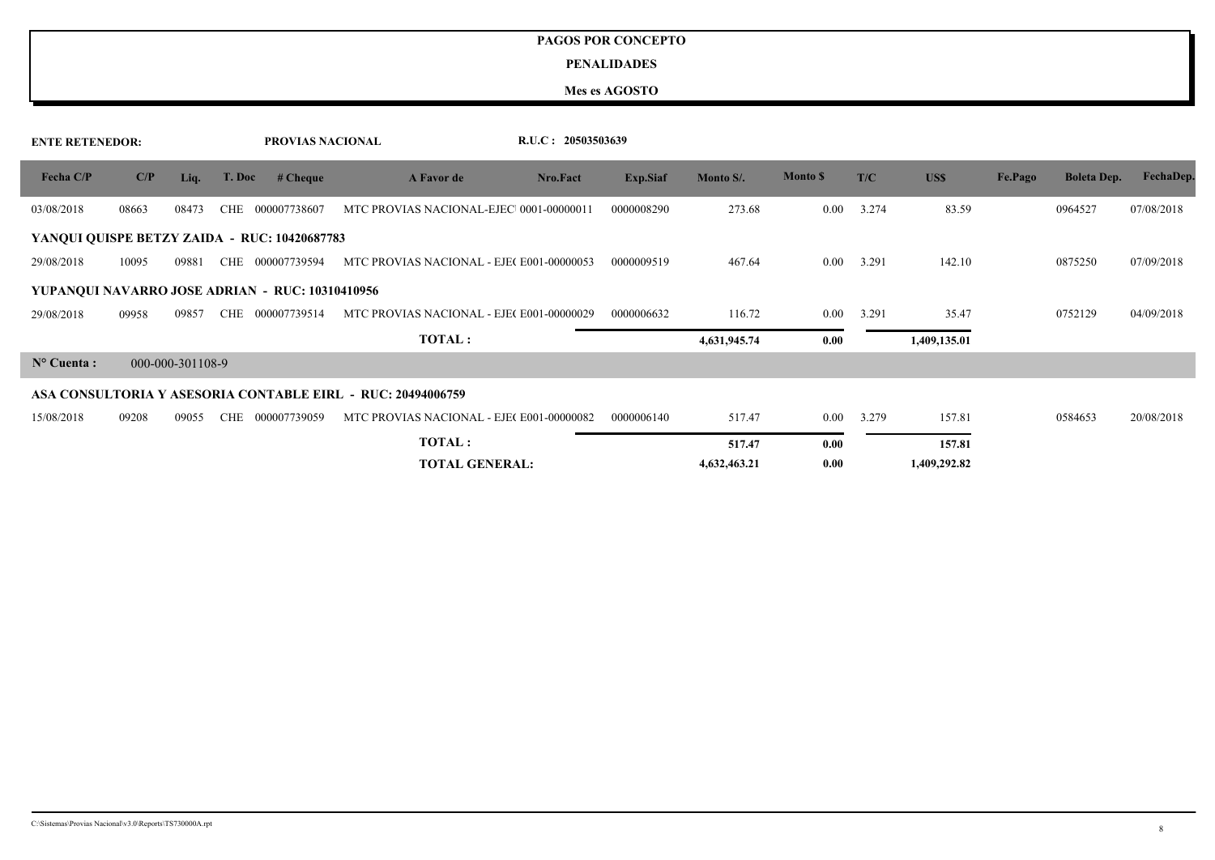**PAGOS POR CONCEPTO**

**PENALIDADES**

**Mes es AGOSTO**

**ENTE RETENEDOR:** **PROVIAS NACIONAL** **R.U.C : 20503503639**

| Fecha C/P | C/P | Liq. | T. Doc | # Cheque | A Favor de | Nro.Fact | Exp.Siaf | Monto S/. | Monto $ | T/C | US$ | Fe.Pago | Boleta Dep. | FechaDep. |
|---|---|---|---|---|---|---|---|---|---|---|---|---|---|---|
| 03/08/2018 | 08663 | 08473 | CHE | 000007738607 | MTC PROVIAS NACIONAL-EJEC | 0001-00000011 | 0000008290 | 273.68 | 0.00 | 3.274 | 83.59 | | 0964527 | 07/08/2018 |
| **YANQUI QUISPE BETZY ZAIDA - RUC: 10420687783** | | | | | | | | | | | | | | |
| 29/08/2018 | 10095 | 09881 | CHE | 000007739594 | MTC PROVIAS NACIONAL - EJE( | E001-00000053 | 0000009519 | 467.64 | 0.00 | 3.291 | 142.10 | | 0875250 | 07/09/2018 |
| **YUPANQUI NAVARRO JOSE ADRIAN - RUC: 10310410956** | | | | | | | | | | | | | | |
| 29/08/2018 | 09958 | 09857 | CHE | 000007739514 | MTC PROVIAS NACIONAL - EJE( | E001-00000029 | 0000006632 | 116.72 | 0.00 | 3.291 | 35.47 | | 0752129 | 04/09/2018 |
| | | | | | **TOTAL :** | | | **4,631,945.74** | **0.00** | | **1,409,135.01** | | | |
| **N° Cuenta :** | 000-000-301108-9 | | | | | | | | | | | | | |
| **ASA CONSULTORIA Y ASESORIA CONTABLE EIRL - RUC: 20494006759** | | | | | | | | | | | | | | |
| 15/08/2018 | 09208 | 09055 | CHE | 000007739059 | MTC PROVIAS NACIONAL - EJE( | E001-00000082 | 0000006140 | 517.47 | 0.00 | 3.279 | 157.81 | | 0584653 | 20/08/2018 |
| | | | | | **TOTAL :** | | | **517.47** | **0.00** | | **157.81** | | | |
| | | | | | **TOTAL GENERAL:** | | | **4,632,463.21** | **0.00** | | **1,409,292.82** | | | |

C:\Sistemas\Provias Nacional\v3.0\Reports\TS730000A.rpt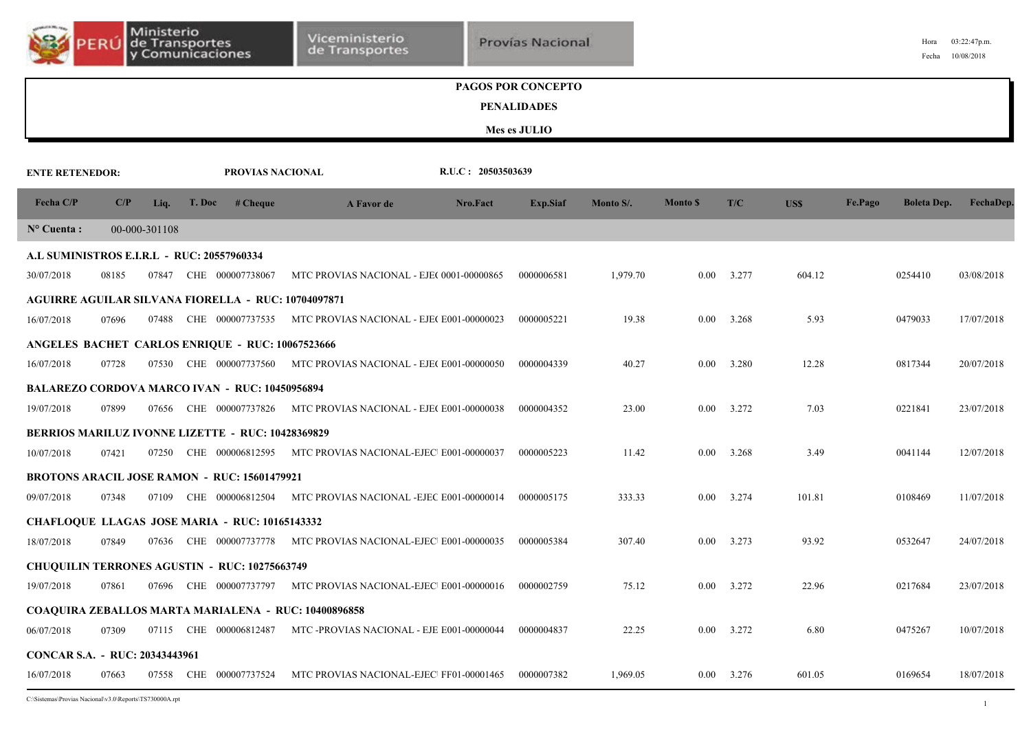Ministerio de Transportes y Comunicaciones | Viceministerio de Transportes | Provías Nacional

Hora 03:22:47p.m.
Fecha 10/08/2018

**PAGOS POR CONCEPTO**

**PENALIDADES**

**Mes es JULIO**

**ENTE RETENEDOR:** **PROVIAS NACIONAL** **R.U.C : 20503503639**

| Fecha C/P | C/P | Liq. | T. Doc | # Cheque | A Favor de | Nro.Fact | Exp.Siaf | Monto S/. | Monto $ | T/C | US$ | Fe.Pago | Boleta Dep. | FechaDep. |
|---|---|---|---|---|---|---|---|---|---|---|---|---|---|---|
| **N° Cuenta :** | 00-000-301108 | | | | | | | | | | | | | |
| **A.L SUMINISTROS E.I.R.L - RUC: 20557960334** | | | | | | | | | | | | | | |
| 30/07/2018 | 08185 | 07847 | CHE | 000007738067 | MTC PROVIAS NACIONAL - EJE( | 0001-00000865 | 0000006581 | 1,979.70 | 0.00 | 3.277 | 604.12 | | 0254410 | 03/08/2018 |
| **AGUIRRE AGUILAR SILVANA FIORELLA - RUC: 10704097871** | | | | | | | | | | | | | | |
| 16/07/2018 | 07696 | 07488 | CHE | 000007737535 | MTC PROVIAS NACIONAL - EJE( | E001-00000023 | 0000005221 | 19.38 | 0.00 | 3.268 | 5.93 | | 0479033 | 17/07/2018 |
| **ANGELES BACHET CARLOS ENRIQUE - RUC: 10067523666** | | | | | | | | | | | | | | |
| 16/07/2018 | 07728 | 07530 | CHE | 000007737560 | MTC PROVIAS NACIONAL - EJE( | E001-00000050 | 0000004339 | 40.27 | 0.00 | 3.280 | 12.28 | | 0817344 | 20/07/2018 |
| **BALAREZO CORDOVA MARCO IVAN - RUC: 10450956894** | | | | | | | | | | | | | | |
| 19/07/2018 | 07899 | 07656 | CHE | 000007737826 | MTC PROVIAS NACIONAL - EJE( | E001-00000038 | 0000004352 | 23.00 | 0.00 | 3.272 | 7.03 | | 0221841 | 23/07/2018 |
| **BERRIOS MARILUZ IVONNE LIZETTE - RUC: 10428369829** | | | | | | | | | | | | | | |
| 10/07/2018 | 07421 | 07250 | CHE | 000006812595 | MTC PROVIAS NACIONAL-EJEC | E001-00000037 | 0000005223 | 11.42 | 0.00 | 3.268 | 3.49 | | 0041144 | 12/07/2018 |
| **BROTONS ARACIL JOSE RAMON - RUC: 15601479921** | | | | | | | | | | | | | | |
| 09/07/2018 | 07348 | 07109 | CHE | 000006812504 | MTC PROVIAS NACIONAL -EJEC | E001-00000014 | 0000005175 | 333.33 | 0.00 | 3.274 | 101.81 | | 0108469 | 11/07/2018 |
| **CHAFLOQUE LLAGAS JOSE MARIA - RUC: 10165143332** | | | | | | | | | | | | | | |
| 18/07/2018 | 07849 | 07636 | CHE | 000007737778 | MTC PROVIAS NACIONAL-EJEC | E001-00000035 | 0000005384 | 307.40 | 0.00 | 3.273 | 93.92 | | 0532647 | 24/07/2018 |
| **CHUQUILIN TERRONES AGUSTIN - RUC: 10275663749** | | | | | | | | | | | | | | |
| 19/07/2018 | 07861 | 07696 | CHE | 000007737797 | MTC PROVIAS NACIONAL-EJEC | E001-00000016 | 0000002759 | 75.12 | 0.00 | 3.272 | 22.96 | | 0217684 | 23/07/2018 |
| **COAQUIRA ZEBALLOS MARTA MARIALENA - RUC: 10400896858** | | | | | | | | | | | | | | |
| 06/07/2018 | 07309 | 07115 | CHE | 000006812487 | MTC -PROVIAS NACIONAL - EJE | E001-00000044 | 0000004837 | 22.25 | 0.00 | 3.272 | 6.80 | | 0475267 | 10/07/2018 |
| **CONCAR S.A. - RUC: 20343443961** | | | | | | | | | | | | | | |
| 16/07/2018 | 07663 | 07558 | CHE | 000007737524 | MTC PROVIAS NACIONAL-EJEC | FF01-00001465 | 0000007382 | 1,969.05 | 0.00 | 3.276 | 601.05 | | 0169654 | 18/07/2018 |

C:\Sistemas\Provias Nacional\v3.0\Reports\TS730000A.rpt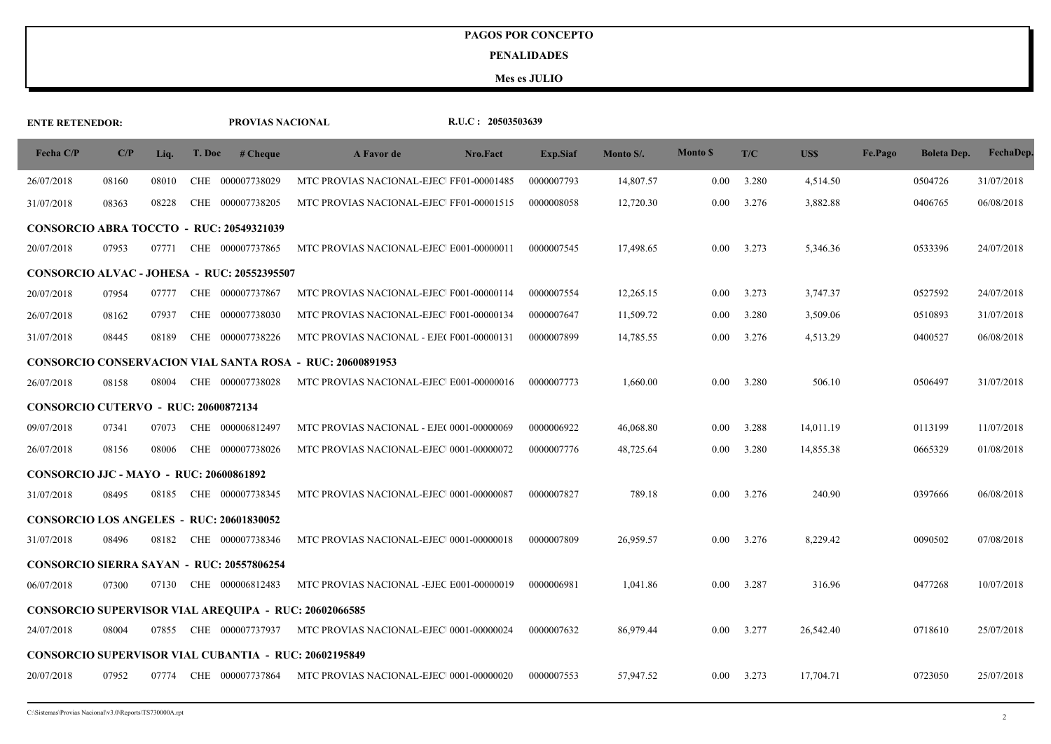**PAGOS POR CONCEPTO**

**PENALIDADES**

**Mes es JULIO**

**ENTE RETENEDOR:** PROVIAS NACIONAL R.U.C : 20503503639

| Fecha C/P | C/P | Liq. | T. Doc | # Cheque | A Favor de | Nro.Fact | Exp.Siaf | Monto S/. | Monto $ | T/C | US$ | Fe.Pago | Boleta Dep. | FechaDep. |
|---|---|---|---|---|---|---|---|---|---|---|---|---|---|---|
| 26/07/2018 | 08160 | 08010 | CHE | 000007738029 | MTC PROVIAS NACIONAL-EJEC | FF01-00001485 | 0000007793 | 14,807.57 | 0.00 | 3.280 | 4,514.50 | | 0504726 | 31/07/2018 |
| 31/07/2018 | 08363 | 08228 | CHE | 000007738205 | MTC PROVIAS NACIONAL-EJEC | FF01-00001515 | 0000008058 | 12,720.30 | 0.00 | 3.276 | 3,882.88 | | 0406765 | 06/08/2018 |
| **CONSORCIO ABRA TOCCTO - RUC: 20549321039** | | | | | | | | | | | | | | |
| 20/07/2018 | 07953 | 07771 | CHE | 000007737865 | MTC PROVIAS NACIONAL-EJEC | E001-00000011 | 0000007545 | 17,498.65 | 0.00 | 3.273 | 5,346.36 | | 0533396 | 24/07/2018 |
| **CONSORCIO ALVAC - JOHESA - RUC: 20552395507** | | | | | | | | | | | | | | |
| 20/07/2018 | 07954 | 07777 | CHE | 000007737867 | MTC PROVIAS NACIONAL-EJEC | F001-00000114 | 0000007554 | 12,265.15 | 0.00 | 3.273 | 3,747.37 | | 0527592 | 24/07/2018 |
| 26/07/2018 | 08162 | 07937 | CHE | 000007738030 | MTC PROVIAS NACIONAL-EJEC | F001-00000134 | 0000007647 | 11,509.72 | 0.00 | 3.280 | 3,509.06 | | 0510893 | 31/07/2018 |
| 31/07/2018 | 08445 | 08189 | CHE | 000007738226 | MTC PROVIAS NACIONAL - EJE( | F001-00000131 | 0000007899 | 14,785.55 | 0.00 | 3.276 | 4,513.29 | | 0400527 | 06/08/2018 |
| **CONSORCIO CONSERVACION VIAL SANTA ROSA - RUC: 20600891953** | | | | | | | | | | | | | | |
| 26/07/2018 | 08158 | 08004 | CHE | 000007738028 | MTC PROVIAS NACIONAL-EJEC | E001-00000016 | 0000007773 | 1,660.00 | 0.00 | 3.280 | 506.10 | | 0506497 | 31/07/2018 |
| **CONSORCIO CUTERVO - RUC: 20600872134** | | | | | | | | | | | | | | |
| 09/07/2018 | 07341 | 07073 | CHE | 000006812497 | MTC PROVIAS NACIONAL - EJE( | 0001-00000069 | 0000006922 | 46,068.80 | 0.00 | 3.288 | 14,011.19 | | 0113199 | 11/07/2018 |
| 26/07/2018 | 08156 | 08006 | CHE | 000007738026 | MTC PROVIAS NACIONAL-EJEC | 0001-00000072 | 0000007776 | 48,725.64 | 0.00 | 3.280 | 14,855.38 | | 0665329 | 01/08/2018 |
| **CONSORCIO JJC - MAYO - RUC: 20600861892** | | | | | | | | | | | | | | |
| 31/07/2018 | 08495 | 08185 | CHE | 000007738345 | MTC PROVIAS NACIONAL-EJEC | 0001-00000087 | 0000007827 | 789.18 | 0.00 | 3.276 | 240.90 | | 0397666 | 06/08/2018 |
| **CONSORCIO LOS ANGELES - RUC: 20601830052** | | | | | | | | | | | | | | |
| 31/07/2018 | 08496 | 08182 | CHE | 000007738346 | MTC PROVIAS NACIONAL-EJEC | 0001-00000018 | 0000007809 | 26,959.57 | 0.00 | 3.276 | 8,229.42 | | 0090502 | 07/08/2018 |
| **CONSORCIO SIERRA SAYAN - RUC: 20557806254** | | | | | | | | | | | | | | |
| 06/07/2018 | 07300 | 07130 | CHE | 000006812483 | MTC PROVIAS NACIONAL -EJEC | E001-00000019 | 0000006981 | 1,041.86 | 0.00 | 3.287 | 316.96 | | 0477268 | 10/07/2018 |
| **CONSORCIO SUPERVISOR VIAL AREQUIPA - RUC: 20602066585** | | | | | | | | | | | | | | |
| 24/07/2018 | 08004 | 07855 | CHE | 000007737937 | MTC PROVIAS NACIONAL-EJEC | 0001-00000024 | 0000007632 | 86,979.44 | 0.00 | 3.277 | 26,542.40 | | 0718610 | 25/07/2018 |
| **CONSORCIO SUPERVISOR VIAL CUBANTIA - RUC: 20602195849** | | | | | | | | | | | | | | |
| 20/07/2018 | 07952 | 07774 | CHE | 000007737864 | MTC PROVIAS NACIONAL-EJEC | 0001-00000020 | 0000007553 | 57,947.52 | 0.00 | 3.273 | 17,704.71 | | 0723050 | 25/07/2018 |

C:\Sistemas\Provias Nacional\v3.0\Reports\TS730000A.rpt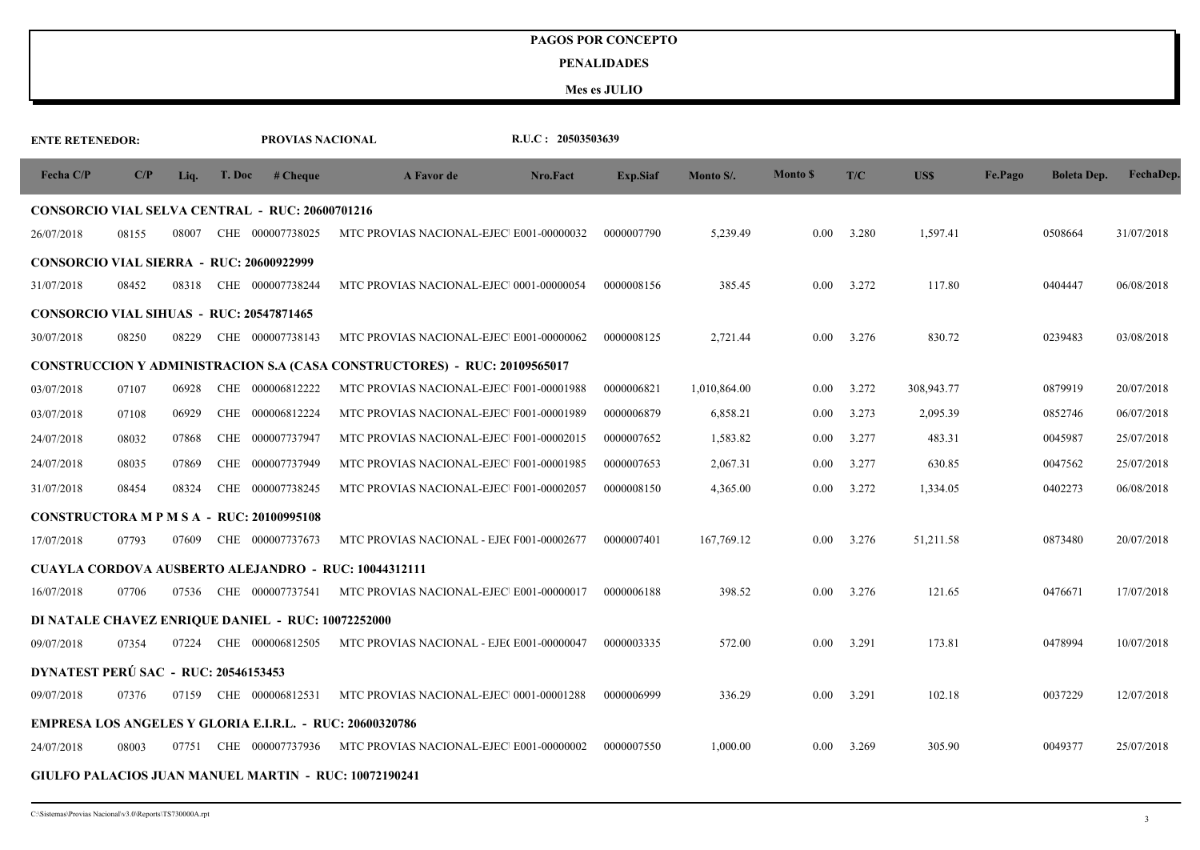**PAGOS POR CONCEPTO**

**PENALIDADES**

**Mes es JULIO**

**ENTE RETENEDOR:** PROVIAS NACIONAL R.U.C : 20503503639

| Fecha C/P | C/P | Liq. | T. Doc | # Cheque | A Favor de | Nro.Fact | Exp.Siaf | Monto S/. | Monto $ | T/C | US$ | Fe.Pago | Boleta Dep. | FechaDep. |
|---|---|---|---|---|---|---|---|---|---|---|---|---|---|---|
| **CONSORCIO VIAL SELVA CENTRAL - RUC: 20600701216** | | | | | | | | | | | | | | |
| 26/07/2018 | 08155 | 08007 | CHE | 000007738025 | MTC PROVIAS NACIONAL-EJEC | E001-00000032 | 0000007790 | 5,239.49 | 0.00 | 3.280 | 1,597.41 | | 0508664 | 31/07/2018 |
| **CONSORCIO VIAL SIERRA - RUC: 20600922999** | | | | | | | | | | | | | | |
| 31/07/2018 | 08452 | 08318 | CHE | 000007738244 | MTC PROVIAS NACIONAL-EJEC | 0001-00000054 | 0000008156 | 385.45 | 0.00 | 3.272 | 117.80 | | 0404447 | 06/08/2018 |
| **CONSORCIO VIAL SIHUAS - RUC: 20547871465** | | | | | | | | | | | | | | |
| 30/07/2018 | 08250 | 08229 | CHE | 000007738143 | MTC PROVIAS NACIONAL-EJEC | E001-00000062 | 0000008125 | 2,721.44 | 0.00 | 3.276 | 830.72 | | 0239483 | 03/08/2018 |
| **CONSTRUCCION Y ADMINISTRACION S.A (CASA CONSTRUCTORES) - RUC: 20109565017** | | | | | | | | | | | | | | |
| 03/07/2018 | 07107 | 06928 | CHE | 000006812222 | MTC PROVIAS NACIONAL-EJEC | F001-00001988 | 0000006821 | 1,010,864.00 | 0.00 | 3.272 | 308,943.77 | | 0879919 | 20/07/2018 |
| 03/07/2018 | 07108 | 06929 | CHE | 000006812224 | MTC PROVIAS NACIONAL-EJEC | F001-00001989 | 0000006879 | 6,858.21 | 0.00 | 3.273 | 2,095.39 | | 0852746 | 06/07/2018 |
| 24/07/2018 | 08032 | 07868 | CHE | 000007737947 | MTC PROVIAS NACIONAL-EJEC | F001-00002015 | 0000007652 | 1,583.82 | 0.00 | 3.277 | 483.31 | | 0045987 | 25/07/2018 |
| 24/07/2018 | 08035 | 07869 | CHE | 000007737949 | MTC PROVIAS NACIONAL-EJEC | F001-00001985 | 0000007653 | 2,067.31 | 0.00 | 3.277 | 630.85 | | 0047562 | 25/07/2018 |
| 31/07/2018 | 08454 | 08324 | CHE | 000007738245 | MTC PROVIAS NACIONAL-EJEC | F001-00002057 | 0000008150 | 4,365.00 | 0.00 | 3.272 | 1,334.05 | | 0402273 | 06/08/2018 |
| **CONSTRUCTORA M P M S A - RUC: 20100995108** | | | | | | | | | | | | | | |
| 17/07/2018 | 07793 | 07609 | CHE | 000007737673 | MTC PROVIAS NACIONAL - EJE( | F001-00002677 | 0000007401 | 167,769.12 | 0.00 | 3.276 | 51,211.58 | | 0873480 | 20/07/2018 |
| **CUAYLA CORDOVA AUSBERTO ALEJANDRO - RUC: 10044312111** | | | | | | | | | | | | | | |
| 16/07/2018 | 07706 | 07536 | CHE | 000007737541 | MTC PROVIAS NACIONAL-EJEC | E001-00000017 | 0000006188 | 398.52 | 0.00 | 3.276 | 121.65 | | 0476671 | 17/07/2018 |
| **DI NATALE CHAVEZ ENRIQUE DANIEL - RUC: 10072252000** | | | | | | | | | | | | | | |
| 09/07/2018 | 07354 | 07224 | CHE | 000006812505 | MTC PROVIAS NACIONAL - EJE( | E001-00000047 | 0000003335 | 572.00 | 0.00 | 3.291 | 173.81 | | 0478994 | 10/07/2018 |
| **DYNATEST PERÚ SAC - RUC: 20546153453** | | | | | | | | | | | | | | |
| 09/07/2018 | 07376 | 07159 | CHE | 000006812531 | MTC PROVIAS NACIONAL-EJEC | 0001-00001288 | 0000006999 | 336.29 | 0.00 | 3.291 | 102.18 | | 0037229 | 12/07/2018 |
| **EMPRESA LOS ANGELES Y GLORIA E.I.R.L. - RUC: 20600320786** | | | | | | | | | | | | | | |
| 24/07/2018 | 08003 | 07751 | CHE | 000007737936 | MTC PROVIAS NACIONAL-EJEC | E001-00000002 | 0000007550 | 1,000.00 | 0.00 | 3.269 | 305.90 | | 0049377 | 25/07/2018 |
| **GIULFO PALACIOS JUAN MANUEL MARTIN - RUC: 10072190241** | | | | | | | | | | | | | | |

C:\Sistemas\Provias Nacional\v3.0\Reports\TS730000A.rpt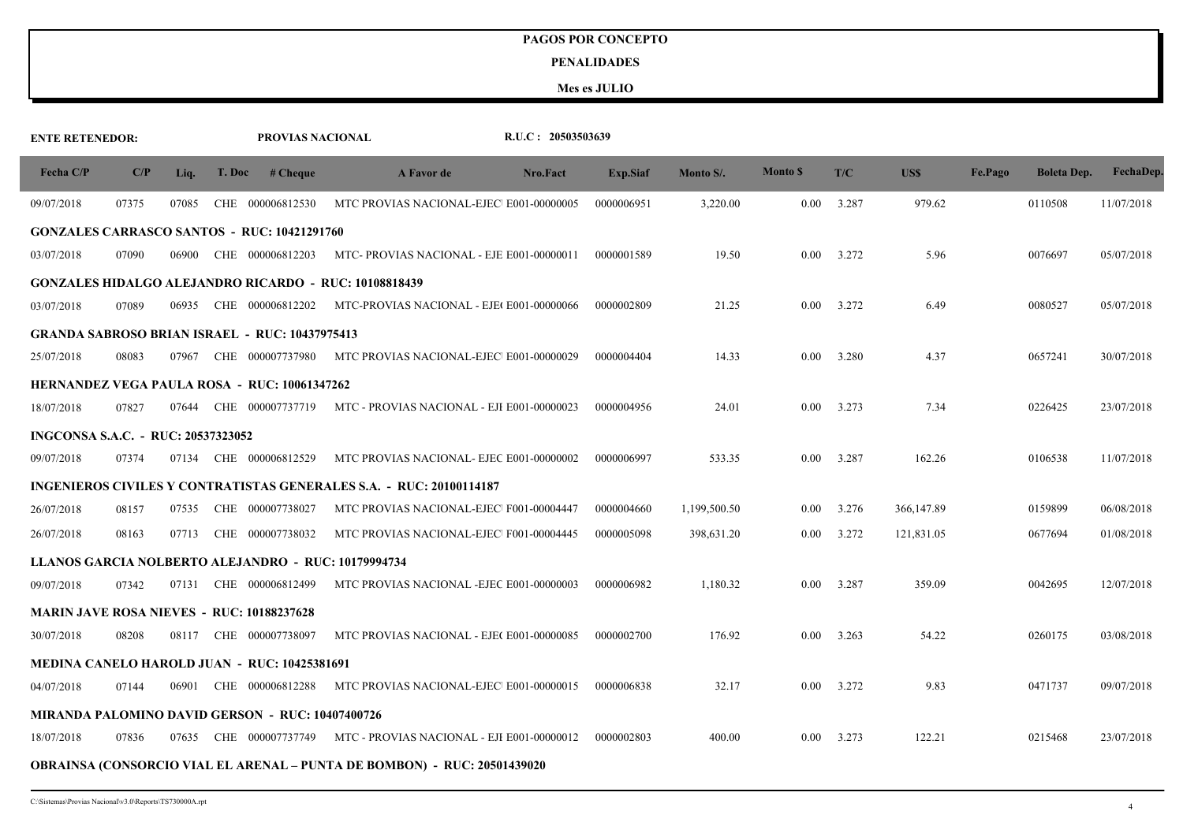**PAGOS POR CONCEPTO**

**PENALIDADES**

**Mes es JULIO**

**ENTE RETENEDOR:** PROVIAS NACIONAL R.U.C : 20503503639

| Fecha C/P | C/P | Liq. | T. Doc | # Cheque | A Favor de | Nro.Fact | Exp.Siaf | Monto S/. | Monto $ | T/C | US$ | Fe.Pago | Boleta Dep. | FechaDep. |
|---|---|---|---|---|---|---|---|---|---|---|---|---|---|---|
| 09/07/2018 | 07375 | 07085 | CHE | 000006812530 | MTC PROVIAS NACIONAL-EJEC | E001-00000005 | 0000006951 | 3,220.00 | 0.00 | 3.287 | 979.62 | | 0110508 | 11/07/2018 |
| **GONZALES CARRASCO SANTOS - RUC: 10421291760** | | | | | | | | | | | | | | |
| 03/07/2018 | 07090 | 06900 | CHE | 000006812203 | MTC- PROVIAS NACIONAL - EJE | E001-00000011 | 0000001589 | 19.50 | 0.00 | 3.272 | 5.96 | | 0076697 | 05/07/2018 |
| **GONZALES HIDALGO ALEJANDRO RICARDO - RUC: 10108818439** | | | | | | | | | | | | | | |
| 03/07/2018 | 07089 | 06935 | CHE | 000006812202 | MTC-PROVIAS NACIONAL - EJE | E001-00000066 | 0000002809 | 21.25 | 0.00 | 3.272 | 6.49 | | 0080527 | 05/07/2018 |
| **GRANDA SABROSO BRIAN ISRAEL - RUC: 10437975413** | | | | | | | | | | | | | | |
| 25/07/2018 | 08083 | 07967 | CHE | 000007737980 | MTC PROVIAS NACIONAL-EJEC | E001-00000029 | 0000004404 | 14.33 | 0.00 | 3.280 | 4.37 | | 0657241 | 30/07/2018 |
| **HERNANDEZ VEGA PAULA ROSA - RUC: 10061347262** | | | | | | | | | | | | | | |
| 18/07/2018 | 07827 | 07644 | CHE | 000007737719 | MTC - PROVIAS NACIONAL - EJI | E001-00000023 | 0000004956 | 24.01 | 0.00 | 3.273 | 7.34 | | 0226425 | 23/07/2018 |
| **INGCONSA S.A.C. - RUC: 20537323052** | | | | | | | | | | | | | | |
| 09/07/2018 | 07374 | 07134 | CHE | 000006812529 | MTC PROVIAS NACIONAL- EJEC | E001-00000002 | 0000006997 | 533.35 | 0.00 | 3.287 | 162.26 | | 0106538 | 11/07/2018 |
| **INGENIEROS CIVILES Y CONTRATISTAS GENERALES S.A. - RUC: 20100114187** | | | | | | | | | | | | | | |
| 26/07/2018 | 08157 | 07535 | CHE | 000007738027 | MTC PROVIAS NACIONAL-EJEC | F001-00004447 | 0000004660 | 1,199,500.50 | 0.00 | 3.276 | 366,147.89 | | 0159899 | 06/08/2018 |
| 26/07/2018 | 08163 | 07713 | CHE | 000007738032 | MTC PROVIAS NACIONAL-EJEC | F001-00004445 | 0000005098 | 398,631.20 | 0.00 | 3.272 | 121,831.05 | | 0677694 | 01/08/2018 |
| **LLANOS GARCIA NOLBERTO ALEJANDRO - RUC: 10179994734** | | | | | | | | | | | | | | |
| 09/07/2018 | 07342 | 07131 | CHE | 000006812499 | MTC PROVIAS NACIONAL -EJEC | E001-00000003 | 0000006982 | 1,180.32 | 0.00 | 3.287 | 359.09 | | 0042695 | 12/07/2018 |
| **MARIN JAVE ROSA NIEVES - RUC: 10188237628** | | | | | | | | | | | | | | |
| 30/07/2018 | 08208 | 08117 | CHE | 000007738097 | MTC PROVIAS NACIONAL - EJE | E001-00000085 | 0000002700 | 176.92 | 0.00 | 3.263 | 54.22 | | 0260175 | 03/08/2018 |
| **MEDINA CANELO HAROLD JUAN - RUC: 10425381691** | | | | | | | | | | | | | | |
| 04/07/2018 | 07144 | 06901 | CHE | 000006812288 | MTC PROVIAS NACIONAL-EJEC | E001-00000015 | 0000006838 | 32.17 | 0.00 | 3.272 | 9.83 | | 0471737 | 09/07/2018 |
| **MIRANDA PALOMINO DAVID GERSON - RUC: 10407400726** | | | | | | | | | | | | | | |
| 18/07/2018 | 07836 | 07635 | CHE | 000007737749 | MTC - PROVIAS NACIONAL - EJI | E001-00000012 | 0000002803 | 400.00 | 0.00 | 3.273 | 122.21 | | 0215468 | 23/07/2018 |
| **OBRAINSA (CONSORCIO VIAL EL ARENAL – PUNTA DE BOMBON) - RUC: 20501439020** | | | | | | | | | | | | | | |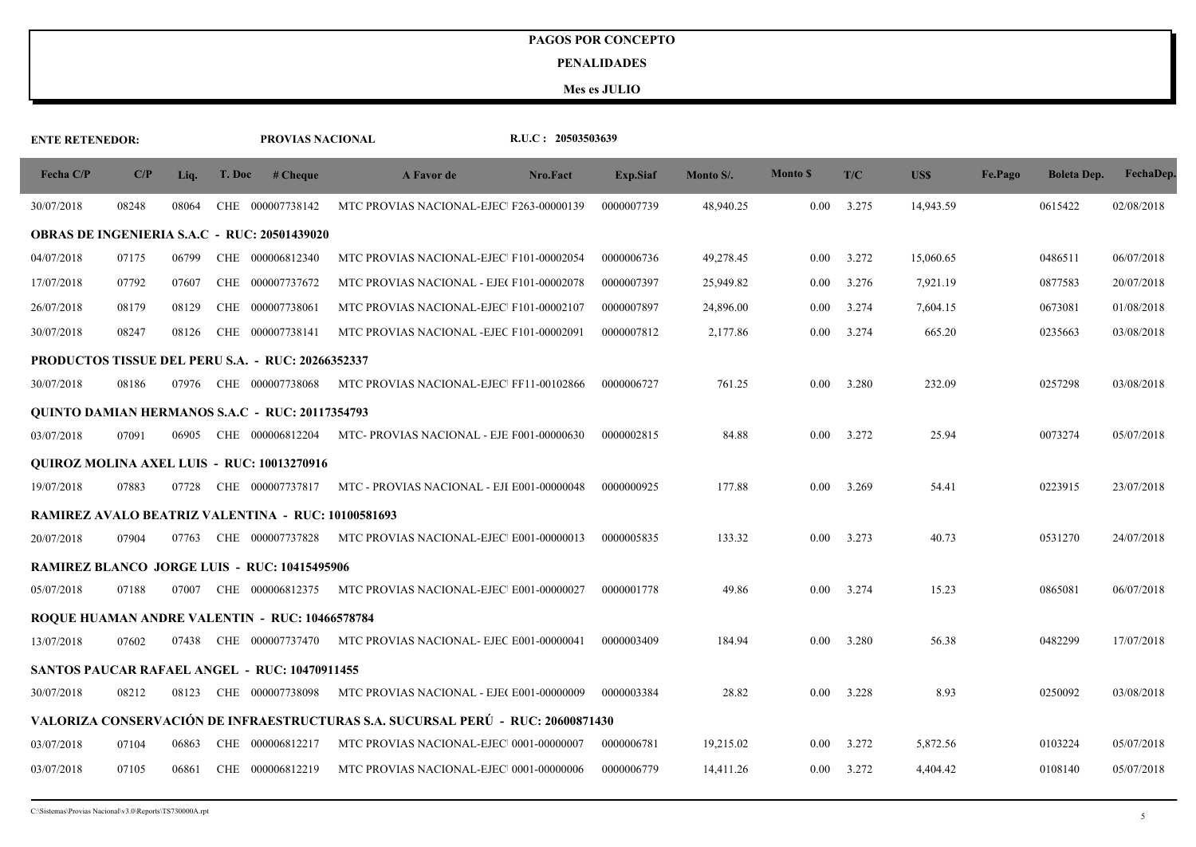**PAGOS POR CONCEPTO**

**PENALIDADES**

**Mes es JULIO**

**ENTE RETENEDOR:** PROVIAS NACIONAL R.U.C : 20503503639

| Fecha C/P | C/P | Liq. | T. Doc | # Cheque | A Favor de | Nro.Fact | Exp.Siaf | Monto S/. | Monto $ | T/C | US$ | Fe.Pago | Boleta Dep. | FechaDep. |
|---|---|---|---|---|---|---|---|---|---|---|---|---|---|---|
| 30/07/2018 | 08248 | 08064 | CHE | 000007738142 | MTC PROVIAS NACIONAL-EJEC | F263-00000139 | 0000007739 | 48,940.25 | 0.00 | 3.275 | 14,943.59 | | 0615422 | 02/08/2018 |
| **OBRAS DE INGENIERIA S.A.C - RUC: 20501439020** | | | | | | | | | | | | | | |
| 04/07/2018 | 07175 | 06799 | CHE | 000006812340 | MTC PROVIAS NACIONAL-EJEC | F101-00002054 | 0000006736 | 49,278.45 | 0.00 | 3.272 | 15,060.65 | | 0486511 | 06/07/2018 |
| 17/07/2018 | 07792 | 07607 | CHE | 000007737672 | MTC PROVIAS NACIONAL - EJE( | F101-00002078 | 0000007397 | 25,949.82 | 0.00 | 3.276 | 7,921.19 | | 0877583 | 20/07/2018 |
| 26/07/2018 | 08179 | 08129 | CHE | 000007738061 | MTC PROVIAS NACIONAL-EJEC | F101-00002107 | 0000007897 | 24,896.00 | 0.00 | 3.274 | 7,604.15 | | 0673081 | 01/08/2018 |
| 30/07/2018 | 08247 | 08126 | CHE | 000007738141 | MTC PROVIAS NACIONAL -EJEC | F101-00002091 | 0000007812 | 2,177.86 | 0.00 | 3.274 | 665.20 | | 0235663 | 03/08/2018 |
| **PRODUCTOS TISSUE DEL PERU S.A. - RUC: 20266352337** | | | | | | | | | | | | | | |
| 30/07/2018 | 08186 | 07976 | CHE | 000007738068 | MTC PROVIAS NACIONAL-EJEC | FF11-00102866 | 0000006727 | 761.25 | 0.00 | 3.280 | 232.09 | | 0257298 | 03/08/2018 |
| **QUINTO DAMIAN HERMANOS S.A.C - RUC: 20117354793** | | | | | | | | | | | | | | |
| 03/07/2018 | 07091 | 06905 | CHE | 000006812204 | MTC- PROVIAS NACIONAL - EJE | F001-00000630 | 0000002815 | 84.88 | 0.00 | 3.272 | 25.94 | | 0073274 | 05/07/2018 |
| **QUIROZ MOLINA AXEL LUIS - RUC: 10013270916** | | | | | | | | | | | | | | |
| 19/07/2018 | 07883 | 07728 | CHE | 000007737817 | MTC - PROVIAS NACIONAL - EJI | E001-00000048 | 0000000925 | 177.88 | 0.00 | 3.269 | 54.41 | | 0223915 | 23/07/2018 |
| **RAMIREZ AVALO BEATRIZ VALENTINA - RUC: 10100581693** | | | | | | | | | | | | | | |
| 20/07/2018 | 07904 | 07763 | CHE | 000007737828 | MTC PROVIAS NACIONAL-EJEC | E001-00000013 | 0000005835 | 133.32 | 0.00 | 3.273 | 40.73 | | 0531270 | 24/07/2018 |
| **RAMIREZ BLANCO JORGE LUIS - RUC: 10415495906** | | | | | | | | | | | | | | |
| 05/07/2018 | 07188 | 07007 | CHE | 000006812375 | MTC PROVIAS NACIONAL-EJEC | E001-00000027 | 0000001778 | 49.86 | 0.00 | 3.274 | 15.23 | | 0865081 | 06/07/2018 |
| **ROQUE HUAMAN ANDRE VALENTIN - RUC: 10466578784** | | | | | | | | | | | | | | |
| 13/07/2018 | 07602 | 07438 | CHE | 000007737470 | MTC PROVIAS NACIONAL- EJEC | E001-00000041 | 0000003409 | 184.94 | 0.00 | 3.280 | 56.38 | | 0482299 | 17/07/2018 |
| **SANTOS PAUCAR RAFAEL ANGEL - RUC: 10470911455** | | | | | | | | | | | | | | |
| 30/07/2018 | 08212 | 08123 | CHE | 000007738098 | MTC PROVIAS NACIONAL - EJE( | E001-00000009 | 0000003384 | 28.82 | 0.00 | 3.228 | 8.93 | | 0250092 | 03/08/2018 |
| **VALORIZA CONSERVACIÓN DE INFRAESTRUCTURAS S.A. SUCURSAL PERÚ - RUC: 20600871430** | | | | | | | | | | | | | | |
| 03/07/2018 | 07104 | 06863 | CHE | 000006812217 | MTC PROVIAS NACIONAL-EJEC | 0001-00000007 | 0000006781 | 19,215.02 | 0.00 | 3.272 | 5,872.56 | | 0103224 | 05/07/2018 |
| 03/07/2018 | 07105 | 06861 | CHE | 000006812219 | MTC PROVIAS NACIONAL-EJEC | 0001-00000006 | 0000006779 | 14,411.26 | 0.00 | 3.272 | 4,404.42 | | 0108140 | 05/07/2018 |

C:\Sistemas\Provias Nacional\v3.0\Reports\TS730000A.rpt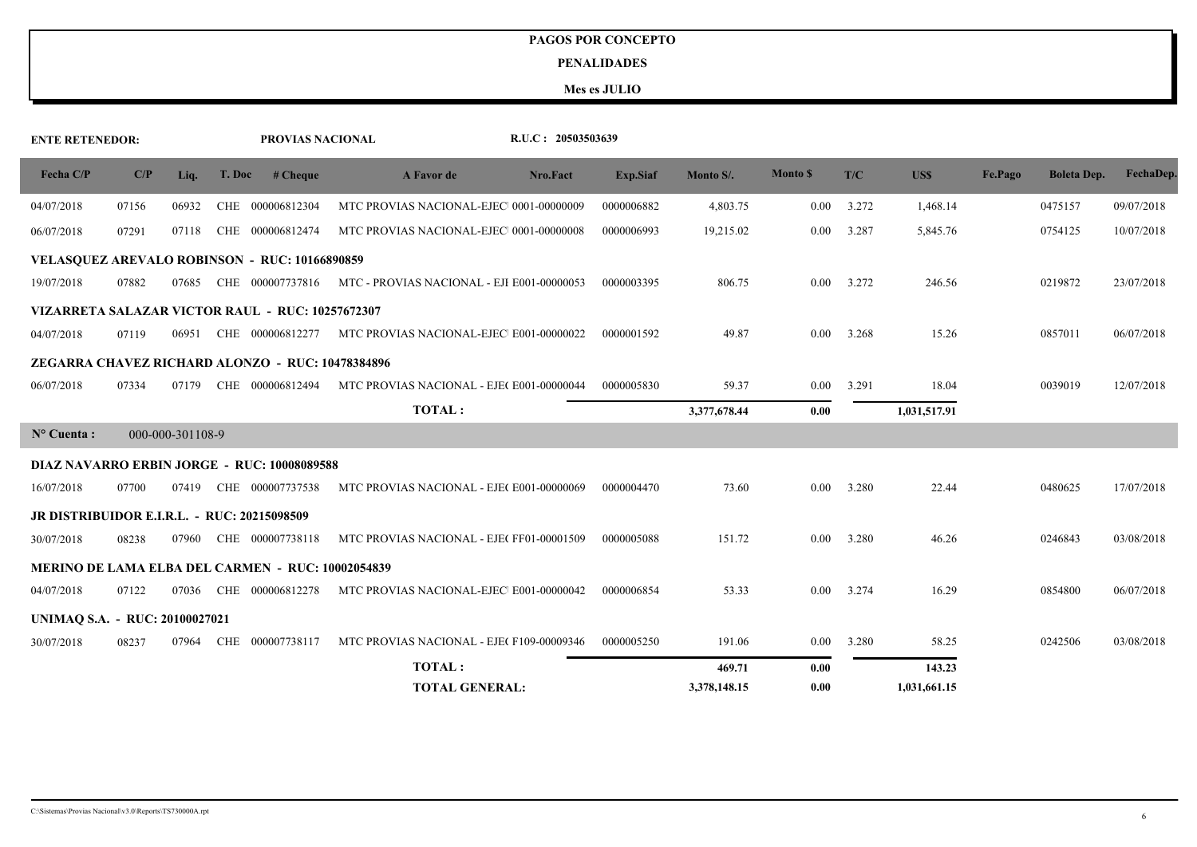**PAGOS POR CONCEPTO**

**PENALIDADES**

**Mes es JULIO**

**ENTE RETENEDOR:** PROVIAS NACIONAL R.U.C : 20503503639

| Fecha C/P | C/P | Liq. | T. Doc | # Cheque | A Favor de | Nro.Fact | Exp.Siaf | Monto S/. | Monto $ | T/C | US$ | Fe.Pago | Boleta Dep. | FechaDep. |
|---|---|---|---|---|---|---|---|---|---|---|---|---|---|---|
| 04/07/2018 | 07156 | 06932 | CHE | 000006812304 | MTC PROVIAS NACIONAL-EJEC | 0001-00000009 | 0000006882 | 4,803.75 | 0.00 | 3.272 | 1,468.14 | | 0475157 | 09/07/2018 |
| 06/07/2018 | 07291 | 07118 | CHE | 000006812474 | MTC PROVIAS NACIONAL-EJEC | 0001-00000008 | 0000006993 | 19,215.02 | 0.00 | 3.287 | 5,845.76 | | 0754125 | 10/07/2018 |
| **VELASQUEZ AREVALO ROBINSON - RUC: 10166890859** | | | | | | | | | | | | | | |
| 19/07/2018 | 07882 | 07685 | CHE | 000007737816 | MTC - PROVIAS NACIONAL - EJI | E001-00000053 | 0000003395 | 806.75 | 0.00 | 3.272 | 246.56 | | 0219872 | 23/07/2018 |
| **VIZARRETA SALAZAR VICTOR RAUL - RUC: 10257672307** | | | | | | | | | | | | | | |
| 04/07/2018 | 07119 | 06951 | CHE | 000006812277 | MTC PROVIAS NACIONAL-EJEC | E001-00000022 | 0000001592 | 49.87 | 0.00 | 3.268 | 15.26 | | 0857011 | 06/07/2018 |
| **ZEGARRA CHAVEZ RICHARD ALONZO - RUC: 10478384896** | | | | | | | | | | | | | | |
| 06/07/2018 | 07334 | 07179 | CHE | 000006812494 | MTC PROVIAS NACIONAL - EJE( | E001-00000044 | 0000005830 | 59.37 | 0.00 | 3.291 | 18.04 | | 0039019 | 12/07/2018 |
| | | | | | **TOTAL :** | | | **3,377,678.44** | **0.00** | | **1,031,517.91** | | | |
| **N° Cuenta :** | 000-000-301108-9 | | | | | | | | | | | | | |
| **DIAZ NAVARRO ERBIN JORGE - RUC: 10008089588** | | | | | | | | | | | | | | |
| 16/07/2018 | 07700 | 07419 | CHE | 000007737538 | MTC PROVIAS NACIONAL - EJE( | E001-00000069 | 0000004470 | 73.60 | 0.00 | 3.280 | 22.44 | | 0480625 | 17/07/2018 |
| **JR DISTRIBUIDOR E.I.R.L. - RUC: 20215098509** | | | | | | | | | | | | | | |
| 30/07/2018 | 08238 | 07960 | CHE | 000007738118 | MTC PROVIAS NACIONAL - EJE( | FF01-00001509 | 0000005088 | 151.72 | 0.00 | 3.280 | 46.26 | | 0246843 | 03/08/2018 |
| **MERINO DE LAMA ELBA DEL CARMEN - RUC: 10002054839** | | | | | | | | | | | | | | |
| 04/07/2018 | 07122 | 07036 | CHE | 000006812278 | MTC PROVIAS NACIONAL-EJEC | E001-00000042 | 0000006854 | 53.33 | 0.00 | 3.274 | 16.29 | | 0854800 | 06/07/2018 |
| **UNIMAQ S.A. - RUC: 20100027021** | | | | | | | | | | | | | | |
| 30/07/2018 | 08237 | 07964 | CHE | 000007738117 | MTC PROVIAS NACIONAL - EJE( | F109-00009346 | 0000005250 | 191.06 | 0.00 | 3.280 | 58.25 | | 0242506 | 03/08/2018 |
| | | | | | **TOTAL :** | | | **469.71** | **0.00** | | **143.23** | | | |
| | | | | | **TOTAL GENERAL:** | | | **3,378,148.15** | **0.00** | | **1,031,661.15** | | | |

C:\Sistemas\Provias Nacional\v3.0\Reports\TS730000A.rpt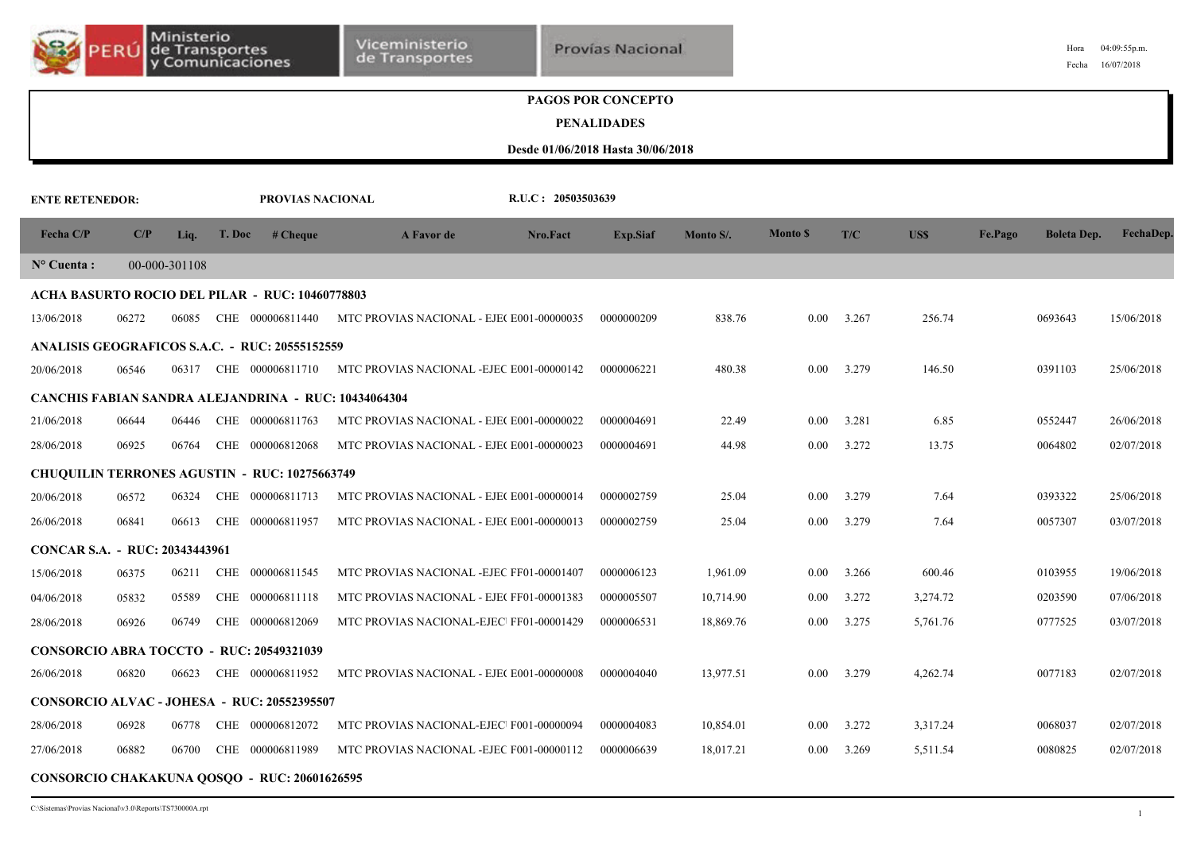**PAGOS POR CONCEPTO**

**PENALIDADES**

**Desde 01/06/2018 Hasta 30/06/2018**

**ENTE RETENEDOR:** PROVIAS NACIONAL R.U.C : 20503503639

| Fecha C/P | C/P | Liq. | T. Doc | # Cheque | A Favor de | Nro.Fact | Exp.Siaf | Monto S/. | Monto $ | T/C | US$ | Fe.Pago | Boleta Dep. | FechaDep. |
|---|---|---|---|---|---|---|---|---|---|---|---|---|---|---|
| **N° Cuenta :** | 00-000-301108 | | | | | | | | | | | | | |
| **ACHA BASURTO ROCIO DEL PILAR - RUC: 10460778803** | | | | | | | | | | | | | | |
| 13/06/2018 | 06272 | 06085 | CHE | 000006811440 | MTC PROVIAS NACIONAL - EJE( | E001-00000035 | 0000000209 | 838.76 | 0.00 | 3.267 | 256.74 | | 0693643 | 15/06/2018 |
| **ANALISIS GEOGRAFICOS S.A.C. - RUC: 20555152559** | | | | | | | | | | | | | | |
| 20/06/2018 | 06546 | 06317 | CHE | 000006811710 | MTC PROVIAS NACIONAL -EJEC | E001-00000142 | 0000006221 | 480.38 | 0.00 | 3.279 | 146.50 | | 0391103 | 25/06/2018 |
| **CANCHIS FABIAN SANDRA ALEJANDRINA - RUC: 10434064304** | | | | | | | | | | | | | | |
| 21/06/2018 | 06644 | 06446 | CHE | 000006811763 | MTC PROVIAS NACIONAL - EJE( | E001-00000022 | 0000004691 | 22.49 | 0.00 | 3.281 | 6.85 | | 0552447 | 26/06/2018 |
| 28/06/2018 | 06925 | 06764 | CHE | 000006812068 | MTC PROVIAS NACIONAL - EJE( | E001-00000023 | 0000004691 | 44.98 | 0.00 | 3.272 | 13.75 | | 0064802 | 02/07/2018 |
| **CHUQUILIN TERRONES AGUSTIN - RUC: 10275663749** | | | | | | | | | | | | | | |
| 20/06/2018 | 06572 | 06324 | CHE | 000006811713 | MTC PROVIAS NACIONAL - EJE( | E001-00000014 | 0000002759 | 25.04 | 0.00 | 3.279 | 7.64 | | 0393322 | 25/06/2018 |
| 26/06/2018 | 06841 | 06613 | CHE | 000006811957 | MTC PROVIAS NACIONAL - EJE( | E001-00000013 | 0000002759 | 25.04 | 0.00 | 3.279 | 7.64 | | 0057307 | 03/07/2018 |
| **CONCAR S.A. - RUC: 20343443961** | | | | | | | | | | | | | | |
| 15/06/2018 | 06375 | 06211 | CHE | 000006811545 | MTC PROVIAS NACIONAL -EJEC | FF01-00001407 | 0000006123 | 1,961.09 | 0.00 | 3.266 | 600.46 | | 0103955 | 19/06/2018 |
| 04/06/2018 | 05832 | 05589 | CHE | 000006811118 | MTC PROVIAS NACIONAL - EJE( | FF01-00001383 | 0000005507 | 10,714.90 | 0.00 | 3.272 | 3,274.72 | | 0203590 | 07/06/2018 |
| 28/06/2018 | 06926 | 06749 | CHE | 000006812069 | MTC PROVIAS NACIONAL-EJEC | FF01-00001429 | 0000006531 | 18,869.76 | 0.00 | 3.275 | 5,761.76 | | 0777525 | 03/07/2018 |
| **CONSORCIO ABRA TOCCTO - RUC: 20549321039** | | | | | | | | | | | | | | |
| 26/06/2018 | 06820 | 06623 | CHE | 000006811952 | MTC PROVIAS NACIONAL - EJE( | E001-00000008 | 0000004040 | 13,977.51 | 0.00 | 3.279 | 4,262.74 | | 0077183 | 02/07/2018 |
| **CONSORCIO ALVAC - JOHESA - RUC: 20552395507** | | | | | | | | | | | | | | |
| 28/06/2018 | 06928 | 06778 | CHE | 000006812072 | MTC PROVIAS NACIONAL-EJEC | F001-00000094 | 0000004083 | 10,854.01 | 0.00 | 3.272 | 3,317.24 | | 0068037 | 02/07/2018 |
| 27/06/2018 | 06882 | 06700 | CHE | 000006811989 | MTC PROVIAS NACIONAL -EJEC | F001-00000112 | 0000006639 | 18,017.21 | 0.00 | 3.269 | 5,511.54 | | 0080825 | 02/07/2018 |
| **CONSORCIO CHAKAKUNA QOSQO - RUC: 20601626595** | | | | | | | | | | | | | | |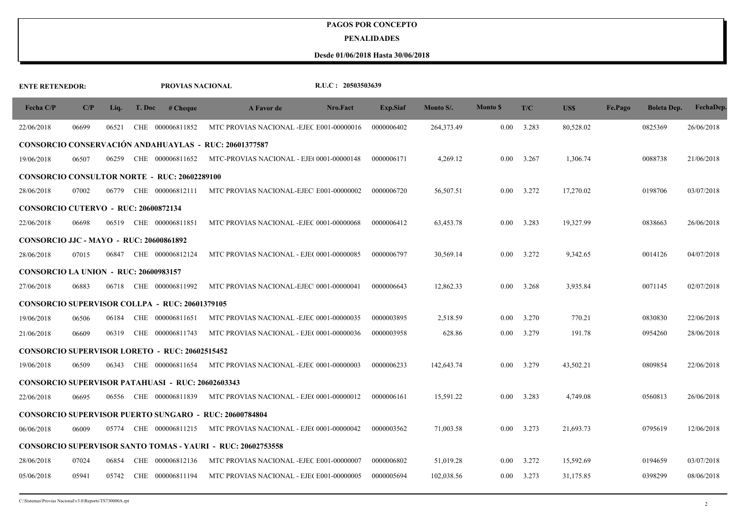**PAGOS POR CONCEPTO**

**PENALIDADES**

**Desde 01/06/2018 Hasta 30/06/2018**

**ENTE RETENEDOR:** **PROVIAS NACIONAL** **R.U.C : 20503503639**

| Fecha C/P | C/P | Liq. | T. Doc | # Cheque | A Favor de | Nro.Fact | Exp.Siaf | Monto S/. | Monto $ | T/C | US$ | Fe.Pago | Boleta Dep. | FechaDep. |
|---|---|---|---|---|---|---|---|---|---|---|---|---|---|---|
| 22/06/2018 | 06699 | 06521 | CHE | 000006811852 | MTC PROVIAS NACIONAL -EJEC | E001-00000016 | 0000006402 | 264,373.49 | 0.00 | 3.283 | 80,528.02 | | 0825369 | 26/06/2018 |
| **CONSORCIO CONSERVACIÓN ANDAHUAYLAS - RUC: 20601377587** | | | | | | | | | | | | | | |
| 19/06/2018 | 06507 | 06259 | CHE | 000006811652 | MTC-PROVIAS NACIONAL - EJE( | 0001-00000148 | 0000006171 | 4,269.12 | 0.00 | 3.267 | 1,306.74 | | 0088738 | 21/06/2018 |
| **CONSORCIO CONSULTOR NORTE - RUC: 20602289100** | | | | | | | | | | | | | | |
| 28/06/2018 | 07002 | 06779 | CHE | 000006812111 | MTC PROVIAS NACIONAL-EJEC | E001-00000002 | 0000006720 | 56,507.51 | 0.00 | 3.272 | 17,270.02 | | 0198706 | 03/07/2018 |
| **CONSORCIO CUTERVO - RUC: 20600872134** | | | | | | | | | | | | | | |
| 22/06/2018 | 06698 | 06519 | CHE | 000006811851 | MTC PROVIAS NACIONAL -EJEC | 0001-00000068 | 0000006412 | 63,453.78 | 0.00 | 3.283 | 19,327.99 | | 0838663 | 26/06/2018 |
| **CONSORCIO JJC - MAYO - RUC: 20600861892** | | | | | | | | | | | | | | |
| 28/06/2018 | 07015 | 06847 | CHE | 000006812124 | MTC PROVIAS NACIONAL - EJE( | 0001-00000085 | 0000006797 | 30,569.14 | 0.00 | 3.272 | 9,342.65 | | 0014126 | 04/07/2018 |
| **CONSORCIO LA UNION - RUC: 20600983157** | | | | | | | | | | | | | | |
| 27/06/2018 | 06883 | 06718 | CHE | 000006811992 | MTC PROVIAS NACIONAL-EJEC | 0001-00000041 | 0000006643 | 12,862.33 | 0.00 | 3.268 | 3,935.84 | | 0071145 | 02/07/2018 |
| **CONSORCIO SUPERVISOR COLLPA - RUC: 20601379105** | | | | | | | | | | | | | | |
| 19/06/2018 | 06506 | 06184 | CHE | 000006811651 | MTC PROVIAS NACIONAL -EJEC | 0001-00000035 | 0000003895 | 2,518.59 | 0.00 | 3.270 | 770.21 | | 0830830 | 22/06/2018 |
| 21/06/2018 | 06609 | 06319 | CHE | 000006811743 | MTC PROVIAS NACIONAL - EJE( | 0001-00000036 | 0000003958 | 628.86 | 0.00 | 3.279 | 191.78 | | 0954260 | 28/06/2018 |
| **CONSORCIO SUPERVISOR LORETO - RUC: 20602515452** | | | | | | | | | | | | | | |
| 19/06/2018 | 06509 | 06343 | CHE | 000006811654 | MTC PROVIAS NACIONAL -EJEC | 0001-00000003 | 0000006233 | 142,643.74 | 0.00 | 3.279 | 43,502.21 | | 0809854 | 22/06/2018 |
| **CONSORCIO SUPERVISOR PATAHUASI - RUC: 20602603343** | | | | | | | | | | | | | | |
| 22/06/2018 | 06695 | 06556 | CHE | 000006811839 | MTC PROVIAS NACIONAL - EJE( | 0001-00000012 | 0000006161 | 15,591.22 | 0.00 | 3.283 | 4,749.08 | | 0560813 | 26/06/2018 |
| **CONSORCIO SUPERVISOR PUERTO SUNGARO - RUC: 20600784804** | | | | | | | | | | | | | | |
| 06/06/2018 | 06009 | 05774 | CHE | 000006811215 | MTC PROVIAS NACIONAL - EJE( | 0001-00000042 | 0000003562 | 71,003.58 | 0.00 | 3.273 | 21,693.73 | | 0795619 | 12/06/2018 |
| **CONSORCIO SUPERVISOR SANTO TOMAS - YAURI - RUC: 20602753558** | | | | | | | | | | | | | | |
| 28/06/2018 | 07024 | 06854 | CHE | 000006812136 | MTC PROVIAS NACIONAL -EJEC | E001-00000007 | 0000006802 | 51,019.28 | 0.00 | 3.272 | 15,592.69 | | 0194659 | 03/07/2018 |
| 05/06/2018 | 05941 | 05742 | CHE | 000006811194 | MTC PROVIAS NACIONAL - EJE( | E001-00000005 | 0000005694 | 102,038.56 | 0.00 | 3.273 | 31,175.85 | | 0398299 | 08/06/2018 |

C:\Sistemas\Provias Nacional\v3.0\Reports\TS730000A.rpt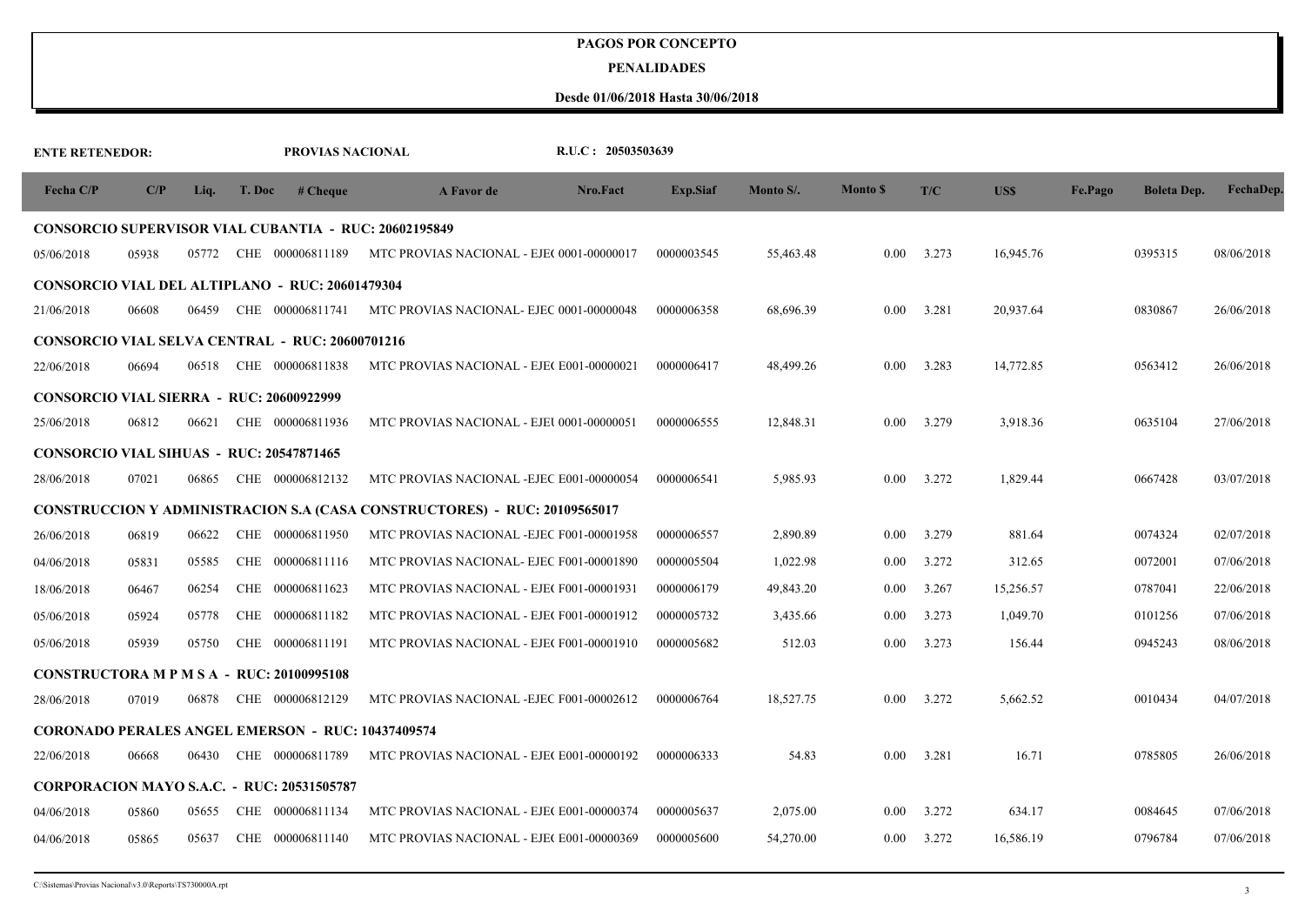# PAGOS POR CONCEPTO

## PENALIDADES

**Desde 01/06/2018 Hasta 30/06/2018**

**ENTE RETENEDOR:** PROVIAS NACIONAL R.U.C : 20503503639

| Fecha C/P | C/P | Liq. | T. Doc | # Cheque | A Favor de | Nro.Fact | Exp.Siaf | Monto S/. | Monto $ | T/C | US$ | Fe.Pago | Boleta Dep. | FechaDep. |
|---|---|---|---|---|---|---|---|---|---|---|---|---|---|---|
| **CONSORCIO SUPERVISOR VIAL CUBANTIA - RUC: 20602195849** | | | | | | | | | | | | | | |
| 05/06/2018 | 05938 | 05772 | CHE | 000006811189 | MTC PROVIAS NACIONAL - EJE( | 0001-00000017 | 0000003545 | 55,463.48 | 0.00 | 3.273 | 16,945.76 | | 0395315 | 08/06/2018 |
| **CONSORCIO VIAL DEL ALTIPLANO - RUC: 20601479304** | | | | | | | | | | | | | | |
| 21/06/2018 | 06608 | 06459 | CHE | 000006811741 | MTC PROVIAS NACIONAL- EJEC | 0001-00000048 | 0000006358 | 68,696.39 | 0.00 | 3.281 | 20,937.64 | | 0830867 | 26/06/2018 |
| **CONSORCIO VIAL SELVA CENTRAL - RUC: 20600701216** | | | | | | | | | | | | | | |
| 22/06/2018 | 06694 | 06518 | CHE | 000006811838 | MTC PROVIAS NACIONAL - EJE( | E001-00000021 | 0000006417 | 48,499.26 | 0.00 | 3.283 | 14,772.85 | | 0563412 | 26/06/2018 |
| **CONSORCIO VIAL SIERRA - RUC: 20600922999** | | | | | | | | | | | | | | |
| 25/06/2018 | 06812 | 06621 | CHE | 000006811936 | MTC PROVIAS NACIONAL - EJE( | 0001-00000051 | 0000006555 | 12,848.31 | 0.00 | 3.279 | 3,918.36 | | 0635104 | 27/06/2018 |
| **CONSORCIO VIAL SIHUAS - RUC: 20547871465** | | | | | | | | | | | | | | |
| 28/06/2018 | 07021 | 06865 | CHE | 000006812132 | MTC PROVIAS NACIONAL -EJEC | E001-00000054 | 0000006541 | 5,985.93 | 0.00 | 3.272 | 1,829.44 | | 0667428 | 03/07/2018 |
| **CONSTRUCCION Y ADMINISTRACION S.A (CASA CONSTRUCTORES) - RUC: 20109565017** | | | | | | | | | | | | | | |
| 26/06/2018 | 06819 | 06622 | CHE | 000006811950 | MTC PROVIAS NACIONAL -EJEC | F001-00001958 | 0000006557 | 2,890.89 | 0.00 | 3.279 | 881.64 | | 0074324 | 02/07/2018 |
| 04/06/2018 | 05831 | 05585 | CHE | 000006811116 | MTC PROVIAS NACIONAL- EJEC | F001-00001890 | 0000005504 | 1,022.98 | 0.00 | 3.272 | 312.65 | | 0072001 | 07/06/2018 |
| 18/06/2018 | 06467 | 06254 | CHE | 000006811623 | MTC PROVIAS NACIONAL - EJE( | F001-00001931 | 0000006179 | 49,843.20 | 0.00 | 3.267 | 15,256.57 | | 0787041 | 22/06/2018 |
| 05/06/2018 | 05924 | 05778 | CHE | 000006811182 | MTC PROVIAS NACIONAL - EJE( | F001-00001912 | 0000005732 | 3,435.66 | 0.00 | 3.273 | 1,049.70 | | 0101256 | 07/06/2018 |
| 05/06/2018 | 05939 | 05750 | CHE | 000006811191 | MTC PROVIAS NACIONAL - EJE( | F001-00001910 | 0000005682 | 512.03 | 0.00 | 3.273 | 156.44 | | 0945243 | 08/06/2018 |
| **CONSTRUCTORA M P M S A - RUC: 20100995108** | | | | | | | | | | | | | | |
| 28/06/2018 | 07019 | 06878 | CHE | 000006812129 | MTC PROVIAS NACIONAL -EJEC | F001-00002612 | 0000006764 | 18,527.75 | 0.00 | 3.272 | 5,662.52 | | 0010434 | 04/07/2018 |
| **CORONADO PERALES ANGEL EMERSON - RUC: 10437409574** | | | | | | | | | | | | | | |
| 22/06/2018 | 06668 | 06430 | CHE | 000006811789 | MTC PROVIAS NACIONAL - EJE( | E001-00000192 | 0000006333 | 54.83 | 0.00 | 3.281 | 16.71 | | 0785805 | 26/06/2018 |
| **CORPORACION MAYO S.A.C. - RUC: 20531505787** | | | | | | | | | | | | | | |
| 04/06/2018 | 05860 | 05655 | CHE | 000006811134 | MTC PROVIAS NACIONAL - EJE( | E001-00000374 | 0000005637 | 2,075.00 | 0.00 | 3.272 | 634.17 | | 0084645 | 07/06/2018 |
| 04/06/2018 | 05865 | 05637 | CHE | 000006811140 | MTC PROVIAS NACIONAL - EJE( | E001-00000369 | 0000005600 | 54,270.00 | 0.00 | 3.272 | 16,586.19 | | 0796784 | 07/06/2018 |

C:\Sistemas\Provias Nacional\v3.0\Reports\TS730000A.rpt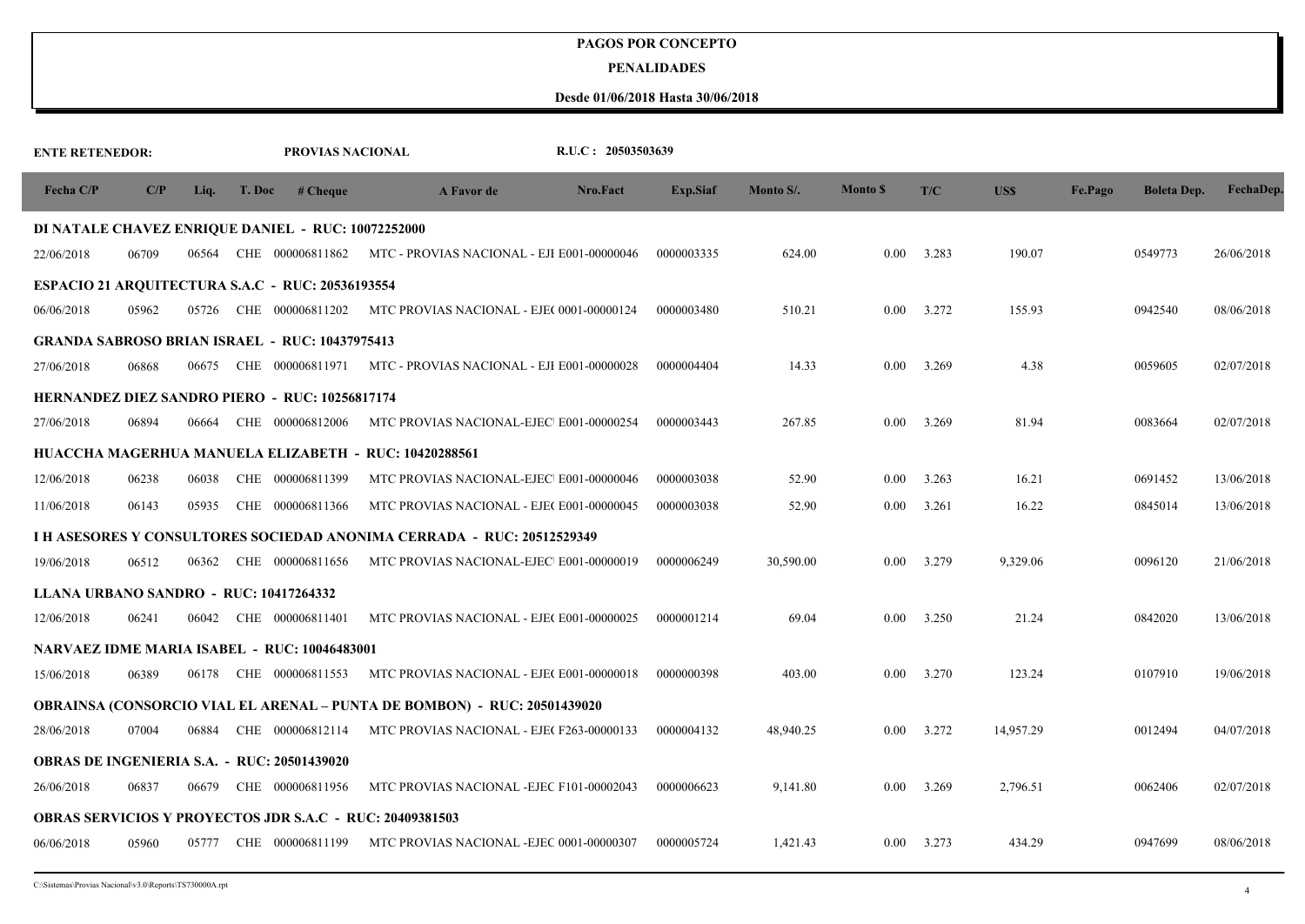# PAGOS POR CONCEPTO

## PENALIDADES

**Desde 01/06/2018 Hasta 30/06/2018**

**ENTE RETENEDOR:** PROVIAS NACIONAL **R.U.C : 20503503639**

| Fecha C/P | C/P | Liq. | T. Doc | # Cheque | A Favor de | Nro.Fact | Exp.Siaf | Monto S/. | Monto $ | T/C | US$ | Fe.Pago | Boleta Dep. | FechaDep. |
|---|---|---|---|---|---|---|---|---|---|---|---|---|---|---|
| **DI NATALE CHAVEZ ENRIQUE DANIEL - RUC: 10072252000** | | | | | | | | | | | | | | |
| 22/06/2018 | 06709 | 06564 | CHE | 000006811862 | MTC - PROVIAS NACIONAL - EJI | E001-00000046 | 0000003335 | 624.00 | 0.00 | 3.283 | 190.07 | | 0549773 | 26/06/2018 |
| **ESPACIO 21 ARQUITECTURA S.A.C - RUC: 20536193554** | | | | | | | | | | | | | | |
| 06/06/2018 | 05962 | 05726 | CHE | 000006811202 | MTC PROVIAS NACIONAL - EJE( | 0001-00000124 | 0000003480 | 510.21 | 0.00 | 3.272 | 155.93 | | 0942540 | 08/06/2018 |
| **GRANDA SABROSO BRIAN ISRAEL - RUC: 10437975413** | | | | | | | | | | | | | | |
| 27/06/2018 | 06868 | 06675 | CHE | 000006811971 | MTC - PROVIAS NACIONAL - EJI | E001-00000028 | 0000004404 | 14.33 | 0.00 | 3.269 | 4.38 | | 0059605 | 02/07/2018 |
| **HERNANDEZ DIEZ SANDRO PIERO - RUC: 10256817174** | | | | | | | | | | | | | | |
| 27/06/2018 | 06894 | 06664 | CHE | 000006812006 | MTC PROVIAS NACIONAL-EJEC | E001-00000254 | 0000003443 | 267.85 | 0.00 | 3.269 | 81.94 | | 0083664 | 02/07/2018 |
| **HUACCHA MAGERHUA MANUELA ELIZABETH - RUC: 10420288561** | | | | | | | | | | | | | | |
| 12/06/2018 | 06238 | 06038 | CHE | 000006811399 | MTC PROVIAS NACIONAL-EJEC | E001-00000046 | 0000003038 | 52.90 | 0.00 | 3.263 | 16.21 | | 0691452 | 13/06/2018 |
| 11/06/2018 | 06143 | 05935 | CHE | 000006811366 | MTC PROVIAS NACIONAL - EJE( | E001-00000045 | 0000003038 | 52.90 | 0.00 | 3.261 | 16.22 | | 0845014 | 13/06/2018 |
| **I H ASESORES Y CONSULTORES SOCIEDAD ANONIMA CERRADA - RUC: 20512529349** | | | | | | | | | | | | | | |
| 19/06/2018 | 06512 | 06362 | CHE | 000006811656 | MTC PROVIAS NACIONAL-EJEC | E001-00000019 | 0000006249 | 30,590.00 | 0.00 | 3.279 | 9,329.06 | | 0096120 | 21/06/2018 |
| **LLANA URBANO SANDRO - RUC: 10417264332** | | | | | | | | | | | | | | |
| 12/06/2018 | 06241 | 06042 | CHE | 000006811401 | MTC PROVIAS NACIONAL - EJE( | E001-00000025 | 0000001214 | 69.04 | 0.00 | 3.250 | 21.24 | | 0842020 | 13/06/2018 |
| **NARVAEZ IDME MARIA ISABEL - RUC: 10046483001** | | | | | | | | | | | | | | |
| 15/06/2018 | 06389 | 06178 | CHE | 000006811553 | MTC PROVIAS NACIONAL - EJE( | E001-00000018 | 0000000398 | 403.00 | 0.00 | 3.270 | 123.24 | | 0107910 | 19/06/2018 |
| **OBRAINSA (CONSORCIO VIAL EL ARENAL – PUNTA DE BOMBON) - RUC: 20501439020** | | | | | | | | | | | | | | |
| 28/06/2018 | 07004 | 06884 | CHE | 000006812114 | MTC PROVIAS NACIONAL - EJE( | F263-00000133 | 0000004132 | 48,940.25 | 0.00 | 3.272 | 14,957.29 | | 0012494 | 04/07/2018 |
| **OBRAS DE INGENIERIA S.A. - RUC: 20501439020** | | | | | | | | | | | | | | |
| 26/06/2018 | 06837 | 06679 | CHE | 000006811956 | MTC PROVIAS NACIONAL -EJEC | F101-00002043 | 0000006623 | 9,141.80 | 0.00 | 3.269 | 2,796.51 | | 0062406 | 02/07/2018 |
| **OBRAS SERVICIOS Y PROYECTOS JDR S.A.C - RUC: 20409381503** | | | | | | | | | | | | | | |
| 06/06/2018 | 05960 | 05777 | CHE | 000006811199 | MTC PROVIAS NACIONAL -EJEC | 0001-00000307 | 0000005724 | 1,421.43 | 0.00 | 3.273 | 434.29 | | 0947699 | 08/06/2018 |

C:\Sistemas\Provias Nacional\v3.0\Reports\TS730000A.rpt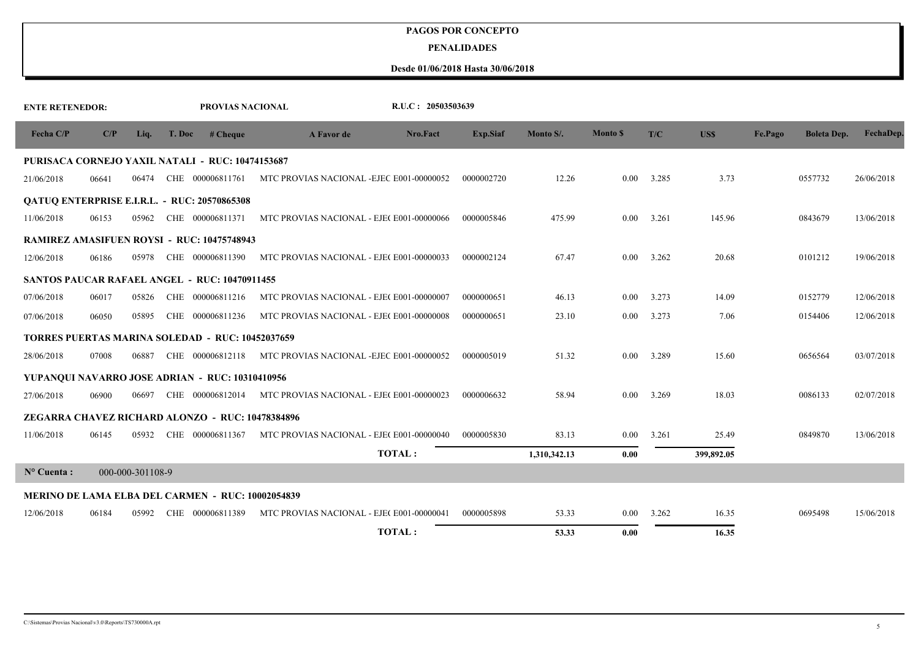# PAGOS POR CONCEPTO

## PENALIDADES

### Desde 01/06/2018 Hasta 30/06/2018

**ENTE RETENEDOR:** PROVIAS NACIONAL **R.U.C : 20503503639**

| Fecha C/P | C/P | Liq. | T. Doc | # Cheque | A Favor de | Nro.Fact | Exp.Siaf | Monto S/. | Monto $ | T/C | US$ | Fe.Pago | Boleta Dep. | FechaDep. |
|---|---|---|---|---|---|---|---|---|---|---|---|---|---|---|
| **PURISACA CORNEJO YAXIL NATALI - RUC: 10474153687** | | | | | | | | | | | | | | |
| 21/06/2018 | 06641 | 06474 | CHE | 000006811761 | MTC PROVIAS NACIONAL -EJEC | E001-00000052 | 0000002720 | 12.26 | 0.00 | 3.285 | 3.73 | | 0557732 | 26/06/2018 |
| **QATUQ ENTERPRISE E.I.R.L. - RUC: 20570865308** | | | | | | | | | | | | | | |
| 11/06/2018 | 06153 | 05962 | CHE | 000006811371 | MTC PROVIAS NACIONAL - EJE( | E001-00000066 | 0000005846 | 475.99 | 0.00 | 3.261 | 145.96 | | 0843679 | 13/06/2018 |
| **RAMIREZ AMASIFUEN ROYSI - RUC: 10475748943** | | | | | | | | | | | | | | |
| 12/06/2018 | 06186 | 05978 | CHE | 000006811390 | MTC PROVIAS NACIONAL - EJE( | E001-00000033 | 0000002124 | 67.47 | 0.00 | 3.262 | 20.68 | | 0101212 | 19/06/2018 |
| **SANTOS PAUCAR RAFAEL ANGEL - RUC: 10470911455** | | | | | | | | | | | | | | |
| 07/06/2018 | 06017 | 05826 | CHE | 000006811216 | MTC PROVIAS NACIONAL - EJE( | E001-00000007 | 0000000651 | 46.13 | 0.00 | 3.273 | 14.09 | | 0152779 | 12/06/2018 |
| 07/06/2018 | 06050 | 05895 | CHE | 000006811236 | MTC PROVIAS NACIONAL - EJE( | E001-00000008 | 0000000651 | 23.10 | 0.00 | 3.273 | 7.06 | | 0154406 | 12/06/2018 |
| **TORRES PUERTAS MARINA SOLEDAD - RUC: 10452037659** | | | | | | | | | | | | | | |
| 28/06/2018 | 07008 | 06887 | CHE | 000006812118 | MTC PROVIAS NACIONAL -EJEC | E001-00000052 | 0000005019 | 51.32 | 0.00 | 3.289 | 15.60 | | 0656564 | 03/07/2018 |
| **YUPANQUI NAVARRO JOSE ADRIAN - RUC: 10310410956** | | | | | | | | | | | | | | |
| 27/06/2018 | 06900 | 06697 | CHE | 000006812014 | MTC PROVIAS NACIONAL - EJE( | E001-00000023 | 0000006632 | 58.94 | 0.00 | 3.269 | 18.03 | | 0086133 | 02/07/2018 |
| **ZEGARRA CHAVEZ RICHARD ALONZO - RUC: 10478384896** | | | | | | | | | | | | | | |
| 11/06/2018 | 06145 | 05932 | CHE | 000006811367 | MTC PROVIAS NACIONAL - EJE( | E001-00000040 | 0000005830 | 83.13 | 0.00 | 3.261 | 25.49 | | 0849870 | 13/06/2018 |
| | | | | | | **TOTAL :** | | **1,310,342.13** | **0.00** | | **399,892.05** | | | |
| **N° Cuenta :** | 000-000-301108-9 | | | | | | | | | | | | | |
| **MERINO DE LAMA ELBA DEL CARMEN - RUC: 10002054839** | | | | | | | | | | | | | | |
| 12/06/2018 | 06184 | 05992 | CHE | 000006811389 | MTC PROVIAS NACIONAL - EJE( | E001-00000041 | 0000005898 | 53.33 | 0.00 | 3.262 | 16.35 | | 0695498 | 15/06/2018 |
| | | | | | | **TOTAL :** | | **53.33** | **0.00** | | **16.35** | | | |

C:\Sistemas\Provias Nacional\v3.0\Reports\TS730000A.rpt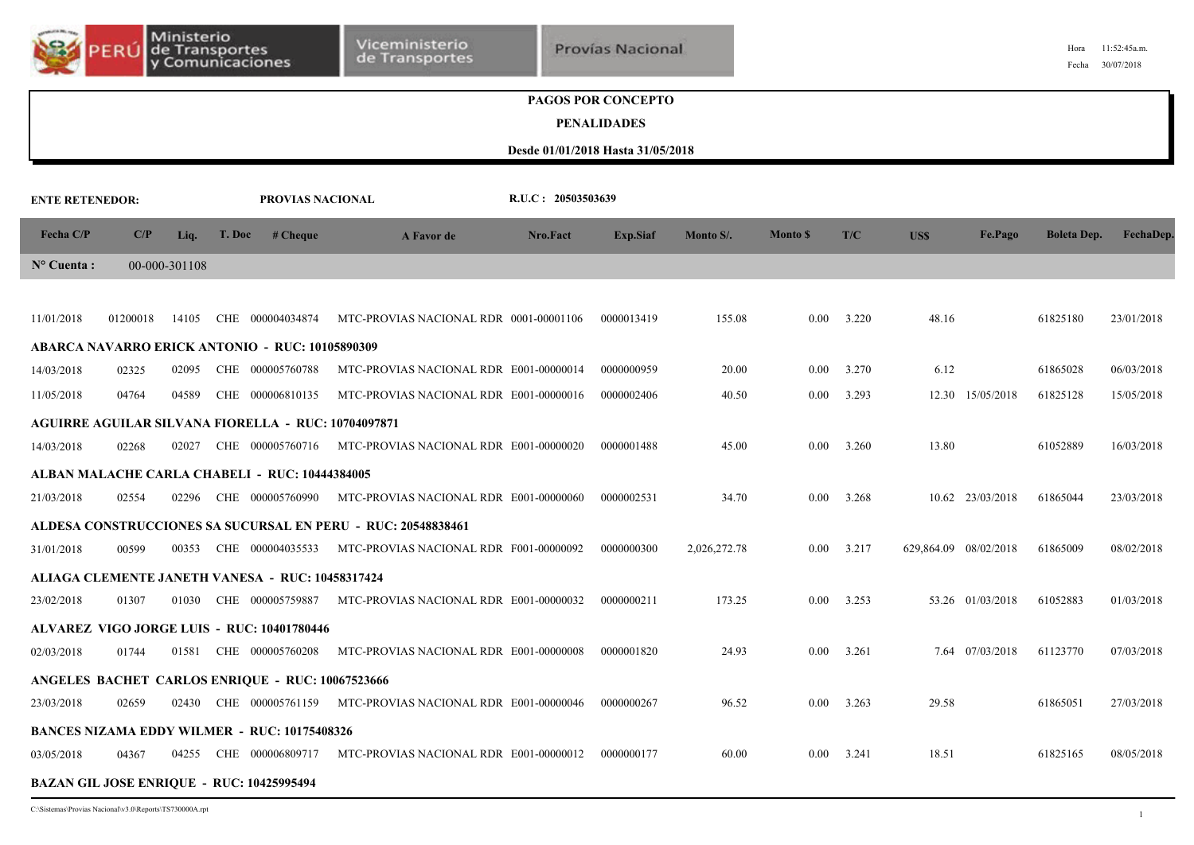Ministerio de Transportes y Comunicaciones — Viceministerio de Transportes — Provías Nacional

Hora 11:52:45a.m.
Fecha 30/07/2018

**PAGOS POR CONCEPTO**

**PENALIDADES**

**Desde 01/01/2018 Hasta 31/05/2018**

**ENTE RETENEDOR:** PROVIAS NACIONAL **R.U.C :** 20503503639

| Fecha C/P | C/P | Liq. | T. Doc | # Cheque | A Favor de | Nro.Fact | Exp.Siaf | Monto S/. | Monto $ | T/C | US$ | Fe.Pago | Boleta Dep. | FechaDep. |
|---|---|---|---|---|---|---|---|---|---|---|---|---|---|---|
| **N° Cuenta :** | 00-000-301108 | | | | | | | | | | | | | |
| 11/01/2018 | 01200018 | 14105 | CHE | 000004034874 | MTC-PROVIAS NACIONAL RDR | 0001-00001106 | 0000013419 | 155.08 | 0.00 | 3.220 | 48.16 | | 61825180 | 23/01/2018 |
| **ABARCA NAVARRO ERICK ANTONIO - RUC: 10105890309** | | | | | | | | | | | | | | |
| 14/03/2018 | 02325 | 02095 | CHE | 000005760788 | MTC-PROVIAS NACIONAL RDR | E001-00000014 | 0000000959 | 20.00 | 0.00 | 3.270 | 6.12 | | 61865028 | 06/03/2018 |
| 11/05/2018 | 04764 | 04589 | CHE | 000006810135 | MTC-PROVIAS NACIONAL RDR | E001-00000016 | 0000002406 | 40.50 | 0.00 | 3.293 | 12.30 | 15/05/2018 | 61825128 | 15/05/2018 |
| **AGUIRRE AGUILAR SILVANA FIORELLA - RUC: 10704097871** | | | | | | | | | | | | | | |
| 14/03/2018 | 02268 | 02027 | CHE | 000005760716 | MTC-PROVIAS NACIONAL RDR | E001-00000020 | 0000001488 | 45.00 | 0.00 | 3.260 | 13.80 | | 61052889 | 16/03/2018 |
| **ALBAN MALACHE CARLA CHABELI - RUC: 10444384005** | | | | | | | | | | | | | | |
| 21/03/2018 | 02554 | 02296 | CHE | 000005760990 | MTC-PROVIAS NACIONAL RDR | E001-00000060 | 0000002531 | 34.70 | 0.00 | 3.268 | 10.62 | 23/03/2018 | 61865044 | 23/03/2018 |
| **ALDESA CONSTRUCCIONES SA SUCURSAL EN PERU - RUC: 20548838461** | | | | | | | | | | | | | | |
| 31/01/2018 | 00599 | 00353 | CHE | 000004035533 | MTC-PROVIAS NACIONAL RDR | F001-00000092 | 0000000300 | 2,026,272.78 | 0.00 | 3.217 | 629,864.09 | 08/02/2018 | 61865009 | 08/02/2018 |
| **ALIAGA CLEMENTE JANETH VANESA - RUC: 10458317424** | | | | | | | | | | | | | | |
| 23/02/2018 | 01307 | 01030 | CHE | 000005759887 | MTC-PROVIAS NACIONAL RDR | E001-00000032 | 0000000211 | 173.25 | 0.00 | 3.253 | 53.26 | 01/03/2018 | 61052883 | 01/03/2018 |
| **ALVAREZ VIGO JORGE LUIS - RUC: 10401780446** | | | | | | | | | | | | | | |
| 02/03/2018 | 01744 | 01581 | CHE | 000005760208 | MTC-PROVIAS NACIONAL RDR | E001-00000008 | 0000001820 | 24.93 | 0.00 | 3.261 | 7.64 | 07/03/2018 | 61123770 | 07/03/2018 |
| **ANGELES BACHET CARLOS ENRIQUE - RUC: 10067523666** | | | | | | | | | | | | | | |
| 23/03/2018 | 02659 | 02430 | CHE | 000005761159 | MTC-PROVIAS NACIONAL RDR | E001-00000046 | 0000000267 | 96.52 | 0.00 | 3.263 | 29.58 | | 61865051 | 27/03/2018 |
| **BANCES NIZAMA EDDY WILMER - RUC: 10175408326** | | | | | | | | | | | | | | |
| 03/05/2018 | 04367 | 04255 | CHE | 000006809717 | MTC-PROVIAS NACIONAL RDR | E001-00000012 | 0000000177 | 60.00 | 0.00 | 3.241 | 18.51 | | 61825165 | 08/05/2018 |
| **BAZAN GIL JOSE ENRIQUE - RUC: 10425995494** | | | | | | | | | | | | | | |

C:\Sistemas\Provias Nacional\v3.0\Reports\TS730000A.rpt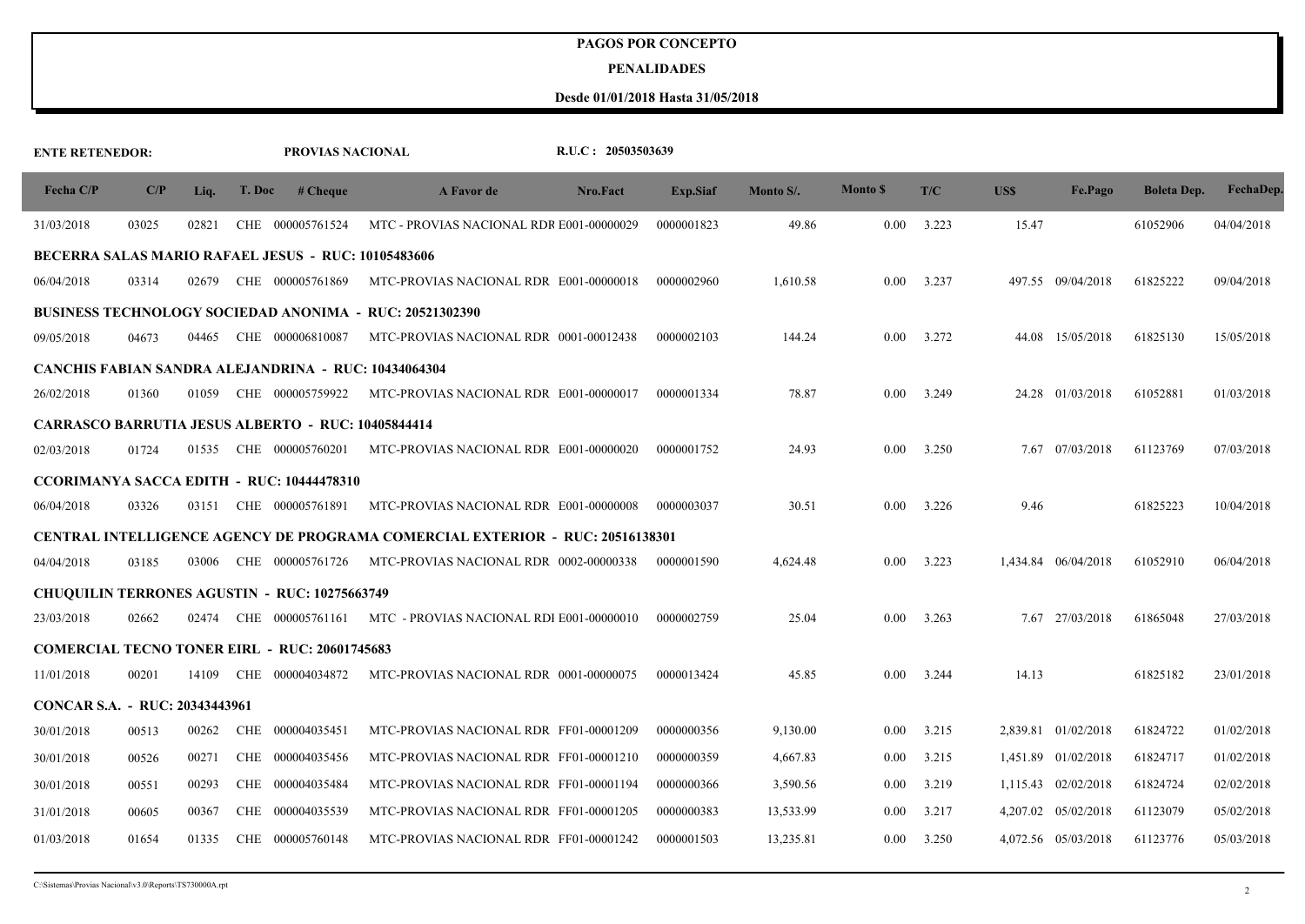**PAGOS POR CONCEPTO**

**PENALIDADES**

**Desde 01/01/2018 Hasta 31/05/2018**

**ENTE RETENEDOR:** PROVIAS NACIONAL R.U.C : 20503503639

| Fecha C/P | C/P | Liq. | T. Doc | # Cheque | A Favor de | Nro.Fact | Exp.Siaf | Monto S/. | Monto $ | T/C | US$ | Fe.Pago | Boleta Dep. | FechaDep. |
|---|---|---|---|---|---|---|---|---|---|---|---|---|---|---|
| 31/03/2018 | 03025 | 02821 | CHE | 000005761524 | MTC - PROVIAS NACIONAL RDR | E001-00000029 | 0000001823 | 49.86 | 0.00 | 3.223 | 15.47 | | 61052906 | 04/04/2018 |
| **BECERRA SALAS MARIO RAFAEL JESUS - RUC: 10105483606** | | | | | | | | | | | | | | |
| 06/04/2018 | 03314 | 02679 | CHE | 000005761869 | MTC-PROVIAS NACIONAL RDR | E001-00000018 | 0000002960 | 1,610.58 | 0.00 | 3.237 | 497.55 | 09/04/2018 | 61825222 | 09/04/2018 |
| **BUSINESS TECHNOLOGY SOCIEDAD ANONIMA - RUC: 20521302390** | | | | | | | | | | | | | | |
| 09/05/2018 | 04673 | 04465 | CHE | 000006810087 | MTC-PROVIAS NACIONAL RDR | 0001-00012438 | 0000002103 | 144.24 | 0.00 | 3.272 | 44.08 | 15/05/2018 | 61825130 | 15/05/2018 |
| **CANCHIS FABIAN SANDRA ALEJANDRINA - RUC: 10434064304** | | | | | | | | | | | | | | |
| 26/02/2018 | 01360 | 01059 | CHE | 000005759922 | MTC-PROVIAS NACIONAL RDR | E001-00000017 | 0000001334 | 78.87 | 0.00 | 3.249 | 24.28 | 01/03/2018 | 61052881 | 01/03/2018 |
| **CARRASCO BARRUTIA JESUS ALBERTO - RUC: 10405844414** | | | | | | | | | | | | | | |
| 02/03/2018 | 01724 | 01535 | CHE | 000005760201 | MTC-PROVIAS NACIONAL RDR | E001-00000020 | 0000001752 | 24.93 | 0.00 | 3.250 | 7.67 | 07/03/2018 | 61123769 | 07/03/2018 |
| **CCORIMANYA SACCA EDITH - RUC: 10444478310** | | | | | | | | | | | | | | |
| 06/04/2018 | 03326 | 03151 | CHE | 000005761891 | MTC-PROVIAS NACIONAL RDR | E001-00000008 | 0000003037 | 30.51 | 0.00 | 3.226 | 9.46 | | 61825223 | 10/04/2018 |
| **CENTRAL INTELLIGENCE AGENCY DE PROGRAMA COMERCIAL EXTERIOR - RUC: 20516138301** | | | | | | | | | | | | | | |
| 04/04/2018 | 03185 | 03006 | CHE | 000005761726 | MTC-PROVIAS NACIONAL RDR | 0002-00000338 | 0000001590 | 4,624.48 | 0.00 | 3.223 | 1,434.84 | 06/04/2018 | 61052910 | 06/04/2018 |
| **CHUQUILIN TERRONES AGUSTIN - RUC: 10275663749** | | | | | | | | | | | | | | |
| 23/03/2018 | 02662 | 02474 | CHE | 000005761161 | MTC - PROVIAS NACIONAL RDI | E001-00000010 | 0000002759 | 25.04 | 0.00 | 3.263 | 7.67 | 27/03/2018 | 61865048 | 27/03/2018 |
| **COMERCIAL TECNO TONER EIRL - RUC: 20601745683** | | | | | | | | | | | | | | |
| 11/01/2018 | 00201 | 14109 | CHE | 000004034872 | MTC-PROVIAS NACIONAL RDR | 0001-00000075 | 0000013424 | 45.85 | 0.00 | 3.244 | 14.13 | | 61825182 | 23/01/2018 |
| **CONCAR S.A. - RUC: 20343443961** | | | | | | | | | | | | | | |
| 30/01/2018 | 00513 | 00262 | CHE | 000004035451 | MTC-PROVIAS NACIONAL RDR | FF01-00001209 | 0000000356 | 9,130.00 | 0.00 | 3.215 | 2,839.81 | 01/02/2018 | 61824722 | 01/02/2018 |
| 30/01/2018 | 00526 | 00271 | CHE | 000004035456 | MTC-PROVIAS NACIONAL RDR | FF01-00001210 | 0000000359 | 4,667.83 | 0.00 | 3.215 | 1,451.89 | 01/02/2018 | 61824717 | 01/02/2018 |
| 30/01/2018 | 00551 | 00293 | CHE | 000004035484 | MTC-PROVIAS NACIONAL RDR | FF01-00001194 | 0000000366 | 3,590.56 | 0.00 | 3.219 | 1,115.43 | 02/02/2018 | 61824724 | 02/02/2018 |
| 31/01/2018 | 00605 | 00367 | CHE | 000004035539 | MTC-PROVIAS NACIONAL RDR | FF01-00001205 | 0000000383 | 13,533.99 | 0.00 | 3.217 | 4,207.02 | 05/02/2018 | 61123079 | 05/02/2018 |
| 01/03/2018 | 01654 | 01335 | CHE | 000005760148 | MTC-PROVIAS NACIONAL RDR | FF01-00001242 | 0000001503 | 13,235.81 | 0.00 | 3.250 | 4,072.56 | 05/03/2018 | 61123776 | 05/03/2018 |

C:\Sistemas\Provias Nacional\v3.0\Reports\TS730000A.rpt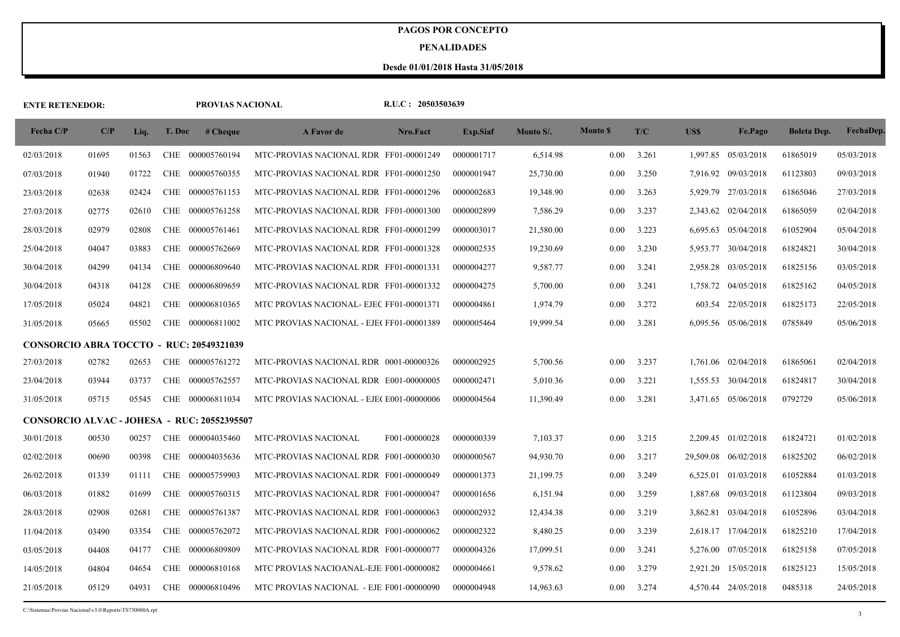**PAGOS POR CONCEPTO**

**PENALIDADES**

**Desde 01/01/2018 Hasta 31/05/2018**

**ENTE RETENEDOR:** **PROVIAS NACIONAL** **R.U.C : 20503503639**

| Fecha C/P | C/P | Liq. | T. Doc | # Cheque | A Favor de | Nro.Fact | Exp.Siaf | Monto S/. | Monto $ | T/C | US$ | Fe.Pago | Boleta Dep. | FechaDep. |
|---|---|---|---|---|---|---|---|---|---|---|---|---|---|---|
| 02/03/2018 | 01695 | 01563 | CHE | 000005760194 | MTC-PROVIAS NACIONAL RDR | FF01-00001249 | 0000001717 | 6,514.98 | 0.00 | 3.261 | 1,997.85 | 05/03/2018 | 61865019 | 05/03/2018 |
| 07/03/2018 | 01940 | 01722 | CHE | 000005760355 | MTC-PROVIAS NACIONAL RDR | FF01-00001250 | 0000001947 | 25,730.00 | 0.00 | 3.250 | 7,916.92 | 09/03/2018 | 61123803 | 09/03/2018 |
| 23/03/2018 | 02638 | 02424 | CHE | 000005761153 | MTC-PROVIAS NACIONAL RDR | FF01-00001296 | 0000002683 | 19,348.90 | 0.00 | 3.263 | 5,929.79 | 27/03/2018 | 61865046 | 27/03/2018 |
| 27/03/2018 | 02775 | 02610 | CHE | 000005761258 | MTC-PROVIAS NACIONAL RDR | FF01-00001300 | 0000002899 | 7,586.29 | 0.00 | 3.237 | 2,343.62 | 02/04/2018 | 61865059 | 02/04/2018 |
| 28/03/2018 | 02979 | 02808 | CHE | 000005761461 | MTC-PROVIAS NACIONAL RDR | FF01-00001299 | 0000003017 | 21,580.00 | 0.00 | 3.223 | 6,695.63 | 05/04/2018 | 61052904 | 05/04/2018 |
| 25/04/2018 | 04047 | 03883 | CHE | 000005762669 | MTC-PROVIAS NACIONAL RDR | FF01-00001328 | 0000002535 | 19,230.69 | 0.00 | 3.230 | 5,953.77 | 30/04/2018 | 61824821 | 30/04/2018 |
| 30/04/2018 | 04299 | 04134 | CHE | 000006809640 | MTC-PROVIAS NACIONAL RDR | FF01-00001331 | 0000004277 | 9,587.77 | 0.00 | 3.241 | 2,958.28 | 03/05/2018 | 61825156 | 03/05/2018 |
| 30/04/2018 | 04318 | 04128 | CHE | 000006809659 | MTC-PROVIAS NACIONAL RDR | FF01-00001332 | 0000004275 | 5,700.00 | 0.00 | 3.241 | 1,758.72 | 04/05/2018 | 61825162 | 04/05/2018 |
| 17/05/2018 | 05024 | 04821 | CHE | 000006810365 | MTC PROVIAS NACIONAL- EJEC | FF01-00001371 | 0000004861 | 1,974.79 | 0.00 | 3.272 | 603.54 | 22/05/2018 | 61825173 | 22/05/2018 |
| 31/05/2018 | 05665 | 05502 | CHE | 000006811002 | MTC PROVIAS NACIONAL - EJE( | FF01-00001389 | 0000005464 | 19,999.54 | 0.00 | 3.281 | 6,095.56 | 05/06/2018 | 0785849 | 05/06/2018 |
| **CONSORCIO ABRA TOCCTO - RUC: 20549321039** | | | | | | | | | | | | | | |
| 27/03/2018 | 02782 | 02653 | CHE | 000005761272 | MTC-PROVIAS NACIONAL RDR | 0001-00000326 | 0000002925 | 5,700.56 | 0.00 | 3.237 | 1,761.06 | 02/04/2018 | 61865061 | 02/04/2018 |
| 23/04/2018 | 03944 | 03737 | CHE | 000005762557 | MTC-PROVIAS NACIONAL RDR | E001-00000005 | 0000002471 | 5,010.36 | 0.00 | 3.221 | 1,555.53 | 30/04/2018 | 61824817 | 30/04/2018 |
| 31/05/2018 | 05715 | 05545 | CHE | 000006811034 | MTC PROVIAS NACIONAL - EJE( | E001-00000006 | 0000004564 | 11,390.49 | 0.00 | 3.281 | 3,471.65 | 05/06/2018 | 0792729 | 05/06/2018 |
| **CONSORCIO ALVAC - JOHESA - RUC: 20552395507** | | | | | | | | | | | | | | |
| 30/01/2018 | 00530 | 00257 | CHE | 000004035460 | MTC-PROVIAS NACIONAL | F001-00000028 | 0000000339 | 7,103.37 | 0.00 | 3.215 | 2,209.45 | 01/02/2018 | 61824721 | 01/02/2018 |
| 02/02/2018 | 00690 | 00398 | CHE | 000004035636 | MTC-PROVIAS NACIONAL RDR | F001-00000030 | 0000000567 | 94,930.70 | 0.00 | 3.217 | 29,509.08 | 06/02/2018 | 61825202 | 06/02/2018 |
| 26/02/2018 | 01339 | 01111 | CHE | 000005759903 | MTC-PROVIAS NACIONAL RDR | F001-00000049 | 0000001373 | 21,199.75 | 0.00 | 3.249 | 6,525.01 | 01/03/2018 | 61052884 | 01/03/2018 |
| 06/03/2018 | 01882 | 01699 | CHE | 000005760315 | MTC-PROVIAS NACIONAL RDR | F001-00000047 | 0000001656 | 6,151.94 | 0.00 | 3.259 | 1,887.68 | 09/03/2018 | 61123804 | 09/03/2018 |
| 28/03/2018 | 02908 | 02681 | CHE | 000005761387 | MTC-PROVIAS NACIONAL RDR | F001-00000063 | 0000002932 | 12,434.38 | 0.00 | 3.219 | 3,862.81 | 03/04/2018 | 61052896 | 03/04/2018 |
| 11/04/2018 | 03490 | 03354 | CHE | 000005762072 | MTC-PROVIAS NACIONAL RDR | F001-00000062 | 0000002322 | 8,480.25 | 0.00 | 3.239 | 2,618.17 | 17/04/2018 | 61825210 | 17/04/2018 |
| 03/05/2018 | 04408 | 04177 | CHE | 000006809809 | MTC-PROVIAS NACIONAL RDR | F001-00000077 | 0000004326 | 17,099.51 | 0.00 | 3.241 | 5,276.00 | 07/05/2018 | 61825158 | 07/05/2018 |
| 14/05/2018 | 04804 | 04654 | CHE | 000006810168 | MTC PROVIAS NACIOANAL-EJE | F001-00000082 | 0000004661 | 9,578.62 | 0.00 | 3.279 | 2,921.20 | 15/05/2018 | 61825123 | 15/05/2018 |
| 21/05/2018 | 05129 | 04931 | CHE | 000006810496 | MTC PROVIAS NACIONAL - EJE | F001-00000090 | 0000004948 | 14,963.63 | 0.00 | 3.274 | 4,570.44 | 24/05/2018 | 0485318 | 24/05/2018 |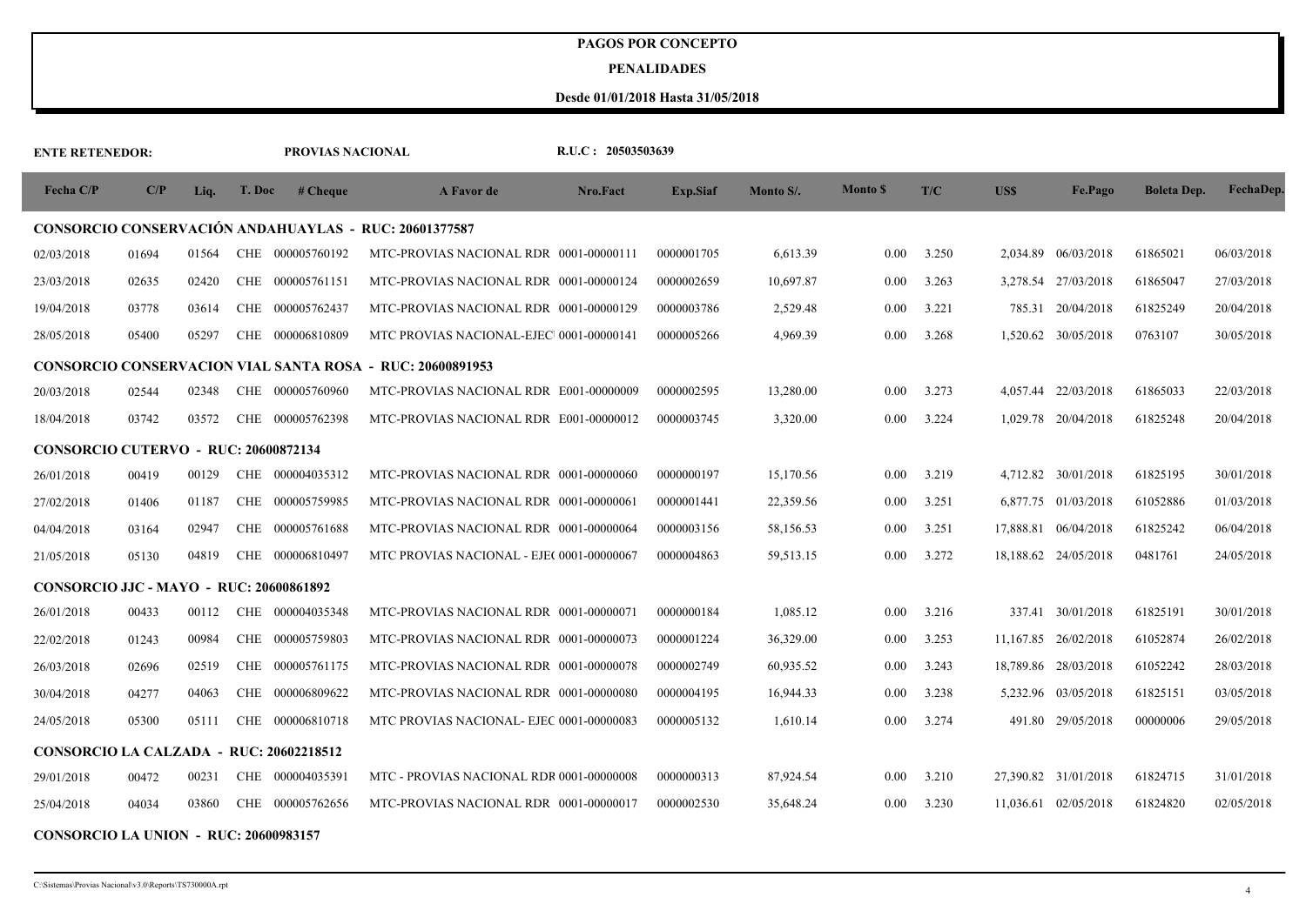**PAGOS POR CONCEPTO**

**PENALIDADES**

**Desde 01/01/2018 Hasta 31/05/2018**

**ENTE RETENEDOR:** **PROVIAS NACIONAL** **R.U.C : 20503503639**

| Fecha C/P | C/P | Liq. | T. Doc | # Cheque | A Favor de | Nro.Fact | Exp.Siaf | Monto S/. | Monto $ | T/C | US$ | Fe.Pago | Boleta Dep. | FechaDep. |
|---|---|---|---|---|---|---|---|---|---|---|---|---|---|---|
| **CONSORCIO CONSERVACIÓN ANDAHUAYLAS - RUC: 20601377587** | | | | | | | | | | | | | | |
| 02/03/2018 | 01694 | 01564 | CHE | 000005760192 | MTC-PROVIAS NACIONAL RDR | 0001-00000111 | 0000001705 | 6,613.39 | 0.00 | 3.250 | 2,034.89 | 06/03/2018 | 61865021 | 06/03/2018 |
| 23/03/2018 | 02635 | 02420 | CHE | 000005761151 | MTC-PROVIAS NACIONAL RDR | 0001-00000124 | 0000002659 | 10,697.87 | 0.00 | 3.263 | 3,278.54 | 27/03/2018 | 61865047 | 27/03/2018 |
| 19/04/2018 | 03778 | 03614 | CHE | 000005762437 | MTC-PROVIAS NACIONAL RDR | 0001-00000129 | 0000003786 | 2,529.48 | 0.00 | 3.221 | 785.31 | 20/04/2018 | 61825249 | 20/04/2018 |
| 28/05/2018 | 05400 | 05297 | CHE | 000006810809 | MTC PROVIAS NACIONAL-EJEC | 0001-00000141 | 0000005266 | 4,969.39 | 0.00 | 3.268 | 1,520.62 | 30/05/2018 | 0763107 | 30/05/2018 |
| **CONSORCIO CONSERVACION VIAL SANTA ROSA - RUC: 20600891953** | | | | | | | | | | | | | | |
| 20/03/2018 | 02544 | 02348 | CHE | 000005760960 | MTC-PROVIAS NACIONAL RDR | E001-00000009 | 0000002595 | 13,280.00 | 0.00 | 3.273 | 4,057.44 | 22/03/2018 | 61865033 | 22/03/2018 |
| 18/04/2018 | 03742 | 03572 | CHE | 000005762398 | MTC-PROVIAS NACIONAL RDR | E001-00000012 | 0000003745 | 3,320.00 | 0.00 | 3.224 | 1,029.78 | 20/04/2018 | 61825248 | 20/04/2018 |
| **CONSORCIO CUTERVO - RUC: 20600872134** | | | | | | | | | | | | | | |
| 26/01/2018 | 00419 | 00129 | CHE | 000004035312 | MTC-PROVIAS NACIONAL RDR | 0001-00000060 | 0000000197 | 15,170.56 | 0.00 | 3.219 | 4,712.82 | 30/01/2018 | 61825195 | 30/01/2018 |
| 27/02/2018 | 01406 | 01187 | CHE | 000005759985 | MTC-PROVIAS NACIONAL RDR | 0001-00000061 | 0000001441 | 22,359.56 | 0.00 | 3.251 | 6,877.75 | 01/03/2018 | 61052886 | 01/03/2018 |
| 04/04/2018 | 03164 | 02947 | CHE | 000005761688 | MTC-PROVIAS NACIONAL RDR | 0001-00000064 | 0000003156 | 58,156.53 | 0.00 | 3.251 | 17,888.81 | 06/04/2018 | 61825242 | 06/04/2018 |
| 21/05/2018 | 05130 | 04819 | CHE | 000006810497 | MTC PROVIAS NACIONAL - EJE( | 0001-00000067 | 0000004863 | 59,513.15 | 0.00 | 3.272 | 18,188.62 | 24/05/2018 | 0481761 | 24/05/2018 |
| **CONSORCIO JJC - MAYO - RUC: 20600861892** | | | | | | | | | | | | | | |
| 26/01/2018 | 00433 | 00112 | CHE | 000004035348 | MTC-PROVIAS NACIONAL RDR | 0001-00000071 | 0000000184 | 1,085.12 | 0.00 | 3.216 | 337.41 | 30/01/2018 | 61825191 | 30/01/2018 |
| 22/02/2018 | 01243 | 00984 | CHE | 000005759803 | MTC-PROVIAS NACIONAL RDR | 0001-00000073 | 0000001224 | 36,329.00 | 0.00 | 3.253 | 11,167.85 | 26/02/2018 | 61052874 | 26/02/2018 |
| 26/03/2018 | 02696 | 02519 | CHE | 000005761175 | MTC-PROVIAS NACIONAL RDR | 0001-00000078 | 0000002749 | 60,935.52 | 0.00 | 3.243 | 18,789.86 | 28/03/2018 | 61052242 | 28/03/2018 |
| 30/04/2018 | 04277 | 04063 | CHE | 000006809622 | MTC-PROVIAS NACIONAL RDR | 0001-00000080 | 0000004195 | 16,944.33 | 0.00 | 3.238 | 5,232.96 | 03/05/2018 | 61825151 | 03/05/2018 |
| 24/05/2018 | 05300 | 05111 | CHE | 000006810718 | MTC PROVIAS NACIONAL- EJEC | 0001-00000083 | 0000005132 | 1,610.14 | 0.00 | 3.274 | 491.80 | 29/05/2018 | 00000006 | 29/05/2018 |
| **CONSORCIO LA CALZADA - RUC: 20602218512** | | | | | | | | | | | | | | |
| 29/01/2018 | 00472 | 00231 | CHE | 000004035391 | MTC - PROVIAS NACIONAL RDR | 0001-00000008 | 0000000313 | 87,924.54 | 0.00 | 3.210 | 27,390.82 | 31/01/2018 | 61824715 | 31/01/2018 |
| 25/04/2018 | 04034 | 03860 | CHE | 000005762656 | MTC-PROVIAS NACIONAL RDR | 0001-00000017 | 0000002530 | 35,648.24 | 0.00 | 3.230 | 11,036.61 | 02/05/2018 | 61824820 | 02/05/2018 |
| **CONSORCIO LA UNION - RUC: 20600983157** | | | | | | | | | | | | | | |

C:\Sistemas\Provias Nacional\v3.0\Reports\TS730000A.rpt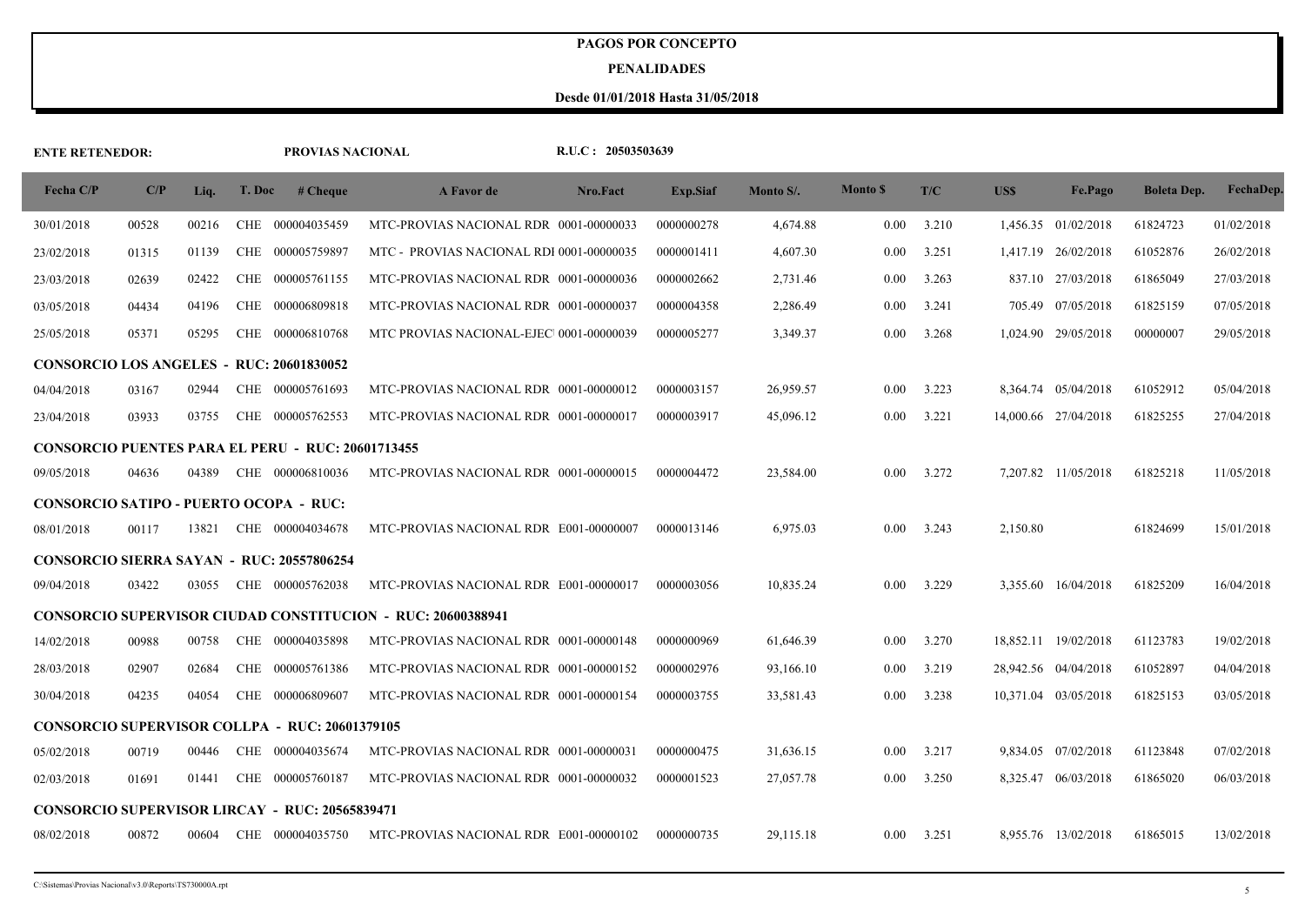# PAGOS POR CONCEPTO

## PENALIDADES

### Desde 01/01/2018 Hasta 31/05/2018

**ENTE RETENEDOR:** PROVIAS NACIONAL R.U.C : 20503503639

| Fecha C/P | C/P | Liq. | T. Doc | # Cheque | A Favor de | Nro.Fact | Exp.Siaf | Monto S/. | Monto $ | T/C | US$ | Fe.Pago | Boleta Dep. | FechaDep. |
|---|---|---|---|---|---|---|---|---|---|---|---|---|---|---|
| 30/01/2018 | 00528 | 00216 | CHE | 000004035459 | MTC-PROVIAS NACIONAL RDR | 0001-00000033 | 0000000278 | 4,674.88 | 0.00 | 3.210 | 1,456.35 | 01/02/2018 | 61824723 | 01/02/2018 |
| 23/02/2018 | 01315 | 01139 | CHE | 000005759897 | MTC - PROVIAS NACIONAL RDI | 0001-00000035 | 0000001411 | 4,607.30 | 0.00 | 3.251 | 1,417.19 | 26/02/2018 | 61052876 | 26/02/2018 |
| 23/03/2018 | 02639 | 02422 | CHE | 000005761155 | MTC-PROVIAS NACIONAL RDR | 0001-00000036 | 0000002662 | 2,731.46 | 0.00 | 3.263 | 837.10 | 27/03/2018 | 61865049 | 27/03/2018 |
| 03/05/2018 | 04434 | 04196 | CHE | 000006809818 | MTC-PROVIAS NACIONAL RDR | 0001-00000037 | 0000004358 | 2,286.49 | 0.00 | 3.241 | 705.49 | 07/05/2018 | 61825159 | 07/05/2018 |
| 25/05/2018 | 05371 | 05295 | CHE | 000006810768 | MTC PROVIAS NACIONAL-EJEC | 0001-00000039 | 0000005277 | 3,349.37 | 0.00 | 3.268 | 1,024.90 | 29/05/2018 | 00000007 | 29/05/2018 |
| **CONSORCIO LOS ANGELES - RUC: 20601830052** | | | | | | | | | | | | | | |
| 04/04/2018 | 03167 | 02944 | CHE | 000005761693 | MTC-PROVIAS NACIONAL RDR | 0001-00000012 | 0000003157 | 26,959.57 | 0.00 | 3.223 | 8,364.74 | 05/04/2018 | 61052912 | 05/04/2018 |
| 23/04/2018 | 03933 | 03755 | CHE | 000005762553 | MTC-PROVIAS NACIONAL RDR | 0001-00000017 | 0000003917 | 45,096.12 | 0.00 | 3.221 | 14,000.66 | 27/04/2018 | 61825255 | 27/04/2018 |
| **CONSORCIO PUENTES PARA EL PERU - RUC: 20601713455** | | | | | | | | | | | | | | |
| 09/05/2018 | 04636 | 04389 | CHE | 000006810036 | MTC-PROVIAS NACIONAL RDR | 0001-00000015 | 0000004472 | 23,584.00 | 0.00 | 3.272 | 7,207.82 | 11/05/2018 | 61825218 | 11/05/2018 |
| **CONSORCIO SATIPO - PUERTO OCOPA - RUC:** | | | | | | | | | | | | | | |
| 08/01/2018 | 00117 | 13821 | CHE | 000004034678 | MTC-PROVIAS NACIONAL RDR | E001-00000007 | 0000013146 | 6,975.03 | 0.00 | 3.243 | 2,150.80 | | 61824699 | 15/01/2018 |
| **CONSORCIO SIERRA SAYAN - RUC: 20557806254** | | | | | | | | | | | | | | |
| 09/04/2018 | 03422 | 03055 | CHE | 000005762038 | MTC-PROVIAS NACIONAL RDR | E001-00000017 | 0000003056 | 10,835.24 | 0.00 | 3.229 | 3,355.60 | 16/04/2018 | 61825209 | 16/04/2018 |
| **CONSORCIO SUPERVISOR CIUDAD CONSTITUCION - RUC: 20600388941** | | | | | | | | | | | | | | |
| 14/02/2018 | 00988 | 00758 | CHE | 000004035898 | MTC-PROVIAS NACIONAL RDR | 0001-00000148 | 0000000969 | 61,646.39 | 0.00 | 3.270 | 18,852.11 | 19/02/2018 | 61123783 | 19/02/2018 |
| 28/03/2018 | 02907 | 02684 | CHE | 000005761386 | MTC-PROVIAS NACIONAL RDR | 0001-00000152 | 0000002976 | 93,166.10 | 0.00 | 3.219 | 28,942.56 | 04/04/2018 | 61052897 | 04/04/2018 |
| 30/04/2018 | 04235 | 04054 | CHE | 000006809607 | MTC-PROVIAS NACIONAL RDR | 0001-00000154 | 0000003755 | 33,581.43 | 0.00 | 3.238 | 10,371.04 | 03/05/2018 | 61825153 | 03/05/2018 |
| **CONSORCIO SUPERVISOR COLLPA - RUC: 20601379105** | | | | | | | | | | | | | | |
| 05/02/2018 | 00719 | 00446 | CHE | 000004035674 | MTC-PROVIAS NACIONAL RDR | 0001-00000031 | 0000000475 | 31,636.15 | 0.00 | 3.217 | 9,834.05 | 07/02/2018 | 61123848 | 07/02/2018 |
| 02/03/2018 | 01691 | 01441 | CHE | 000005760187 | MTC-PROVIAS NACIONAL RDR | 0001-00000032 | 0000001523 | 27,057.78 | 0.00 | 3.250 | 8,325.47 | 06/03/2018 | 61865020 | 06/03/2018 |
| **CONSORCIO SUPERVISOR LIRCAY - RUC: 20565839471** | | | | | | | | | | | | | | |
| 08/02/2018 | 00872 | 00604 | CHE | 000004035750 | MTC-PROVIAS NACIONAL RDR | E001-00000102 | 0000000735 | 29,115.18 | 0.00 | 3.251 | 8,955.76 | 13/02/2018 | 61865015 | 13/02/2018 |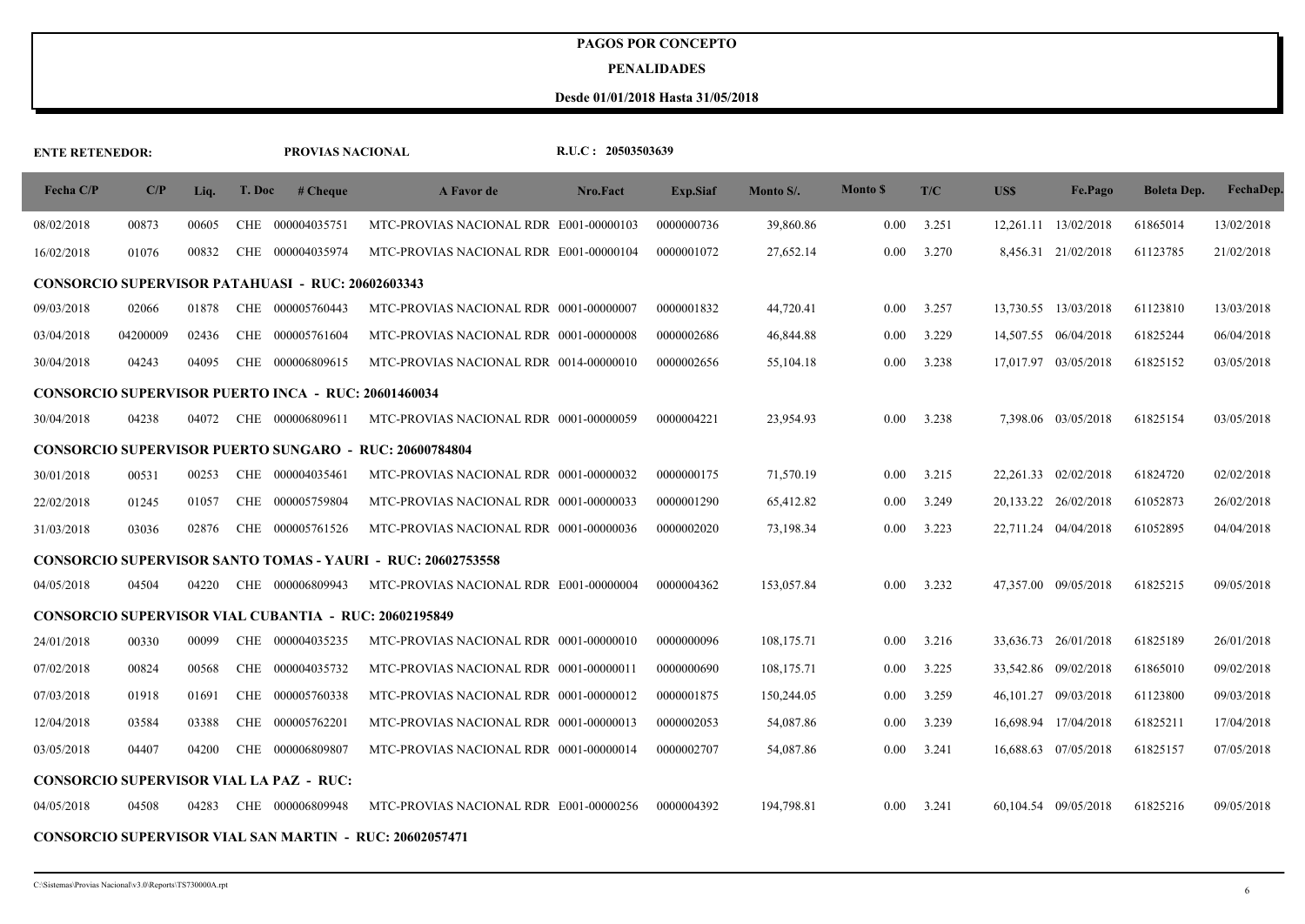**PAGOS POR CONCEPTO**

**PENALIDADES**

**Desde 01/01/2018 Hasta 31/05/2018**

**ENTE RETENEDOR:** **PROVIAS NACIONAL** **R.U.C : 20503503639**

| Fecha C/P | C/P | Liq. | T. Doc | # Cheque | A Favor de | Nro.Fact | Exp.Siaf | Monto S/. | Monto $ | T/C | US$ | Fe.Pago | Boleta Dep. | FechaDep. |
|---|---|---|---|---|---|---|---|---|---|---|---|---|---|---|
| 08/02/2018 | 00873 | 00605 | CHE | 000004035751 | MTC-PROVIAS NACIONAL RDR | E001-00000103 | 0000000736 | 39,860.86 | 0.00 | 3.251 | 12,261.11 | 13/02/2018 | 61865014 | 13/02/2018 |
| 16/02/2018 | 01076 | 00832 | CHE | 000004035974 | MTC-PROVIAS NACIONAL RDR | E001-00000104 | 0000001072 | 27,652.14 | 0.00 | 3.270 | 8,456.31 | 21/02/2018 | 61123785 | 21/02/2018 |
| **CONSORCIO SUPERVISOR PATAHUASI - RUC: 20602603343** | | | | | | | | | | | | | | |
| 09/03/2018 | 02066 | 01878 | CHE | 000005760443 | MTC-PROVIAS NACIONAL RDR | 0001-00000007 | 0000001832 | 44,720.41 | 0.00 | 3.257 | 13,730.55 | 13/03/2018 | 61123810 | 13/03/2018 |
| 03/04/2018 | 04200009 | 02436 | CHE | 000005761604 | MTC-PROVIAS NACIONAL RDR | 0001-00000008 | 0000002686 | 46,844.88 | 0.00 | 3.229 | 14,507.55 | 06/04/2018 | 61825244 | 06/04/2018 |
| 30/04/2018 | 04243 | 04095 | CHE | 000006809615 | MTC-PROVIAS NACIONAL RDR | 0014-00000010 | 0000002656 | 55,104.18 | 0.00 | 3.238 | 17,017.97 | 03/05/2018 | 61825152 | 03/05/2018 |
| **CONSORCIO SUPERVISOR PUERTO INCA - RUC: 20601460034** | | | | | | | | | | | | | | |
| 30/04/2018 | 04238 | 04072 | CHE | 000006809611 | MTC-PROVIAS NACIONAL RDR | 0001-00000059 | 0000004221 | 23,954.93 | 0.00 | 3.238 | 7,398.06 | 03/05/2018 | 61825154 | 03/05/2018 |
| **CONSORCIO SUPERVISOR PUERTO SUNGARO - RUC: 20600784804** | | | | | | | | | | | | | | |
| 30/01/2018 | 00531 | 00253 | CHE | 000004035461 | MTC-PROVIAS NACIONAL RDR | 0001-00000032 | 0000000175 | 71,570.19 | 0.00 | 3.215 | 22,261.33 | 02/02/2018 | 61824720 | 02/02/2018 |
| 22/02/2018 | 01245 | 01057 | CHE | 000005759804 | MTC-PROVIAS NACIONAL RDR | 0001-00000033 | 0000001290 | 65,412.82 | 0.00 | 3.249 | 20,133.22 | 26/02/2018 | 61052873 | 26/02/2018 |
| 31/03/2018 | 03036 | 02876 | CHE | 000005761526 | MTC-PROVIAS NACIONAL RDR | 0001-00000036 | 0000002020 | 73,198.34 | 0.00 | 3.223 | 22,711.24 | 04/04/2018 | 61052895 | 04/04/2018 |
| **CONSORCIO SUPERVISOR SANTO TOMAS - YAURI - RUC: 20602753558** | | | | | | | | | | | | | | |
| 04/05/2018 | 04504 | 04220 | CHE | 000006809943 | MTC-PROVIAS NACIONAL RDR | E001-00000004 | 0000004362 | 153,057.84 | 0.00 | 3.232 | 47,357.00 | 09/05/2018 | 61825215 | 09/05/2018 |
| **CONSORCIO SUPERVISOR VIAL CUBANTIA - RUC: 20602195849** | | | | | | | | | | | | | | |
| 24/01/2018 | 00330 | 00099 | CHE | 000004035235 | MTC-PROVIAS NACIONAL RDR | 0001-00000010 | 0000000096 | 108,175.71 | 0.00 | 3.216 | 33,636.73 | 26/01/2018 | 61825189 | 26/01/2018 |
| 07/02/2018 | 00824 | 00568 | CHE | 000004035732 | MTC-PROVIAS NACIONAL RDR | 0001-00000011 | 0000000690 | 108,175.71 | 0.00 | 3.225 | 33,542.86 | 09/02/2018 | 61865010 | 09/02/2018 |
| 07/03/2018 | 01918 | 01691 | CHE | 000005760338 | MTC-PROVIAS NACIONAL RDR | 0001-00000012 | 0000001875 | 150,244.05 | 0.00 | 3.259 | 46,101.27 | 09/03/2018 | 61123800 | 09/03/2018 |
| 12/04/2018 | 03584 | 03388 | CHE | 000005762201 | MTC-PROVIAS NACIONAL RDR | 0001-00000013 | 0000002053 | 54,087.86 | 0.00 | 3.239 | 16,698.94 | 17/04/2018 | 61825211 | 17/04/2018 |
| 03/05/2018 | 04407 | 04200 | CHE | 000006809807 | MTC-PROVIAS NACIONAL RDR | 0001-00000014 | 0000002707 | 54,087.86 | 0.00 | 3.241 | 16,688.63 | 07/05/2018 | 61825157 | 07/05/2018 |
| **CONSORCIO SUPERVISOR VIAL LA PAZ - RUC:** | | | | | | | | | | | | | | |
| 04/05/2018 | 04508 | 04283 | CHE | 000006809948 | MTC-PROVIAS NACIONAL RDR | E001-00000256 | 0000004392 | 194,798.81 | 0.00 | 3.241 | 60,104.54 | 09/05/2018 | 61825216 | 09/05/2018 |
| **CONSORCIO SUPERVISOR VIAL SAN MARTIN - RUC: 20602057471** | | | | | | | | | | | | | | |

C:\Sistemas\Provias Nacional\v3.0\Reports\TS730000A.rpt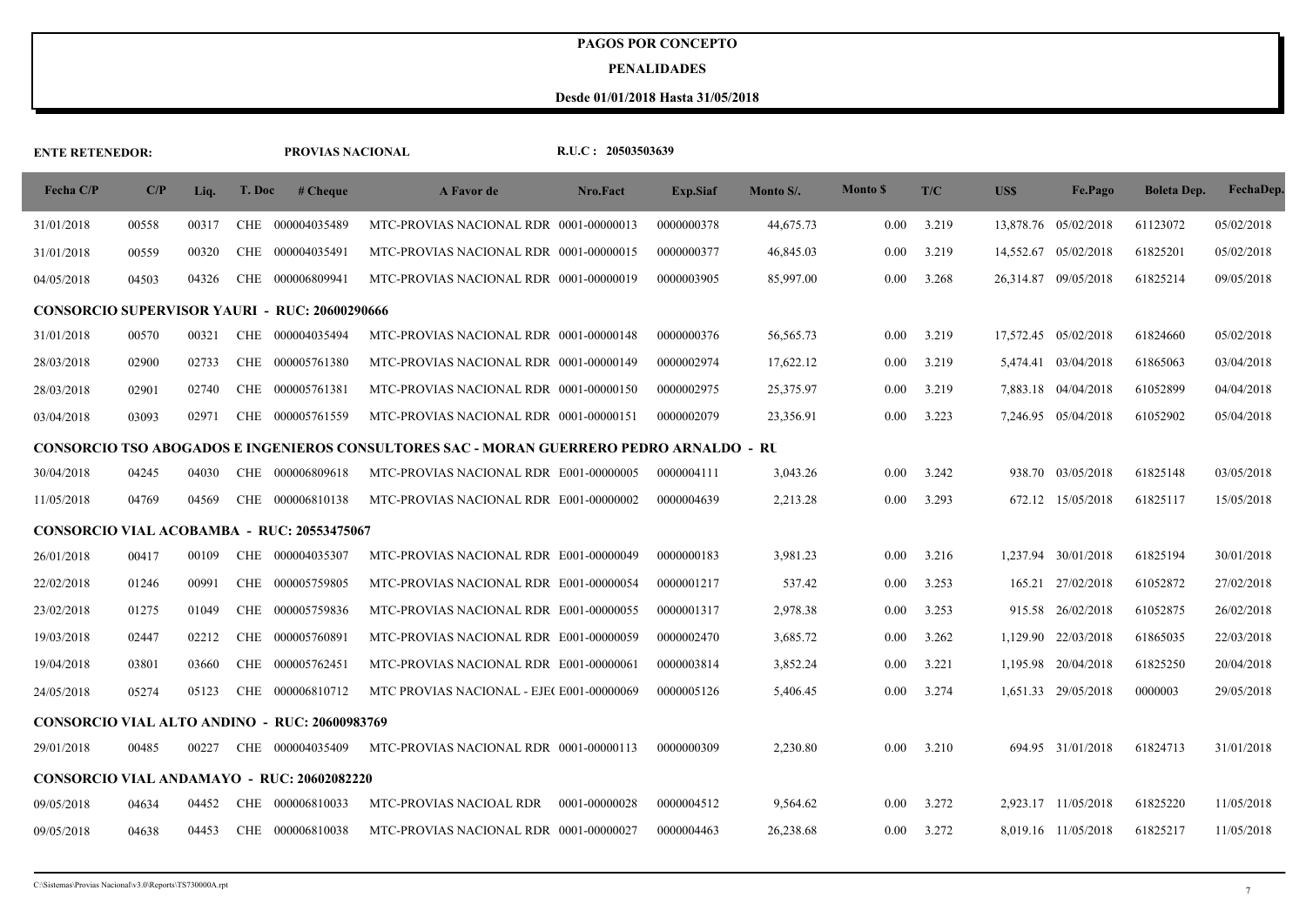**PAGOS POR CONCEPTO**

**PENALIDADES**

**Desde 01/01/2018 Hasta 31/05/2018**

**ENTE RETENEDOR:** PROVIAS NACIONAL R.U.C : 20503503639

| Fecha C/P | C/P | Liq. | T. Doc | # Cheque | A Favor de | Nro.Fact | Exp.Siaf | Monto S/. | Monto $ | T/C | US$ | Fe.Pago | Boleta Dep. | FechaDep. |
|---|---|---|---|---|---|---|---|---|---|---|---|---|---|---|
| 31/01/2018 | 00558 | 00317 | CHE | 000004035489 | MTC-PROVIAS NACIONAL RDR | 0001-00000013 | 0000000378 | 44,675.73 | 0.00 | 3.219 | 13,878.76 | 05/02/2018 | 61123072 | 05/02/2018 |
| 31/01/2018 | 00559 | 00320 | CHE | 000004035491 | MTC-PROVIAS NACIONAL RDR | 0001-00000015 | 0000000377 | 46,845.03 | 0.00 | 3.219 | 14,552.67 | 05/02/2018 | 61825201 | 05/02/2018 |
| 04/05/2018 | 04503 | 04326 | CHE | 000006809941 | MTC-PROVIAS NACIONAL RDR | 0001-00000019 | 0000003905 | 85,997.00 | 0.00 | 3.268 | 26,314.87 | 09/05/2018 | 61825214 | 09/05/2018 |
| **CONSORCIO SUPERVISOR YAURI - RUC: 20600290666** | | | | | | | | | | | | | | |
| 31/01/2018 | 00570 | 00321 | CHE | 000004035494 | MTC-PROVIAS NACIONAL RDR | 0001-00000148 | 0000000376 | 56,565.73 | 0.00 | 3.219 | 17,572.45 | 05/02/2018 | 61824660 | 05/02/2018 |
| 28/03/2018 | 02900 | 02733 | CHE | 000005761380 | MTC-PROVIAS NACIONAL RDR | 0001-00000149 | 0000002974 | 17,622.12 | 0.00 | 3.219 | 5,474.41 | 03/04/2018 | 61865063 | 03/04/2018 |
| 28/03/2018 | 02901 | 02740 | CHE | 000005761381 | MTC-PROVIAS NACIONAL RDR | 0001-00000150 | 0000002975 | 25,375.97 | 0.00 | 3.219 | 7,883.18 | 04/04/2018 | 61052899 | 04/04/2018 |
| 03/04/2018 | 03093 | 02971 | CHE | 000005761559 | MTC-PROVIAS NACIONAL RDR | 0001-00000151 | 0000002079 | 23,356.91 | 0.00 | 3.223 | 7,246.95 | 05/04/2018 | 61052902 | 05/04/2018 |
| **CONSORCIO TSO ABOGADOS E INGENIEROS CONSULTORES SAC - MORAN GUERRERO PEDRO ARNALDO - RU** | | | | | | | | | | | | | | |
| 30/04/2018 | 04245 | 04030 | CHE | 000006809618 | MTC-PROVIAS NACIONAL RDR | E001-00000005 | 0000004111 | 3,043.26 | 0.00 | 3.242 | 938.70 | 03/05/2018 | 61825148 | 03/05/2018 |
| 11/05/2018 | 04769 | 04569 | CHE | 000006810138 | MTC-PROVIAS NACIONAL RDR | E001-00000002 | 0000004639 | 2,213.28 | 0.00 | 3.293 | 672.12 | 15/05/2018 | 61825117 | 15/05/2018 |
| **CONSORCIO VIAL ACOBAMBA - RUC: 20553475067** | | | | | | | | | | | | | | |
| 26/01/2018 | 00417 | 00109 | CHE | 000004035307 | MTC-PROVIAS NACIONAL RDR | E001-00000049 | 0000000183 | 3,981.23 | 0.00 | 3.216 | 1,237.94 | 30/01/2018 | 61825194 | 30/01/2018 |
| 22/02/2018 | 01246 | 00991 | CHE | 000005759805 | MTC-PROVIAS NACIONAL RDR | E001-00000054 | 0000001217 | 537.42 | 0.00 | 3.253 | 165.21 | 27/02/2018 | 61052872 | 27/02/2018 |
| 23/02/2018 | 01275 | 01049 | CHE | 000005759836 | MTC-PROVIAS NACIONAL RDR | E001-00000055 | 0000001317 | 2,978.38 | 0.00 | 3.253 | 915.58 | 26/02/2018 | 61052875 | 26/02/2018 |
| 19/03/2018 | 02447 | 02212 | CHE | 000005760891 | MTC-PROVIAS NACIONAL RDR | E001-00000059 | 0000002470 | 3,685.72 | 0.00 | 3.262 | 1,129.90 | 22/03/2018 | 61865035 | 22/03/2018 |
| 19/04/2018 | 03801 | 03660 | CHE | 000005762451 | MTC-PROVIAS NACIONAL RDR | E001-00000061 | 0000003814 | 3,852.24 | 0.00 | 3.221 | 1,195.98 | 20/04/2018 | 61825250 | 20/04/2018 |
| 24/05/2018 | 05274 | 05123 | CHE | 000006810712 | MTC PROVIAS NACIONAL - EJE( | E001-00000069 | 0000005126 | 5,406.45 | 0.00 | 3.274 | 1,651.33 | 29/05/2018 | 0000003 | 29/05/2018 |
| **CONSORCIO VIAL ALTO ANDINO - RUC: 20600983769** | | | | | | | | | | | | | | |
| 29/01/2018 | 00485 | 00227 | CHE | 000004035409 | MTC-PROVIAS NACIONAL RDR | 0001-00000113 | 0000000309 | 2,230.80 | 0.00 | 3.210 | 694.95 | 31/01/2018 | 61824713 | 31/01/2018 |
| **CONSORCIO VIAL ANDAMAYO - RUC: 20602082220** | | | | | | | | | | | | | | |
| 09/05/2018 | 04634 | 04452 | CHE | 000006810033 | MTC-PROVIAS NACIOAL RDR | 0001-00000028 | 0000004512 | 9,564.62 | 0.00 | 3.272 | 2,923.17 | 11/05/2018 | 61825220 | 11/05/2018 |
| 09/05/2018 | 04638 | 04453 | CHE | 000006810038 | MTC-PROVIAS NACIONAL RDR | 0001-00000027 | 0000004463 | 26,238.68 | 0.00 | 3.272 | 8,019.16 | 11/05/2018 | 61825217 | 11/05/2018 |

C:\Sistemas\Provias Nacional\v3.0\Reports\TS730000A.rpt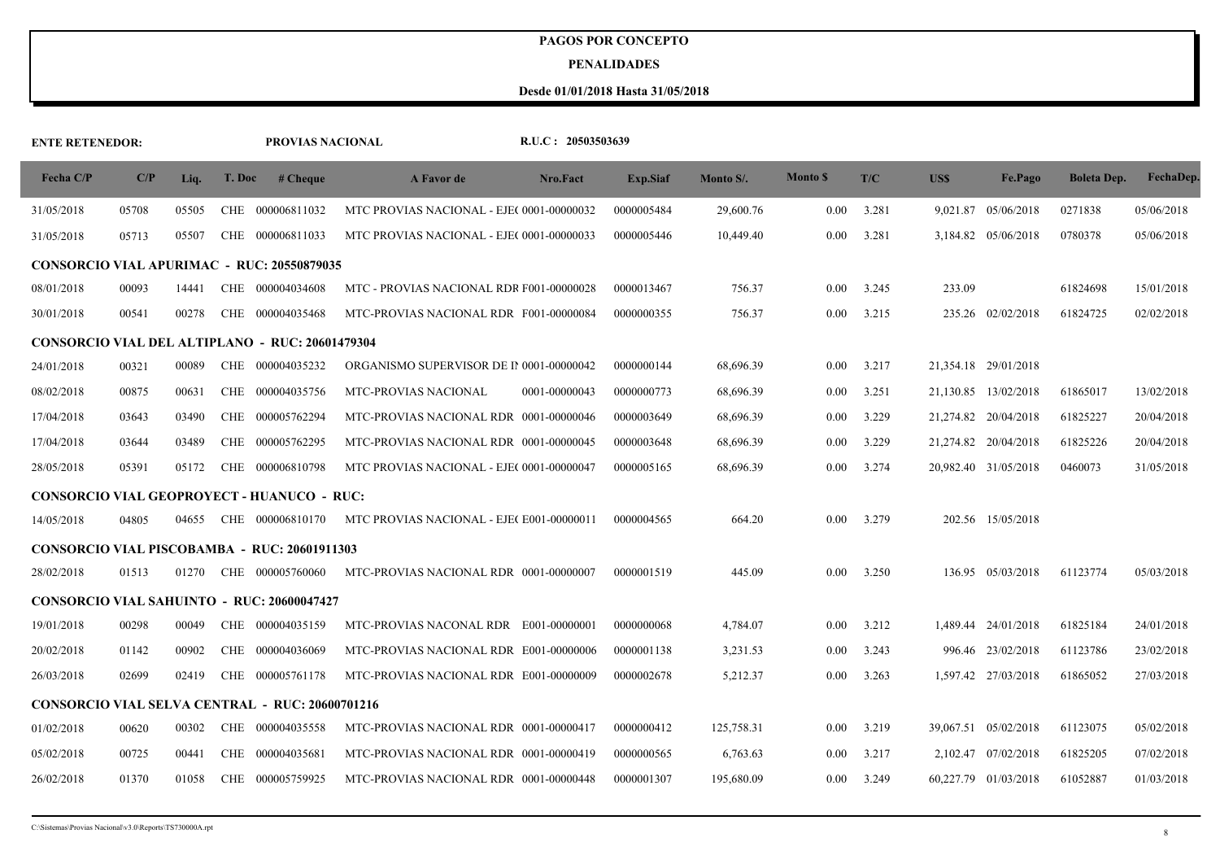# PAGOS POR CONCEPTO

## PENALIDADES

### Desde 01/01/2018 Hasta 31/05/2018

**ENTE RETENEDOR:** PROVIAS NACIONAL R.U.C : 20503503639

| Fecha C/P | C/P | Liq. | T. Doc | # Cheque | A Favor de | Nro.Fact | Exp.Siaf | Monto S/. | Monto $ | T/C | US$ | Fe.Pago | Boleta Dep. | FechaDep. |
|---|---|---|---|---|---|---|---|---|---|---|---|---|---|---|
| 31/05/2018 | 05708 | 05505 | CHE | 000006811032 | MTC PROVIAS NACIONAL - EJE( | 0001-00000032 | 0000005484 | 29,600.76 | 0.00 | 3.281 | 9,021.87 | 05/06/2018 | 0271838 | 05/06/2018 |
| 31/05/2018 | 05713 | 05507 | CHE | 000006811033 | MTC PROVIAS NACIONAL - EJE( | 0001-00000033 | 0000005446 | 10,449.40 | 0.00 | 3.281 | 3,184.82 | 05/06/2018 | 0780378 | 05/06/2018 |
| **CONSORCIO VIAL APURIMAC - RUC: 20550879035** | | | | | | | | | | | | | | |
| 08/01/2018 | 00093 | 14441 | CHE | 000004034608 | MTC - PROVIAS NACIONAL RDR | F001-00000028 | 0000013467 | 756.37 | 0.00 | 3.245 | 233.09 | | 61824698 | 15/01/2018 |
| 30/01/2018 | 00541 | 00278 | CHE | 000004035468 | MTC-PROVIAS NACIONAL RDR | F001-00000084 | 0000000355 | 756.37 | 0.00 | 3.215 | 235.26 | 02/02/2018 | 61824725 | 02/02/2018 |
| **CONSORCIO VIAL DEL ALTIPLANO - RUC: 20601479304** | | | | | | | | | | | | | | |
| 24/01/2018 | 00321 | 00089 | CHE | 000004035232 | ORGANISMO SUPERVISOR DE II | 0001-00000042 | 0000000144 | 68,696.39 | 0.00 | 3.217 | 21,354.18 | 29/01/2018 | | |
| 08/02/2018 | 00875 | 00631 | CHE | 000004035756 | MTC-PROVIAS NACIONAL | 0001-00000043 | 0000000773 | 68,696.39 | 0.00 | 3.251 | 21,130.85 | 13/02/2018 | 61865017 | 13/02/2018 |
| 17/04/2018 | 03643 | 03490 | CHE | 000005762294 | MTC-PROVIAS NACIONAL RDR | 0001-00000046 | 0000003649 | 68,696.39 | 0.00 | 3.229 | 21,274.82 | 20/04/2018 | 61825227 | 20/04/2018 |
| 17/04/2018 | 03644 | 03489 | CHE | 000005762295 | MTC-PROVIAS NACIONAL RDR | 0001-00000045 | 0000003648 | 68,696.39 | 0.00 | 3.229 | 21,274.82 | 20/04/2018 | 61825226 | 20/04/2018 |
| 28/05/2018 | 05391 | 05172 | CHE | 000006810798 | MTC PROVIAS NACIONAL - EJE( | 0001-00000047 | 0000005165 | 68,696.39 | 0.00 | 3.274 | 20,982.40 | 31/05/2018 | 0460073 | 31/05/2018 |
| **CONSORCIO VIAL GEOPROYECT - HUANUCO - RUC:** | | | | | | | | | | | | | | |
| 14/05/2018 | 04805 | 04655 | CHE | 000006810170 | MTC PROVIAS NACIONAL - EJE( | E001-00000011 | 0000004565 | 664.20 | 0.00 | 3.279 | 202.56 | 15/05/2018 | | |
| **CONSORCIO VIAL PISCOBAMBA - RUC: 20601911303** | | | | | | | | | | | | | | |
| 28/02/2018 | 01513 | 01270 | CHE | 000005760060 | MTC-PROVIAS NACIONAL RDR | 0001-00000007 | 0000001519 | 445.09 | 0.00 | 3.250 | 136.95 | 05/03/2018 | 61123774 | 05/03/2018 |
| **CONSORCIO VIAL SAHUINTO - RUC: 20600047427** | | | | | | | | | | | | | | |
| 19/01/2018 | 00298 | 00049 | CHE | 000004035159 | MTC-PROVIAS NACONAL RDR | E001-00000001 | 0000000068 | 4,784.07 | 0.00 | 3.212 | 1,489.44 | 24/01/2018 | 61825184 | 24/01/2018 |
| 20/02/2018 | 01142 | 00902 | CHE | 000004036069 | MTC-PROVIAS NACIONAL RDR | E001-00000006 | 0000001138 | 3,231.53 | 0.00 | 3.243 | 996.46 | 23/02/2018 | 61123786 | 23/02/2018 |
| 26/03/2018 | 02699 | 02419 | CHE | 000005761178 | MTC-PROVIAS NACIONAL RDR | E001-00000009 | 0000002678 | 5,212.37 | 0.00 | 3.263 | 1,597.42 | 27/03/2018 | 61865052 | 27/03/2018 |
| **CONSORCIO VIAL SELVA CENTRAL - RUC: 20600701216** | | | | | | | | | | | | | | |
| 01/02/2018 | 00620 | 00302 | CHE | 000004035558 | MTC-PROVIAS NACIONAL RDR | 0001-00000417 | 0000000412 | 125,758.31 | 0.00 | 3.219 | 39,067.51 | 05/02/2018 | 61123075 | 05/02/2018 |
| 05/02/2018 | 00725 | 00441 | CHE | 000004035681 | MTC-PROVIAS NACIONAL RDR | 0001-00000419 | 0000000565 | 6,763.63 | 0.00 | 3.217 | 2,102.47 | 07/02/2018 | 61825205 | 07/02/2018 |
| 26/02/2018 | 01370 | 01058 | CHE | 000005759925 | MTC-PROVIAS NACIONAL RDR | 0001-00000448 | 0000001307 | 195,680.09 | 0.00 | 3.249 | 60,227.79 | 01/03/2018 | 61052887 | 01/03/2018 |

C:\Sistemas\Provias Nacional\v3.0\Reports\TS730000A.rpt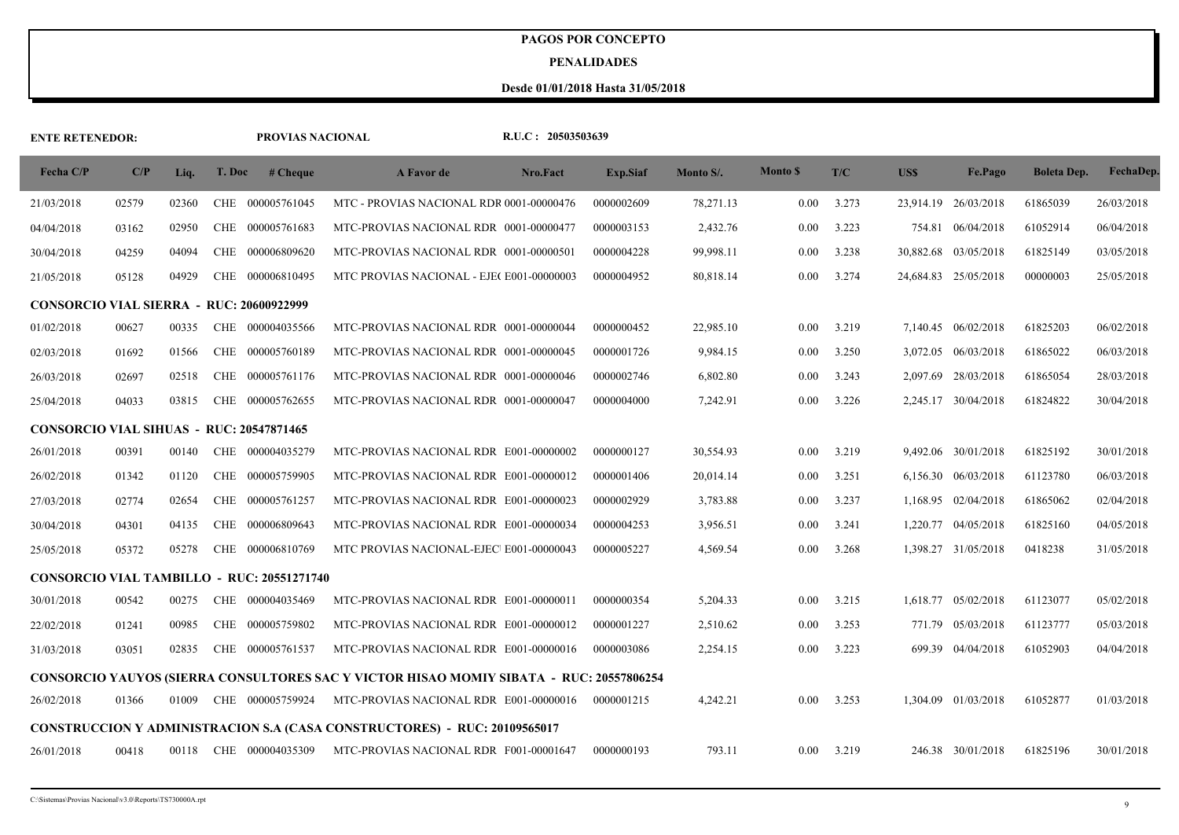**PAGOS POR CONCEPTO**

**PENALIDADES**

**Desde 01/01/2018 Hasta 31/05/2018**

**ENTE RETENEDOR:** PROVIAS NACIONAL R.U.C : 20503503639

| Fecha C/P | C/P | Liq. | T. Doc | # Cheque | A Favor de | Nro.Fact | Exp.Siaf | Monto S/. | Monto $ | T/C | US$ | Fe.Pago | Boleta Dep. | FechaDep. |
|---|---|---|---|---|---|---|---|---|---|---|---|---|---|---|
| 21/03/2018 | 02579 | 02360 | CHE | 000005761045 | MTC - PROVIAS NACIONAL RDR | 0001-00000476 | 0000002609 | 78,271.13 | 0.00 | 3.273 | 23,914.19 | 26/03/2018 | 61865039 | 26/03/2018 |
| 04/04/2018 | 03162 | 02950 | CHE | 000005761683 | MTC-PROVIAS NACIONAL RDR | 0001-00000477 | 0000003153 | 2,432.76 | 0.00 | 3.223 | 754.81 | 06/04/2018 | 61052914 | 06/04/2018 |
| 30/04/2018 | 04259 | 04094 | CHE | 000006809620 | MTC-PROVIAS NACIONAL RDR | 0001-00000501 | 0000004228 | 99,998.11 | 0.00 | 3.238 | 30,882.68 | 03/05/2018 | 61825149 | 03/05/2018 |
| 21/05/2018 | 05128 | 04929 | CHE | 000006810495 | MTC PROVIAS NACIONAL - EJE( | E001-00000003 | 0000004952 | 80,818.14 | 0.00 | 3.274 | 24,684.83 | 25/05/2018 | 00000003 | 25/05/2018 |
| **CONSORCIO VIAL SIERRA - RUC: 20600922999** | | | | | | | | | | | | | | |
| 01/02/2018 | 00627 | 00335 | CHE | 000004035566 | MTC-PROVIAS NACIONAL RDR | 0001-00000044 | 0000000452 | 22,985.10 | 0.00 | 3.219 | 7,140.45 | 06/02/2018 | 61825203 | 06/02/2018 |
| 02/03/2018 | 01692 | 01566 | CHE | 000005760189 | MTC-PROVIAS NACIONAL RDR | 0001-00000045 | 0000001726 | 9,984.15 | 0.00 | 3.250 | 3,072.05 | 06/03/2018 | 61865022 | 06/03/2018 |
| 26/03/2018 | 02697 | 02518 | CHE | 000005761176 | MTC-PROVIAS NACIONAL RDR | 0001-00000046 | 0000002746 | 6,802.80 | 0.00 | 3.243 | 2,097.69 | 28/03/2018 | 61865054 | 28/03/2018 |
| 25/04/2018 | 04033 | 03815 | CHE | 000005762655 | MTC-PROVIAS NACIONAL RDR | 0001-00000047 | 0000004000 | 7,242.91 | 0.00 | 3.226 | 2,245.17 | 30/04/2018 | 61824822 | 30/04/2018 |
| **CONSORCIO VIAL SIHUAS - RUC: 20547871465** | | | | | | | | | | | | | | |
| 26/01/2018 | 00391 | 00140 | CHE | 000004035279 | MTC-PROVIAS NACIONAL RDR | E001-00000002 | 0000000127 | 30,554.93 | 0.00 | 3.219 | 9,492.06 | 30/01/2018 | 61825192 | 30/01/2018 |
| 26/02/2018 | 01342 | 01120 | CHE | 000005759905 | MTC-PROVIAS NACIONAL RDR | E001-00000012 | 0000001406 | 20,014.14 | 0.00 | 3.251 | 6,156.30 | 06/03/2018 | 61123780 | 06/03/2018 |
| 27/03/2018 | 02774 | 02654 | CHE | 000005761257 | MTC-PROVIAS NACIONAL RDR | E001-00000023 | 0000002929 | 3,783.88 | 0.00 | 3.237 | 1,168.95 | 02/04/2018 | 61865062 | 02/04/2018 |
| 30/04/2018 | 04301 | 04135 | CHE | 000006809643 | MTC-PROVIAS NACIONAL RDR | E001-00000034 | 0000004253 | 3,956.51 | 0.00 | 3.241 | 1,220.77 | 04/05/2018 | 61825160 | 04/05/2018 |
| 25/05/2018 | 05372 | 05278 | CHE | 000006810769 | MTC PROVIAS NACIONAL-EJECI | E001-00000043 | 0000005227 | 4,569.54 | 0.00 | 3.268 | 1,398.27 | 31/05/2018 | 0418238 | 31/05/2018 |
| **CONSORCIO VIAL TAMBILLO - RUC: 20551271740** | | | | | | | | | | | | | | |
| 30/01/2018 | 00542 | 00275 | CHE | 000004035469 | MTC-PROVIAS NACIONAL RDR | E001-00000011 | 0000000354 | 5,204.33 | 0.00 | 3.215 | 1,618.77 | 05/02/2018 | 61123077 | 05/02/2018 |
| 22/02/2018 | 01241 | 00985 | CHE | 000005759802 | MTC-PROVIAS NACIONAL RDR | E001-00000012 | 0000001227 | 2,510.62 | 0.00 | 3.253 | 771.79 | 05/03/2018 | 61123777 | 05/03/2018 |
| 31/03/2018 | 03051 | 02835 | CHE | 000005761537 | MTC-PROVIAS NACIONAL RDR | E001-00000016 | 0000003086 | 2,254.15 | 0.00 | 3.223 | 699.39 | 04/04/2018 | 61052903 | 04/04/2018 |
| **CONSORCIO YAUYOS (SIERRA CONSULTORES SAC Y VICTOR HISAO MOMIY SIBATA - RUC: 20557806254** | | | | | | | | | | | | | | |
| 26/02/2018 | 01366 | 01009 | CHE | 000005759924 | MTC-PROVIAS NACIONAL RDR | E001-00000016 | 0000001215 | 4,242.21 | 0.00 | 3.253 | 1,304.09 | 01/03/2018 | 61052877 | 01/03/2018 |
| **CONSTRUCCION Y ADMINISTRACION S.A (CASA CONSTRUCTORES) - RUC: 20109565017** | | | | | | | | | | | | | | |
| 26/01/2018 | 00418 | 00118 | CHE | 000004035309 | MTC-PROVIAS NACIONAL RDR | F001-00001647 | 0000000193 | 793.11 | 0.00 | 3.219 | 246.38 | 30/01/2018 | 61825196 | 30/01/2018 |

C:\Sistemas\Provias Nacional\v3.0\Reports\TS730000A.rpt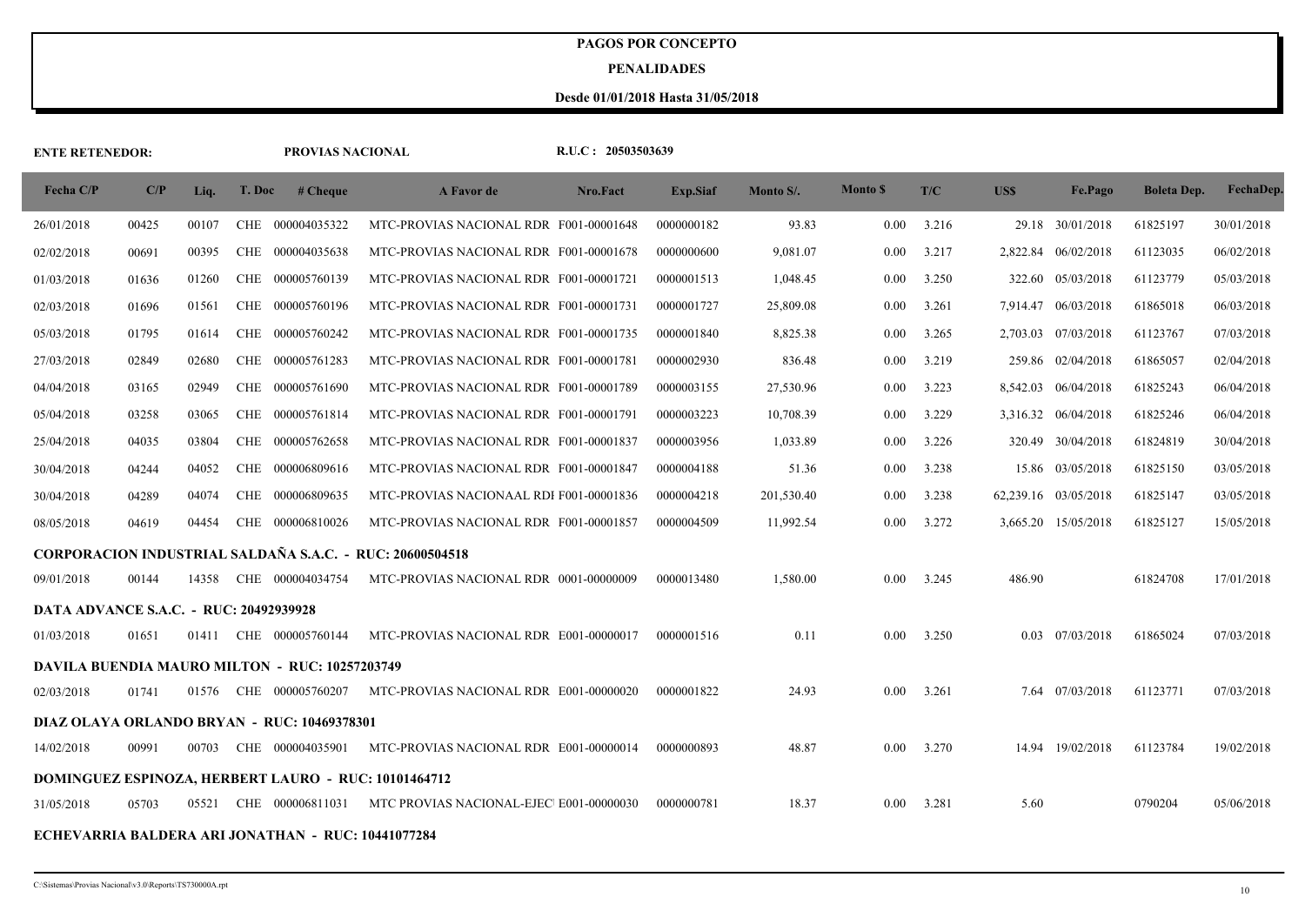**PAGOS POR CONCEPTO**

**PENALIDADES**

**Desde 01/01/2018 Hasta 31/05/2018**

**ENTE RETENEDOR:** **PROVIAS NACIONAL** **R.U.C : 20503503639**

| Fecha C/P | C/P | Liq. | T. Doc | # Cheque | A Favor de | Nro.Fact | Exp.Siaf | Monto S/. | Monto $ | T/C | US$ | Fe.Pago | Boleta Dep. | FechaDep. |
|---|---|---|---|---|---|---|---|---|---|---|---|---|---|---|
| 26/01/2018 | 00425 | 00107 | CHE | 000004035322 | MTC-PROVIAS NACIONAL RDR | F001-00001648 | 0000000182 | 93.83 | 0.00 | 3.216 | 29.18 | 30/01/2018 | 61825197 | 30/01/2018 |
| 02/02/2018 | 00691 | 00395 | CHE | 000004035638 | MTC-PROVIAS NACIONAL RDR | F001-00001678 | 0000000600 | 9,081.07 | 0.00 | 3.217 | 2,822.84 | 06/02/2018 | 61123035 | 06/02/2018 |
| 01/03/2018 | 01636 | 01260 | CHE | 000005760139 | MTC-PROVIAS NACIONAL RDR | F001-00001721 | 0000001513 | 1,048.45 | 0.00 | 3.250 | 322.60 | 05/03/2018 | 61123779 | 05/03/2018 |
| 02/03/2018 | 01696 | 01561 | CHE | 000005760196 | MTC-PROVIAS NACIONAL RDR | F001-00001731 | 0000001727 | 25,809.08 | 0.00 | 3.261 | 7,914.47 | 06/03/2018 | 61865018 | 06/03/2018 |
| 05/03/2018 | 01795 | 01614 | CHE | 000005760242 | MTC-PROVIAS NACIONAL RDR | F001-00001735 | 0000001840 | 8,825.38 | 0.00 | 3.265 | 2,703.03 | 07/03/2018 | 61123767 | 07/03/2018 |
| 27/03/2018 | 02849 | 02680 | CHE | 000005761283 | MTC-PROVIAS NACIONAL RDR | F001-00001781 | 0000002930 | 836.48 | 0.00 | 3.219 | 259.86 | 02/04/2018 | 61865057 | 02/04/2018 |
| 04/04/2018 | 03165 | 02949 | CHE | 000005761690 | MTC-PROVIAS NACIONAL RDR | F001-00001789 | 0000003155 | 27,530.96 | 0.00 | 3.223 | 8,542.03 | 06/04/2018 | 61825243 | 06/04/2018 |
| 05/04/2018 | 03258 | 03065 | CHE | 000005761814 | MTC-PROVIAS NACIONAL RDR | F001-00001791 | 0000003223 | 10,708.39 | 0.00 | 3.229 | 3,316.32 | 06/04/2018 | 61825246 | 06/04/2018 |
| 25/04/2018 | 04035 | 03804 | CHE | 000005762658 | MTC-PROVIAS NACIONAL RDR | F001-00001837 | 0000003956 | 1,033.89 | 0.00 | 3.226 | 320.49 | 30/04/2018 | 61824819 | 30/04/2018 |
| 30/04/2018 | 04244 | 04052 | CHE | 000006809616 | MTC-PROVIAS NACIONAL RDR | F001-00001847 | 0000004188 | 51.36 | 0.00 | 3.238 | 15.86 | 03/05/2018 | 61825150 | 03/05/2018 |
| 30/04/2018 | 04289 | 04074 | CHE | 000006809635 | MTC-PROVIAS NACIONAAL RDI | F001-00001836 | 0000004218 | 201,530.40 | 0.00 | 3.238 | 62,239.16 | 03/05/2018 | 61825147 | 03/05/2018 |
| 08/05/2018 | 04619 | 04454 | CHE | 000006810026 | MTC-PROVIAS NACIONAL RDR | F001-00001857 | 0000004509 | 11,992.54 | 0.00 | 3.272 | 3,665.20 | 15/05/2018 | 61825127 | 15/05/2018 |
| **CORPORACION INDUSTRIAL SALDAÑA S.A.C. - RUC: 20600504518** | | | | | | | | | | | | | | |
| 09/01/2018 | 00144 | 14358 | CHE | 000004034754 | MTC-PROVIAS NACIONAL RDR | 0001-00000009 | 0000013480 | 1,580.00 | 0.00 | 3.245 | 486.90 | | 61824708 | 17/01/2018 |
| **DATA ADVANCE S.A.C. - RUC: 20492939928** | | | | | | | | | | | | | | |
| 01/03/2018 | 01651 | 01411 | CHE | 000005760144 | MTC-PROVIAS NACIONAL RDR | E001-00000017 | 0000001516 | 0.11 | 0.00 | 3.250 | 0.03 | 07/03/2018 | 61865024 | 07/03/2018 |
| **DAVILA BUENDIA MAURO MILTON - RUC: 10257203749** | | | | | | | | | | | | | | |
| 02/03/2018 | 01741 | 01576 | CHE | 000005760207 | MTC-PROVIAS NACIONAL RDR | E001-00000020 | 0000001822 | 24.93 | 0.00 | 3.261 | 7.64 | 07/03/2018 | 61123771 | 07/03/2018 |
| **DIAZ OLAYA ORLANDO BRYAN - RUC: 10469378301** | | | | | | | | | | | | | | |
| 14/02/2018 | 00991 | 00703 | CHE | 000004035901 | MTC-PROVIAS NACIONAL RDR | E001-00000014 | 0000000893 | 48.87 | 0.00 | 3.270 | 14.94 | 19/02/2018 | 61123784 | 19/02/2018 |
| **DOMINGUEZ ESPINOZA, HERBERT LAURO - RUC: 10101464712** | | | | | | | | | | | | | | |
| 31/05/2018 | 05703 | 05521 | CHE | 000006811031 | MTC PROVIAS NACIONAL-EJEC | E001-00000030 | 0000000781 | 18.37 | 0.00 | 3.281 | 5.60 | | 0790204 | 05/06/2018 |
| **ECHEVARRIA BALDERA ARI JONATHAN - RUC: 10441077284** | | | | | | | | | | | | | | |

C:\Sistemas\Provias Nacional\v3.0\Reports\TS730000A.rpt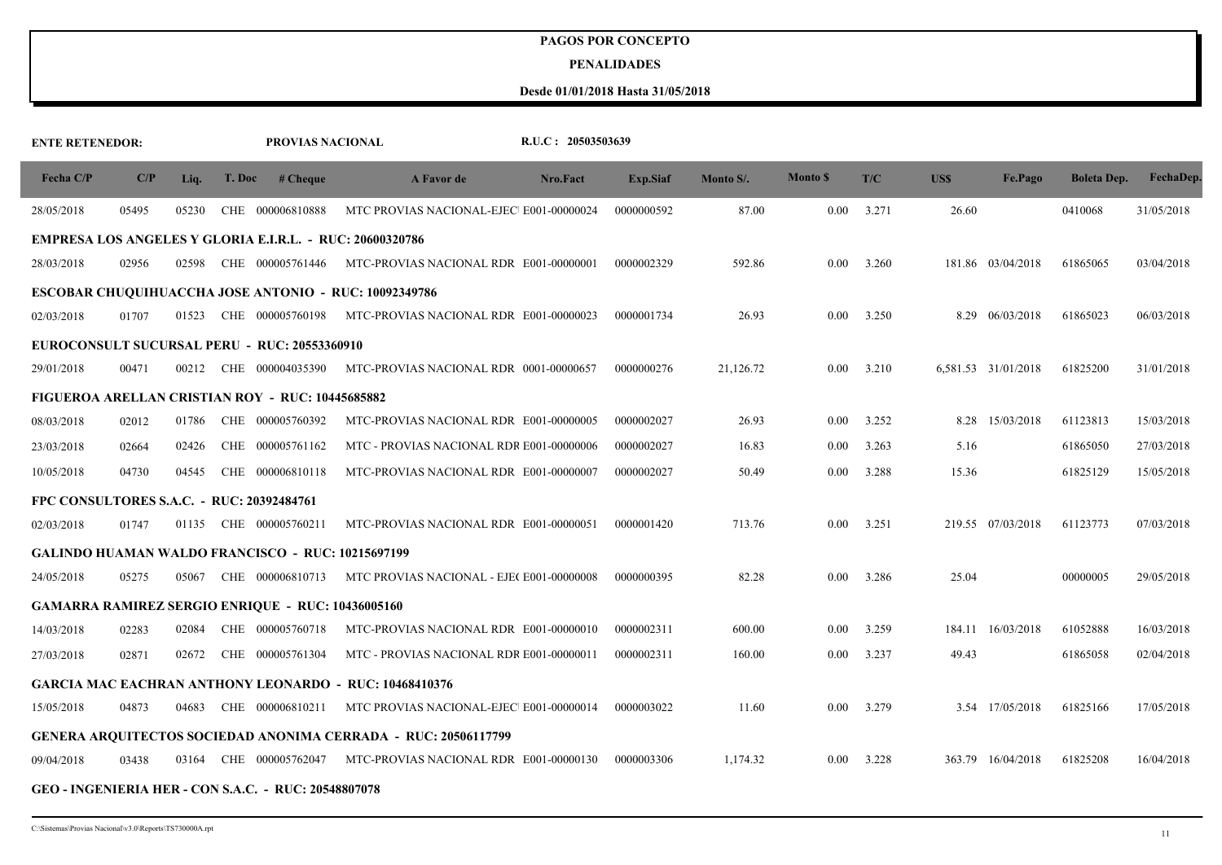**PAGOS POR CONCEPTO**

**PENALIDADES**

**Desde 01/01/2018 Hasta 31/05/2018**

**ENTE RETENEDOR:** **PROVIAS NACIONAL** **R.U.C : 20503503639**

| Fecha C/P | C/P | Liq. | T. Doc | # Cheque | A Favor de | Nro.Fact | Exp.Siaf | Monto S/. | Monto $ | T/C | US$ | Fe.Pago | Boleta Dep. | FechaDep. |
|---|---|---|---|---|---|---|---|---|---|---|---|---|---|---|
| 28/05/2018 | 05495 | 05230 | CHE | 000006810888 | MTC PROVIAS NACIONAL-EJEC | E001-00000024 | 0000000592 | 87.00 | 0.00 | 3.271 | 26.60 | | 0410068 | 31/05/2018 |
| **EMPRESA LOS ANGELES Y GLORIA E.I.R.L. - RUC: 20600320786** | | | | | | | | | | | | | | |
| 28/03/2018 | 02956 | 02598 | CHE | 000005761446 | MTC-PROVIAS NACIONAL RDR | E001-00000001 | 0000002329 | 592.86 | 0.00 | 3.260 | 181.86 | 03/04/2018 | 61865065 | 03/04/2018 |
| **ESCOBAR CHUQUIHUACCHA JOSE ANTONIO - RUC: 10092349786** | | | | | | | | | | | | | | |
| 02/03/2018 | 01707 | 01523 | CHE | 000005760198 | MTC-PROVIAS NACIONAL RDR | E001-00000023 | 0000001734 | 26.93 | 0.00 | 3.250 | 8.29 | 06/03/2018 | 61865023 | 06/03/2018 |
| **EUROCONSULT SUCURSAL PERU - RUC: 20553360910** | | | | | | | | | | | | | | |
| 29/01/2018 | 00471 | 00212 | CHE | 000004035390 | MTC-PROVIAS NACIONAL RDR | 0001-00000657 | 0000000276 | 21,126.72 | 0.00 | 3.210 | 6,581.53 | 31/01/2018 | 61825200 | 31/01/2018 |
| **FIGUEROA ARELLAN CRISTIAN ROY - RUC: 10445685882** | | | | | | | | | | | | | | |
| 08/03/2018 | 02012 | 01786 | CHE | 000005760392 | MTC-PROVIAS NACIONAL RDR | E001-00000005 | 0000002027 | 26.93 | 0.00 | 3.252 | 8.28 | 15/03/2018 | 61123813 | 15/03/2018 |
| 23/03/2018 | 02664 | 02426 | CHE | 000005761162 | MTC - PROVIAS NACIONAL RDR | E001-00000006 | 0000002027 | 16.83 | 0.00 | 3.263 | 5.16 | | 61865050 | 27/03/2018 |
| 10/05/2018 | 04730 | 04545 | CHE | 000006810118 | MTC-PROVIAS NACIONAL RDR | E001-00000007 | 0000002027 | 50.49 | 0.00 | 3.288 | 15.36 | | 61825129 | 15/05/2018 |
| **FPC CONSULTORES S.A.C. - RUC: 20392484761** | | | | | | | | | | | | | | |
| 02/03/2018 | 01747 | 01135 | CHE | 000005760211 | MTC-PROVIAS NACIONAL RDR | E001-00000051 | 0000001420 | 713.76 | 0.00 | 3.251 | 219.55 | 07/03/2018 | 61123773 | 07/03/2018 |
| **GALINDO HUAMAN WALDO FRANCISCO - RUC: 10215697199** | | | | | | | | | | | | | | |
| 24/05/2018 | 05275 | 05067 | CHE | 000006810713 | MTC PROVIAS NACIONAL - EJE( | E001-00000008 | 0000000395 | 82.28 | 0.00 | 3.286 | 25.04 | | 00000005 | 29/05/2018 |
| **GAMARRA RAMIREZ SERGIO ENRIQUE - RUC: 10436005160** | | | | | | | | | | | | | | |
| 14/03/2018 | 02283 | 02084 | CHE | 000005760718 | MTC-PROVIAS NACIONAL RDR | E001-00000010 | 0000002311 | 600.00 | 0.00 | 3.259 | 184.11 | 16/03/2018 | 61052888 | 16/03/2018 |
| 27/03/2018 | 02871 | 02672 | CHE | 000005761304 | MTC - PROVIAS NACIONAL RDR | E001-00000011 | 0000002311 | 160.00 | 0.00 | 3.237 | 49.43 | | 61865058 | 02/04/2018 |
| **GARCIA MAC EACHRAN ANTHONY LEONARDO - RUC: 10468410376** | | | | | | | | | | | | | | |
| 15/05/2018 | 04873 | 04683 | CHE | 000006810211 | MTC PROVIAS NACIONAL-EJEC | E001-00000014 | 0000003022 | 11.60 | 0.00 | 3.279 | 3.54 | 17/05/2018 | 61825166 | 17/05/2018 |
| **GENERA ARQUITECTOS SOCIEDAD ANONIMA CERRADA - RUC: 20506117799** | | | | | | | | | | | | | | |
| 09/04/2018 | 03438 | 03164 | CHE | 000005762047 | MTC-PROVIAS NACIONAL RDR | E001-00000130 | 0000003306 | 1,174.32 | 0.00 | 3.228 | 363.79 | 16/04/2018 | 61825208 | 16/04/2018 |
| **GEO - INGENIERIA HER - CON S.A.C. - RUC: 20548807078** | | | | | | | | | | | | | | |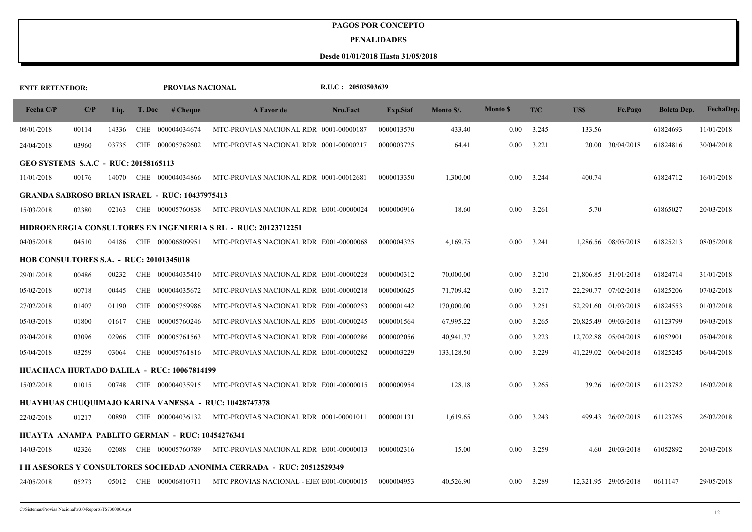**PAGOS POR CONCEPTO**

**PENALIDADES**

**Desde 01/01/2018 Hasta 31/05/2018**

**ENTE RETENEDOR:** PROVIAS NACIONAL R.U.C : 20503503639

| Fecha C/P | C/P | Liq. | T. Doc | # Cheque | A Favor de | Nro.Fact | Exp.Siaf | Monto S/. | Monto $ | T/C | US$ | Fe.Pago | Boleta Dep. | FechaDep. |
|---|---|---|---|---|---|---|---|---|---|---|---|---|---|---|
| 08/01/2018 | 00114 | 14336 | CHE | 000004034674 | MTC-PROVIAS NACIONAL RDR | 0001-00000187 | 0000013570 | 433.40 | 0.00 | 3.245 | 133.56 | | 61824693 | 11/01/2018 |
| 24/04/2018 | 03960 | 03735 | CHE | 000005762602 | MTC-PROVIAS NACIONAL RDR | 0001-00000217 | 0000003725 | 64.41 | 0.00 | 3.221 | 20.00 | 30/04/2018 | 61824816 | 30/04/2018 |
| **GEO SYSTEMS S.A.C - RUC: 20158165113** | | | | | | | | | | | | | | |
| 11/01/2018 | 00176 | 14070 | CHE | 000004034866 | MTC-PROVIAS NACIONAL RDR | 0001-00012681 | 0000013350 | 1,300.00 | 0.00 | 3.244 | 400.74 | | 61824712 | 16/01/2018 |
| **GRANDA SABROSO BRIAN ISRAEL - RUC: 10437975413** | | | | | | | | | | | | | | |
| 15/03/2018 | 02380 | 02163 | CHE | 000005760838 | MTC-PROVIAS NACIONAL RDR | E001-00000024 | 0000000916 | 18.60 | 0.00 | 3.261 | 5.70 | | 61865027 | 20/03/2018 |
| **HIDROENERGIA CONSULTORES EN INGENIERIA S RL - RUC: 20123712251** | | | | | | | | | | | | | | |
| 04/05/2018 | 04510 | 04186 | CHE | 000006809951 | MTC-PROVIAS NACIONAL RDR | E001-00000068 | 0000004325 | 4,169.75 | 0.00 | 3.241 | 1,286.56 | 08/05/2018 | 61825213 | 08/05/2018 |
| **HOB CONSULTORES S.A. - RUC: 20101345018** | | | | | | | | | | | | | | |
| 29/01/2018 | 00486 | 00232 | CHE | 000004035410 | MTC-PROVIAS NACIONAL RDR | E001-00000228 | 0000000312 | 70,000.00 | 0.00 | 3.210 | 21,806.85 | 31/01/2018 | 61824714 | 31/01/2018 |
| 05/02/2018 | 00718 | 00445 | CHE | 000004035672 | MTC-PROVIAS NACIONAL RDR | E001-00000218 | 0000000625 | 71,709.42 | 0.00 | 3.217 | 22,290.77 | 07/02/2018 | 61825206 | 07/02/2018 |
| 27/02/2018 | 01407 | 01190 | CHE | 000005759986 | MTC-PROVIAS NACIONAL RDR | E001-00000253 | 0000001442 | 170,000.00 | 0.00 | 3.251 | 52,291.60 | 01/03/2018 | 61824553 | 01/03/2018 |
| 05/03/2018 | 01800 | 01617 | CHE | 000005760246 | MTC-PROVIAS NACIONAL RD5 | E001-00000245 | 0000001564 | 67,995.22 | 0.00 | 3.265 | 20,825.49 | 09/03/2018 | 61123799 | 09/03/2018 |
| 03/04/2018 | 03096 | 02966 | CHE | 000005761563 | MTC-PROVIAS NACIONAL RDR | E001-00000286 | 0000002056 | 40,941.37 | 0.00 | 3.223 | 12,702.88 | 05/04/2018 | 61052901 | 05/04/2018 |
| 05/04/2018 | 03259 | 03064 | CHE | 000005761816 | MTC-PROVIAS NACIONAL RDR | E001-00000282 | 0000003229 | 133,128.50 | 0.00 | 3.229 | 41,229.02 | 06/04/2018 | 61825245 | 06/04/2018 |
| **HUACHACA HURTADO DALILA - RUC: 10067814199** | | | | | | | | | | | | | | |
| 15/02/2018 | 01015 | 00748 | CHE | 000004035915 | MTC-PROVIAS NACIONAL RDR | E001-00000015 | 0000000954 | 128.18 | 0.00 | 3.265 | 39.26 | 16/02/2018 | 61123782 | 16/02/2018 |
| **HUAYHUAS CHUQUIMAJO KARINA VANESSA - RUC: 10428747378** | | | | | | | | | | | | | | |
| 22/02/2018 | 01217 | 00890 | CHE | 000004036132 | MTC-PROVIAS NACIONAL RDR | 0001-00001011 | 0000001131 | 1,619.65 | 0.00 | 3.243 | 499.43 | 26/02/2018 | 61123765 | 26/02/2018 |
| **HUAYTA ANAMPA PABLITO GERMAN - RUC: 10454276341** | | | | | | | | | | | | | | |
| 14/03/2018 | 02326 | 02088 | CHE | 000005760789 | MTC-PROVIAS NACIONAL RDR | E001-00000013 | 0000002316 | 15.00 | 0.00 | 3.259 | 4.60 | 20/03/2018 | 61052892 | 20/03/2018 |
| **I H ASESORES Y CONSULTORES SOCIEDAD ANONIMA CERRADA - RUC: 20512529349** | | | | | | | | | | | | | | |
| 24/05/2018 | 05273 | 05012 | CHE | 000006810711 | MTC PROVIAS NACIONAL - EJE( | E001-00000015 | 0000004953 | 40,526.90 | 0.00 | 3.289 | 12,321.95 | 29/05/2018 | 0611147 | 29/05/2018 |

C:\Sistemas\Provias Nacional\v3.0\Reports\TS730000A.rpt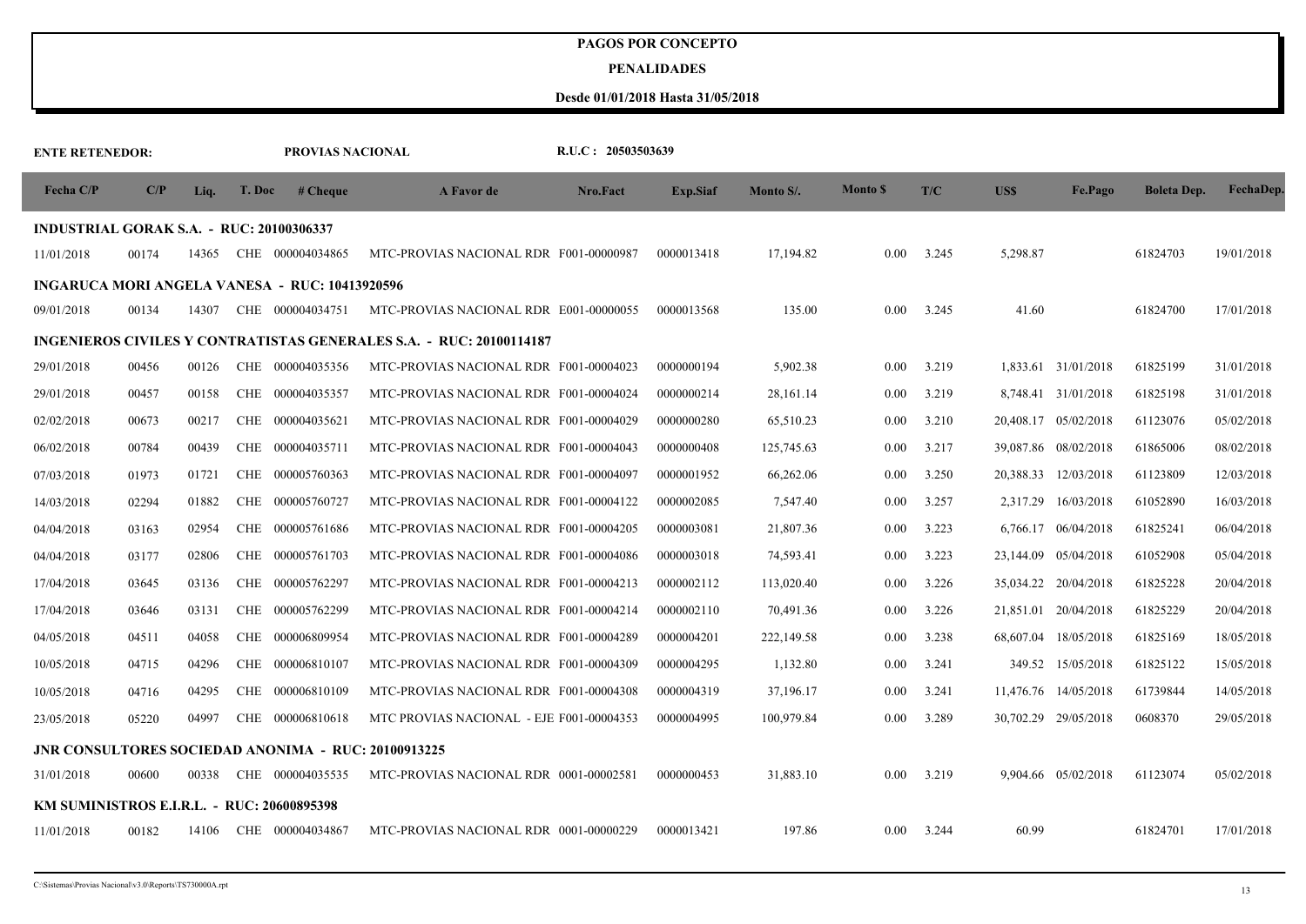# PAGOS POR CONCEPTO

## PENALIDADES

### Desde 01/01/2018 Hasta 31/05/2018

**ENTE RETENEDOR:** PROVIAS NACIONAL R.U.C : 20503503639

| Fecha C/P | C/P | Liq. | T. Doc | # Cheque | A Favor de | Nro.Fact | Exp.Siaf | Monto S/. | Monto $ | T/C | US$ | Fe.Pago | Boleta Dep. | FechaDep. |
|---|---|---|---|---|---|---|---|---|---|---|---|---|---|---|
| **INDUSTRIAL GORAK S.A. - RUC: 20100306337** | | | | | | | | | | | | | | |
| 11/01/2018 | 00174 | 14365 | CHE | 000004034865 | MTC-PROVIAS NACIONAL RDR | F001-00000987 | 0000013418 | 17,194.82 | 0.00 | 3.245 | 5,298.87 | | 61824703 | 19/01/2018 |
| **INGARUCA MORI ANGELA VANESA - RUC: 10413920596** | | | | | | | | | | | | | | |
| 09/01/2018 | 00134 | 14307 | CHE | 000004034751 | MTC-PROVIAS NACIONAL RDR | E001-00000055 | 0000013568 | 135.00 | 0.00 | 3.245 | 41.60 | | 61824700 | 17/01/2018 |
| **INGENIEROS CIVILES Y CONTRATISTAS GENERALES S.A. - RUC: 20100114187** | | | | | | | | | | | | | | |
| 29/01/2018 | 00456 | 00126 | CHE | 000004035356 | MTC-PROVIAS NACIONAL RDR | F001-00004023 | 0000000194 | 5,902.38 | 0.00 | 3.219 | 1,833.61 | 31/01/2018 | 61825199 | 31/01/2018 |
| 29/01/2018 | 00457 | 00158 | CHE | 000004035357 | MTC-PROVIAS NACIONAL RDR | F001-00004024 | 0000000214 | 28,161.14 | 0.00 | 3.219 | 8,748.41 | 31/01/2018 | 61825198 | 31/01/2018 |
| 02/02/2018 | 00673 | 00217 | CHE | 000004035621 | MTC-PROVIAS NACIONAL RDR | F001-00004029 | 0000000280 | 65,510.23 | 0.00 | 3.210 | 20,408.17 | 05/02/2018 | 61123076 | 05/02/2018 |
| 06/02/2018 | 00784 | 00439 | CHE | 000004035711 | MTC-PROVIAS NACIONAL RDR | F001-00004043 | 0000000408 | 125,745.63 | 0.00 | 3.217 | 39,087.86 | 08/02/2018 | 61865006 | 08/02/2018 |
| 07/03/2018 | 01973 | 01721 | CHE | 000005760363 | MTC-PROVIAS NACIONAL RDR | F001-00004097 | 0000001952 | 66,262.06 | 0.00 | 3.250 | 20,388.33 | 12/03/2018 | 61123809 | 12/03/2018 |
| 14/03/2018 | 02294 | 01882 | CHE | 000005760727 | MTC-PROVIAS NACIONAL RDR | F001-00004122 | 0000002085 | 7,547.40 | 0.00 | 3.257 | 2,317.29 | 16/03/2018 | 61052890 | 16/03/2018 |
| 04/04/2018 | 03163 | 02954 | CHE | 000005761686 | MTC-PROVIAS NACIONAL RDR | F001-00004205 | 0000003081 | 21,807.36 | 0.00 | 3.223 | 6,766.17 | 06/04/2018 | 61825241 | 06/04/2018 |
| 04/04/2018 | 03177 | 02806 | CHE | 000005761703 | MTC-PROVIAS NACIONAL RDR | F001-00004086 | 0000003018 | 74,593.41 | 0.00 | 3.223 | 23,144.09 | 05/04/2018 | 61052908 | 05/04/2018 |
| 17/04/2018 | 03645 | 03136 | CHE | 000005762297 | MTC-PROVIAS NACIONAL RDR | F001-00004213 | 0000002112 | 113,020.40 | 0.00 | 3.226 | 35,034.22 | 20/04/2018 | 61825228 | 20/04/2018 |
| 17/04/2018 | 03646 | 03131 | CHE | 000005762299 | MTC-PROVIAS NACIONAL RDR | F001-00004214 | 0000002110 | 70,491.36 | 0.00 | 3.226 | 21,851.01 | 20/04/2018 | 61825229 | 20/04/2018 |
| 04/05/2018 | 04511 | 04058 | CHE | 000006809954 | MTC-PROVIAS NACIONAL RDR | F001-00004289 | 0000004201 | 222,149.58 | 0.00 | 3.238 | 68,607.04 | 18/05/2018 | 61825169 | 18/05/2018 |
| 10/05/2018 | 04715 | 04296 | CHE | 000006810107 | MTC-PROVIAS NACIONAL RDR | F001-00004309 | 0000004295 | 1,132.80 | 0.00 | 3.241 | 349.52 | 15/05/2018 | 61825122 | 15/05/2018 |
| 10/05/2018 | 04716 | 04295 | CHE | 000006810109 | MTC-PROVIAS NACIONAL RDR | F001-00004308 | 0000004319 | 37,196.17 | 0.00 | 3.241 | 11,476.76 | 14/05/2018 | 61739844 | 14/05/2018 |
| 23/05/2018 | 05220 | 04997 | CHE | 000006810618 | MTC PROVIAS NACIONAL - EJE | F001-00004353 | 0000004995 | 100,979.84 | 0.00 | 3.289 | 30,702.29 | 29/05/2018 | 0608370 | 29/05/2018 |
| **JNR CONSULTORES SOCIEDAD ANONIMA - RUC: 20100913225** | | | | | | | | | | | | | | |
| 31/01/2018 | 00600 | 00338 | CHE | 000004035535 | MTC-PROVIAS NACIONAL RDR | 0001-00002581 | 0000000453 | 31,883.10 | 0.00 | 3.219 | 9,904.66 | 05/02/2018 | 61123074 | 05/02/2018 |
| **KM SUMINISTROS E.I.R.L. - RUC: 20600895398** | | | | | | | | | | | | | | |
| 11/01/2018 | 00182 | 14106 | CHE | 000004034867 | MTC-PROVIAS NACIONAL RDR | 0001-00000229 | 0000013421 | 197.86 | 0.00 | 3.244 | 60.99 | | 61824701 | 17/01/2018 |

C:\Sistemas\Provias Nacional\v3.0\Reports\TS730000A.rpt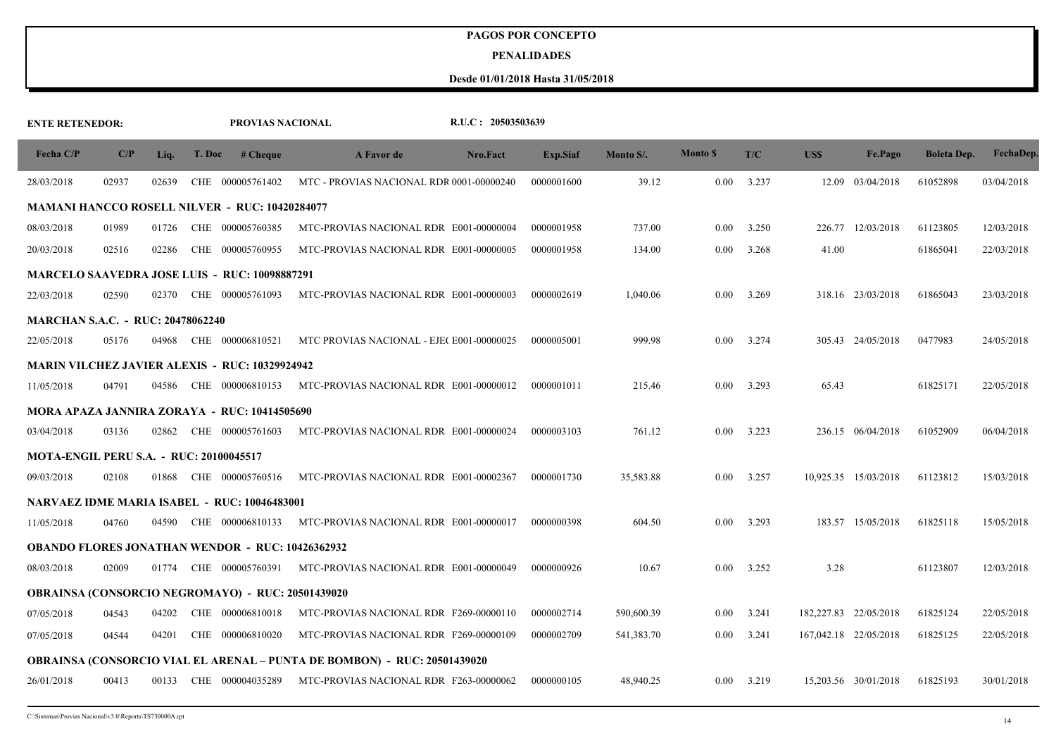**PAGOS POR CONCEPTO**

**PENALIDADES**

**Desde 01/01/2018 Hasta 31/05/2018**

**ENTE RETENEDOR:** **PROVIAS NACIONAL** **R.U.C : 20503503639**

| Fecha C/P | C/P | Liq. | T. Doc | # Cheque | A Favor de | Nro.Fact | Exp.Siaf | Monto S/. | Monto $ | T/C | US$ | Fe.Pago | Boleta Dep. | FechaDep. |
|---|---|---|---|---|---|---|---|---|---|---|---|---|---|---|
| 28/03/2018 | 02937 | 02639 | CHE | 000005761402 | MTC - PROVIAS NACIONAL RDR | 0001-00000240 | 0000001600 | 39.12 | 0.00 | 3.237 | 12.09 | 03/04/2018 | 61052898 | 03/04/2018 |
| **MAMANI HANCCO ROSELL NILVER - RUC: 10420284077** | | | | | | | | | | | | | | |
| 08/03/2018 | 01989 | 01726 | CHE | 000005760385 | MTC-PROVIAS NACIONAL RDR | E001-00000004 | 0000001958 | 737.00 | 0.00 | 3.250 | 226.77 | 12/03/2018 | 61123805 | 12/03/2018 |
| 20/03/2018 | 02516 | 02286 | CHE | 000005760955 | MTC-PROVIAS NACIONAL RDR | E001-00000005 | 0000001958 | 134.00 | 0.00 | 3.268 | 41.00 | | 61865041 | 22/03/2018 |
| **MARCELO SAAVEDRA JOSE LUIS - RUC: 10098887291** | | | | | | | | | | | | | | |
| 22/03/2018 | 02590 | 02370 | CHE | 000005761093 | MTC-PROVIAS NACIONAL RDR | E001-00000003 | 0000002619 | 1,040.06 | 0.00 | 3.269 | 318.16 | 23/03/2018 | 61865043 | 23/03/2018 |
| **MARCHAN S.A.C. - RUC: 20478062240** | | | | | | | | | | | | | | |
| 22/05/2018 | 05176 | 04968 | CHE | 000006810521 | MTC PROVIAS NACIONAL - EJE( | E001-00000025 | 0000005001 | 999.98 | 0.00 | 3.274 | 305.43 | 24/05/2018 | 0477983 | 24/05/2018 |
| **MARIN VILCHEZ JAVIER ALEXIS - RUC: 10329924942** | | | | | | | | | | | | | | |
| 11/05/2018 | 04791 | 04586 | CHE | 000006810153 | MTC-PROVIAS NACIONAL RDR | E001-00000012 | 0000001011 | 215.46 | 0.00 | 3.293 | 65.43 | | 61825171 | 22/05/2018 |
| **MORA APAZA JANNIRA ZORAYA - RUC: 10414505690** | | | | | | | | | | | | | | |
| 03/04/2018 | 03136 | 02862 | CHE | 000005761603 | MTC-PROVIAS NACIONAL RDR | E001-00000024 | 0000003103 | 761.12 | 0.00 | 3.223 | 236.15 | 06/04/2018 | 61052909 | 06/04/2018 |
| **MOTA-ENGIL PERU S.A. - RUC: 20100045517** | | | | | | | | | | | | | | |
| 09/03/2018 | 02108 | 01868 | CHE | 000005760516 | MTC-PROVIAS NACIONAL RDR | E001-00002367 | 0000001730 | 35,583.88 | 0.00 | 3.257 | 10,925.35 | 15/03/2018 | 61123812 | 15/03/2018 |
| **NARVAEZ IDME MARIA ISABEL - RUC: 10046483001** | | | | | | | | | | | | | | |
| 11/05/2018 | 04760 | 04590 | CHE | 000006810133 | MTC-PROVIAS NACIONAL RDR | E001-00000017 | 0000000398 | 604.50 | 0.00 | 3.293 | 183.57 | 15/05/2018 | 61825118 | 15/05/2018 |
| **OBANDO FLORES JONATHAN WENDOR - RUC: 10426362932** | | | | | | | | | | | | | | |
| 08/03/2018 | 02009 | 01774 | CHE | 000005760391 | MTC-PROVIAS NACIONAL RDR | E001-00000049 | 0000000926 | 10.67 | 0.00 | 3.252 | 3.28 | | 61123807 | 12/03/2018 |
| **OBRAINSA (CONSORCIO NEGROMAYO) - RUC: 20501439020** | | | | | | | | | | | | | | |
| 07/05/2018 | 04543 | 04202 | CHE | 000006810018 | MTC-PROVIAS NACIONAL RDR | F269-00000110 | 0000002714 | 590,600.39 | 0.00 | 3.241 | 182,227.83 | 22/05/2018 | 61825124 | 22/05/2018 |
| 07/05/2018 | 04544 | 04201 | CHE | 000006810020 | MTC-PROVIAS NACIONAL RDR | F269-00000109 | 0000002709 | 541,383.70 | 0.00 | 3.241 | 167,042.18 | 22/05/2018 | 61825125 | 22/05/2018 |
| **OBRAINSA (CONSORCIO VIAL EL ARENAL – PUNTA DE BOMBON) - RUC: 20501439020** | | | | | | | | | | | | | | |
| 26/01/2018 | 00413 | 00133 | CHE | 000004035289 | MTC-PROVIAS NACIONAL RDR | F263-00000062 | 0000000105 | 48,940.25 | 0.00 | 3.219 | 15,203.56 | 30/01/2018 | 61825193 | 30/01/2018 |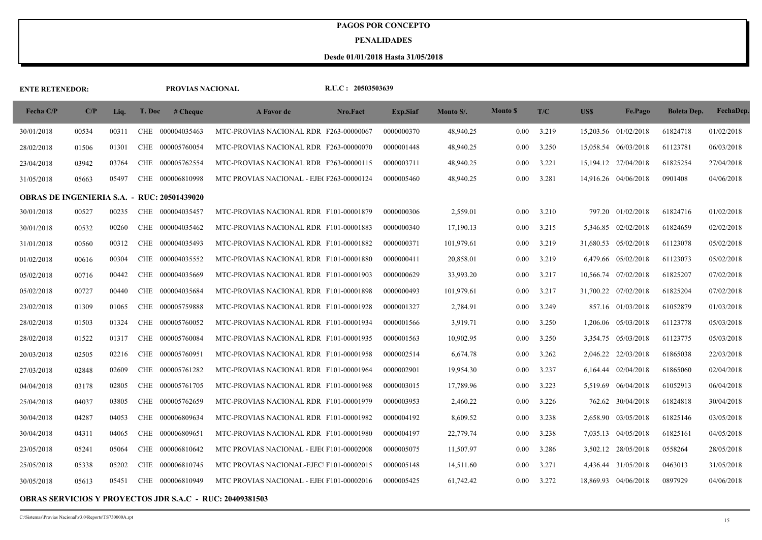**PAGOS POR CONCEPTO**

**PENALIDADES**

**Desde 01/01/2018 Hasta 31/05/2018**

**ENTE RETENEDOR:** PROVIAS NACIONAL R.U.C : 20503503639

| Fecha C/P | C/P | Liq. | T. Doc | # Cheque | A Favor de | Nro.Fact | Exp.Siaf | Monto S/. | Monto $ | T/C | US$ | Fe.Pago | Boleta Dep. | FechaDep. |
|---|---|---|---|---|---|---|---|---|---|---|---|---|---|---|
| 30/01/2018 | 00534 | 00311 | CHE | 000004035463 | MTC-PROVIAS NACIONAL RDR | F263-00000067 | 0000000370 | 48,940.25 | 0.00 | 3.219 | 15,203.56 | 01/02/2018 | 61824718 | 01/02/2018 |
| 28/02/2018 | 01506 | 01301 | CHE | 000005760054 | MTC-PROVIAS NACIONAL RDR | F263-00000070 | 0000001448 | 48,940.25 | 0.00 | 3.250 | 15,058.54 | 06/03/2018 | 61123781 | 06/03/2018 |
| 23/04/2018 | 03942 | 03764 | CHE | 000005762554 | MTC-PROVIAS NACIONAL RDR | F263-00000115 | 0000003711 | 48,940.25 | 0.00 | 3.221 | 15,194.12 | 27/04/2018 | 61825254 | 27/04/2018 |
| 31/05/2018 | 05663 | 05497 | CHE | 000006810998 | MTC PROVIAS NACIONAL - EJE( | F263-00000124 | 0000005460 | 48,940.25 | 0.00 | 3.281 | 14,916.26 | 04/06/2018 | 0901408 | 04/06/2018 |
| **OBRAS DE INGENIERIA S.A. - RUC: 20501439020** | | | | | | | | | | | | | | |
| 30/01/2018 | 00527 | 00235 | CHE | 000004035457 | MTC-PROVIAS NACIONAL RDR | F101-00001879 | 0000000306 | 2,559.01 | 0.00 | 3.210 | 797.20 | 01/02/2018 | 61824716 | 01/02/2018 |
| 30/01/2018 | 00532 | 00260 | CHE | 000004035462 | MTC-PROVIAS NACIONAL RDR | F101-00001883 | 0000000340 | 17,190.13 | 0.00 | 3.215 | 5,346.85 | 02/02/2018 | 61824659 | 02/02/2018 |
| 31/01/2018 | 00560 | 00312 | CHE | 000004035493 | MTC-PROVIAS NACIONAL RDR | F101-00001882 | 0000000371 | 101,979.61 | 0.00 | 3.219 | 31,680.53 | 05/02/2018 | 61123078 | 05/02/2018 |
| 01/02/2018 | 00616 | 00304 | CHE | 000004035552 | MTC-PROVIAS NACIONAL RDR | F101-00001880 | 0000000411 | 20,858.01 | 0.00 | 3.219 | 6,479.66 | 05/02/2018 | 61123073 | 05/02/2018 |
| 05/02/2018 | 00716 | 00442 | CHE | 000004035669 | MTC-PROVIAS NACIONAL RDR | F101-00001903 | 0000000629 | 33,993.20 | 0.00 | 3.217 | 10,566.74 | 07/02/2018 | 61825207 | 07/02/2018 |
| 05/02/2018 | 00727 | 00440 | CHE | 000004035684 | MTC-PROVIAS NACIONAL RDR | F101-00001898 | 0000000493 | 101,979.61 | 0.00 | 3.217 | 31,700.22 | 07/02/2018 | 61825204 | 07/02/2018 |
| 23/02/2018 | 01309 | 01065 | CHE | 000005759888 | MTC-PROVIAS NACIONAL RDR | F101-00001928 | 0000001327 | 2,784.91 | 0.00 | 3.249 | 857.16 | 01/03/2018 | 61052879 | 01/03/2018 |
| 28/02/2018 | 01503 | 01324 | CHE | 000005760052 | MTC-PROVIAS NACIONAL RDR | F101-00001934 | 0000001566 | 3,919.71 | 0.00 | 3.250 | 1,206.06 | 05/03/2018 | 61123778 | 05/03/2018 |
| 28/02/2018 | 01522 | 01317 | CHE | 000005760084 | MTC-PROVIAS NACIONAL RDR | F101-00001935 | 0000001563 | 10,902.95 | 0.00 | 3.250 | 3,354.75 | 05/03/2018 | 61123775 | 05/03/2018 |
| 20/03/2018 | 02505 | 02216 | CHE | 000005760951 | MTC-PROVIAS NACIONAL RDR | F101-00001958 | 0000002514 | 6,674.78 | 0.00 | 3.262 | 2,046.22 | 22/03/2018 | 61865038 | 22/03/2018 |
| 27/03/2018 | 02848 | 02609 | CHE | 000005761282 | MTC-PROVIAS NACIONAL RDR | F101-00001964 | 0000002901 | 19,954.30 | 0.00 | 3.237 | 6,164.44 | 02/04/2018 | 61865060 | 02/04/2018 |
| 04/04/2018 | 03178 | 02805 | CHE | 000005761705 | MTC-PROVIAS NACIONAL RDR | F101-00001968 | 0000003015 | 17,789.96 | 0.00 | 3.223 | 5,519.69 | 06/04/2018 | 61052913 | 06/04/2018 |
| 25/04/2018 | 04037 | 03805 | CHE | 000005762659 | MTC-PROVIAS NACIONAL RDR | F101-00001979 | 0000003953 | 2,460.22 | 0.00 | 3.226 | 762.62 | 30/04/2018 | 61824818 | 30/04/2018 |
| 30/04/2018 | 04287 | 04053 | CHE | 000006809634 | MTC-PROVIAS NACIONAL RDR | F101-00001982 | 0000004192 | 8,609.52 | 0.00 | 3.238 | 2,658.90 | 03/05/2018 | 61825146 | 03/05/2018 |
| 30/04/2018 | 04311 | 04065 | CHE | 000006809651 | MTC-PROVIAS NACIONAL RDR | F101-00001980 | 0000004197 | 22,779.74 | 0.00 | 3.238 | 7,035.13 | 04/05/2018 | 61825161 | 04/05/2018 |
| 23/05/2018 | 05241 | 05064 | CHE | 000006810642 | MTC PROVIAS NACIONAL - EJE( | F101-00002008 | 0000005075 | 11,507.97 | 0.00 | 3.286 | 3,502.12 | 28/05/2018 | 0558264 | 28/05/2018 |
| 25/05/2018 | 05338 | 05202 | CHE | 000006810745 | MTC PROVIAS NACIONAL-EJEC | F101-00002015 | 0000005148 | 14,511.60 | 0.00 | 3.271 | 4,436.44 | 31/05/2018 | 0463013 | 31/05/2018 |
| 30/05/2018 | 05613 | 05451 | CHE | 000006810949 | MTC PROVIAS NACIONAL - EJE( | F101-00002016 | 0000005425 | 61,742.42 | 0.00 | 3.272 | 18,869.93 | 04/06/2018 | 0897929 | 04/06/2018 |

**OBRAS SERVICIOS Y PROYECTOS JDR S.A.C - RUC: 20409381503**

C:\Sistemas\Provias Nacional\v3.0\Reports\TS730000A.rpt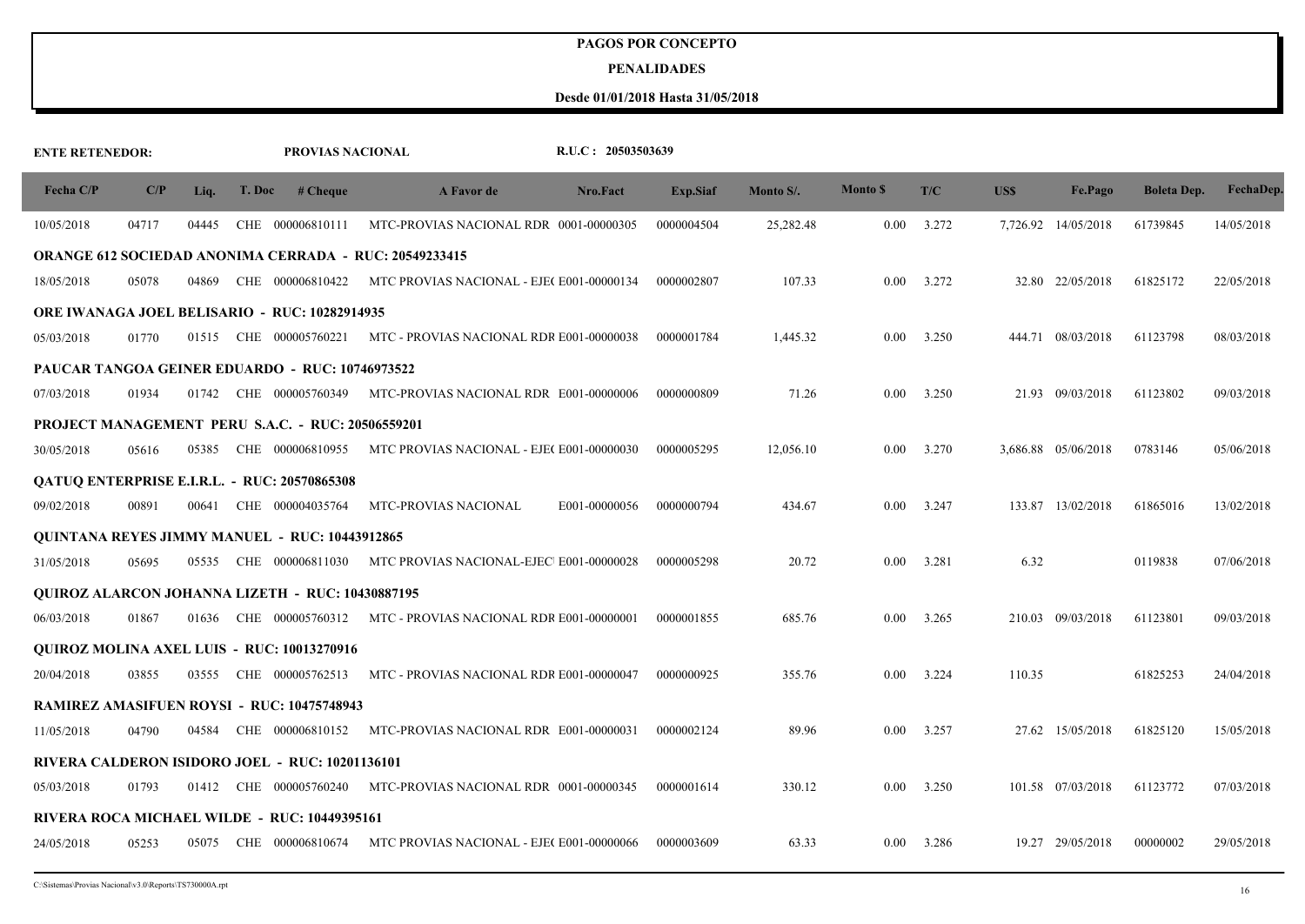**PAGOS POR CONCEPTO**

**PENALIDADES**

**Desde 01/01/2018 Hasta 31/05/2018**

**ENTE RETENEDOR:** PROVIAS NACIONAL R.U.C : 20503503639

| Fecha C/P | C/P | Liq. | T. Doc | # Cheque | A Favor de | Nro.Fact | Exp.Siaf | Monto S/. | Monto $ | T/C | US$ | Fe.Pago | Boleta Dep. | FechaDep. |
|---|---|---|---|---|---|---|---|---|---|---|---|---|---|---|
| 10/05/2018 | 04717 | 04445 | CHE | 000006810111 | MTC-PROVIAS NACIONAL RDR | 0001-00000305 | 0000004504 | 25,282.48 | 0.00 | 3.272 | 7,726.92 | 14/05/2018 | 61739845 | 14/05/2018 |
| **ORANGE 612 SOCIEDAD ANONIMA CERRADA - RUC: 20549233415** | | | | | | | | | | | | | | |
| 18/05/2018 | 05078 | 04869 | CHE | 000006810422 | MTC PROVIAS NACIONAL - EJE( | E001-00000134 | 0000002807 | 107.33 | 0.00 | 3.272 | 32.80 | 22/05/2018 | 61825172 | 22/05/2018 |
| **ORE IWANAGA JOEL BELISARIO - RUC: 10282914935** | | | | | | | | | | | | | | |
| 05/03/2018 | 01770 | 01515 | CHE | 000005760221 | MTC - PROVIAS NACIONAL RDR | E001-00000038 | 0000001784 | 1,445.32 | 0.00 | 3.250 | 444.71 | 08/03/2018 | 61123798 | 08/03/2018 |
| **PAUCAR TANGOA GEINER EDUARDO - RUC: 10746973522** | | | | | | | | | | | | | | |
| 07/03/2018 | 01934 | 01742 | CHE | 000005760349 | MTC-PROVIAS NACIONAL RDR | E001-00000006 | 0000000809 | 71.26 | 0.00 | 3.250 | 21.93 | 09/03/2018 | 61123802 | 09/03/2018 |
| **PROJECT MANAGEMENT PERU S.A.C. - RUC: 20506559201** | | | | | | | | | | | | | | |
| 30/05/2018 | 05616 | 05385 | CHE | 000006810955 | MTC PROVIAS NACIONAL - EJE( | E001-00000030 | 0000005295 | 12,056.10 | 0.00 | 3.270 | 3,686.88 | 05/06/2018 | 0783146 | 05/06/2018 |
| **QATUQ ENTERPRISE E.I.R.L. - RUC: 20570865308** | | | | | | | | | | | | | | |
| 09/02/2018 | 00891 | 00641 | CHE | 000004035764 | MTC-PROVIAS NACIONAL | E001-00000056 | 0000000794 | 434.67 | 0.00 | 3.247 | 133.87 | 13/02/2018 | 61865016 | 13/02/2018 |
| **QUINTANA REYES JIMMY MANUEL - RUC: 10443912865** | | | | | | | | | | | | | | |
| 31/05/2018 | 05695 | 05535 | CHE | 000006811030 | MTC PROVIAS NACIONAL-EJEC | E001-00000028 | 0000005298 | 20.72 | 0.00 | 3.281 | 6.32 | | 0119838 | 07/06/2018 |
| **QUIROZ ALARCON JOHANNA LIZETH - RUC: 10430887195** | | | | | | | | | | | | | | |
| 06/03/2018 | 01867 | 01636 | CHE | 000005760312 | MTC - PROVIAS NACIONAL RDR | E001-00000001 | 0000001855 | 685.76 | 0.00 | 3.265 | 210.03 | 09/03/2018 | 61123801 | 09/03/2018 |
| **QUIROZ MOLINA AXEL LUIS - RUC: 10013270916** | | | | | | | | | | | | | | |
| 20/04/2018 | 03855 | 03555 | CHE | 000005762513 | MTC - PROVIAS NACIONAL RDR | E001-00000047 | 0000000925 | 355.76 | 0.00 | 3.224 | 110.35 | | 61825253 | 24/04/2018 |
| **RAMIREZ AMASIFUEN ROYSI - RUC: 10475748943** | | | | | | | | | | | | | | |
| 11/05/2018 | 04790 | 04584 | CHE | 000006810152 | MTC-PROVIAS NACIONAL RDR | E001-00000031 | 0000002124 | 89.96 | 0.00 | 3.257 | 27.62 | 15/05/2018 | 61825120 | 15/05/2018 |
| **RIVERA CALDERON ISIDORO JOEL - RUC: 10201136101** | | | | | | | | | | | | | | |
| 05/03/2018 | 01793 | 01412 | CHE | 000005760240 | MTC-PROVIAS NACIONAL RDR | 0001-00000345 | 0000001614 | 330.12 | 0.00 | 3.250 | 101.58 | 07/03/2018 | 61123772 | 07/03/2018 |
| **RIVERA ROCA MICHAEL WILDE - RUC: 10449395161** | | | | | | | | | | | | | | |
| 24/05/2018 | 05253 | 05075 | CHE | 000006810674 | MTC PROVIAS NACIONAL - EJE( | E001-00000066 | 0000003609 | 63.33 | 0.00 | 3.286 | 19.27 | 29/05/2018 | 00000002 | 29/05/2018 |

C:\Sistemas\Provias Nacional\v3.0\Reports\TS730000A.rpt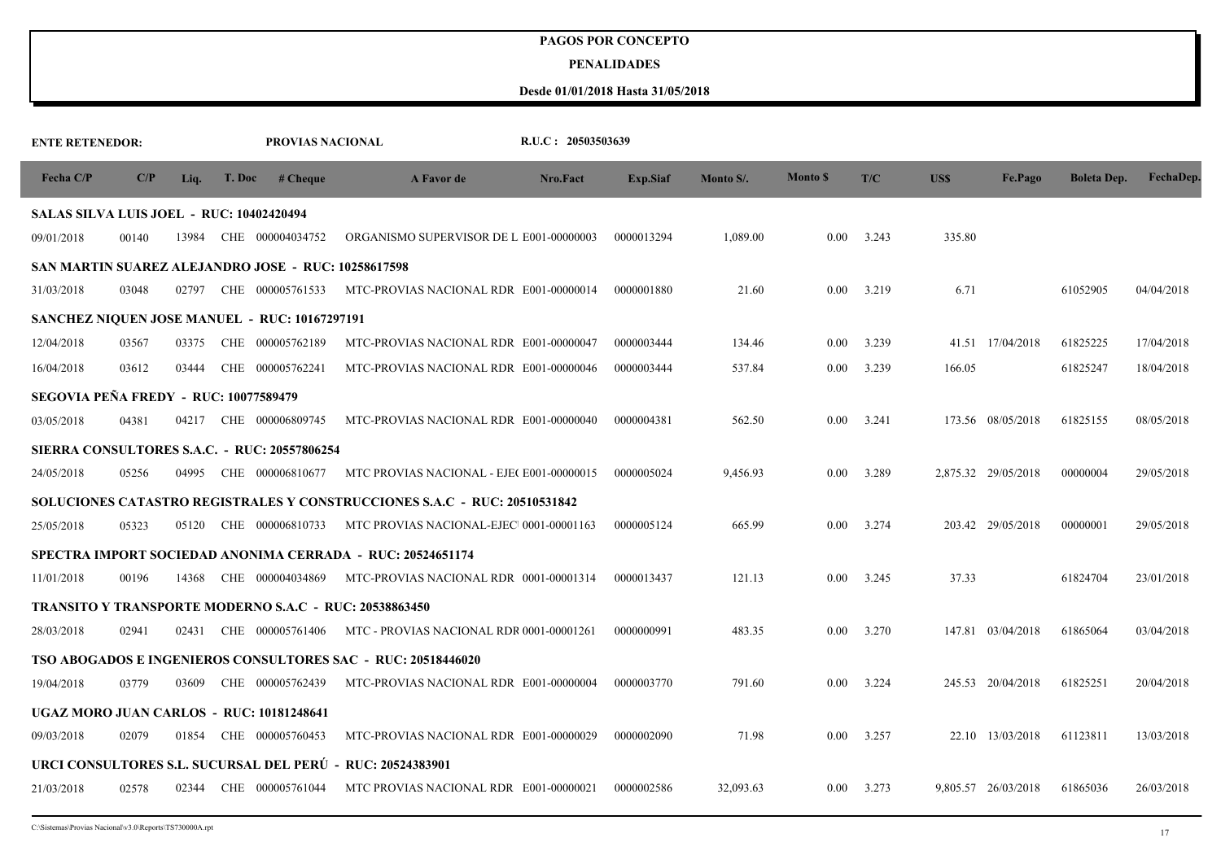**PAGOS POR CONCEPTO**

**PENALIDADES**

**Desde 01/01/2018 Hasta 31/05/2018**

**ENTE RETENEDOR:** PROVIAS NACIONAL **R.U.C : 20503503639**

| Fecha C/P | C/P | Liq. | T. Doc | # Cheque | A Favor de | Nro.Fact | Exp.Siaf | Monto S/. | Monto $ | T/C | US$ | Fe.Pago | Boleta Dep. | FechaDep. |
|---|---|---|---|---|---|---|---|---|---|---|---|---|---|---|
| **SALAS SILVA LUIS JOEL - RUC: 10402420494** | | | | | | | | | | | | | | |
| 09/01/2018 | 00140 | 13984 | CHE | 000004034752 | ORGANISMO SUPERVISOR DE L | E001-00000003 | 0000013294 | 1,089.00 | 0.00 | 3.243 | 335.80 | | | |
| **SAN MARTIN SUAREZ ALEJANDRO JOSE - RUC: 10258617598** | | | | | | | | | | | | | | |
| 31/03/2018 | 03048 | 02797 | CHE | 000005761533 | MTC-PROVIAS NACIONAL RDR | E001-00000014 | 0000001880 | 21.60 | 0.00 | 3.219 | 6.71 | | 61052905 | 04/04/2018 |
| **SANCHEZ NIQUEN JOSE MANUEL - RUC: 10167297191** | | | | | | | | | | | | | | |
| 12/04/2018 | 03567 | 03375 | CHE | 000005762189 | MTC-PROVIAS NACIONAL RDR | E001-00000047 | 0000003444 | 134.46 | 0.00 | 3.239 | 41.51 | 17/04/2018 | 61825225 | 17/04/2018 |
| 16/04/2018 | 03612 | 03444 | CHE | 000005762241 | MTC-PROVIAS NACIONAL RDR | E001-00000046 | 0000003444 | 537.84 | 0.00 | 3.239 | 166.05 | | 61825247 | 18/04/2018 |
| **SEGOVIA PEÑA FREDY - RUC: 10077589479** | | | | | | | | | | | | | | |
| 03/05/2018 | 04381 | 04217 | CHE | 000006809745 | MTC-PROVIAS NACIONAL RDR | E001-00000040 | 0000004381 | 562.50 | 0.00 | 3.241 | 173.56 | 08/05/2018 | 61825155 | 08/05/2018 |
| **SIERRA CONSULTORES S.A.C. - RUC: 20557806254** | | | | | | | | | | | | | | |
| 24/05/2018 | 05256 | 04995 | CHE | 000006810677 | MTC PROVIAS NACIONAL - EJE( | E001-00000015 | 0000005024 | 9,456.93 | 0.00 | 3.289 | 2,875.32 | 29/05/2018 | 00000004 | 29/05/2018 |
| **SOLUCIONES CATASTRO REGISTRALES Y CONSTRUCCIONES S.A.C - RUC: 20510531842** | | | | | | | | | | | | | | |
| 25/05/2018 | 05323 | 05120 | CHE | 000006810733 | MTC PROVIAS NACIONAL-EJEC | 0001-00001163 | 0000005124 | 665.99 | 0.00 | 3.274 | 203.42 | 29/05/2018 | 00000001 | 29/05/2018 |
| **SPECTRA IMPORT SOCIEDAD ANONIMA CERRADA - RUC: 20524651174** | | | | | | | | | | | | | | |
| 11/01/2018 | 00196 | 14368 | CHE | 000004034869 | MTC-PROVIAS NACIONAL RDR | 0001-00001314 | 0000013437 | 121.13 | 0.00 | 3.245 | 37.33 | | 61824704 | 23/01/2018 |
| **TRANSITO Y TRANSPORTE MODERNO S.A.C - RUC: 20538863450** | | | | | | | | | | | | | | |
| 28/03/2018 | 02941 | 02431 | CHE | 000005761406 | MTC - PROVIAS NACIONAL RDR | 0001-00001261 | 0000000991 | 483.35 | 0.00 | 3.270 | 147.81 | 03/04/2018 | 61865064 | 03/04/2018 |
| **TSO ABOGADOS E INGENIEROS CONSULTORES SAC - RUC: 20518446020** | | | | | | | | | | | | | | |
| 19/04/2018 | 03779 | 03609 | CHE | 000005762439 | MTC-PROVIAS NACIONAL RDR | E001-00000004 | 0000003770 | 791.60 | 0.00 | 3.224 | 245.53 | 20/04/2018 | 61825251 | 20/04/2018 |
| **UGAZ MORO JUAN CARLOS - RUC: 10181248641** | | | | | | | | | | | | | | |
| 09/03/2018 | 02079 | 01854 | CHE | 000005760453 | MTC-PROVIAS NACIONAL RDR | E001-00000029 | 0000002090 | 71.98 | 0.00 | 3.257 | 22.10 | 13/03/2018 | 61123811 | 13/03/2018 |
| **URCI CONSULTORES S.L. SUCURSAL DEL PERÚ - RUC: 20524383901** | | | | | | | | | | | | | | |
| 21/03/2018 | 02578 | 02344 | CHE | 000005761044 | MTC PROVIAS NACIONAL RDR | E001-00000021 | 0000002586 | 32,093.63 | 0.00 | 3.273 | 9,805.57 | 26/03/2018 | 61865036 | 26/03/2018 |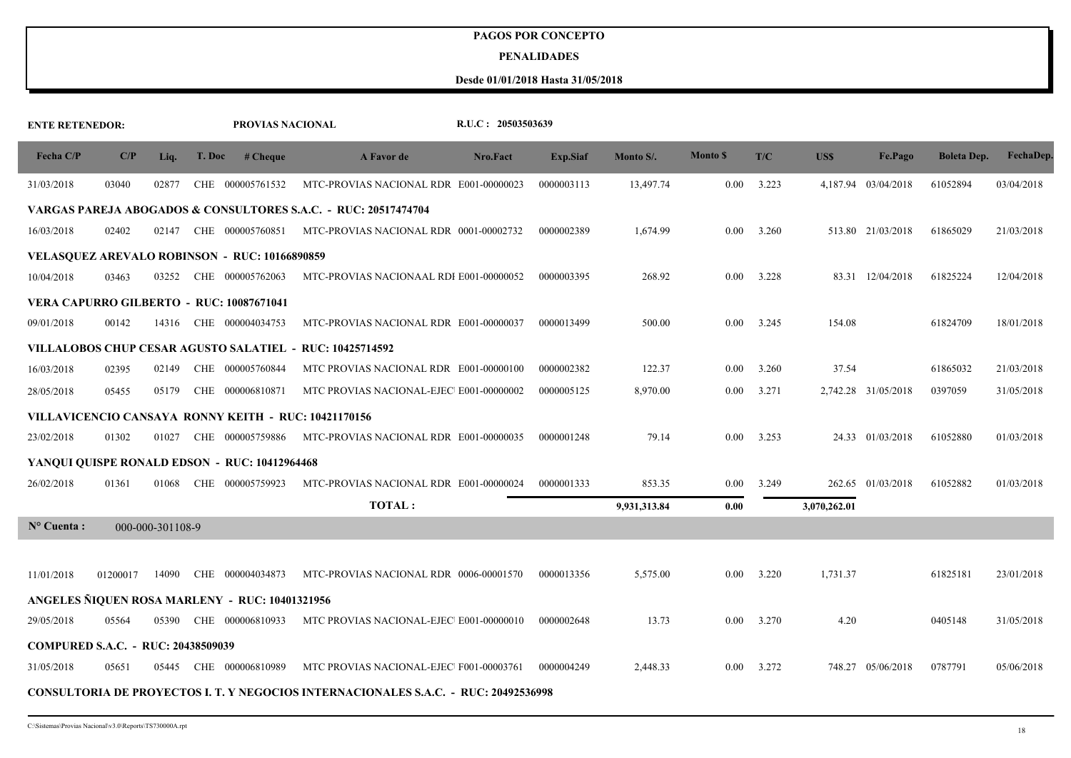**PAGOS POR CONCEPTO**

**PENALIDADES**

**Desde 01/01/2018 Hasta 31/05/2018**

**ENTE RETENEDOR:** PROVIAS NACIONAL **R.U.C : 20503503639**

| Fecha C/P | C/P | Liq. | T. Doc | # Cheque | A Favor de | Nro.Fact | Exp.Siaf | Monto S/. | Monto $ | T/C | US$ | Fe.Pago | Boleta Dep. | FechaDep. |
|---|---|---|---|---|---|---|---|---|---|---|---|---|---|---|
| 31/03/2018 | 03040 | 02877 | CHE | 000005761532 | MTC-PROVIAS NACIONAL RDR | E001-00000023 | 0000003113 | 13,497.74 | 0.00 | 3.223 | 4,187.94 | 03/04/2018 | 61052894 | 03/04/2018 |
| **VARGAS PAREJA ABOGADOS & CONSULTORES S.A.C. - RUC: 20517474704** | | | | | | | | | | | | | | |
| 16/03/2018 | 02402 | 02147 | CHE | 000005760851 | MTC-PROVIAS NACIONAL RDR | 0001-00002732 | 0000002389 | 1,674.99 | 0.00 | 3.260 | 513.80 | 21/03/2018 | 61865029 | 21/03/2018 |
| **VELASQUEZ AREVALO ROBINSON - RUC: 10166890859** | | | | | | | | | | | | | | |
| 10/04/2018 | 03463 | 03252 | CHE | 000005762063 | MTC-PROVIAS NACIONAAL RDI | E001-00000052 | 0000003395 | 268.92 | 0.00 | 3.228 | 83.31 | 12/04/2018 | 61825224 | 12/04/2018 |
| **VERA CAPURRO GILBERTO - RUC: 10087671041** | | | | | | | | | | | | | | |
| 09/01/2018 | 00142 | 14316 | CHE | 000004034753 | MTC-PROVIAS NACIONAL RDR | E001-00000037 | 0000013499 | 500.00 | 0.00 | 3.245 | 154.08 | | 61824709 | 18/01/2018 |
| **VILLALOBOS CHUP CESAR AGUSTO SALATIEL - RUC: 10425714592** | | | | | | | | | | | | | | |
| 16/03/2018 | 02395 | 02149 | CHE | 000005760844 | MTC PROVIAS NACIONAL RDR | E001-00000100 | 0000002382 | 122.37 | 0.00 | 3.260 | 37.54 | | 61865032 | 21/03/2018 |
| 28/05/2018 | 05455 | 05179 | CHE | 000006810871 | MTC PROVIAS NACIONAL-EJEC | E001-00000002 | 0000005125 | 8,970.00 | 0.00 | 3.271 | 2,742.28 | 31/05/2018 | 0397059 | 31/05/2018 |
| **VILLAVICENCIO CANSAYA RONNY KEITH - RUC: 10421170156** | | | | | | | | | | | | | | |
| 23/02/2018 | 01302 | 01027 | CHE | 000005759886 | MTC-PROVIAS NACIONAL RDR | E001-00000035 | 0000001248 | 79.14 | 0.00 | 3.253 | 24.33 | 01/03/2018 | 61052880 | 01/03/2018 |
| **YANQUI QUISPE RONALD EDSON - RUC: 10412964468** | | | | | | | | | | | | | | |
| 26/02/2018 | 01361 | 01068 | CHE | 000005759923 | MTC-PROVIAS NACIONAL RDR | E001-00000024 | 0000001333 | 853.35 | 0.00 | 3.249 | 262.65 | 01/03/2018 | 61052882 | 01/03/2018 |
| | | | | | **TOTAL :** | | | **9,931,313.84** | **0.00** | | **3,070,262.01** | | | |

**N° Cuenta :** 000-000-301108-9

| Fecha C/P | C/P | Liq. | T. Doc | # Cheque | A Favor de | Nro.Fact | Exp.Siaf | Monto S/. | Monto $ | T/C | US$ | Fe.Pago | Boleta Dep. | FechaDep. |
|---|---|---|---|---|---|---|---|---|---|---|---|---|---|---|
| 11/01/2018 | 01200017 | 14090 | CHE | 000004034873 | MTC-PROVIAS NACIONAL RDR | 0006-00001570 | 0000013356 | 5,575.00 | 0.00 | 3.220 | 1,731.37 | | 61825181 | 23/01/2018 |
| **ANGELES ÑIQUEN ROSA MARLENY - RUC: 10401321956** | | | | | | | | | | | | | | |
| 29/05/2018 | 05564 | 05390 | CHE | 000006810933 | MTC PROVIAS NACIONAL-EJEC | E001-00000010 | 0000002648 | 13.73 | 0.00 | 3.270 | 4.20 | | 0405148 | 31/05/2018 |
| **COMPURED S.A.C. - RUC: 20438509039** | | | | | | | | | | | | | | |
| 31/05/2018 | 05651 | 05445 | CHE | 000006810989 | MTC PROVIAS NACIONAL-EJEC | F001-00003761 | 0000004249 | 2,448.33 | 0.00 | 3.272 | 748.27 | 05/06/2018 | 0787791 | 05/06/2018 |
| **CONSULTORIA DE PROYECTOS I. T. Y NEGOCIOS INTERNACIONALES S.A.C. - RUC: 20492536998** | | | | | | | | | | | | | | |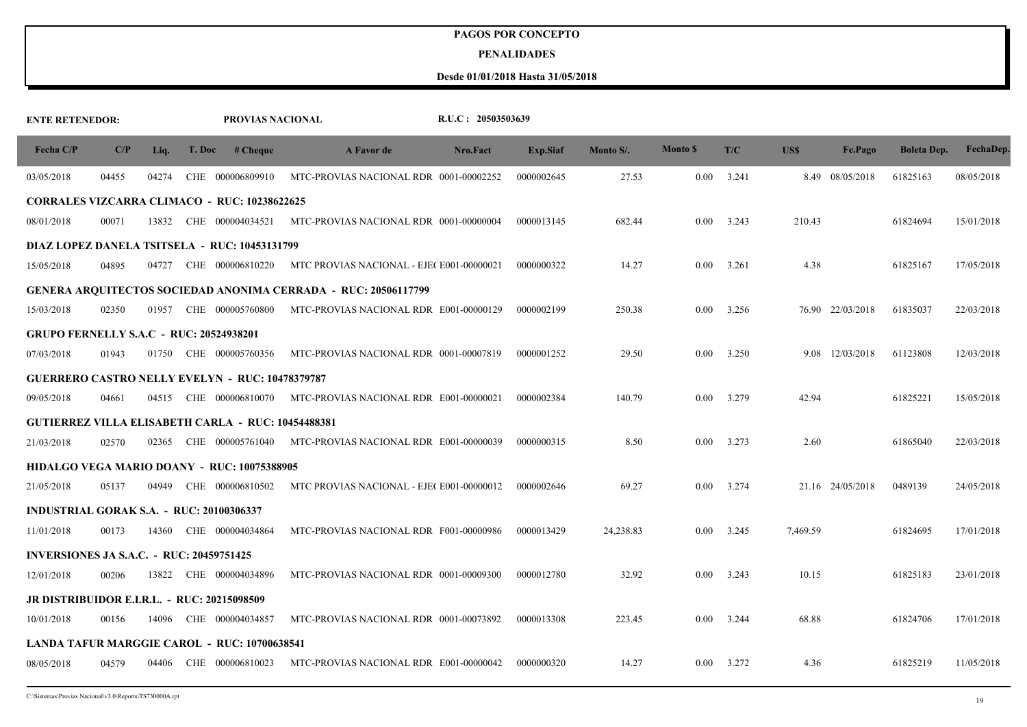**PAGOS POR CONCEPTO**

**PENALIDADES**

**Desde 01/01/2018 Hasta 31/05/2018**

**ENTE RETENEDOR:** **PROVIAS NACIONAL** **R.U.C : 20503503639**

| Fecha C/P | C/P | Liq. | T. Doc | # Cheque | A Favor de | Nro.Fact | Exp.Siaf | Monto S/. | Monto $ | T/C | US$ | Fe.Pago | Boleta Dep. | FechaDep. |
|---|---|---|---|---|---|---|---|---|---|---|---|---|---|---|
| 03/05/2018 | 04455 | 04274 | CHE | 000006809910 | MTC-PROVIAS NACIONAL RDR | 0001-00002252 | 0000002645 | 27.53 | 0.00 | 3.241 | 8.49 | 08/05/2018 | 61825163 | 08/05/2018 |
| **CORRALES VIZCARRA CLIMACO - RUC: 10238622625** | | | | | | | | | | | | | | |
| 08/01/2018 | 00071 | 13832 | CHE | 000004034521 | MTC-PROVIAS NACIONAL RDR | 0001-00000004 | 0000013145 | 682.44 | 0.00 | 3.243 | 210.43 | | 61824694 | 15/01/2018 |
| **DIAZ LOPEZ DANELA TSITSELA - RUC: 10453131799** | | | | | | | | | | | | | | |
| 15/05/2018 | 04895 | 04727 | CHE | 000006810220 | MTC PROVIAS NACIONAL - EJE( | E001-00000021 | 0000000322 | 14.27 | 0.00 | 3.261 | 4.38 | | 61825167 | 17/05/2018 |
| **GENERA ARQUITECTOS SOCIEDAD ANONIMA CERRADA - RUC: 20506117799** | | | | | | | | | | | | | | |
| 15/03/2018 | 02350 | 01957 | CHE | 000005760800 | MTC-PROVIAS NACIONAL RDR | E001-00000129 | 0000002199 | 250.38 | 0.00 | 3.256 | 76.90 | 22/03/2018 | 61835037 | 22/03/2018 |
| **GRUPO FERNELLY S.A.C - RUC: 20524938201** | | | | | | | | | | | | | | |
| 07/03/2018 | 01943 | 01750 | CHE | 000005760356 | MTC-PROVIAS NACIONAL RDR | 0001-00007819 | 0000001252 | 29.50 | 0.00 | 3.250 | 9.08 | 12/03/2018 | 61123808 | 12/03/2018 |
| **GUERRERO CASTRO NELLY EVELYN - RUC: 10478379787** | | | | | | | | | | | | | | |
| 09/05/2018 | 04661 | 04515 | CHE | 000006810070 | MTC-PROVIAS NACIONAL RDR | E001-00000021 | 0000002384 | 140.79 | 0.00 | 3.279 | 42.94 | | 61825221 | 15/05/2018 |
| **GUTIERREZ VILLA ELISABETH CARLA - RUC: 10454488381** | | | | | | | | | | | | | | |
| 21/03/2018 | 02570 | 02365 | CHE | 000005761040 | MTC-PROVIAS NACIONAL RDR | E001-00000039 | 0000000315 | 8.50 | 0.00 | 3.273 | 2.60 | | 61865040 | 22/03/2018 |
| **HIDALGO VEGA MARIO DOANY - RUC: 10075388905** | | | | | | | | | | | | | | |
| 21/05/2018 | 05137 | 04949 | CHE | 000006810502 | MTC PROVIAS NACIONAL - EJE( | E001-00000012 | 0000002646 | 69.27 | 0.00 | 3.274 | 21.16 | 24/05/2018 | 0489139 | 24/05/2018 |
| **INDUSTRIAL GORAK S.A. - RUC: 20100306337** | | | | | | | | | | | | | | |
| 11/01/2018 | 00173 | 14360 | CHE | 000004034864 | MTC-PROVIAS NACIONAL RDR | F001-00000986 | 0000013429 | 24,238.83 | 0.00 | 3.245 | 7,469.59 | | 61824695 | 17/01/2018 |
| **INVERSIONES JA S.A.C. - RUC: 20459751425** | | | | | | | | | | | | | | |
| 12/01/2018 | 00206 | 13822 | CHE | 000004034896 | MTC-PROVIAS NACIONAL RDR | 0001-00009300 | 0000012780 | 32.92 | 0.00 | 3.243 | 10.15 | | 61825183 | 23/01/2018 |
| **JR DISTRIBUIDOR E.I.R.L. - RUC: 20215098509** | | | | | | | | | | | | | | |
| 10/01/2018 | 00156 | 14096 | CHE | 000004034857 | MTC-PROVIAS NACIONAL RDR | 0001-00073892 | 0000013308 | 223.45 | 0.00 | 3.244 | 68.88 | | 61824706 | 17/01/2018 |
| **LANDA TAFUR MARGGIE CAROL - RUC: 10700638541** | | | | | | | | | | | | | | |
| 08/05/2018 | 04579 | 04406 | CHE | 000006810023 | MTC-PROVIAS NACIONAL RDR | E001-00000042 | 0000000320 | 14.27 | 0.00 | 3.272 | 4.36 | | 61825219 | 11/05/2018 |

C:\Sistemas\Provias Nacional\v3.0\Reports\TS730000A.rpt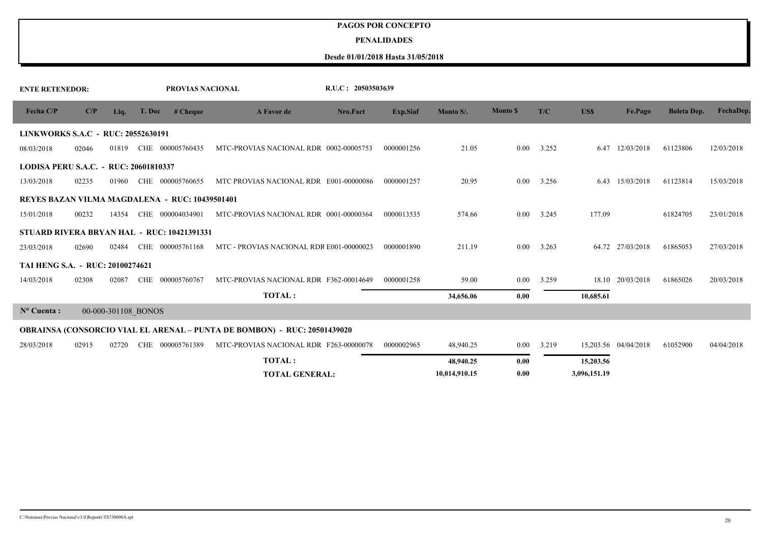# PAGOS POR CONCEPTO

## PENALIDADES

**Desde 01/01/2018 Hasta 31/05/2018**

**ENTE RETENEDOR:** PROVIAS NACIONAL **R.U.C : 20503503639**

| Fecha C/P | C/P | Liq. | T. Doc | # Cheque | A Favor de | Nro.Fact | Exp.Siaf | Monto S/. | Monto $ | T/C | US$ | Fe.Pago | Boleta Dep. | FechaDep. |
|---|---|---|---|---|---|---|---|---|---|---|---|---|---|---|
| **LINKWORKS S.A.C - RUC: 20552630191** | | | | | | | | | | | | | | |
| 08/03/2018 | 02046 | 01819 | CHE | 000005760435 | MTC-PROVIAS NACIONAL RDR | 0002-00005753 | 0000001256 | 21.05 | 0.00 | 3.252 | 6.47 | 12/03/2018 | 61123806 | 12/03/2018 |
| **LODISA PERU S.A.C. - RUC: 20601810337** | | | | | | | | | | | | | | |
| 13/03/2018 | 02235 | 01960 | CHE | 000005760655 | MTC PROVIAS NACIONAL RDR | E001-00000086 | 0000001257 | 20.95 | 0.00 | 3.256 | 6.43 | 15/03/2018 | 61123814 | 15/03/2018 |
| **REYES BAZAN VILMA MAGDALENA - RUC: 10439501401** | | | | | | | | | | | | | | |
| 15/01/2018 | 00232 | 14354 | CHE | 000004034901 | MTC-PROVIAS NACIONAL RDR | 0001-00000364 | 0000013535 | 574.66 | 0.00 | 3.245 | 177.09 | | 61824705 | 23/01/2018 |
| **STUARD RIVERA BRYAN HAL - RUC: 10421391331** | | | | | | | | | | | | | | |
| 23/03/2018 | 02690 | 02484 | CHE | 000005761168 | MTC - PROVIAS NACIONAL RDR | E001-00000023 | 0000001890 | 211.19 | 0.00 | 3.263 | 64.72 | 27/03/2018 | 61865053 | 27/03/2018 |
| **TAI HENG S.A. - RUC: 20100274621** | | | | | | | | | | | | | | |
| 14/03/2018 | 02308 | 02087 | CHE | 000005760767 | MTC-PROVIAS NACIONAL RDR | F362-00014649 | 0000001258 | 59.00 | 0.00 | 3.259 | 18.10 | 20/03/2018 | 61865026 | 20/03/2018 |
| | | | | | **TOTAL :** | | | **34,656.06** | **0.00** | | **10,685.61** | | | |
| **N° Cuenta :** | 00-000-301108_BONOS | | | | | | | | | | | | | |
| **OBRAINSA (CONSORCIO VIAL EL ARENAL – PUNTA DE BOMBON) - RUC: 20501439020** | | | | | | | | | | | | | | |
| 28/03/2018 | 02915 | 02720 | CHE | 000005761389 | MTC-PROVIAS NACIONAL RDR | F263-00000078 | 0000002965 | 48,940.25 | 0.00 | 3.219 | 15,203.56 | 04/04/2018 | 61052900 | 04/04/2018 |
| | | | | | **TOTAL :** | | | **48,940.25** | **0.00** | | **15,203.56** | | | |
| | | | | | **TOTAL GENERAL:** | | | **10,014,910.15** | **0.00** | | **3,096,151.19** | | | |

C:\Sistemas\Provias Nacional\v3.0\Reports\TS730000A.rpt